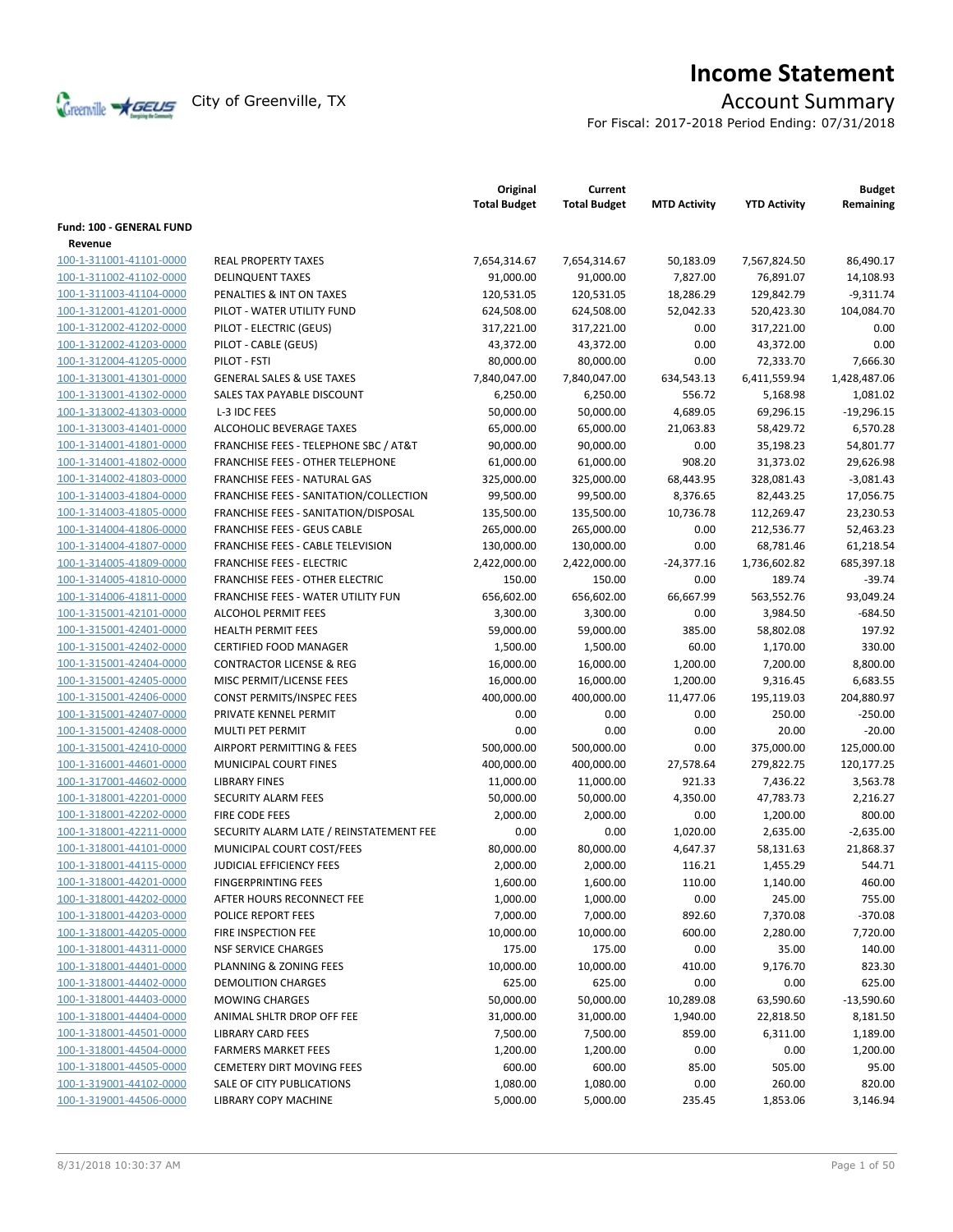# Income Statement

City of Greenville, TX

## Account Summary

For Fiscal: 2017-2018 Period Ending: 07/31/2018

| | | Original Total Budget | Current Total Budget | MTD Activity | YTD Activity | Budget Remaining |
|---|---|---|---|---|---|---|
| **Fund: 100 - GENERAL FUND** | | | | | | |
| **Revenue** | | | | | | |
| 100-1-311001-41101-0000 | REAL PROPERTY TAXES | 7,654,314.67 | 7,654,314.67 | 50,183.09 | 7,567,824.50 | 86,490.17 |
| 100-1-311002-41102-0000 | DELINQUENT TAXES | 91,000.00 | 91,000.00 | 7,827.00 | 76,891.07 | 14,108.93 |
| 100-1-311003-41104-0000 | PENALTIES & INT ON TAXES | 120,531.05 | 120,531.05 | 18,286.29 | 129,842.79 | -9,311.74 |
| 100-1-312001-41201-0000 | PILOT - WATER UTILITY FUND | 624,508.00 | 624,508.00 | 52,042.33 | 520,423.30 | 104,084.70 |
| 100-1-312002-41202-0000 | PILOT - ELECTRIC (GEUS) | 317,221.00 | 317,221.00 | 0.00 | 317,221.00 | 0.00 |
| 100-1-312002-41203-0000 | PILOT - CABLE (GEUS) | 43,372.00 | 43,372.00 | 0.00 | 43,372.00 | 0.00 |
| 100-1-312004-41205-0000 | PILOT - FSTI | 80,000.00 | 80,000.00 | 0.00 | 72,333.70 | 7,666.30 |
| 100-1-313001-41301-0000 | GENERAL SALES & USE TAXES | 7,840,047.00 | 7,840,047.00 | 634,543.13 | 6,411,559.94 | 1,428,487.06 |
| 100-1-313001-41302-0000 | SALES TAX PAYABLE DISCOUNT | 6,250.00 | 6,250.00 | 556.72 | 5,168.98 | 1,081.02 |
| 100-1-313002-41303-0000 | L-3 IDC FEES | 50,000.00 | 50,000.00 | 4,689.05 | 69,296.15 | -19,296.15 |
| 100-1-313003-41401-0000 | ALCOHOLIC BEVERAGE TAXES | 65,000.00 | 65,000.00 | 21,063.83 | 58,429.72 | 6,570.28 |
| 100-1-314001-41801-0000 | FRANCHISE FEES - TELEPHONE SBC / AT&T | 90,000.00 | 90,000.00 | 0.00 | 35,198.23 | 54,801.77 |
| 100-1-314001-41802-0000 | FRANCHISE FEES - OTHER TELEPHONE | 61,000.00 | 61,000.00 | 908.20 | 31,373.02 | 29,626.98 |
| 100-1-314002-41803-0000 | FRANCHISE FEES - NATURAL GAS | 325,000.00 | 325,000.00 | 68,443.95 | 328,081.43 | -3,081.43 |
| 100-1-314003-41804-0000 | FRANCHISE FEES - SANITATION/COLLECTION | 99,500.00 | 99,500.00 | 8,376.65 | 82,443.25 | 17,056.75 |
| 100-1-314003-41805-0000 | FRANCHISE FEES - SANITATION/DISPOSAL | 135,500.00 | 135,500.00 | 10,736.78 | 112,269.47 | 23,230.53 |
| 100-1-314004-41806-0000 | FRANCHISE FEES - GEUS CABLE | 265,000.00 | 265,000.00 | 0.00 | 212,536.77 | 52,463.23 |
| 100-1-314004-41807-0000 | FRANCHISE FEES - CABLE TELEVISION | 130,000.00 | 130,000.00 | 0.00 | 68,781.46 | 61,218.54 |
| 100-1-314005-41809-0000 | FRANCHISE FEES - ELECTRIC | 2,422,000.00 | 2,422,000.00 | -24,377.16 | 1,736,602.82 | 685,397.18 |
| 100-1-314005-41810-0000 | FRANCHISE FEES - OTHER ELECTRIC | 150.00 | 150.00 | 0.00 | 189.74 | -39.74 |
| 100-1-314006-41811-0000 | FRANCHISE FEES - WATER UTILITY FUN | 656,602.00 | 656,602.00 | 66,667.99 | 563,552.76 | 93,049.24 |
| 100-1-315001-42101-0000 | ALCOHOL PERMIT FEES | 3,300.00 | 3,300.00 | 0.00 | 3,984.50 | -684.50 |
| 100-1-315001-42401-0000 | HEALTH PERMIT FEES | 59,000.00 | 59,000.00 | 385.00 | 58,802.08 | 197.92 |
| 100-1-315001-42402-0000 | CERTIFIED FOOD MANAGER | 1,500.00 | 1,500.00 | 60.00 | 1,170.00 | 330.00 |
| 100-1-315001-42404-0000 | CONTRACTOR LICENSE & REG | 16,000.00 | 16,000.00 | 1,200.00 | 7,200.00 | 8,800.00 |
| 100-1-315001-42405-0000 | MISC PERMIT/LICENSE FEES | 16,000.00 | 16,000.00 | 1,200.00 | 9,316.45 | 6,683.55 |
| 100-1-315001-42406-0000 | CONST PERMITS/INSPEC FEES | 400,000.00 | 400,000.00 | 11,477.06 | 195,119.03 | 204,880.97 |
| 100-1-315001-42407-0000 | PRIVATE KENNEL PERMIT | 0.00 | 0.00 | 0.00 | 250.00 | -250.00 |
| 100-1-315001-42408-0000 | MULTI PET PERMIT | 0.00 | 0.00 | 0.00 | 20.00 | -20.00 |
| 100-1-315001-42410-0000 | AIRPORT PERMITTING & FEES | 500,000.00 | 500,000.00 | 0.00 | 375,000.00 | 125,000.00 |
| 100-1-316001-44601-0000 | MUNICIPAL COURT FINES | 400,000.00 | 400,000.00 | 27,578.64 | 279,822.75 | 120,177.25 |
| 100-1-317001-44602-0000 | LIBRARY FINES | 11,000.00 | 11,000.00 | 921.33 | 7,436.22 | 3,563.78 |
| 100-1-318001-42201-0000 | SECURITY ALARM FEES | 50,000.00 | 50,000.00 | 4,350.00 | 47,783.73 | 2,216.27 |
| 100-1-318001-42202-0000 | FIRE CODE FEES | 2,000.00 | 2,000.00 | 0.00 | 1,200.00 | 800.00 |
| 100-1-318001-42211-0000 | SECURITY ALARM LATE / REINSTATEMENT FEE | 0.00 | 0.00 | 1,020.00 | 2,635.00 | -2,635.00 |
| 100-1-318001-44101-0000 | MUNICIPAL COURT COST/FEES | 80,000.00 | 80,000.00 | 4,647.37 | 58,131.63 | 21,868.37 |
| 100-1-318001-44115-0000 | JUDICIAL EFFICIENCY FEES | 2,000.00 | 2,000.00 | 116.21 | 1,455.29 | 544.71 |
| 100-1-318001-44201-0000 | FINGERPRINTING FEES | 1,600.00 | 1,600.00 | 110.00 | 1,140.00 | 460.00 |
| 100-1-318001-44202-0000 | AFTER HOURS RECONNECT FEE | 1,000.00 | 1,000.00 | 0.00 | 245.00 | 755.00 |
| 100-1-318001-44203-0000 | POLICE REPORT FEES | 7,000.00 | 7,000.00 | 892.60 | 7,370.08 | -370.08 |
| 100-1-318001-44205-0000 | FIRE INSPECTION FEE | 10,000.00 | 10,000.00 | 600.00 | 2,280.00 | 7,720.00 |
| 100-1-318001-44311-0000 | NSF SERVICE CHARGES | 175.00 | 175.00 | 0.00 | 35.00 | 140.00 |
| 100-1-318001-44401-0000 | PLANNING & ZONING FEES | 10,000.00 | 10,000.00 | 410.00 | 9,176.70 | 823.30 |
| 100-1-318001-44402-0000 | DEMOLITION CHARGES | 625.00 | 625.00 | 0.00 | 0.00 | 625.00 |
| 100-1-318001-44403-0000 | MOWING CHARGES | 50,000.00 | 50,000.00 | 10,289.08 | 63,590.60 | -13,590.60 |
| 100-1-318001-44404-0000 | ANIMAL SHLTR DROP OFF FEE | 31,000.00 | 31,000.00 | 1,940.00 | 22,818.50 | 8,181.50 |
| 100-1-318001-44501-0000 | LIBRARY CARD FEES | 7,500.00 | 7,500.00 | 859.00 | 6,311.00 | 1,189.00 |
| 100-1-318001-44504-0000 | FARMERS MARKET FEES | 1,200.00 | 1,200.00 | 0.00 | 0.00 | 1,200.00 |
| 100-1-318001-44505-0000 | CEMETERY DIRT MOVING FEES | 600.00 | 600.00 | 85.00 | 505.00 | 95.00 |
| 100-1-319001-44102-0000 | SALE OF CITY PUBLICATIONS | 1,080.00 | 1,080.00 | 0.00 | 260.00 | 820.00 |
| 100-1-319001-44506-0000 | LIBRARY COPY MACHINE | 5,000.00 | 5,000.00 | 235.45 | 1,853.06 | 3,146.94 |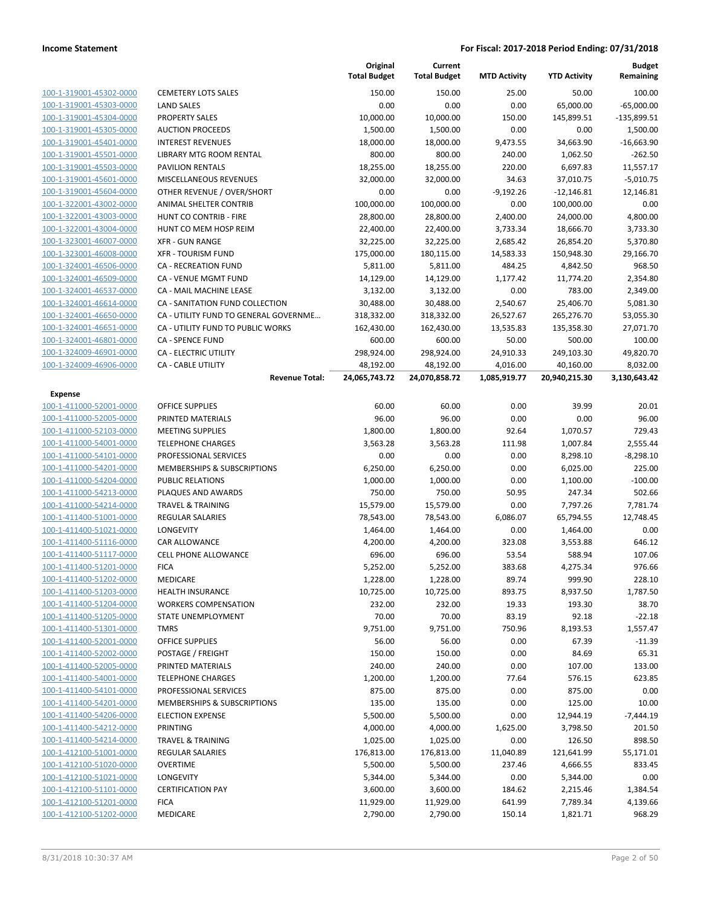| | | Original Total Budget | Current Total Budget | MTD Activity | YTD Activity | Budget Remaining |
|---|---|---|---|---|---|---|
| 100-1-319001-45302-0000 | CEMETERY LOTS SALES | 150.00 | 150.00 | 25.00 | 50.00 | 100.00 |
| 100-1-319001-45303-0000 | LAND SALES | 0.00 | 0.00 | 0.00 | 65,000.00 | -65,000.00 |
| 100-1-319001-45304-0000 | PROPERTY SALES | 10,000.00 | 10,000.00 | 150.00 | 145,899.51 | -135,899.51 |
| 100-1-319001-45305-0000 | AUCTION PROCEEDS | 1,500.00 | 1,500.00 | 0.00 | 0.00 | 1,500.00 |
| 100-1-319001-45401-0000 | INTEREST REVENUES | 18,000.00 | 18,000.00 | 9,473.55 | 34,663.90 | -16,663.90 |
| 100-1-319001-45501-0000 | LIBRARY MTG ROOM RENTAL | 800.00 | 800.00 | 240.00 | 1,062.50 | -262.50 |
| 100-1-319001-45503-0000 | PAVILION RENTALS | 18,255.00 | 18,255.00 | 220.00 | 6,697.83 | 11,557.17 |
| 100-1-319001-45601-0000 | MISCELLANEOUS REVENUES | 32,000.00 | 32,000.00 | 34.63 | 37,010.75 | -5,010.75 |
| 100-1-319001-45604-0000 | OTHER REVENUE / OVER/SHORT | 0.00 | 0.00 | -9,192.26 | -12,146.81 | 12,146.81 |
| 100-1-322001-43002-0000 | ANIMAL SHELTER CONTRIB | 100,000.00 | 100,000.00 | 0.00 | 100,000.00 | 0.00 |
| 100-1-322001-43003-0000 | HUNT CO CONTRIB - FIRE | 28,800.00 | 28,800.00 | 2,400.00 | 24,000.00 | 4,800.00 |
| 100-1-322001-43004-0000 | HUNT CO MEM HOSP REIM | 22,400.00 | 22,400.00 | 3,733.34 | 18,666.70 | 3,733.30 |
| 100-1-323001-46007-0000 | XFR - GUN RANGE | 32,225.00 | 32,225.00 | 2,685.42 | 26,854.20 | 5,370.80 |
| 100-1-323001-46008-0000 | XFR - TOURISM FUND | 175,000.00 | 180,115.00 | 14,583.33 | 150,948.30 | 29,166.70 |
| 100-1-324001-46506-0000 | CA - RECREATION FUND | 5,811.00 | 5,811.00 | 484.25 | 4,842.50 | 968.50 |
| 100-1-324001-46509-0000 | CA - VENUE MGMT FUND | 14,129.00 | 14,129.00 | 1,177.42 | 11,774.20 | 2,354.80 |
| 100-1-324001-46537-0000 | CA - MAIL MACHINE LEASE | 3,132.00 | 3,132.00 | 0.00 | 783.00 | 2,349.00 |
| 100-1-324001-46614-0000 | CA - SANITATION FUND COLLECTION | 30,488.00 | 30,488.00 | 2,540.67 | 25,406.70 | 5,081.30 |
| 100-1-324001-46650-0000 | CA - UTILITY FUND TO GENERAL GOVERNME… | 318,332.00 | 318,332.00 | 26,527.67 | 265,276.70 | 53,055.30 |
| 100-1-324001-46651-0000 | CA - UTILITY FUND TO PUBLIC WORKS | 162,430.00 | 162,430.00 | 13,535.83 | 135,358.30 | 27,071.70 |
| 100-1-324001-46801-0000 | CA - SPENCE FUND | 600.00 | 600.00 | 50.00 | 500.00 | 100.00 |
| 100-1-324009-46901-0000 | CA - ELECTRIC UTILITY | 298,924.00 | 298,924.00 | 24,910.33 | 249,103.30 | 49,820.70 |
| 100-1-324009-46906-0000 | CA - CABLE UTILITY | 48,192.00 | 48,192.00 | 4,016.00 | 40,160.00 | 8,032.00 |
| | **Revenue Total:** | **24,065,743.72** | **24,070,858.72** | **1,085,919.77** | **20,940,215.30** | **3,130,643.42** |
| **Expense** | | | | | | |
| 100-1-411000-52001-0000 | OFFICE SUPPLIES | 60.00 | 60.00 | 0.00 | 39.99 | 20.01 |
| 100-1-411000-52005-0000 | PRINTED MATERIALS | 96.00 | 96.00 | 0.00 | 0.00 | 96.00 |
| 100-1-411000-52103-0000 | MEETING SUPPLIES | 1,800.00 | 1,800.00 | 92.64 | 1,070.57 | 729.43 |
| 100-1-411000-54001-0000 | TELEPHONE CHARGES | 3,563.28 | 3,563.28 | 111.98 | 1,007.84 | 2,555.44 |
| 100-1-411000-54101-0000 | PROFESSIONAL SERVICES | 0.00 | 0.00 | 0.00 | 8,298.10 | -8,298.10 |
| 100-1-411000-54201-0000 | MEMBERSHIPS & SUBSCRIPTIONS | 6,250.00 | 6,250.00 | 0.00 | 6,025.00 | 225.00 |
| 100-1-411000-54204-0000 | PUBLIC RELATIONS | 1,000.00 | 1,000.00 | 0.00 | 1,100.00 | -100.00 |
| 100-1-411000-54213-0000 | PLAQUES AND AWARDS | 750.00 | 750.00 | 50.95 | 247.34 | 502.66 |
| 100-1-411000-54214-0000 | TRAVEL & TRAINING | 15,579.00 | 15,579.00 | 0.00 | 7,797.26 | 7,781.74 |
| 100-1-411400-51001-0000 | REGULAR SALARIES | 78,543.00 | 78,543.00 | 6,086.07 | 65,794.55 | 12,748.45 |
| 100-1-411400-51021-0000 | LONGEVITY | 1,464.00 | 1,464.00 | 0.00 | 1,464.00 | 0.00 |
| 100-1-411400-51116-0000 | CAR ALLOWANCE | 4,200.00 | 4,200.00 | 323.08 | 3,553.88 | 646.12 |
| 100-1-411400-51117-0000 | CELL PHONE ALLOWANCE | 696.00 | 696.00 | 53.54 | 588.94 | 107.06 |
| 100-1-411400-51201-0000 | FICA | 5,252.00 | 5,252.00 | 383.68 | 4,275.34 | 976.66 |
| 100-1-411400-51202-0000 | MEDICARE | 1,228.00 | 1,228.00 | 89.74 | 999.90 | 228.10 |
| 100-1-411400-51203-0000 | HEALTH INSURANCE | 10,725.00 | 10,725.00 | 893.75 | 8,937.50 | 1,787.50 |
| 100-1-411400-51204-0000 | WORKERS COMPENSATION | 232.00 | 232.00 | 19.33 | 193.30 | 38.70 |
| 100-1-411400-51205-0000 | STATE UNEMPLOYMENT | 70.00 | 70.00 | 83.19 | 92.18 | -22.18 |
| 100-1-411400-51301-0000 | TMRS | 9,751.00 | 9,751.00 | 750.96 | 8,193.53 | 1,557.47 |
| 100-1-411400-52001-0000 | OFFICE SUPPLIES | 56.00 | 56.00 | 0.00 | 67.39 | -11.39 |
| 100-1-411400-52002-0000 | POSTAGE / FREIGHT | 150.00 | 150.00 | 0.00 | 84.69 | 65.31 |
| 100-1-411400-52005-0000 | PRINTED MATERIALS | 240.00 | 240.00 | 0.00 | 107.00 | 133.00 |
| 100-1-411400-54001-0000 | TELEPHONE CHARGES | 1,200.00 | 1,200.00 | 77.64 | 576.15 | 623.85 |
| 100-1-411400-54101-0000 | PROFESSIONAL SERVICES | 875.00 | 875.00 | 0.00 | 875.00 | 0.00 |
| 100-1-411400-54201-0000 | MEMBERSHIPS & SUBSCRIPTIONS | 135.00 | 135.00 | 0.00 | 125.00 | 10.00 |
| 100-1-411400-54206-0000 | ELECTION EXPENSE | 5,500.00 | 5,500.00 | 0.00 | 12,944.19 | -7,444.19 |
| 100-1-411400-54212-0000 | PRINTING | 4,000.00 | 4,000.00 | 1,625.00 | 3,798.50 | 201.50 |
| 100-1-411400-54214-0000 | TRAVEL & TRAINING | 1,025.00 | 1,025.00 | 0.00 | 126.50 | 898.50 |
| 100-1-412100-51001-0000 | REGULAR SALARIES | 176,813.00 | 176,813.00 | 11,040.89 | 121,641.99 | 55,171.01 |
| 100-1-412100-51020-0000 | OVERTIME | 5,500.00 | 5,500.00 | 237.46 | 4,666.55 | 833.45 |
| 100-1-412100-51021-0000 | LONGEVITY | 5,344.00 | 5,344.00 | 0.00 | 5,344.00 | 0.00 |
| 100-1-412100-51101-0000 | CERTIFICATION PAY | 3,600.00 | 3,600.00 | 184.62 | 2,215.46 | 1,384.54 |
| 100-1-412100-51201-0000 | FICA | 11,929.00 | 11,929.00 | 641.99 | 7,789.34 | 4,139.66 |
| 100-1-412100-51202-0000 | MEDICARE | 2,790.00 | 2,790.00 | 150.14 | 1,821.71 | 968.29 |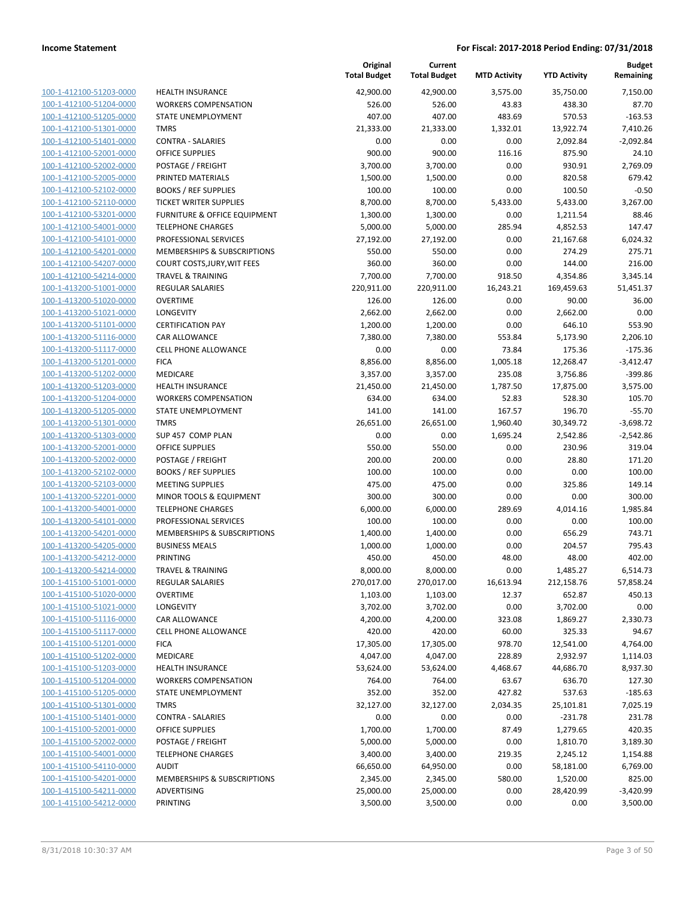| | | Original Total Budget | Current Total Budget | MTD Activity | YTD Activity | Budget Remaining |
|---|---|---|---|---|---|---|
| 100-1-412100-51203-0000 | HEALTH INSURANCE | 42,900.00 | 42,900.00 | 3,575.00 | 35,750.00 | 7,150.00 |
| 100-1-412100-51204-0000 | WORKERS COMPENSATION | 526.00 | 526.00 | 43.83 | 438.30 | 87.70 |
| 100-1-412100-51205-0000 | STATE UNEMPLOYMENT | 407.00 | 407.00 | 483.69 | 570.53 | -163.53 |
| 100-1-412100-51301-0000 | TMRS | 21,333.00 | 21,333.00 | 1,332.01 | 13,922.74 | 7,410.26 |
| 100-1-412100-51401-0000 | CONTRA - SALARIES | 0.00 | 0.00 | 0.00 | 2,092.84 | -2,092.84 |
| 100-1-412100-52001-0000 | OFFICE SUPPLIES | 900.00 | 900.00 | 116.16 | 875.90 | 24.10 |
| 100-1-412100-52002-0000 | POSTAGE / FREIGHT | 3,700.00 | 3,700.00 | 0.00 | 930.91 | 2,769.09 |
| 100-1-412100-52005-0000 | PRINTED MATERIALS | 1,500.00 | 1,500.00 | 0.00 | 820.58 | 679.42 |
| 100-1-412100-52102-0000 | BOOKS / REF SUPPLIES | 100.00 | 100.00 | 0.00 | 100.50 | -0.50 |
| 100-1-412100-52110-0000 | TICKET WRITER SUPPLIES | 8,700.00 | 8,700.00 | 5,433.00 | 5,433.00 | 3,267.00 |
| 100-1-412100-53201-0000 | FURNITURE & OFFICE EQUIPMENT | 1,300.00 | 1,300.00 | 0.00 | 1,211.54 | 88.46 |
| 100-1-412100-54001-0000 | TELEPHONE CHARGES | 5,000.00 | 5,000.00 | 285.94 | 4,852.53 | 147.47 |
| 100-1-412100-54101-0000 | PROFESSIONAL SERVICES | 27,192.00 | 27,192.00 | 0.00 | 21,167.68 | 6,024.32 |
| 100-1-412100-54201-0000 | MEMBERSHIPS & SUBSCRIPTIONS | 550.00 | 550.00 | 0.00 | 274.29 | 275.71 |
| 100-1-412100-54207-0000 | COURT COSTS,JURY,WIT FEES | 360.00 | 360.00 | 0.00 | 144.00 | 216.00 |
| 100-1-412100-54214-0000 | TRAVEL & TRAINING | 7,700.00 | 7,700.00 | 918.50 | 4,354.86 | 3,345.14 |
| 100-1-413200-51001-0000 | REGULAR SALARIES | 220,911.00 | 220,911.00 | 16,243.21 | 169,459.63 | 51,451.37 |
| 100-1-413200-51020-0000 | OVERTIME | 126.00 | 126.00 | 0.00 | 90.00 | 36.00 |
| 100-1-413200-51021-0000 | LONGEVITY | 2,662.00 | 2,662.00 | 0.00 | 2,662.00 | 0.00 |
| 100-1-413200-51101-0000 | CERTIFICATION PAY | 1,200.00 | 1,200.00 | 0.00 | 646.10 | 553.90 |
| 100-1-413200-51116-0000 | CAR ALLOWANCE | 7,380.00 | 7,380.00 | 553.84 | 5,173.90 | 2,206.10 |
| 100-1-413200-51117-0000 | CELL PHONE ALLOWANCE | 0.00 | 0.00 | 73.84 | 175.36 | -175.36 |
| 100-1-413200-51201-0000 | FICA | 8,856.00 | 8,856.00 | 1,005.18 | 12,268.47 | -3,412.47 |
| 100-1-413200-51202-0000 | MEDICARE | 3,357.00 | 3,357.00 | 235.08 | 3,756.86 | -399.86 |
| 100-1-413200-51203-0000 | HEALTH INSURANCE | 21,450.00 | 21,450.00 | 1,787.50 | 17,875.00 | 3,575.00 |
| 100-1-413200-51204-0000 | WORKERS COMPENSATION | 634.00 | 634.00 | 52.83 | 528.30 | 105.70 |
| 100-1-413200-51205-0000 | STATE UNEMPLOYMENT | 141.00 | 141.00 | 167.57 | 196.70 | -55.70 |
| 100-1-413200-51301-0000 | TMRS | 26,651.00 | 26,651.00 | 1,960.40 | 30,349.72 | -3,698.72 |
| 100-1-413200-51303-0000 | SUP 457 COMP PLAN | 0.00 | 0.00 | 1,695.24 | 2,542.86 | -2,542.86 |
| 100-1-413200-52001-0000 | OFFICE SUPPLIES | 550.00 | 550.00 | 0.00 | 230.96 | 319.04 |
| 100-1-413200-52002-0000 | POSTAGE / FREIGHT | 200.00 | 200.00 | 0.00 | 28.80 | 171.20 |
| 100-1-413200-52102-0000 | BOOKS / REF SUPPLIES | 100.00 | 100.00 | 0.00 | 0.00 | 100.00 |
| 100-1-413200-52103-0000 | MEETING SUPPLIES | 475.00 | 475.00 | 0.00 | 325.86 | 149.14 |
| 100-1-413200-52201-0000 | MINOR TOOLS & EQUIPMENT | 300.00 | 300.00 | 0.00 | 0.00 | 300.00 |
| 100-1-413200-54001-0000 | TELEPHONE CHARGES | 6,000.00 | 6,000.00 | 289.69 | 4,014.16 | 1,985.84 |
| 100-1-413200-54101-0000 | PROFESSIONAL SERVICES | 100.00 | 100.00 | 0.00 | 0.00 | 100.00 |
| 100-1-413200-54201-0000 | MEMBERSHIPS & SUBSCRIPTIONS | 1,400.00 | 1,400.00 | 0.00 | 656.29 | 743.71 |
| 100-1-413200-54205-0000 | BUSINESS MEALS | 1,000.00 | 1,000.00 | 0.00 | 204.57 | 795.43 |
| 100-1-413200-54212-0000 | PRINTING | 450.00 | 450.00 | 48.00 | 48.00 | 402.00 |
| 100-1-413200-54214-0000 | TRAVEL & TRAINING | 8,000.00 | 8,000.00 | 0.00 | 1,485.27 | 6,514.73 |
| 100-1-415100-51001-0000 | REGULAR SALARIES | 270,017.00 | 270,017.00 | 16,613.94 | 212,158.76 | 57,858.24 |
| 100-1-415100-51020-0000 | OVERTIME | 1,103.00 | 1,103.00 | 12.37 | 652.87 | 450.13 |
| 100-1-415100-51021-0000 | LONGEVITY | 3,702.00 | 3,702.00 | 0.00 | 3,702.00 | 0.00 |
| 100-1-415100-51116-0000 | CAR ALLOWANCE | 4,200.00 | 4,200.00 | 323.08 | 1,869.27 | 2,330.73 |
| 100-1-415100-51117-0000 | CELL PHONE ALLOWANCE | 420.00 | 420.00 | 60.00 | 325.33 | 94.67 |
| 100-1-415100-51201-0000 | FICA | 17,305.00 | 17,305.00 | 978.70 | 12,541.00 | 4,764.00 |
| 100-1-415100-51202-0000 | MEDICARE | 4,047.00 | 4,047.00 | 228.89 | 2,932.97 | 1,114.03 |
| 100-1-415100-51203-0000 | HEALTH INSURANCE | 53,624.00 | 53,624.00 | 4,468.67 | 44,686.70 | 8,937.30 |
| 100-1-415100-51204-0000 | WORKERS COMPENSATION | 764.00 | 764.00 | 63.67 | 636.70 | 127.30 |
| 100-1-415100-51205-0000 | STATE UNEMPLOYMENT | 352.00 | 352.00 | 427.82 | 537.63 | -185.63 |
| 100-1-415100-51301-0000 | TMRS | 32,127.00 | 32,127.00 | 2,034.35 | 25,101.81 | 7,025.19 |
| 100-1-415100-51401-0000 | CONTRA - SALARIES | 0.00 | 0.00 | 0.00 | -231.78 | 231.78 |
| 100-1-415100-52001-0000 | OFFICE SUPPLIES | 1,700.00 | 1,700.00 | 87.49 | 1,279.65 | 420.35 |
| 100-1-415100-52002-0000 | POSTAGE / FREIGHT | 5,000.00 | 5,000.00 | 0.00 | 1,810.70 | 3,189.30 |
| 100-1-415100-54001-0000 | TELEPHONE CHARGES | 3,400.00 | 3,400.00 | 219.35 | 2,245.12 | 1,154.88 |
| 100-1-415100-54110-0000 | AUDIT | 66,650.00 | 64,950.00 | 0.00 | 58,181.00 | 6,769.00 |
| 100-1-415100-54201-0000 | MEMBERSHIPS & SUBSCRIPTIONS | 2,345.00 | 2,345.00 | 580.00 | 1,520.00 | 825.00 |
| 100-1-415100-54211-0000 | ADVERTISING | 25,000.00 | 25,000.00 | 0.00 | 28,420.99 | -3,420.99 |
| 100-1-415100-54212-0000 | PRINTING | 3,500.00 | 3,500.00 | 0.00 | 0.00 | 3,500.00 |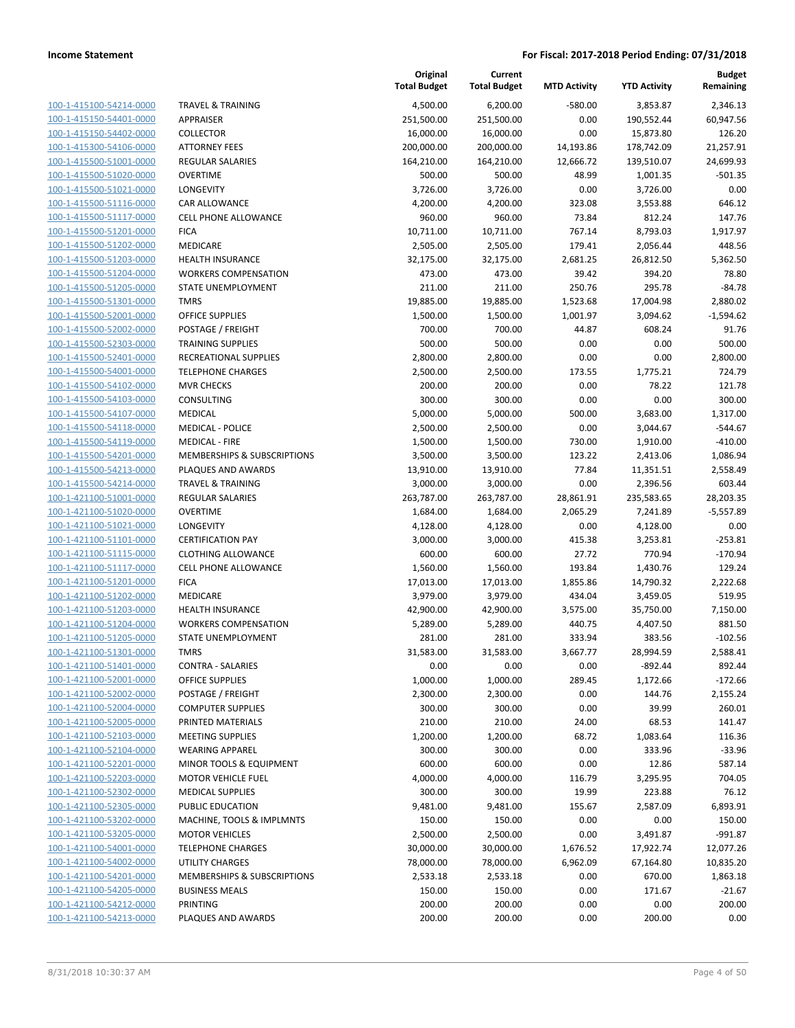| | | Original Total Budget | Current Total Budget | MTD Activity | YTD Activity | Budget Remaining |
|---|---|---|---|---|---|---|
| 100-1-415100-54214-0000 | TRAVEL & TRAINING | 4,500.00 | 6,200.00 | -580.00 | 3,853.87 | 2,346.13 |
| 100-1-415150-54401-0000 | APPRAISER | 251,500.00 | 251,500.00 | 0.00 | 190,552.44 | 60,947.56 |
| 100-1-415150-54402-0000 | COLLECTOR | 16,000.00 | 16,000.00 | 0.00 | 15,873.80 | 126.20 |
| 100-1-415300-54106-0000 | ATTORNEY FEES | 200,000.00 | 200,000.00 | 14,193.86 | 178,742.09 | 21,257.91 |
| 100-1-415500-51001-0000 | REGULAR SALARIES | 164,210.00 | 164,210.00 | 12,666.72 | 139,510.07 | 24,699.93 |
| 100-1-415500-51020-0000 | OVERTIME | 500.00 | 500.00 | 48.99 | 1,001.35 | -501.35 |
| 100-1-415500-51021-0000 | LONGEVITY | 3,726.00 | 3,726.00 | 0.00 | 3,726.00 | 0.00 |
| 100-1-415500-51116-0000 | CAR ALLOWANCE | 4,200.00 | 4,200.00 | 323.08 | 3,553.88 | 646.12 |
| 100-1-415500-51117-0000 | CELL PHONE ALLOWANCE | 960.00 | 960.00 | 73.84 | 812.24 | 147.76 |
| 100-1-415500-51201-0000 | FICA | 10,711.00 | 10,711.00 | 767.14 | 8,793.03 | 1,917.97 |
| 100-1-415500-51202-0000 | MEDICARE | 2,505.00 | 2,505.00 | 179.41 | 2,056.44 | 448.56 |
| 100-1-415500-51203-0000 | HEALTH INSURANCE | 32,175.00 | 32,175.00 | 2,681.25 | 26,812.50 | 5,362.50 |
| 100-1-415500-51204-0000 | WORKERS COMPENSATION | 473.00 | 473.00 | 39.42 | 394.20 | 78.80 |
| 100-1-415500-51205-0000 | STATE UNEMPLOYMENT | 211.00 | 211.00 | 250.76 | 295.78 | -84.78 |
| 100-1-415500-51301-0000 | TMRS | 19,885.00 | 19,885.00 | 1,523.68 | 17,004.98 | 2,880.02 |
| 100-1-415500-52001-0000 | OFFICE SUPPLIES | 1,500.00 | 1,500.00 | 1,001.97 | 3,094.62 | -1,594.62 |
| 100-1-415500-52002-0000 | POSTAGE / FREIGHT | 700.00 | 700.00 | 44.87 | 608.24 | 91.76 |
| 100-1-415500-52303-0000 | TRAINING SUPPLIES | 500.00 | 500.00 | 0.00 | 0.00 | 500.00 |
| 100-1-415500-52401-0000 | RECREATIONAL SUPPLIES | 2,800.00 | 2,800.00 | 0.00 | 0.00 | 2,800.00 |
| 100-1-415500-54001-0000 | TELEPHONE CHARGES | 2,500.00 | 2,500.00 | 173.55 | 1,775.21 | 724.79 |
| 100-1-415500-54102-0000 | MVR CHECKS | 200.00 | 200.00 | 0.00 | 78.22 | 121.78 |
| 100-1-415500-54103-0000 | CONSULTING | 300.00 | 300.00 | 0.00 | 0.00 | 300.00 |
| 100-1-415500-54107-0000 | MEDICAL | 5,000.00 | 5,000.00 | 500.00 | 3,683.00 | 1,317.00 |
| 100-1-415500-54118-0000 | MEDICAL - POLICE | 2,500.00 | 2,500.00 | 0.00 | 3,044.67 | -544.67 |
| 100-1-415500-54119-0000 | MEDICAL - FIRE | 1,500.00 | 1,500.00 | 730.00 | 1,910.00 | -410.00 |
| 100-1-415500-54201-0000 | MEMBERSHIPS & SUBSCRIPTIONS | 3,500.00 | 3,500.00 | 123.22 | 2,413.06 | 1,086.94 |
| 100-1-415500-54213-0000 | PLAQUES AND AWARDS | 13,910.00 | 13,910.00 | 77.84 | 11,351.51 | 2,558.49 |
| 100-1-415500-54214-0000 | TRAVEL & TRAINING | 3,000.00 | 3,000.00 | 0.00 | 2,396.56 | 603.44 |
| 100-1-421100-51001-0000 | REGULAR SALARIES | 263,787.00 | 263,787.00 | 28,861.91 | 235,583.65 | 28,203.35 |
| 100-1-421100-51020-0000 | OVERTIME | 1,684.00 | 1,684.00 | 2,065.29 | 7,241.89 | -5,557.89 |
| 100-1-421100-51021-0000 | LONGEVITY | 4,128.00 | 4,128.00 | 0.00 | 4,128.00 | 0.00 |
| 100-1-421100-51101-0000 | CERTIFICATION PAY | 3,000.00 | 3,000.00 | 415.38 | 3,253.81 | -253.81 |
| 100-1-421100-51115-0000 | CLOTHING ALLOWANCE | 600.00 | 600.00 | 27.72 | 770.94 | -170.94 |
| 100-1-421100-51117-0000 | CELL PHONE ALLOWANCE | 1,560.00 | 1,560.00 | 193.84 | 1,430.76 | 129.24 |
| 100-1-421100-51201-0000 | FICA | 17,013.00 | 17,013.00 | 1,855.86 | 14,790.32 | 2,222.68 |
| 100-1-421100-51202-0000 | MEDICARE | 3,979.00 | 3,979.00 | 434.04 | 3,459.05 | 519.95 |
| 100-1-421100-51203-0000 | HEALTH INSURANCE | 42,900.00 | 42,900.00 | 3,575.00 | 35,750.00 | 7,150.00 |
| 100-1-421100-51204-0000 | WORKERS COMPENSATION | 5,289.00 | 5,289.00 | 440.75 | 4,407.50 | 881.50 |
| 100-1-421100-51205-0000 | STATE UNEMPLOYMENT | 281.00 | 281.00 | 333.94 | 383.56 | -102.56 |
| 100-1-421100-51301-0000 | TMRS | 31,583.00 | 31,583.00 | 3,667.77 | 28,994.59 | 2,588.41 |
| 100-1-421100-51401-0000 | CONTRA - SALARIES | 0.00 | 0.00 | 0.00 | -892.44 | 892.44 |
| 100-1-421100-52001-0000 | OFFICE SUPPLIES | 1,000.00 | 1,000.00 | 289.45 | 1,172.66 | -172.66 |
| 100-1-421100-52002-0000 | POSTAGE / FREIGHT | 2,300.00 | 2,300.00 | 0.00 | 144.76 | 2,155.24 |
| 100-1-421100-52004-0000 | COMPUTER SUPPLIES | 300.00 | 300.00 | 0.00 | 39.99 | 260.01 |
| 100-1-421100-52005-0000 | PRINTED MATERIALS | 210.00 | 210.00 | 24.00 | 68.53 | 141.47 |
| 100-1-421100-52103-0000 | MEETING SUPPLIES | 1,200.00 | 1,200.00 | 68.72 | 1,083.64 | 116.36 |
| 100-1-421100-52104-0000 | WEARING APPAREL | 300.00 | 300.00 | 0.00 | 333.96 | -33.96 |
| 100-1-421100-52201-0000 | MINOR TOOLS & EQUIPMENT | 600.00 | 600.00 | 0.00 | 12.86 | 587.14 |
| 100-1-421100-52203-0000 | MOTOR VEHICLE FUEL | 4,000.00 | 4,000.00 | 116.79 | 3,295.95 | 704.05 |
| 100-1-421100-52302-0000 | MEDICAL SUPPLIES | 300.00 | 300.00 | 19.99 | 223.88 | 76.12 |
| 100-1-421100-52305-0000 | PUBLIC EDUCATION | 9,481.00 | 9,481.00 | 155.67 | 2,587.09 | 6,893.91 |
| 100-1-421100-53202-0000 | MACHINE, TOOLS & IMPLMNTS | 150.00 | 150.00 | 0.00 | 0.00 | 150.00 |
| 100-1-421100-53205-0000 | MOTOR VEHICLES | 2,500.00 | 2,500.00 | 0.00 | 3,491.87 | -991.87 |
| 100-1-421100-54001-0000 | TELEPHONE CHARGES | 30,000.00 | 30,000.00 | 1,676.52 | 17,922.74 | 12,077.26 |
| 100-1-421100-54002-0000 | UTILITY CHARGES | 78,000.00 | 78,000.00 | 6,962.09 | 67,164.80 | 10,835.20 |
| 100-1-421100-54201-0000 | MEMBERSHIPS & SUBSCRIPTIONS | 2,533.18 | 2,533.18 | 0.00 | 670.00 | 1,863.18 |
| 100-1-421100-54205-0000 | BUSINESS MEALS | 150.00 | 150.00 | 0.00 | 171.67 | -21.67 |
| 100-1-421100-54212-0000 | PRINTING | 200.00 | 200.00 | 0.00 | 0.00 | 200.00 |
| 100-1-421100-54213-0000 | PLAQUES AND AWARDS | 200.00 | 200.00 | 0.00 | 200.00 | 0.00 |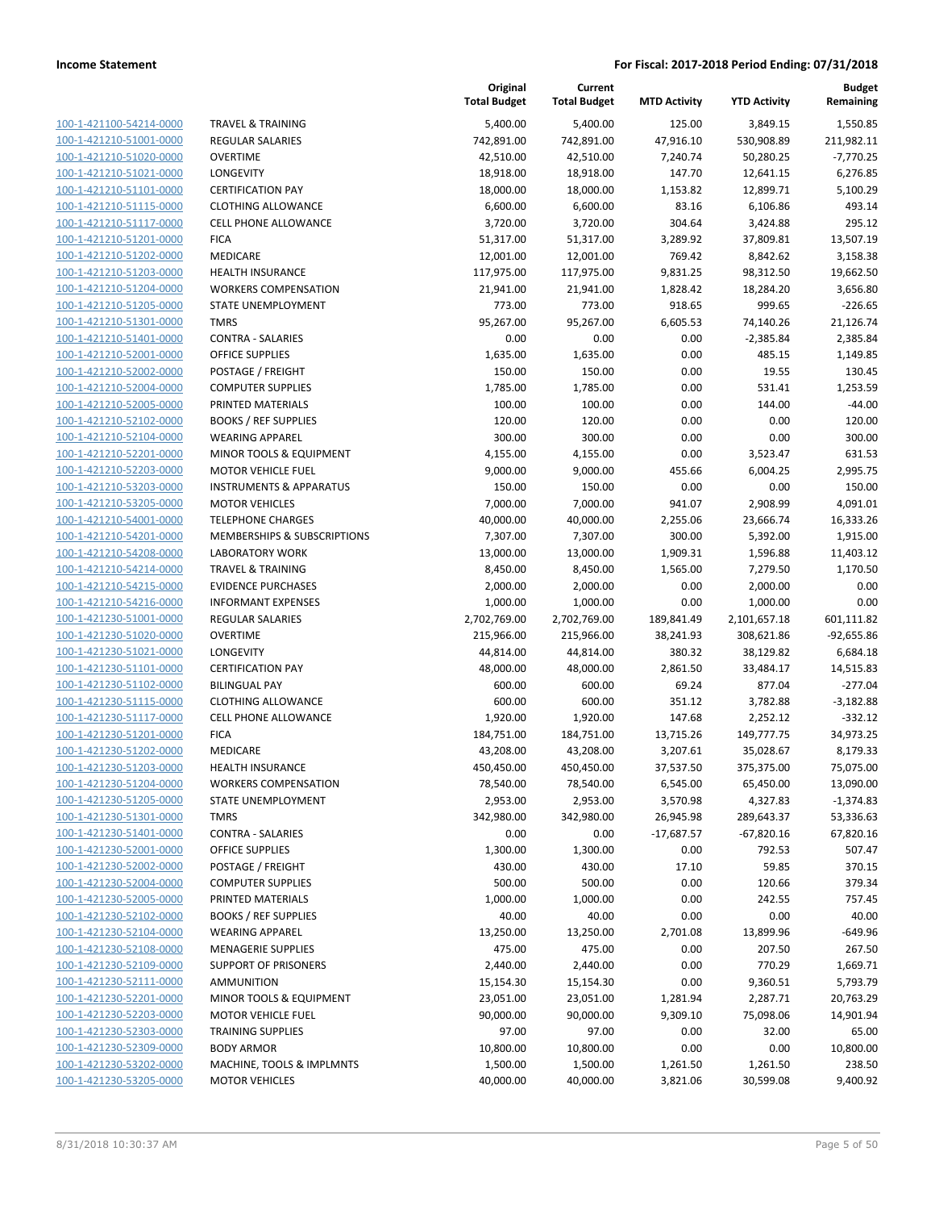| | | Original Total Budget | Current Total Budget | MTD Activity | YTD Activity | Budget Remaining |
|---|---|---|---|---|---|---|
| 100-1-421100-54214-0000 | TRAVEL & TRAINING | 5,400.00 | 5,400.00 | 125.00 | 3,849.15 | 1,550.85 |
| 100-1-421210-51001-0000 | REGULAR SALARIES | 742,891.00 | 742,891.00 | 47,916.10 | 530,908.89 | 211,982.11 |
| 100-1-421210-51020-0000 | OVERTIME | 42,510.00 | 42,510.00 | 7,240.74 | 50,280.25 | -7,770.25 |
| 100-1-421210-51021-0000 | LONGEVITY | 18,918.00 | 18,918.00 | 147.70 | 12,641.15 | 6,276.85 |
| 100-1-421210-51101-0000 | CERTIFICATION PAY | 18,000.00 | 18,000.00 | 1,153.82 | 12,899.71 | 5,100.29 |
| 100-1-421210-51115-0000 | CLOTHING ALLOWANCE | 6,600.00 | 6,600.00 | 83.16 | 6,106.86 | 493.14 |
| 100-1-421210-51117-0000 | CELL PHONE ALLOWANCE | 3,720.00 | 3,720.00 | 304.64 | 3,424.88 | 295.12 |
| 100-1-421210-51201-0000 | FICA | 51,317.00 | 51,317.00 | 3,289.92 | 37,809.81 | 13,507.19 |
| 100-1-421210-51202-0000 | MEDICARE | 12,001.00 | 12,001.00 | 769.42 | 8,842.62 | 3,158.38 |
| 100-1-421210-51203-0000 | HEALTH INSURANCE | 117,975.00 | 117,975.00 | 9,831.25 | 98,312.50 | 19,662.50 |
| 100-1-421210-51204-0000 | WORKERS COMPENSATION | 21,941.00 | 21,941.00 | 1,828.42 | 18,284.20 | 3,656.80 |
| 100-1-421210-51205-0000 | STATE UNEMPLOYMENT | 773.00 | 773.00 | 918.65 | 999.65 | -226.65 |
| 100-1-421210-51301-0000 | TMRS | 95,267.00 | 95,267.00 | 6,605.53 | 74,140.26 | 21,126.74 |
| 100-1-421210-51401-0000 | CONTRA - SALARIES | 0.00 | 0.00 | 0.00 | -2,385.84 | 2,385.84 |
| 100-1-421210-52001-0000 | OFFICE SUPPLIES | 1,635.00 | 1,635.00 | 0.00 | 485.15 | 1,149.85 |
| 100-1-421210-52002-0000 | POSTAGE / FREIGHT | 150.00 | 150.00 | 0.00 | 19.55 | 130.45 |
| 100-1-421210-52004-0000 | COMPUTER SUPPLIES | 1,785.00 | 1,785.00 | 0.00 | 531.41 | 1,253.59 |
| 100-1-421210-52005-0000 | PRINTED MATERIALS | 100.00 | 100.00 | 0.00 | 144.00 | -44.00 |
| 100-1-421210-52102-0000 | BOOKS / REF SUPPLIES | 120.00 | 120.00 | 0.00 | 0.00 | 120.00 |
| 100-1-421210-52104-0000 | WEARING APPAREL | 300.00 | 300.00 | 0.00 | 0.00 | 300.00 |
| 100-1-421210-52201-0000 | MINOR TOOLS & EQUIPMENT | 4,155.00 | 4,155.00 | 0.00 | 3,523.47 | 631.53 |
| 100-1-421210-52203-0000 | MOTOR VEHICLE FUEL | 9,000.00 | 9,000.00 | 455.66 | 6,004.25 | 2,995.75 |
| 100-1-421210-53203-0000 | INSTRUMENTS & APPARATUS | 150.00 | 150.00 | 0.00 | 0.00 | 150.00 |
| 100-1-421210-53205-0000 | MOTOR VEHICLES | 7,000.00 | 7,000.00 | 941.07 | 2,908.99 | 4,091.01 |
| 100-1-421210-54001-0000 | TELEPHONE CHARGES | 40,000.00 | 40,000.00 | 2,255.06 | 23,666.74 | 16,333.26 |
| 100-1-421210-54201-0000 | MEMBERSHIPS & SUBSCRIPTIONS | 7,307.00 | 7,307.00 | 300.00 | 5,392.00 | 1,915.00 |
| 100-1-421210-54208-0000 | LABORATORY WORK | 13,000.00 | 13,000.00 | 1,909.31 | 1,596.88 | 11,403.12 |
| 100-1-421210-54214-0000 | TRAVEL & TRAINING | 8,450.00 | 8,450.00 | 1,565.00 | 7,279.50 | 1,170.50 |
| 100-1-421210-54215-0000 | EVIDENCE PURCHASES | 2,000.00 | 2,000.00 | 0.00 | 2,000.00 | 0.00 |
| 100-1-421210-54216-0000 | INFORMANT EXPENSES | 1,000.00 | 1,000.00 | 0.00 | 1,000.00 | 0.00 |
| 100-1-421230-51001-0000 | REGULAR SALARIES | 2,702,769.00 | 2,702,769.00 | 189,841.49 | 2,101,657.18 | 601,111.82 |
| 100-1-421230-51020-0000 | OVERTIME | 215,966.00 | 215,966.00 | 38,241.93 | 308,621.86 | -92,655.86 |
| 100-1-421230-51021-0000 | LONGEVITY | 44,814.00 | 44,814.00 | 380.32 | 38,129.82 | 6,684.18 |
| 100-1-421230-51101-0000 | CERTIFICATION PAY | 48,000.00 | 48,000.00 | 2,861.50 | 33,484.17 | 14,515.83 |
| 100-1-421230-51102-0000 | BILINGUAL PAY | 600.00 | 600.00 | 69.24 | 877.04 | -277.04 |
| 100-1-421230-51115-0000 | CLOTHING ALLOWANCE | 600.00 | 600.00 | 351.12 | 3,782.88 | -3,182.88 |
| 100-1-421230-51117-0000 | CELL PHONE ALLOWANCE | 1,920.00 | 1,920.00 | 147.68 | 2,252.12 | -332.12 |
| 100-1-421230-51201-0000 | FICA | 184,751.00 | 184,751.00 | 13,715.26 | 149,777.75 | 34,973.25 |
| 100-1-421230-51202-0000 | MEDICARE | 43,208.00 | 43,208.00 | 3,207.61 | 35,028.67 | 8,179.33 |
| 100-1-421230-51203-0000 | HEALTH INSURANCE | 450,450.00 | 450,450.00 | 37,537.50 | 375,375.00 | 75,075.00 |
| 100-1-421230-51204-0000 | WORKERS COMPENSATION | 78,540.00 | 78,540.00 | 6,545.00 | 65,450.00 | 13,090.00 |
| 100-1-421230-51205-0000 | STATE UNEMPLOYMENT | 2,953.00 | 2,953.00 | 3,570.98 | 4,327.83 | -1,374.83 |
| 100-1-421230-51301-0000 | TMRS | 342,980.00 | 342,980.00 | 26,945.98 | 289,643.37 | 53,336.63 |
| 100-1-421230-51401-0000 | CONTRA - SALARIES | 0.00 | 0.00 | -17,687.57 | -67,820.16 | 67,820.16 |
| 100-1-421230-52001-0000 | OFFICE SUPPLIES | 1,300.00 | 1,300.00 | 0.00 | 792.53 | 507.47 |
| 100-1-421230-52002-0000 | POSTAGE / FREIGHT | 430.00 | 430.00 | 17.10 | 59.85 | 370.15 |
| 100-1-421230-52004-0000 | COMPUTER SUPPLIES | 500.00 | 500.00 | 0.00 | 120.66 | 379.34 |
| 100-1-421230-52005-0000 | PRINTED MATERIALS | 1,000.00 | 1,000.00 | 0.00 | 242.55 | 757.45 |
| 100-1-421230-52102-0000 | BOOKS / REF SUPPLIES | 40.00 | 40.00 | 0.00 | 0.00 | 40.00 |
| 100-1-421230-52104-0000 | WEARING APPAREL | 13,250.00 | 13,250.00 | 2,701.08 | 13,899.96 | -649.96 |
| 100-1-421230-52108-0000 | MENAGERIE SUPPLIES | 475.00 | 475.00 | 0.00 | 207.50 | 267.50 |
| 100-1-421230-52109-0000 | SUPPORT OF PRISONERS | 2,440.00 | 2,440.00 | 0.00 | 770.29 | 1,669.71 |
| 100-1-421230-52111-0000 | AMMUNITION | 15,154.30 | 15,154.30 | 0.00 | 9,360.51 | 5,793.79 |
| 100-1-421230-52201-0000 | MINOR TOOLS & EQUIPMENT | 23,051.00 | 23,051.00 | 1,281.94 | 2,287.71 | 20,763.29 |
| 100-1-421230-52203-0000 | MOTOR VEHICLE FUEL | 90,000.00 | 90,000.00 | 9,309.10 | 75,098.06 | 14,901.94 |
| 100-1-421230-52303-0000 | TRAINING SUPPLIES | 97.00 | 97.00 | 0.00 | 32.00 | 65.00 |
| 100-1-421230-52309-0000 | BODY ARMOR | 10,800.00 | 10,800.00 | 0.00 | 0.00 | 10,800.00 |
| 100-1-421230-53202-0000 | MACHINE, TOOLS & IMPLMNTS | 1,500.00 | 1,500.00 | 1,261.50 | 1,261.50 | 238.50 |
| 100-1-421230-53205-0000 | MOTOR VEHICLES | 40,000.00 | 40,000.00 | 3,821.06 | 30,599.08 | 9,400.92 |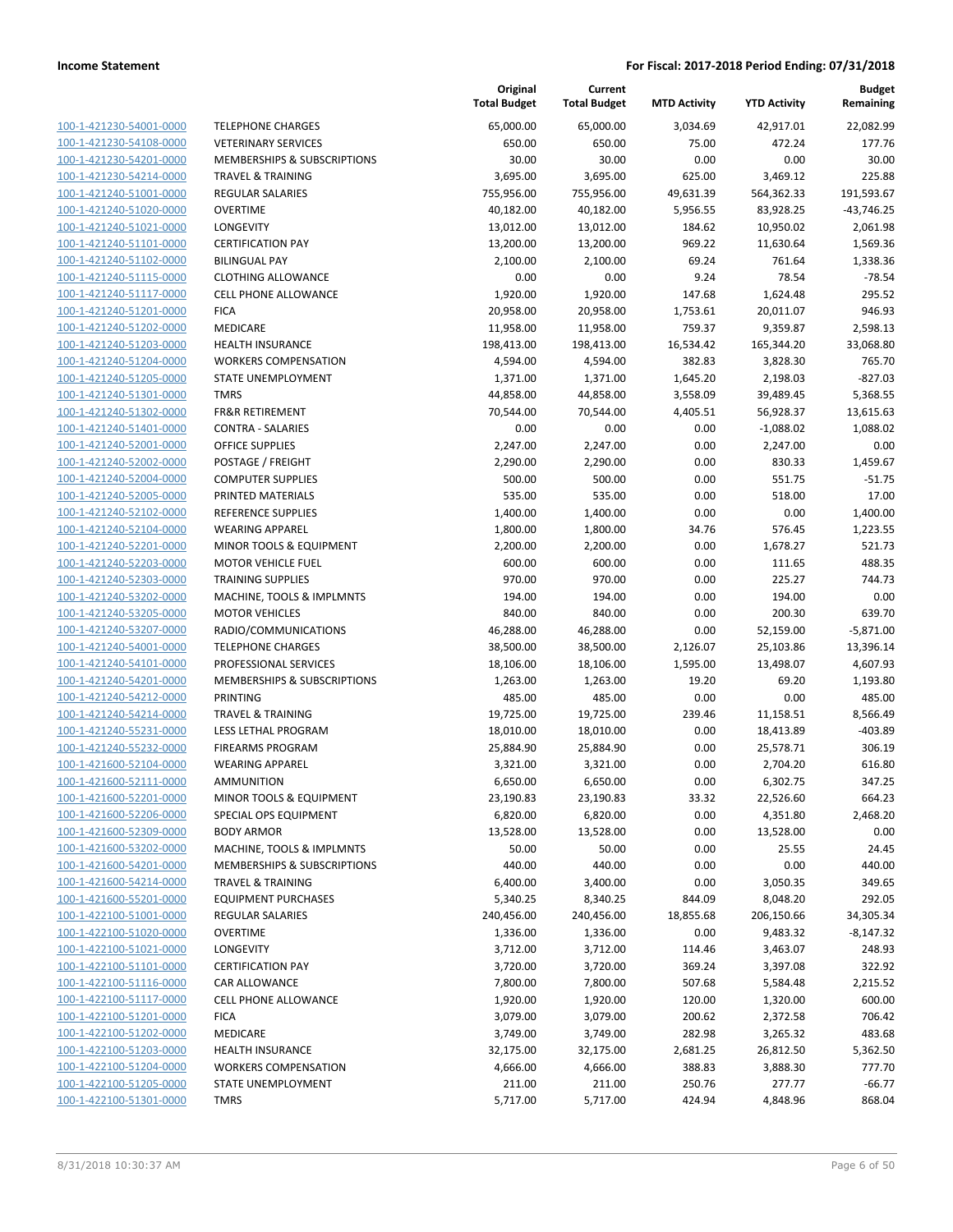**Income Statement** **For Fiscal: 2017-2018 Period Ending: 07/31/2018**

| | | Original Total Budget | Current Total Budget | MTD Activity | YTD Activity | Budget Remaining |
|---|---|---|---|---|---|---|
| 100-1-421230-54001-0000 | TELEPHONE CHARGES | 65,000.00 | 65,000.00 | 3,034.69 | 42,917.01 | 22,082.99 |
| 100-1-421230-54108-0000 | VETERINARY SERVICES | 650.00 | 650.00 | 75.00 | 472.24 | 177.76 |
| 100-1-421230-54201-0000 | MEMBERSHIPS & SUBSCRIPTIONS | 30.00 | 30.00 | 0.00 | 0.00 | 30.00 |
| 100-1-421230-54214-0000 | TRAVEL & TRAINING | 3,695.00 | 3,695.00 | 625.00 | 3,469.12 | 225.88 |
| 100-1-421240-51001-0000 | REGULAR SALARIES | 755,956.00 | 755,956.00 | 49,631.39 | 564,362.33 | 191,593.67 |
| 100-1-421240-51020-0000 | OVERTIME | 40,182.00 | 40,182.00 | 5,956.55 | 83,928.25 | -43,746.25 |
| 100-1-421240-51021-0000 | LONGEVITY | 13,012.00 | 13,012.00 | 184.62 | 10,950.02 | 2,061.98 |
| 100-1-421240-51101-0000 | CERTIFICATION PAY | 13,200.00 | 13,200.00 | 969.22 | 11,630.64 | 1,569.36 |
| 100-1-421240-51102-0000 | BILINGUAL PAY | 2,100.00 | 2,100.00 | 69.24 | 761.64 | 1,338.36 |
| 100-1-421240-51115-0000 | CLOTHING ALLOWANCE | 0.00 | 0.00 | 9.24 | 78.54 | -78.54 |
| 100-1-421240-51117-0000 | CELL PHONE ALLOWANCE | 1,920.00 | 1,920.00 | 147.68 | 1,624.48 | 295.52 |
| 100-1-421240-51201-0000 | FICA | 20,958.00 | 20,958.00 | 1,753.61 | 20,011.07 | 946.93 |
| 100-1-421240-51202-0000 | MEDICARE | 11,958.00 | 11,958.00 | 759.37 | 9,359.87 | 2,598.13 |
| 100-1-421240-51203-0000 | HEALTH INSURANCE | 198,413.00 | 198,413.00 | 16,534.42 | 165,344.20 | 33,068.80 |
| 100-1-421240-51204-0000 | WORKERS COMPENSATION | 4,594.00 | 4,594.00 | 382.83 | 3,828.30 | 765.70 |
| 100-1-421240-51205-0000 | STATE UNEMPLOYMENT | 1,371.00 | 1,371.00 | 1,645.20 | 2,198.03 | -827.03 |
| 100-1-421240-51301-0000 | TMRS | 44,858.00 | 44,858.00 | 3,558.09 | 39,489.45 | 5,368.55 |
| 100-1-421240-51302-0000 | FR&R RETIREMENT | 70,544.00 | 70,544.00 | 4,405.51 | 56,928.37 | 13,615.63 |
| 100-1-421240-51401-0000 | CONTRA - SALARIES | 0.00 | 0.00 | 0.00 | -1,088.02 | 1,088.02 |
| 100-1-421240-52001-0000 | OFFICE SUPPLIES | 2,247.00 | 2,247.00 | 0.00 | 2,247.00 | 0.00 |
| 100-1-421240-52002-0000 | POSTAGE / FREIGHT | 2,290.00 | 2,290.00 | 0.00 | 830.33 | 1,459.67 |
| 100-1-421240-52004-0000 | COMPUTER SUPPLIES | 500.00 | 500.00 | 0.00 | 551.75 | -51.75 |
| 100-1-421240-52005-0000 | PRINTED MATERIALS | 535.00 | 535.00 | 0.00 | 518.00 | 17.00 |
| 100-1-421240-52102-0000 | REFERENCE SUPPLIES | 1,400.00 | 1,400.00 | 0.00 | 0.00 | 1,400.00 |
| 100-1-421240-52104-0000 | WEARING APPAREL | 1,800.00 | 1,800.00 | 34.76 | 576.45 | 1,223.55 |
| 100-1-421240-52201-0000 | MINOR TOOLS & EQUIPMENT | 2,200.00 | 2,200.00 | 0.00 | 1,678.27 | 521.73 |
| 100-1-421240-52203-0000 | MOTOR VEHICLE FUEL | 600.00 | 600.00 | 0.00 | 111.65 | 488.35 |
| 100-1-421240-52303-0000 | TRAINING SUPPLIES | 970.00 | 970.00 | 0.00 | 225.27 | 744.73 |
| 100-1-421240-53202-0000 | MACHINE, TOOLS & IMPLMNTS | 194.00 | 194.00 | 0.00 | 194.00 | 0.00 |
| 100-1-421240-53205-0000 | MOTOR VEHICLES | 840.00 | 840.00 | 0.00 | 200.30 | 639.70 |
| 100-1-421240-53207-0000 | RADIO/COMMUNICATIONS | 46,288.00 | 46,288.00 | 0.00 | 52,159.00 | -5,871.00 |
| 100-1-421240-54001-0000 | TELEPHONE CHARGES | 38,500.00 | 38,500.00 | 2,126.07 | 25,103.86 | 13,396.14 |
| 100-1-421240-54101-0000 | PROFESSIONAL SERVICES | 18,106.00 | 18,106.00 | 1,595.00 | 13,498.07 | 4,607.93 |
| 100-1-421240-54201-0000 | MEMBERSHIPS & SUBSCRIPTIONS | 1,263.00 | 1,263.00 | 19.20 | 69.20 | 1,193.80 |
| 100-1-421240-54212-0000 | PRINTING | 485.00 | 485.00 | 0.00 | 0.00 | 485.00 |
| 100-1-421240-54214-0000 | TRAVEL & TRAINING | 19,725.00 | 19,725.00 | 239.46 | 11,158.51 | 8,566.49 |
| 100-1-421240-55231-0000 | LESS LETHAL PROGRAM | 18,010.00 | 18,010.00 | 0.00 | 18,413.89 | -403.89 |
| 100-1-421240-55232-0000 | FIREARMS PROGRAM | 25,884.90 | 25,884.90 | 0.00 | 25,578.71 | 306.19 |
| 100-1-421600-52104-0000 | WEARING APPAREL | 3,321.00 | 3,321.00 | 0.00 | 2,704.20 | 616.80 |
| 100-1-421600-52111-0000 | AMMUNITION | 6,650.00 | 6,650.00 | 0.00 | 6,302.75 | 347.25 |
| 100-1-421600-52201-0000 | MINOR TOOLS & EQUIPMENT | 23,190.83 | 23,190.83 | 33.32 | 22,526.60 | 664.23 |
| 100-1-421600-52206-0000 | SPECIAL OPS EQUIPMENT | 6,820.00 | 6,820.00 | 0.00 | 4,351.80 | 2,468.20 |
| 100-1-421600-52309-0000 | BODY ARMOR | 13,528.00 | 13,528.00 | 0.00 | 13,528.00 | 0.00 |
| 100-1-421600-53202-0000 | MACHINE, TOOLS & IMPLMNTS | 50.00 | 50.00 | 0.00 | 25.55 | 24.45 |
| 100-1-421600-54201-0000 | MEMBERSHIPS & SUBSCRIPTIONS | 440.00 | 440.00 | 0.00 | 0.00 | 440.00 |
| 100-1-421600-54214-0000 | TRAVEL & TRAINING | 6,400.00 | 3,400.00 | 0.00 | 3,050.35 | 349.65 |
| 100-1-421600-55201-0000 | EQUIPMENT PURCHASES | 5,340.25 | 8,340.25 | 844.09 | 8,048.20 | 292.05 |
| 100-1-422100-51001-0000 | REGULAR SALARIES | 240,456.00 | 240,456.00 | 18,855.68 | 206,150.66 | 34,305.34 |
| 100-1-422100-51020-0000 | OVERTIME | 1,336.00 | 1,336.00 | 0.00 | 9,483.32 | -8,147.32 |
| 100-1-422100-51021-0000 | LONGEVITY | 3,712.00 | 3,712.00 | 114.46 | 3,463.07 | 248.93 |
| 100-1-422100-51101-0000 | CERTIFICATION PAY | 3,720.00 | 3,720.00 | 369.24 | 3,397.08 | 322.92 |
| 100-1-422100-51116-0000 | CAR ALLOWANCE | 7,800.00 | 7,800.00 | 507.68 | 5,584.48 | 2,215.52 |
| 100-1-422100-51117-0000 | CELL PHONE ALLOWANCE | 1,920.00 | 1,920.00 | 120.00 | 1,320.00 | 600.00 |
| 100-1-422100-51201-0000 | FICA | 3,079.00 | 3,079.00 | 200.62 | 2,372.58 | 706.42 |
| 100-1-422100-51202-0000 | MEDICARE | 3,749.00 | 3,749.00 | 282.98 | 3,265.32 | 483.68 |
| 100-1-422100-51203-0000 | HEALTH INSURANCE | 32,175.00 | 32,175.00 | 2,681.25 | 26,812.50 | 5,362.50 |
| 100-1-422100-51204-0000 | WORKERS COMPENSATION | 4,666.00 | 4,666.00 | 388.83 | 3,888.30 | 777.70 |
| 100-1-422100-51205-0000 | STATE UNEMPLOYMENT | 211.00 | 211.00 | 250.76 | 277.77 | -66.77 |
| 100-1-422100-51301-0000 | TMRS | 5,717.00 | 5,717.00 | 424.94 | 4,848.96 | 868.04 |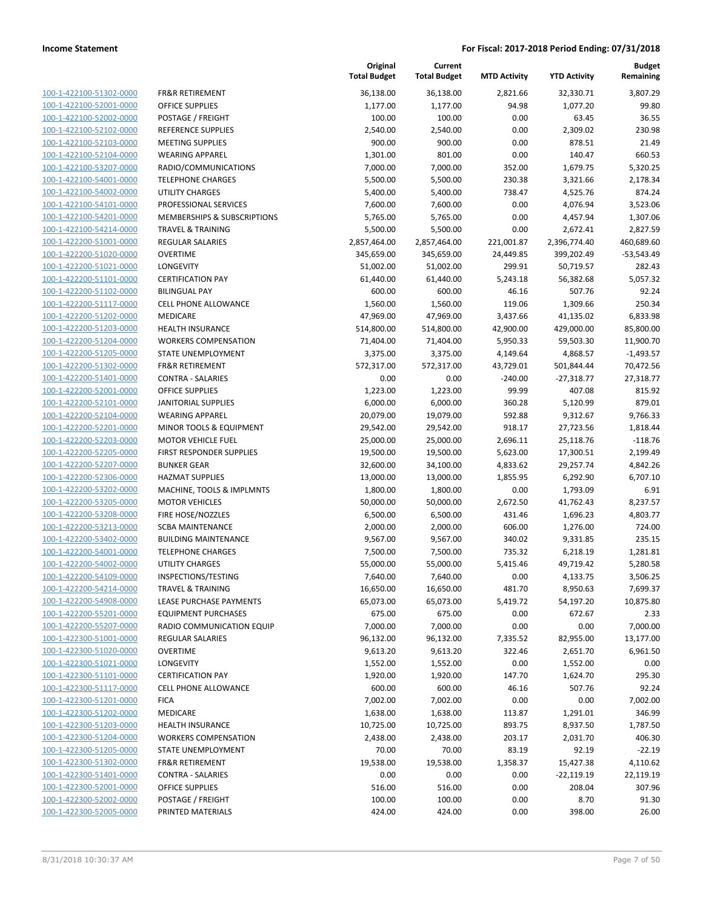| | | Original Total Budget | Current Total Budget | MTD Activity | YTD Activity | Budget Remaining |
|---|---|---|---|---|---|---|
| 100-1-422100-51302-0000 | FR&R RETIREMENT | 36,138.00 | 36,138.00 | 2,821.66 | 32,330.71 | 3,807.29 |
| 100-1-422100-52001-0000 | OFFICE SUPPLIES | 1,177.00 | 1,177.00 | 94.98 | 1,077.20 | 99.80 |
| 100-1-422100-52002-0000 | POSTAGE / FREIGHT | 100.00 | 100.00 | 0.00 | 63.45 | 36.55 |
| 100-1-422100-52102-0000 | REFERENCE SUPPLIES | 2,540.00 | 2,540.00 | 0.00 | 2,309.02 | 230.98 |
| 100-1-422100-52103-0000 | MEETING SUPPLIES | 900.00 | 900.00 | 0.00 | 878.51 | 21.49 |
| 100-1-422100-52104-0000 | WEARING APPAREL | 1,301.00 | 801.00 | 0.00 | 140.47 | 660.53 |
| 100-1-422100-53207-0000 | RADIO/COMMUNICATIONS | 7,000.00 | 7,000.00 | 352.00 | 1,679.75 | 5,320.25 |
| 100-1-422100-54001-0000 | TELEPHONE CHARGES | 5,500.00 | 5,500.00 | 230.38 | 3,321.66 | 2,178.34 |
| 100-1-422100-54002-0000 | UTILITY CHARGES | 5,400.00 | 5,400.00 | 738.47 | 4,525.76 | 874.24 |
| 100-1-422100-54101-0000 | PROFESSIONAL SERVICES | 7,600.00 | 7,600.00 | 0.00 | 4,076.94 | 3,523.06 |
| 100-1-422100-54201-0000 | MEMBERSHIPS & SUBSCRIPTIONS | 5,765.00 | 5,765.00 | 0.00 | 4,457.94 | 1,307.06 |
| 100-1-422100-54214-0000 | TRAVEL & TRAINING | 5,500.00 | 5,500.00 | 0.00 | 2,672.41 | 2,827.59 |
| 100-1-422200-51001-0000 | REGULAR SALARIES | 2,857,464.00 | 2,857,464.00 | 221,001.87 | 2,396,774.40 | 460,689.60 |
| 100-1-422200-51020-0000 | OVERTIME | 345,659.00 | 345,659.00 | 24,449.85 | 399,202.49 | -53,543.49 |
| 100-1-422200-51021-0000 | LONGEVITY | 51,002.00 | 51,002.00 | 299.91 | 50,719.57 | 282.43 |
| 100-1-422200-51101-0000 | CERTIFICATION PAY | 61,440.00 | 61,440.00 | 5,243.18 | 56,382.68 | 5,057.32 |
| 100-1-422200-51102-0000 | BILINGUAL PAY | 600.00 | 600.00 | 46.16 | 507.76 | 92.24 |
| 100-1-422200-51117-0000 | CELL PHONE ALLOWANCE | 1,560.00 | 1,560.00 | 119.06 | 1,309.66 | 250.34 |
| 100-1-422200-51202-0000 | MEDICARE | 47,969.00 | 47,969.00 | 3,437.66 | 41,135.02 | 6,833.98 |
| 100-1-422200-51203-0000 | HEALTH INSURANCE | 514,800.00 | 514,800.00 | 42,900.00 | 429,000.00 | 85,800.00 |
| 100-1-422200-51204-0000 | WORKERS COMPENSATION | 71,404.00 | 71,404.00 | 5,950.33 | 59,503.30 | 11,900.70 |
| 100-1-422200-51205-0000 | STATE UNEMPLOYMENT | 3,375.00 | 3,375.00 | 4,149.64 | 4,868.57 | -1,493.57 |
| 100-1-422200-51302-0000 | FR&R RETIREMENT | 572,317.00 | 572,317.00 | 43,729.01 | 501,844.44 | 70,472.56 |
| 100-1-422200-51401-0000 | CONTRA - SALARIES | 0.00 | 0.00 | -240.00 | -27,318.77 | 27,318.77 |
| 100-1-422200-52001-0000 | OFFICE SUPPLIES | 1,223.00 | 1,223.00 | 99.99 | 407.08 | 815.92 |
| 100-1-422200-52101-0000 | JANITORIAL SUPPLIES | 6,000.00 | 6,000.00 | 360.28 | 5,120.99 | 879.01 |
| 100-1-422200-52104-0000 | WEARING APPAREL | 20,079.00 | 19,079.00 | 592.88 | 9,312.67 | 9,766.33 |
| 100-1-422200-52201-0000 | MINOR TOOLS & EQUIPMENT | 29,542.00 | 29,542.00 | 918.17 | 27,723.56 | 1,818.44 |
| 100-1-422200-52203-0000 | MOTOR VEHICLE FUEL | 25,000.00 | 25,000.00 | 2,696.11 | 25,118.76 | -118.76 |
| 100-1-422200-52205-0000 | FIRST RESPONDER SUPPLIES | 19,500.00 | 19,500.00 | 5,623.00 | 17,300.51 | 2,199.49 |
| 100-1-422200-52207-0000 | BUNKER GEAR | 32,600.00 | 34,100.00 | 4,833.62 | 29,257.74 | 4,842.26 |
| 100-1-422200-52306-0000 | HAZMAT SUPPLIES | 13,000.00 | 13,000.00 | 1,855.95 | 6,292.90 | 6,707.10 |
| 100-1-422200-53202-0000 | MACHINE, TOOLS & IMPLMNTS | 1,800.00 | 1,800.00 | 0.00 | 1,793.09 | 6.91 |
| 100-1-422200-53205-0000 | MOTOR VEHICLES | 50,000.00 | 50,000.00 | 2,672.50 | 41,762.43 | 8,237.57 |
| 100-1-422200-53208-0000 | FIRE HOSE/NOZZLES | 6,500.00 | 6,500.00 | 431.46 | 1,696.23 | 4,803.77 |
| 100-1-422200-53213-0000 | SCBA MAINTENANCE | 2,000.00 | 2,000.00 | 606.00 | 1,276.00 | 724.00 |
| 100-1-422200-53402-0000 | BUILDING MAINTENANCE | 9,567.00 | 9,567.00 | 340.02 | 9,331.85 | 235.15 |
| 100-1-422200-54001-0000 | TELEPHONE CHARGES | 7,500.00 | 7,500.00 | 735.32 | 6,218.19 | 1,281.81 |
| 100-1-422200-54002-0000 | UTILITY CHARGES | 55,000.00 | 55,000.00 | 5,415.46 | 49,719.42 | 5,280.58 |
| 100-1-422200-54109-0000 | INSPECTIONS/TESTING | 7,640.00 | 7,640.00 | 0.00 | 4,133.75 | 3,506.25 |
| 100-1-422200-54214-0000 | TRAVEL & TRAINING | 16,650.00 | 16,650.00 | 481.70 | 8,950.63 | 7,699.37 |
| 100-1-422200-54908-0000 | LEASE PURCHASE PAYMENTS | 65,073.00 | 65,073.00 | 5,419.72 | 54,197.20 | 10,875.80 |
| 100-1-422200-55201-0000 | EQUIPMENT PURCHASES | 675.00 | 675.00 | 0.00 | 672.67 | 2.33 |
| 100-1-422200-55207-0000 | RADIO COMMUNICATION EQUIP | 7,000.00 | 7,000.00 | 0.00 | 0.00 | 7,000.00 |
| 100-1-422300-51001-0000 | REGULAR SALARIES | 96,132.00 | 96,132.00 | 7,335.52 | 82,955.00 | 13,177.00 |
| 100-1-422300-51020-0000 | OVERTIME | 9,613.20 | 9,613.20 | 322.46 | 2,651.70 | 6,961.50 |
| 100-1-422300-51021-0000 | LONGEVITY | 1,552.00 | 1,552.00 | 0.00 | 1,552.00 | 0.00 |
| 100-1-422300-51101-0000 | CERTIFICATION PAY | 1,920.00 | 1,920.00 | 147.70 | 1,624.70 | 295.30 |
| 100-1-422300-51117-0000 | CELL PHONE ALLOWANCE | 600.00 | 600.00 | 46.16 | 507.76 | 92.24 |
| 100-1-422300-51201-0000 | FICA | 7,002.00 | 7,002.00 | 0.00 | 0.00 | 7,002.00 |
| 100-1-422300-51202-0000 | MEDICARE | 1,638.00 | 1,638.00 | 113.87 | 1,291.01 | 346.99 |
| 100-1-422300-51203-0000 | HEALTH INSURANCE | 10,725.00 | 10,725.00 | 893.75 | 8,937.50 | 1,787.50 |
| 100-1-422300-51204-0000 | WORKERS COMPENSATION | 2,438.00 | 2,438.00 | 203.17 | 2,031.70 | 406.30 |
| 100-1-422300-51205-0000 | STATE UNEMPLOYMENT | 70.00 | 70.00 | 83.19 | 92.19 | -22.19 |
| 100-1-422300-51302-0000 | FR&R RETIREMENT | 19,538.00 | 19,538.00 | 1,358.37 | 15,427.38 | 4,110.62 |
| 100-1-422300-51401-0000 | CONTRA - SALARIES | 0.00 | 0.00 | 0.00 | -22,119.19 | 22,119.19 |
| 100-1-422300-52001-0000 | OFFICE SUPPLIES | 516.00 | 516.00 | 0.00 | 208.04 | 307.96 |
| 100-1-422300-52002-0000 | POSTAGE / FREIGHT | 100.00 | 100.00 | 0.00 | 8.70 | 91.30 |
| 100-1-422300-52005-0000 | PRINTED MATERIALS | 424.00 | 424.00 | 0.00 | 398.00 | 26.00 |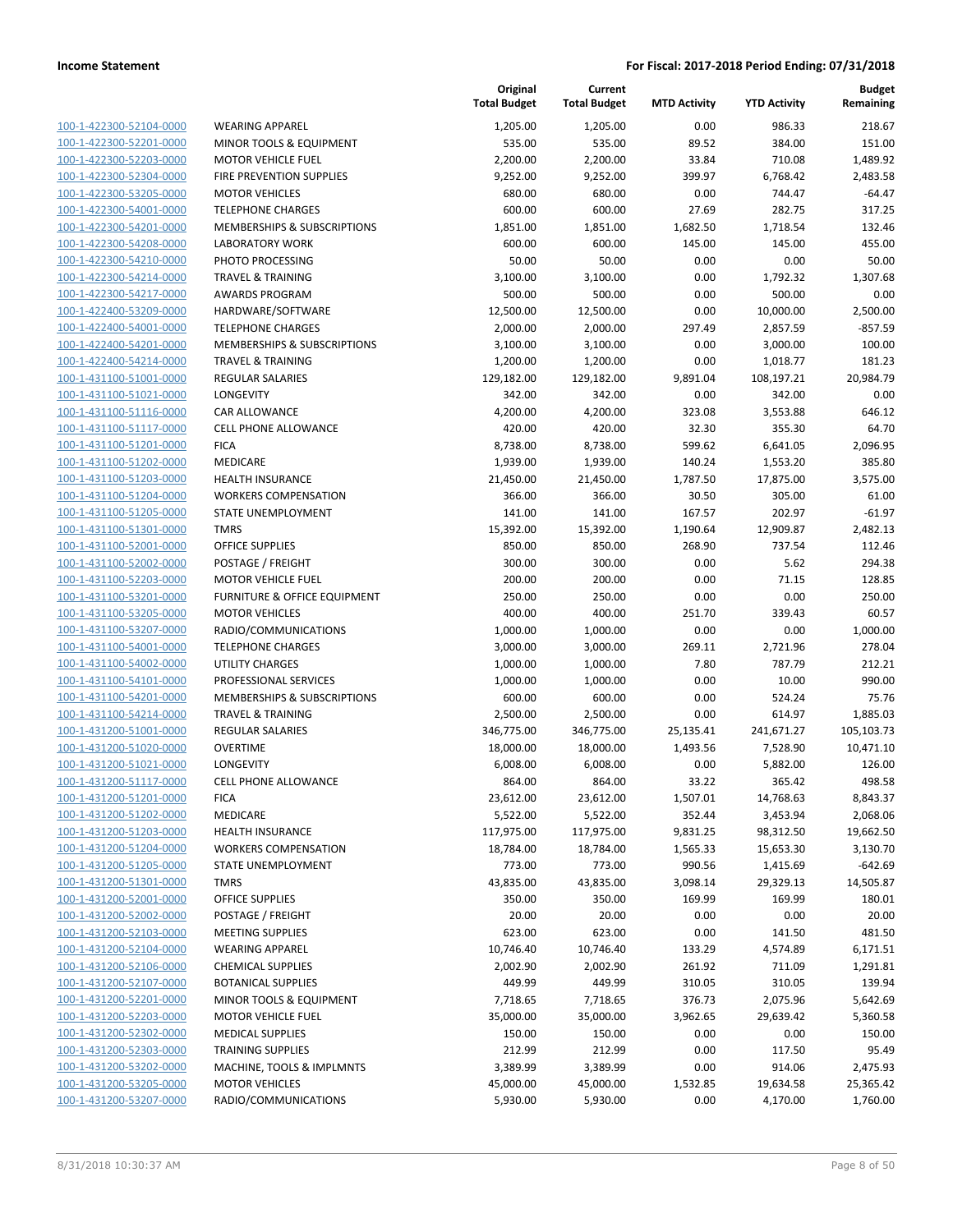| | | Original Total Budget | Current Total Budget | MTD Activity | YTD Activity | Budget Remaining |
|---|---|---|---|---|---|---|
| 100-1-422300-52104-0000 | WEARING APPAREL | 1,205.00 | 1,205.00 | 0.00 | 986.33 | 218.67 |
| 100-1-422300-52201-0000 | MINOR TOOLS & EQUIPMENT | 535.00 | 535.00 | 89.52 | 384.00 | 151.00 |
| 100-1-422300-52203-0000 | MOTOR VEHICLE FUEL | 2,200.00 | 2,200.00 | 33.84 | 710.08 | 1,489.92 |
| 100-1-422300-52304-0000 | FIRE PREVENTION SUPPLIES | 9,252.00 | 9,252.00 | 399.97 | 6,768.42 | 2,483.58 |
| 100-1-422300-53205-0000 | MOTOR VEHICLES | 680.00 | 680.00 | 0.00 | 744.47 | -64.47 |
| 100-1-422300-54001-0000 | TELEPHONE CHARGES | 600.00 | 600.00 | 27.69 | 282.75 | 317.25 |
| 100-1-422300-54201-0000 | MEMBERSHIPS & SUBSCRIPTIONS | 1,851.00 | 1,851.00 | 1,682.50 | 1,718.54 | 132.46 |
| 100-1-422300-54208-0000 | LABORATORY WORK | 600.00 | 600.00 | 145.00 | 145.00 | 455.00 |
| 100-1-422300-54210-0000 | PHOTO PROCESSING | 50.00 | 50.00 | 0.00 | 0.00 | 50.00 |
| 100-1-422300-54214-0000 | TRAVEL & TRAINING | 3,100.00 | 3,100.00 | 0.00 | 1,792.32 | 1,307.68 |
| 100-1-422300-54217-0000 | AWARDS PROGRAM | 500.00 | 500.00 | 0.00 | 500.00 | 0.00 |
| 100-1-422400-53209-0000 | HARDWARE/SOFTWARE | 12,500.00 | 12,500.00 | 0.00 | 10,000.00 | 2,500.00 |
| 100-1-422400-54001-0000 | TELEPHONE CHARGES | 2,000.00 | 2,000.00 | 297.49 | 2,857.59 | -857.59 |
| 100-1-422400-54201-0000 | MEMBERSHIPS & SUBSCRIPTIONS | 3,100.00 | 3,100.00 | 0.00 | 3,000.00 | 100.00 |
| 100-1-422400-54214-0000 | TRAVEL & TRAINING | 1,200.00 | 1,200.00 | 0.00 | 1,018.77 | 181.23 |
| 100-1-431100-51001-0000 | REGULAR SALARIES | 129,182.00 | 129,182.00 | 9,891.04 | 108,197.21 | 20,984.79 |
| 100-1-431100-51021-0000 | LONGEVITY | 342.00 | 342.00 | 0.00 | 342.00 | 0.00 |
| 100-1-431100-51116-0000 | CAR ALLOWANCE | 4,200.00 | 4,200.00 | 323.08 | 3,553.88 | 646.12 |
| 100-1-431100-51117-0000 | CELL PHONE ALLOWANCE | 420.00 | 420.00 | 32.30 | 355.30 | 64.70 |
| 100-1-431100-51201-0000 | FICA | 8,738.00 | 8,738.00 | 599.62 | 6,641.05 | 2,096.95 |
| 100-1-431100-51202-0000 | MEDICARE | 1,939.00 | 1,939.00 | 140.24 | 1,553.20 | 385.80 |
| 100-1-431100-51203-0000 | HEALTH INSURANCE | 21,450.00 | 21,450.00 | 1,787.50 | 17,875.00 | 3,575.00 |
| 100-1-431100-51204-0000 | WORKERS COMPENSATION | 366.00 | 366.00 | 30.50 | 305.00 | 61.00 |
| 100-1-431100-51205-0000 | STATE UNEMPLOYMENT | 141.00 | 141.00 | 167.57 | 202.97 | -61.97 |
| 100-1-431100-51301-0000 | TMRS | 15,392.00 | 15,392.00 | 1,190.64 | 12,909.87 | 2,482.13 |
| 100-1-431100-52001-0000 | OFFICE SUPPLIES | 850.00 | 850.00 | 268.90 | 737.54 | 112.46 |
| 100-1-431100-52002-0000 | POSTAGE / FREIGHT | 300.00 | 300.00 | 0.00 | 5.62 | 294.38 |
| 100-1-431100-52203-0000 | MOTOR VEHICLE FUEL | 200.00 | 200.00 | 0.00 | 71.15 | 128.85 |
| 100-1-431100-53201-0000 | FURNITURE & OFFICE EQUIPMENT | 250.00 | 250.00 | 0.00 | 0.00 | 250.00 |
| 100-1-431100-53205-0000 | MOTOR VEHICLES | 400.00 | 400.00 | 251.70 | 339.43 | 60.57 |
| 100-1-431100-53207-0000 | RADIO/COMMUNICATIONS | 1,000.00 | 1,000.00 | 0.00 | 0.00 | 1,000.00 |
| 100-1-431100-54001-0000 | TELEPHONE CHARGES | 3,000.00 | 3,000.00 | 269.11 | 2,721.96 | 278.04 |
| 100-1-431100-54002-0000 | UTILITY CHARGES | 1,000.00 | 1,000.00 | 7.80 | 787.79 | 212.21 |
| 100-1-431100-54101-0000 | PROFESSIONAL SERVICES | 1,000.00 | 1,000.00 | 0.00 | 10.00 | 990.00 |
| 100-1-431100-54201-0000 | MEMBERSHIPS & SUBSCRIPTIONS | 600.00 | 600.00 | 0.00 | 524.24 | 75.76 |
| 100-1-431100-54214-0000 | TRAVEL & TRAINING | 2,500.00 | 2,500.00 | 0.00 | 614.97 | 1,885.03 |
| 100-1-431200-51001-0000 | REGULAR SALARIES | 346,775.00 | 346,775.00 | 25,135.41 | 241,671.27 | 105,103.73 |
| 100-1-431200-51020-0000 | OVERTIME | 18,000.00 | 18,000.00 | 1,493.56 | 7,528.90 | 10,471.10 |
| 100-1-431200-51021-0000 | LONGEVITY | 6,008.00 | 6,008.00 | 0.00 | 5,882.00 | 126.00 |
| 100-1-431200-51117-0000 | CELL PHONE ALLOWANCE | 864.00 | 864.00 | 33.22 | 365.42 | 498.58 |
| 100-1-431200-51201-0000 | FICA | 23,612.00 | 23,612.00 | 1,507.01 | 14,768.63 | 8,843.37 |
| 100-1-431200-51202-0000 | MEDICARE | 5,522.00 | 5,522.00 | 352.44 | 3,453.94 | 2,068.06 |
| 100-1-431200-51203-0000 | HEALTH INSURANCE | 117,975.00 | 117,975.00 | 9,831.25 | 98,312.50 | 19,662.50 |
| 100-1-431200-51204-0000 | WORKERS COMPENSATION | 18,784.00 | 18,784.00 | 1,565.33 | 15,653.30 | 3,130.70 |
| 100-1-431200-51205-0000 | STATE UNEMPLOYMENT | 773.00 | 773.00 | 990.56 | 1,415.69 | -642.69 |
| 100-1-431200-51301-0000 | TMRS | 43,835.00 | 43,835.00 | 3,098.14 | 29,329.13 | 14,505.87 |
| 100-1-431200-52001-0000 | OFFICE SUPPLIES | 350.00 | 350.00 | 169.99 | 169.99 | 180.01 |
| 100-1-431200-52002-0000 | POSTAGE / FREIGHT | 20.00 | 20.00 | 0.00 | 0.00 | 20.00 |
| 100-1-431200-52103-0000 | MEETING SUPPLIES | 623.00 | 623.00 | 0.00 | 141.50 | 481.50 |
| 100-1-431200-52104-0000 | WEARING APPAREL | 10,746.40 | 10,746.40 | 133.29 | 4,574.89 | 6,171.51 |
| 100-1-431200-52106-0000 | CHEMICAL SUPPLIES | 2,002.90 | 2,002.90 | 261.92 | 711.09 | 1,291.81 |
| 100-1-431200-52107-0000 | BOTANICAL SUPPLIES | 449.99 | 449.99 | 310.05 | 310.05 | 139.94 |
| 100-1-431200-52201-0000 | MINOR TOOLS & EQUIPMENT | 7,718.65 | 7,718.65 | 376.73 | 2,075.96 | 5,642.69 |
| 100-1-431200-52203-0000 | MOTOR VEHICLE FUEL | 35,000.00 | 35,000.00 | 3,962.65 | 29,639.42 | 5,360.58 |
| 100-1-431200-52302-0000 | MEDICAL SUPPLIES | 150.00 | 150.00 | 0.00 | 0.00 | 150.00 |
| 100-1-431200-52303-0000 | TRAINING SUPPLIES | 212.99 | 212.99 | 0.00 | 117.50 | 95.49 |
| 100-1-431200-53202-0000 | MACHINE, TOOLS & IMPLMNTS | 3,389.99 | 3,389.99 | 0.00 | 914.06 | 2,475.93 |
| 100-1-431200-53205-0000 | MOTOR VEHICLES | 45,000.00 | 45,000.00 | 1,532.85 | 19,634.58 | 25,365.42 |
| 100-1-431200-53207-0000 | RADIO/COMMUNICATIONS | 5,930.00 | 5,930.00 | 0.00 | 4,170.00 | 1,760.00 |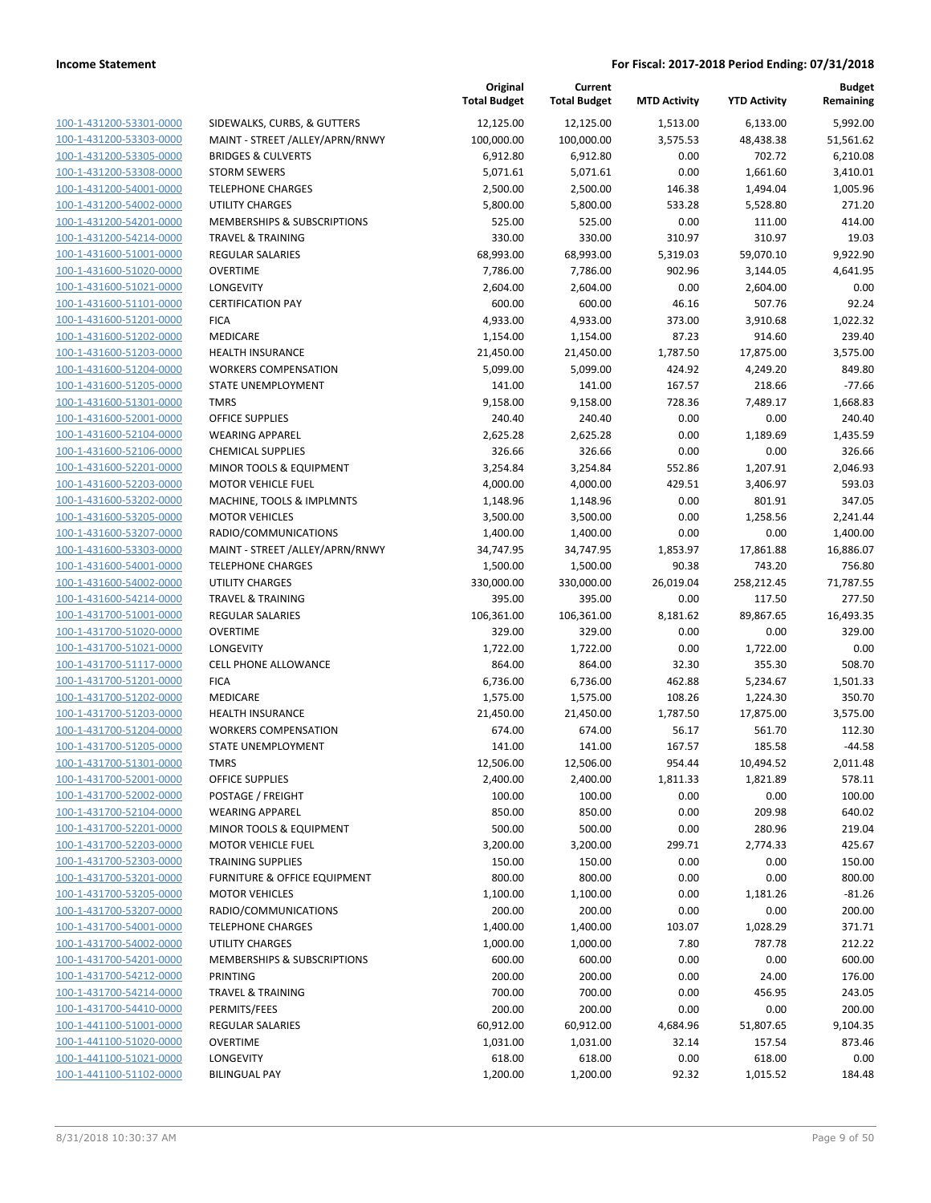| | | Original Total Budget | Current Total Budget | MTD Activity | YTD Activity | Budget Remaining |
|---|---|---|---|---|---|---|
| 100-1-431200-53301-0000 | SIDEWALKS, CURBS, & GUTTERS | 12,125.00 | 12,125.00 | 1,513.00 | 6,133.00 | 5,992.00 |
| 100-1-431200-53303-0000 | MAINT - STREET /ALLEY/APRN/RNWY | 100,000.00 | 100,000.00 | 3,575.53 | 48,438.38 | 51,561.62 |
| 100-1-431200-53305-0000 | BRIDGES & CULVERTS | 6,912.80 | 6,912.80 | 0.00 | 702.72 | 6,210.08 |
| 100-1-431200-53308-0000 | STORM SEWERS | 5,071.61 | 5,071.61 | 0.00 | 1,661.60 | 3,410.01 |
| 100-1-431200-54001-0000 | TELEPHONE CHARGES | 2,500.00 | 2,500.00 | 146.38 | 1,494.04 | 1,005.96 |
| 100-1-431200-54002-0000 | UTILITY CHARGES | 5,800.00 | 5,800.00 | 533.28 | 5,528.80 | 271.20 |
| 100-1-431200-54201-0000 | MEMBERSHIPS & SUBSCRIPTIONS | 525.00 | 525.00 | 0.00 | 111.00 | 414.00 |
| 100-1-431200-54214-0000 | TRAVEL & TRAINING | 330.00 | 330.00 | 310.97 | 310.97 | 19.03 |
| 100-1-431600-51001-0000 | REGULAR SALARIES | 68,993.00 | 68,993.00 | 5,319.03 | 59,070.10 | 9,922.90 |
| 100-1-431600-51020-0000 | OVERTIME | 7,786.00 | 7,786.00 | 902.96 | 3,144.05 | 4,641.95 |
| 100-1-431600-51021-0000 | LONGEVITY | 2,604.00 | 2,604.00 | 0.00 | 2,604.00 | 0.00 |
| 100-1-431600-51101-0000 | CERTIFICATION PAY | 600.00 | 600.00 | 46.16 | 507.76 | 92.24 |
| 100-1-431600-51201-0000 | FICA | 4,933.00 | 4,933.00 | 373.00 | 3,910.68 | 1,022.32 |
| 100-1-431600-51202-0000 | MEDICARE | 1,154.00 | 1,154.00 | 87.23 | 914.60 | 239.40 |
| 100-1-431600-51203-0000 | HEALTH INSURANCE | 21,450.00 | 21,450.00 | 1,787.50 | 17,875.00 | 3,575.00 |
| 100-1-431600-51204-0000 | WORKERS COMPENSATION | 5,099.00 | 5,099.00 | 424.92 | 4,249.20 | 849.80 |
| 100-1-431600-51205-0000 | STATE UNEMPLOYMENT | 141.00 | 141.00 | 167.57 | 218.66 | -77.66 |
| 100-1-431600-51301-0000 | TMRS | 9,158.00 | 9,158.00 | 728.36 | 7,489.17 | 1,668.83 |
| 100-1-431600-52001-0000 | OFFICE SUPPLIES | 240.40 | 240.40 | 0.00 | 0.00 | 240.40 |
| 100-1-431600-52104-0000 | WEARING APPAREL | 2,625.28 | 2,625.28 | 0.00 | 1,189.69 | 1,435.59 |
| 100-1-431600-52106-0000 | CHEMICAL SUPPLIES | 326.66 | 326.66 | 0.00 | 0.00 | 326.66 |
| 100-1-431600-52201-0000 | MINOR TOOLS & EQUIPMENT | 3,254.84 | 3,254.84 | 552.86 | 1,207.91 | 2,046.93 |
| 100-1-431600-52203-0000 | MOTOR VEHICLE FUEL | 4,000.00 | 4,000.00 | 429.51 | 3,406.97 | 593.03 |
| 100-1-431600-53202-0000 | MACHINE, TOOLS & IMPLMNTS | 1,148.96 | 1,148.96 | 0.00 | 801.91 | 347.05 |
| 100-1-431600-53205-0000 | MOTOR VEHICLES | 3,500.00 | 3,500.00 | 0.00 | 1,258.56 | 2,241.44 |
| 100-1-431600-53207-0000 | RADIO/COMMUNICATIONS | 1,400.00 | 1,400.00 | 0.00 | 0.00 | 1,400.00 |
| 100-1-431600-53303-0000 | MAINT - STREET /ALLEY/APRN/RNWY | 34,747.95 | 34,747.95 | 1,853.97 | 17,861.88 | 16,886.07 |
| 100-1-431600-54001-0000 | TELEPHONE CHARGES | 1,500.00 | 1,500.00 | 90.38 | 743.20 | 756.80 |
| 100-1-431600-54002-0000 | UTILITY CHARGES | 330,000.00 | 330,000.00 | 26,019.04 | 258,212.45 | 71,787.55 |
| 100-1-431600-54214-0000 | TRAVEL & TRAINING | 395.00 | 395.00 | 0.00 | 117.50 | 277.50 |
| 100-1-431700-51001-0000 | REGULAR SALARIES | 106,361.00 | 106,361.00 | 8,181.62 | 89,867.65 | 16,493.35 |
| 100-1-431700-51020-0000 | OVERTIME | 329.00 | 329.00 | 0.00 | 0.00 | 329.00 |
| 100-1-431700-51021-0000 | LONGEVITY | 1,722.00 | 1,722.00 | 0.00 | 1,722.00 | 0.00 |
| 100-1-431700-51117-0000 | CELL PHONE ALLOWANCE | 864.00 | 864.00 | 32.30 | 355.30 | 508.70 |
| 100-1-431700-51201-0000 | FICA | 6,736.00 | 6,736.00 | 462.88 | 5,234.67 | 1,501.33 |
| 100-1-431700-51202-0000 | MEDICARE | 1,575.00 | 1,575.00 | 108.26 | 1,224.30 | 350.70 |
| 100-1-431700-51203-0000 | HEALTH INSURANCE | 21,450.00 | 21,450.00 | 1,787.50 | 17,875.00 | 3,575.00 |
| 100-1-431700-51204-0000 | WORKERS COMPENSATION | 674.00 | 674.00 | 56.17 | 561.70 | 112.30 |
| 100-1-431700-51205-0000 | STATE UNEMPLOYMENT | 141.00 | 141.00 | 167.57 | 185.58 | -44.58 |
| 100-1-431700-51301-0000 | TMRS | 12,506.00 | 12,506.00 | 954.44 | 10,494.52 | 2,011.48 |
| 100-1-431700-52001-0000 | OFFICE SUPPLIES | 2,400.00 | 2,400.00 | 1,811.33 | 1,821.89 | 578.11 |
| 100-1-431700-52002-0000 | POSTAGE / FREIGHT | 100.00 | 100.00 | 0.00 | 0.00 | 100.00 |
| 100-1-431700-52104-0000 | WEARING APPAREL | 850.00 | 850.00 | 0.00 | 209.98 | 640.02 |
| 100-1-431700-52201-0000 | MINOR TOOLS & EQUIPMENT | 500.00 | 500.00 | 0.00 | 280.96 | 219.04 |
| 100-1-431700-52203-0000 | MOTOR VEHICLE FUEL | 3,200.00 | 3,200.00 | 299.71 | 2,774.33 | 425.67 |
| 100-1-431700-52303-0000 | TRAINING SUPPLIES | 150.00 | 150.00 | 0.00 | 0.00 | 150.00 |
| 100-1-431700-53201-0000 | FURNITURE & OFFICE EQUIPMENT | 800.00 | 800.00 | 0.00 | 0.00 | 800.00 |
| 100-1-431700-53205-0000 | MOTOR VEHICLES | 1,100.00 | 1,100.00 | 0.00 | 1,181.26 | -81.26 |
| 100-1-431700-53207-0000 | RADIO/COMMUNICATIONS | 200.00 | 200.00 | 0.00 | 0.00 | 200.00 |
| 100-1-431700-54001-0000 | TELEPHONE CHARGES | 1,400.00 | 1,400.00 | 103.07 | 1,028.29 | 371.71 |
| 100-1-431700-54002-0000 | UTILITY CHARGES | 1,000.00 | 1,000.00 | 7.80 | 787.78 | 212.22 |
| 100-1-431700-54201-0000 | MEMBERSHIPS & SUBSCRIPTIONS | 600.00 | 600.00 | 0.00 | 0.00 | 600.00 |
| 100-1-431700-54212-0000 | PRINTING | 200.00 | 200.00 | 0.00 | 24.00 | 176.00 |
| 100-1-431700-54214-0000 | TRAVEL & TRAINING | 700.00 | 700.00 | 0.00 | 456.95 | 243.05 |
| 100-1-431700-54410-0000 | PERMITS/FEES | 200.00 | 200.00 | 0.00 | 0.00 | 200.00 |
| 100-1-441100-51001-0000 | REGULAR SALARIES | 60,912.00 | 60,912.00 | 4,684.96 | 51,807.65 | 9,104.35 |
| 100-1-441100-51020-0000 | OVERTIME | 1,031.00 | 1,031.00 | 32.14 | 157.54 | 873.46 |
| 100-1-441100-51021-0000 | LONGEVITY | 618.00 | 618.00 | 0.00 | 618.00 | 0.00 |
| 100-1-441100-51102-0000 | BILINGUAL PAY | 1,200.00 | 1,200.00 | 92.32 | 1,015.52 | 184.48 |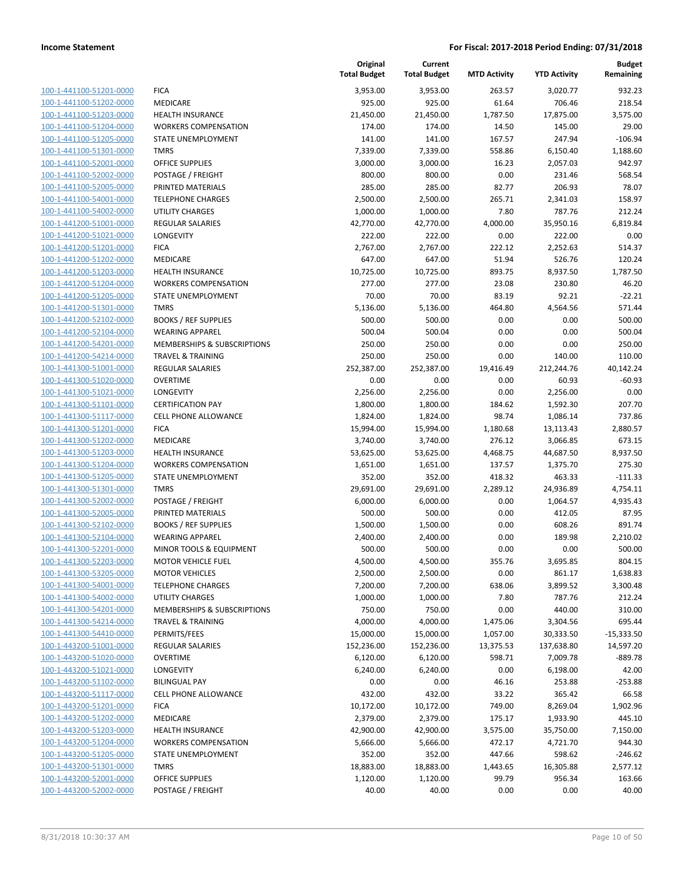**Income Statement** — **For Fiscal: 2017-2018 Period Ending: 07/31/2018**

| | | Original Total Budget | Current Total Budget | MTD Activity | YTD Activity | Budget Remaining |
|---|---|---|---|---|---|---|
| 100-1-441100-51201-0000 | FICA | 3,953.00 | 3,953.00 | 263.57 | 3,020.77 | 932.23 |
| 100-1-441100-51202-0000 | MEDICARE | 925.00 | 925.00 | 61.64 | 706.46 | 218.54 |
| 100-1-441100-51203-0000 | HEALTH INSURANCE | 21,450.00 | 21,450.00 | 1,787.50 | 17,875.00 | 3,575.00 |
| 100-1-441100-51204-0000 | WORKERS COMPENSATION | 174.00 | 174.00 | 14.50 | 145.00 | 29.00 |
| 100-1-441100-51205-0000 | STATE UNEMPLOYMENT | 141.00 | 141.00 | 167.57 | 247.94 | -106.94 |
| 100-1-441100-51301-0000 | TMRS | 7,339.00 | 7,339.00 | 558.86 | 6,150.40 | 1,188.60 |
| 100-1-441100-52001-0000 | OFFICE SUPPLIES | 3,000.00 | 3,000.00 | 16.23 | 2,057.03 | 942.97 |
| 100-1-441100-52002-0000 | POSTAGE / FREIGHT | 800.00 | 800.00 | 0.00 | 231.46 | 568.54 |
| 100-1-441100-52005-0000 | PRINTED MATERIALS | 285.00 | 285.00 | 82.77 | 206.93 | 78.07 |
| 100-1-441100-54001-0000 | TELEPHONE CHARGES | 2,500.00 | 2,500.00 | 265.71 | 2,341.03 | 158.97 |
| 100-1-441100-54002-0000 | UTILITY CHARGES | 1,000.00 | 1,000.00 | 7.80 | 787.76 | 212.24 |
| 100-1-441200-51001-0000 | REGULAR SALARIES | 42,770.00 | 42,770.00 | 4,000.00 | 35,950.16 | 6,819.84 |
| 100-1-441200-51021-0000 | LONGEVITY | 222.00 | 222.00 | 0.00 | 222.00 | 0.00 |
| 100-1-441200-51201-0000 | FICA | 2,767.00 | 2,767.00 | 222.12 | 2,252.63 | 514.37 |
| 100-1-441200-51202-0000 | MEDICARE | 647.00 | 647.00 | 51.94 | 526.76 | 120.24 |
| 100-1-441200-51203-0000 | HEALTH INSURANCE | 10,725.00 | 10,725.00 | 893.75 | 8,937.50 | 1,787.50 |
| 100-1-441200-51204-0000 | WORKERS COMPENSATION | 277.00 | 277.00 | 23.08 | 230.80 | 46.20 |
| 100-1-441200-51205-0000 | STATE UNEMPLOYMENT | 70.00 | 70.00 | 83.19 | 92.21 | -22.21 |
| 100-1-441200-51301-0000 | TMRS | 5,136.00 | 5,136.00 | 464.80 | 4,564.56 | 571.44 |
| 100-1-441200-52102-0000 | BOOKS / REF SUPPLIES | 500.00 | 500.00 | 0.00 | 0.00 | 500.00 |
| 100-1-441200-52104-0000 | WEARING APPAREL | 500.04 | 500.04 | 0.00 | 0.00 | 500.04 |
| 100-1-441200-54201-0000 | MEMBERSHIPS & SUBSCRIPTIONS | 250.00 | 250.00 | 0.00 | 0.00 | 250.00 |
| 100-1-441200-54214-0000 | TRAVEL & TRAINING | 250.00 | 250.00 | 0.00 | 140.00 | 110.00 |
| 100-1-441300-51001-0000 | REGULAR SALARIES | 252,387.00 | 252,387.00 | 19,416.49 | 212,244.76 | 40,142.24 |
| 100-1-441300-51020-0000 | OVERTIME | 0.00 | 0.00 | 0.00 | 60.93 | -60.93 |
| 100-1-441300-51021-0000 | LONGEVITY | 2,256.00 | 2,256.00 | 0.00 | 2,256.00 | 0.00 |
| 100-1-441300-51101-0000 | CERTIFICATION PAY | 1,800.00 | 1,800.00 | 184.62 | 1,592.30 | 207.70 |
| 100-1-441300-51117-0000 | CELL PHONE ALLOWANCE | 1,824.00 | 1,824.00 | 98.74 | 1,086.14 | 737.86 |
| 100-1-441300-51201-0000 | FICA | 15,994.00 | 15,994.00 | 1,180.68 | 13,113.43 | 2,880.57 |
| 100-1-441300-51202-0000 | MEDICARE | 3,740.00 | 3,740.00 | 276.12 | 3,066.85 | 673.15 |
| 100-1-441300-51203-0000 | HEALTH INSURANCE | 53,625.00 | 53,625.00 | 4,468.75 | 44,687.50 | 8,937.50 |
| 100-1-441300-51204-0000 | WORKERS COMPENSATION | 1,651.00 | 1,651.00 | 137.57 | 1,375.70 | 275.30 |
| 100-1-441300-51205-0000 | STATE UNEMPLOYMENT | 352.00 | 352.00 | 418.32 | 463.33 | -111.33 |
| 100-1-441300-51301-0000 | TMRS | 29,691.00 | 29,691.00 | 2,289.12 | 24,936.89 | 4,754.11 |
| 100-1-441300-52002-0000 | POSTAGE / FREIGHT | 6,000.00 | 6,000.00 | 0.00 | 1,064.57 | 4,935.43 |
| 100-1-441300-52005-0000 | PRINTED MATERIALS | 500.00 | 500.00 | 0.00 | 412.05 | 87.95 |
| 100-1-441300-52102-0000 | BOOKS / REF SUPPLIES | 1,500.00 | 1,500.00 | 0.00 | 608.26 | 891.74 |
| 100-1-441300-52104-0000 | WEARING APPAREL | 2,400.00 | 2,400.00 | 0.00 | 189.98 | 2,210.02 |
| 100-1-441300-52201-0000 | MINOR TOOLS & EQUIPMENT | 500.00 | 500.00 | 0.00 | 0.00 | 500.00 |
| 100-1-441300-52203-0000 | MOTOR VEHICLE FUEL | 4,500.00 | 4,500.00 | 355.76 | 3,695.85 | 804.15 |
| 100-1-441300-53205-0000 | MOTOR VEHICLES | 2,500.00 | 2,500.00 | 0.00 | 861.17 | 1,638.83 |
| 100-1-441300-54001-0000 | TELEPHONE CHARGES | 7,200.00 | 7,200.00 | 638.06 | 3,899.52 | 3,300.48 |
| 100-1-441300-54002-0000 | UTILITY CHARGES | 1,000.00 | 1,000.00 | 7.80 | 787.76 | 212.24 |
| 100-1-441300-54201-0000 | MEMBERSHIPS & SUBSCRIPTIONS | 750.00 | 750.00 | 0.00 | 440.00 | 310.00 |
| 100-1-441300-54214-0000 | TRAVEL & TRAINING | 4,000.00 | 4,000.00 | 1,475.06 | 3,304.56 | 695.44 |
| 100-1-441300-54410-0000 | PERMITS/FEES | 15,000.00 | 15,000.00 | 1,057.00 | 30,333.50 | -15,333.50 |
| 100-1-443200-51001-0000 | REGULAR SALARIES | 152,236.00 | 152,236.00 | 13,375.53 | 137,638.80 | 14,597.20 |
| 100-1-443200-51020-0000 | OVERTIME | 6,120.00 | 6,120.00 | 598.71 | 7,009.78 | -889.78 |
| 100-1-443200-51021-0000 | LONGEVITY | 6,240.00 | 6,240.00 | 0.00 | 6,198.00 | 42.00 |
| 100-1-443200-51102-0000 | BILINGUAL PAY | 0.00 | 0.00 | 46.16 | 253.88 | -253.88 |
| 100-1-443200-51117-0000 | CELL PHONE ALLOWANCE | 432.00 | 432.00 | 33.22 | 365.42 | 66.58 |
| 100-1-443200-51201-0000 | FICA | 10,172.00 | 10,172.00 | 749.00 | 8,269.04 | 1,902.96 |
| 100-1-443200-51202-0000 | MEDICARE | 2,379.00 | 2,379.00 | 175.17 | 1,933.90 | 445.10 |
| 100-1-443200-51203-0000 | HEALTH INSURANCE | 42,900.00 | 42,900.00 | 3,575.00 | 35,750.00 | 7,150.00 |
| 100-1-443200-51204-0000 | WORKERS COMPENSATION | 5,666.00 | 5,666.00 | 472.17 | 4,721.70 | 944.30 |
| 100-1-443200-51205-0000 | STATE UNEMPLOYMENT | 352.00 | 352.00 | 447.66 | 598.62 | -246.62 |
| 100-1-443200-51301-0000 | TMRS | 18,883.00 | 18,883.00 | 1,443.65 | 16,305.88 | 2,577.12 |
| 100-1-443200-52001-0000 | OFFICE SUPPLIES | 1,120.00 | 1,120.00 | 99.79 | 956.34 | 163.66 |
| 100-1-443200-52002-0000 | POSTAGE / FREIGHT | 40.00 | 40.00 | 0.00 | 0.00 | 40.00 |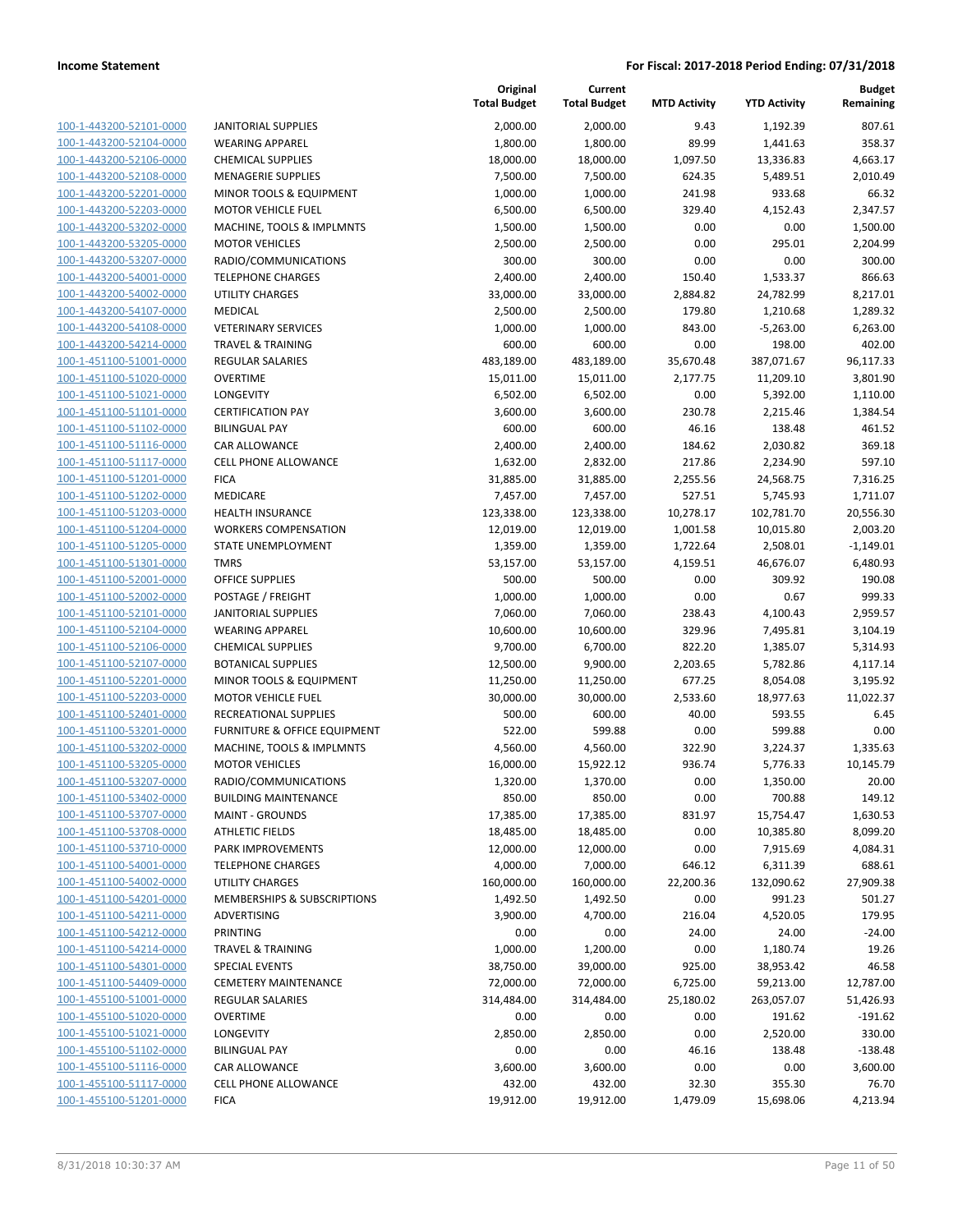# Income Statement

## For Fiscal: 2017-2018 Period Ending: 07/31/2018

| | | Original Total Budget | Current Total Budget | MTD Activity | YTD Activity | Budget Remaining |
|---|---|---|---|---|---|---|
| 100-1-443200-52101-0000 | JANITORIAL SUPPLIES | 2,000.00 | 2,000.00 | 9.43 | 1,192.39 | 807.61 |
| 100-1-443200-52104-0000 | WEARING APPAREL | 1,800.00 | 1,800.00 | 89.99 | 1,441.63 | 358.37 |
| 100-1-443200-52106-0000 | CHEMICAL SUPPLIES | 18,000.00 | 18,000.00 | 1,097.50 | 13,336.83 | 4,663.17 |
| 100-1-443200-52108-0000 | MENAGERIE SUPPLIES | 7,500.00 | 7,500.00 | 624.35 | 5,489.51 | 2,010.49 |
| 100-1-443200-52201-0000 | MINOR TOOLS & EQUIPMENT | 1,000.00 | 1,000.00 | 241.98 | 933.68 | 66.32 |
| 100-1-443200-52203-0000 | MOTOR VEHICLE FUEL | 6,500.00 | 6,500.00 | 329.40 | 4,152.43 | 2,347.57 |
| 100-1-443200-53202-0000 | MACHINE, TOOLS & IMPLMNTS | 1,500.00 | 1,500.00 | 0.00 | 0.00 | 1,500.00 |
| 100-1-443200-53205-0000 | MOTOR VEHICLES | 2,500.00 | 2,500.00 | 0.00 | 295.01 | 2,204.99 |
| 100-1-443200-53207-0000 | RADIO/COMMUNICATIONS | 300.00 | 300.00 | 0.00 | 0.00 | 300.00 |
| 100-1-443200-54001-0000 | TELEPHONE CHARGES | 2,400.00 | 2,400.00 | 150.40 | 1,533.37 | 866.63 |
| 100-1-443200-54002-0000 | UTILITY CHARGES | 33,000.00 | 33,000.00 | 2,884.82 | 24,782.99 | 8,217.01 |
| 100-1-443200-54107-0000 | MEDICAL | 2,500.00 | 2,500.00 | 179.80 | 1,210.68 | 1,289.32 |
| 100-1-443200-54108-0000 | VETERINARY SERVICES | 1,000.00 | 1,000.00 | 843.00 | -5,263.00 | 6,263.00 |
| 100-1-443200-54214-0000 | TRAVEL & TRAINING | 600.00 | 600.00 | 0.00 | 198.00 | 402.00 |
| 100-1-451100-51001-0000 | REGULAR SALARIES | 483,189.00 | 483,189.00 | 35,670.48 | 387,071.67 | 96,117.33 |
| 100-1-451100-51020-0000 | OVERTIME | 15,011.00 | 15,011.00 | 2,177.75 | 11,209.10 | 3,801.90 |
| 100-1-451100-51021-0000 | LONGEVITY | 6,502.00 | 6,502.00 | 0.00 | 5,392.00 | 1,110.00 |
| 100-1-451100-51101-0000 | CERTIFICATION PAY | 3,600.00 | 3,600.00 | 230.78 | 2,215.46 | 1,384.54 |
| 100-1-451100-51102-0000 | BILINGUAL PAY | 600.00 | 600.00 | 46.16 | 138.48 | 461.52 |
| 100-1-451100-51116-0000 | CAR ALLOWANCE | 2,400.00 | 2,400.00 | 184.62 | 2,030.82 | 369.18 |
| 100-1-451100-51117-0000 | CELL PHONE ALLOWANCE | 1,632.00 | 2,832.00 | 217.86 | 2,234.90 | 597.10 |
| 100-1-451100-51201-0000 | FICA | 31,885.00 | 31,885.00 | 2,255.56 | 24,568.75 | 7,316.25 |
| 100-1-451100-51202-0000 | MEDICARE | 7,457.00 | 7,457.00 | 527.51 | 5,745.93 | 1,711.07 |
| 100-1-451100-51203-0000 | HEALTH INSURANCE | 123,338.00 | 123,338.00 | 10,278.17 | 102,781.70 | 20,556.30 |
| 100-1-451100-51204-0000 | WORKERS COMPENSATION | 12,019.00 | 12,019.00 | 1,001.58 | 10,015.80 | 2,003.20 |
| 100-1-451100-51205-0000 | STATE UNEMPLOYMENT | 1,359.00 | 1,359.00 | 1,722.64 | 2,508.01 | -1,149.01 |
| 100-1-451100-51301-0000 | TMRS | 53,157.00 | 53,157.00 | 4,159.51 | 46,676.07 | 6,480.93 |
| 100-1-451100-52001-0000 | OFFICE SUPPLIES | 500.00 | 500.00 | 0.00 | 309.92 | 190.08 |
| 100-1-451100-52002-0000 | POSTAGE / FREIGHT | 1,000.00 | 1,000.00 | 0.00 | 0.67 | 999.33 |
| 100-1-451100-52101-0000 | JANITORIAL SUPPLIES | 7,060.00 | 7,060.00 | 238.43 | 4,100.43 | 2,959.57 |
| 100-1-451100-52104-0000 | WEARING APPAREL | 10,600.00 | 10,600.00 | 329.96 | 7,495.81 | 3,104.19 |
| 100-1-451100-52106-0000 | CHEMICAL SUPPLIES | 9,700.00 | 6,700.00 | 822.20 | 1,385.07 | 5,314.93 |
| 100-1-451100-52107-0000 | BOTANICAL SUPPLIES | 12,500.00 | 9,900.00 | 2,203.65 | 5,782.86 | 4,117.14 |
| 100-1-451100-52201-0000 | MINOR TOOLS & EQUIPMENT | 11,250.00 | 11,250.00 | 677.25 | 8,054.08 | 3,195.92 |
| 100-1-451100-52203-0000 | MOTOR VEHICLE FUEL | 30,000.00 | 30,000.00 | 2,533.60 | 18,977.63 | 11,022.37 |
| 100-1-451100-52401-0000 | RECREATIONAL SUPPLIES | 500.00 | 600.00 | 40.00 | 593.55 | 6.45 |
| 100-1-451100-53201-0000 | FURNITURE & OFFICE EQUIPMENT | 522.00 | 599.88 | 0.00 | 599.88 | 0.00 |
| 100-1-451100-53202-0000 | MACHINE, TOOLS & IMPLMNTS | 4,560.00 | 4,560.00 | 322.90 | 3,224.37 | 1,335.63 |
| 100-1-451100-53205-0000 | MOTOR VEHICLES | 16,000.00 | 15,922.12 | 936.74 | 5,776.33 | 10,145.79 |
| 100-1-451100-53207-0000 | RADIO/COMMUNICATIONS | 1,320.00 | 1,370.00 | 0.00 | 1,350.00 | 20.00 |
| 100-1-451100-53402-0000 | BUILDING MAINTENANCE | 850.00 | 850.00 | 0.00 | 700.88 | 149.12 |
| 100-1-451100-53707-0000 | MAINT - GROUNDS | 17,385.00 | 17,385.00 | 831.97 | 15,754.47 | 1,630.53 |
| 100-1-451100-53708-0000 | ATHLETIC FIELDS | 18,485.00 | 18,485.00 | 0.00 | 10,385.80 | 8,099.20 |
| 100-1-451100-53710-0000 | PARK IMPROVEMENTS | 12,000.00 | 12,000.00 | 0.00 | 7,915.69 | 4,084.31 |
| 100-1-451100-54001-0000 | TELEPHONE CHARGES | 4,000.00 | 7,000.00 | 646.12 | 6,311.39 | 688.61 |
| 100-1-451100-54002-0000 | UTILITY CHARGES | 160,000.00 | 160,000.00 | 22,200.36 | 132,090.62 | 27,909.38 |
| 100-1-451100-54201-0000 | MEMBERSHIPS & SUBSCRIPTIONS | 1,492.50 | 1,492.50 | 0.00 | 991.23 | 501.27 |
| 100-1-451100-54211-0000 | ADVERTISING | 3,900.00 | 4,700.00 | 216.04 | 4,520.05 | 179.95 |
| 100-1-451100-54212-0000 | PRINTING | 0.00 | 0.00 | 24.00 | 24.00 | -24.00 |
| 100-1-451100-54214-0000 | TRAVEL & TRAINING | 1,000.00 | 1,200.00 | 0.00 | 1,180.74 | 19.26 |
| 100-1-451100-54301-0000 | SPECIAL EVENTS | 38,750.00 | 39,000.00 | 925.00 | 38,953.42 | 46.58 |
| 100-1-451100-54409-0000 | CEMETERY MAINTENANCE | 72,000.00 | 72,000.00 | 6,725.00 | 59,213.00 | 12,787.00 |
| 100-1-455100-51001-0000 | REGULAR SALARIES | 314,484.00 | 314,484.00 | 25,180.02 | 263,057.07 | 51,426.93 |
| 100-1-455100-51020-0000 | OVERTIME | 0.00 | 0.00 | 0.00 | 191.62 | -191.62 |
| 100-1-455100-51021-0000 | LONGEVITY | 2,850.00 | 2,850.00 | 0.00 | 2,520.00 | 330.00 |
| 100-1-455100-51102-0000 | BILINGUAL PAY | 0.00 | 0.00 | 46.16 | 138.48 | -138.48 |
| 100-1-455100-51116-0000 | CAR ALLOWANCE | 3,600.00 | 3,600.00 | 0.00 | 0.00 | 3,600.00 |
| 100-1-455100-51117-0000 | CELL PHONE ALLOWANCE | 432.00 | 432.00 | 32.30 | 355.30 | 76.70 |
| 100-1-455100-51201-0000 | FICA | 19,912.00 | 19,912.00 | 1,479.09 | 15,698.06 | 4,213.94 |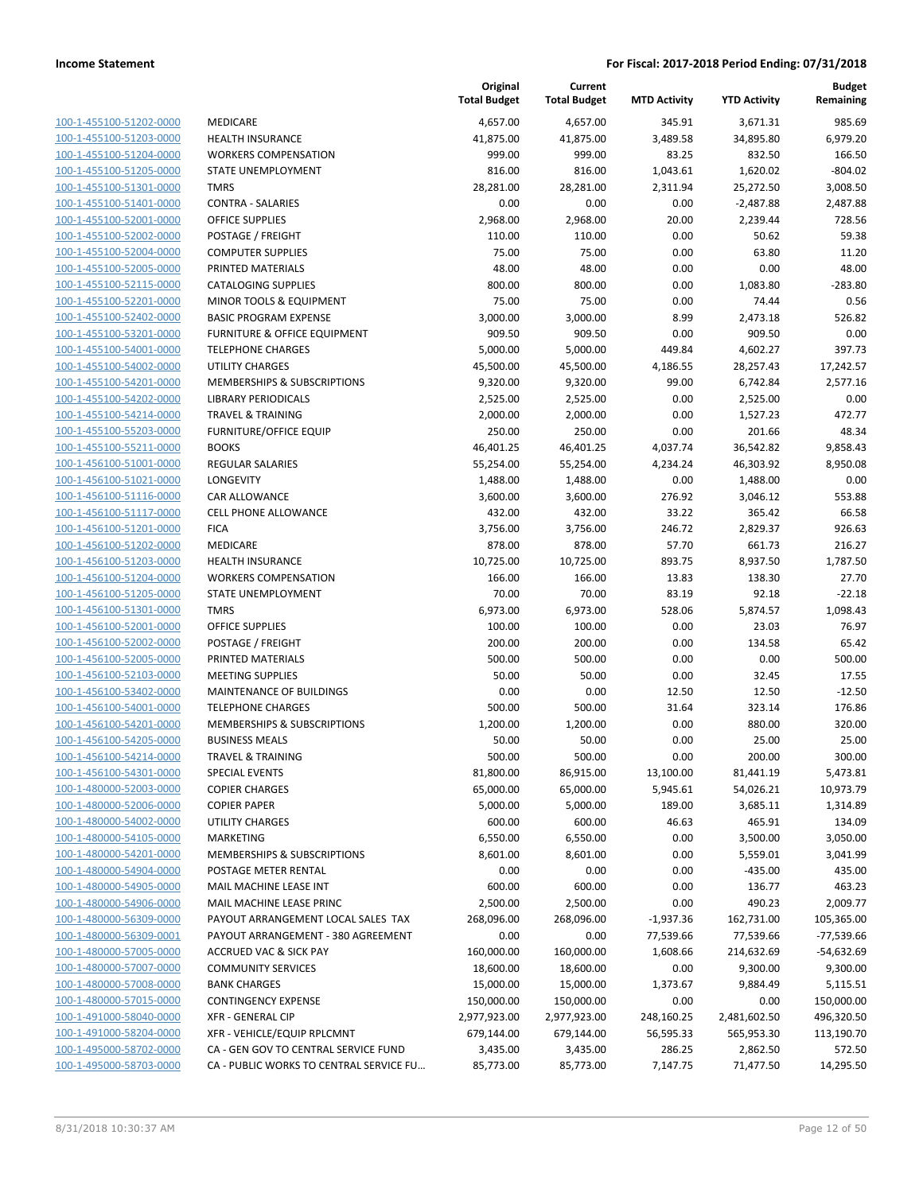|  |  | Original Total Budget | Current Total Budget | MTD Activity | YTD Activity | Budget Remaining |
|---|---|---|---|---|---|---|
| 100-1-455100-51202-0000 | MEDICARE | 4,657.00 | 4,657.00 | 345.91 | 3,671.31 | 985.69 |
| 100-1-455100-51203-0000 | HEALTH INSURANCE | 41,875.00 | 41,875.00 | 3,489.58 | 34,895.80 | 6,979.20 |
| 100-1-455100-51204-0000 | WORKERS COMPENSATION | 999.00 | 999.00 | 83.25 | 832.50 | 166.50 |
| 100-1-455100-51205-0000 | STATE UNEMPLOYMENT | 816.00 | 816.00 | 1,043.61 | 1,620.02 | -804.02 |
| 100-1-455100-51301-0000 | TMRS | 28,281.00 | 28,281.00 | 2,311.94 | 25,272.50 | 3,008.50 |
| 100-1-455100-51401-0000 | CONTRA - SALARIES | 0.00 | 0.00 | 0.00 | -2,487.88 | 2,487.88 |
| 100-1-455100-52001-0000 | OFFICE SUPPLIES | 2,968.00 | 2,968.00 | 20.00 | 2,239.44 | 728.56 |
| 100-1-455100-52002-0000 | POSTAGE / FREIGHT | 110.00 | 110.00 | 0.00 | 50.62 | 59.38 |
| 100-1-455100-52004-0000 | COMPUTER SUPPLIES | 75.00 | 75.00 | 0.00 | 63.80 | 11.20 |
| 100-1-455100-52005-0000 | PRINTED MATERIALS | 48.00 | 48.00 | 0.00 | 0.00 | 48.00 |
| 100-1-455100-52115-0000 | CATALOGING SUPPLIES | 800.00 | 800.00 | 0.00 | 1,083.80 | -283.80 |
| 100-1-455100-52201-0000 | MINOR TOOLS & EQUIPMENT | 75.00 | 75.00 | 0.00 | 74.44 | 0.56 |
| 100-1-455100-52402-0000 | BASIC PROGRAM EXPENSE | 3,000.00 | 3,000.00 | 8.99 | 2,473.18 | 526.82 |
| 100-1-455100-53201-0000 | FURNITURE & OFFICE EQUIPMENT | 909.50 | 909.50 | 0.00 | 909.50 | 0.00 |
| 100-1-455100-54001-0000 | TELEPHONE CHARGES | 5,000.00 | 5,000.00 | 449.84 | 4,602.27 | 397.73 |
| 100-1-455100-54002-0000 | UTILITY CHARGES | 45,500.00 | 45,500.00 | 4,186.55 | 28,257.43 | 17,242.57 |
| 100-1-455100-54201-0000 | MEMBERSHIPS & SUBSCRIPTIONS | 9,320.00 | 9,320.00 | 99.00 | 6,742.84 | 2,577.16 |
| 100-1-455100-54202-0000 | LIBRARY PERIODICALS | 2,525.00 | 2,525.00 | 0.00 | 2,525.00 | 0.00 |
| 100-1-455100-54214-0000 | TRAVEL & TRAINING | 2,000.00 | 2,000.00 | 0.00 | 1,527.23 | 472.77 |
| 100-1-455100-55203-0000 | FURNITURE/OFFICE EQUIP | 250.00 | 250.00 | 0.00 | 201.66 | 48.34 |
| 100-1-455100-55211-0000 | BOOKS | 46,401.25 | 46,401.25 | 4,037.74 | 36,542.82 | 9,858.43 |
| 100-1-456100-51001-0000 | REGULAR SALARIES | 55,254.00 | 55,254.00 | 4,234.24 | 46,303.92 | 8,950.08 |
| 100-1-456100-51021-0000 | LONGEVITY | 1,488.00 | 1,488.00 | 0.00 | 1,488.00 | 0.00 |
| 100-1-456100-51116-0000 | CAR ALLOWANCE | 3,600.00 | 3,600.00 | 276.92 | 3,046.12 | 553.88 |
| 100-1-456100-51117-0000 | CELL PHONE ALLOWANCE | 432.00 | 432.00 | 33.22 | 365.42 | 66.58 |
| 100-1-456100-51201-0000 | FICA | 3,756.00 | 3,756.00 | 246.72 | 2,829.37 | 926.63 |
| 100-1-456100-51202-0000 | MEDICARE | 878.00 | 878.00 | 57.70 | 661.73 | 216.27 |
| 100-1-456100-51203-0000 | HEALTH INSURANCE | 10,725.00 | 10,725.00 | 893.75 | 8,937.50 | 1,787.50 |
| 100-1-456100-51204-0000 | WORKERS COMPENSATION | 166.00 | 166.00 | 13.83 | 138.30 | 27.70 |
| 100-1-456100-51205-0000 | STATE UNEMPLOYMENT | 70.00 | 70.00 | 83.19 | 92.18 | -22.18 |
| 100-1-456100-51301-0000 | TMRS | 6,973.00 | 6,973.00 | 528.06 | 5,874.57 | 1,098.43 |
| 100-1-456100-52001-0000 | OFFICE SUPPLIES | 100.00 | 100.00 | 0.00 | 23.03 | 76.97 |
| 100-1-456100-52002-0000 | POSTAGE / FREIGHT | 200.00 | 200.00 | 0.00 | 134.58 | 65.42 |
| 100-1-456100-52005-0000 | PRINTED MATERIALS | 500.00 | 500.00 | 0.00 | 0.00 | 500.00 |
| 100-1-456100-52103-0000 | MEETING SUPPLIES | 50.00 | 50.00 | 0.00 | 32.45 | 17.55 |
| 100-1-456100-53402-0000 | MAINTENANCE OF BUILDINGS | 0.00 | 0.00 | 12.50 | 12.50 | -12.50 |
| 100-1-456100-54001-0000 | TELEPHONE CHARGES | 500.00 | 500.00 | 31.64 | 323.14 | 176.86 |
| 100-1-456100-54201-0000 | MEMBERSHIPS & SUBSCRIPTIONS | 1,200.00 | 1,200.00 | 0.00 | 880.00 | 320.00 |
| 100-1-456100-54205-0000 | BUSINESS MEALS | 50.00 | 50.00 | 0.00 | 25.00 | 25.00 |
| 100-1-456100-54214-0000 | TRAVEL & TRAINING | 500.00 | 500.00 | 0.00 | 200.00 | 300.00 |
| 100-1-456100-54301-0000 | SPECIAL EVENTS | 81,800.00 | 86,915.00 | 13,100.00 | 81,441.19 | 5,473.81 |
| 100-1-480000-52003-0000 | COPIER CHARGES | 65,000.00 | 65,000.00 | 5,945.61 | 54,026.21 | 10,973.79 |
| 100-1-480000-52006-0000 | COPIER PAPER | 5,000.00 | 5,000.00 | 189.00 | 3,685.11 | 1,314.89 |
| 100-1-480000-54002-0000 | UTILITY CHARGES | 600.00 | 600.00 | 46.63 | 465.91 | 134.09 |
| 100-1-480000-54105-0000 | MARKETING | 6,550.00 | 6,550.00 | 0.00 | 3,500.00 | 3,050.00 |
| 100-1-480000-54201-0000 | MEMBERSHIPS & SUBSCRIPTIONS | 8,601.00 | 8,601.00 | 0.00 | 5,559.01 | 3,041.99 |
| 100-1-480000-54904-0000 | POSTAGE METER RENTAL | 0.00 | 0.00 | 0.00 | -435.00 | 435.00 |
| 100-1-480000-54905-0000 | MAIL MACHINE LEASE INT | 600.00 | 600.00 | 0.00 | 136.77 | 463.23 |
| 100-1-480000-54906-0000 | MAIL MACHINE LEASE PRINC | 2,500.00 | 2,500.00 | 0.00 | 490.23 | 2,009.77 |
| 100-1-480000-56309-0000 | PAYOUT ARRANGEMENT LOCAL SALES TAX | 268,096.00 | 268,096.00 | -1,937.36 | 162,731.00 | 105,365.00 |
| 100-1-480000-56309-0001 | PAYOUT ARRANGEMENT - 380 AGREEMENT | 0.00 | 0.00 | 77,539.66 | 77,539.66 | -77,539.66 |
| 100-1-480000-57005-0000 | ACCRUED VAC & SICK PAY | 160,000.00 | 160,000.00 | 1,608.66 | 214,632.69 | -54,632.69 |
| 100-1-480000-57007-0000 | COMMUNITY SERVICES | 18,600.00 | 18,600.00 | 0.00 | 9,300.00 | 9,300.00 |
| 100-1-480000-57008-0000 | BANK CHARGES | 15,000.00 | 15,000.00 | 1,373.67 | 9,884.49 | 5,115.51 |
| 100-1-480000-57015-0000 | CONTINGENCY EXPENSE | 150,000.00 | 150,000.00 | 0.00 | 0.00 | 150,000.00 |
| 100-1-491000-58040-0000 | XFR - GENERAL CIP | 2,977,923.00 | 2,977,923.00 | 248,160.25 | 2,481,602.50 | 496,320.50 |
| 100-1-491000-58204-0000 | XFR - VEHICLE/EQUIP RPLCMNT | 679,144.00 | 679,144.00 | 56,595.33 | 565,953.30 | 113,190.70 |
| 100-1-495000-58702-0000 | CA - GEN GOV TO CENTRAL SERVICE FUND | 3,435.00 | 3,435.00 | 286.25 | 2,862.50 | 572.50 |
| 100-1-495000-58703-0000 | CA - PUBLIC WORKS TO CENTRAL SERVICE FU… | 85,773.00 | 85,773.00 | 7,147.75 | 71,477.50 | 14,295.50 |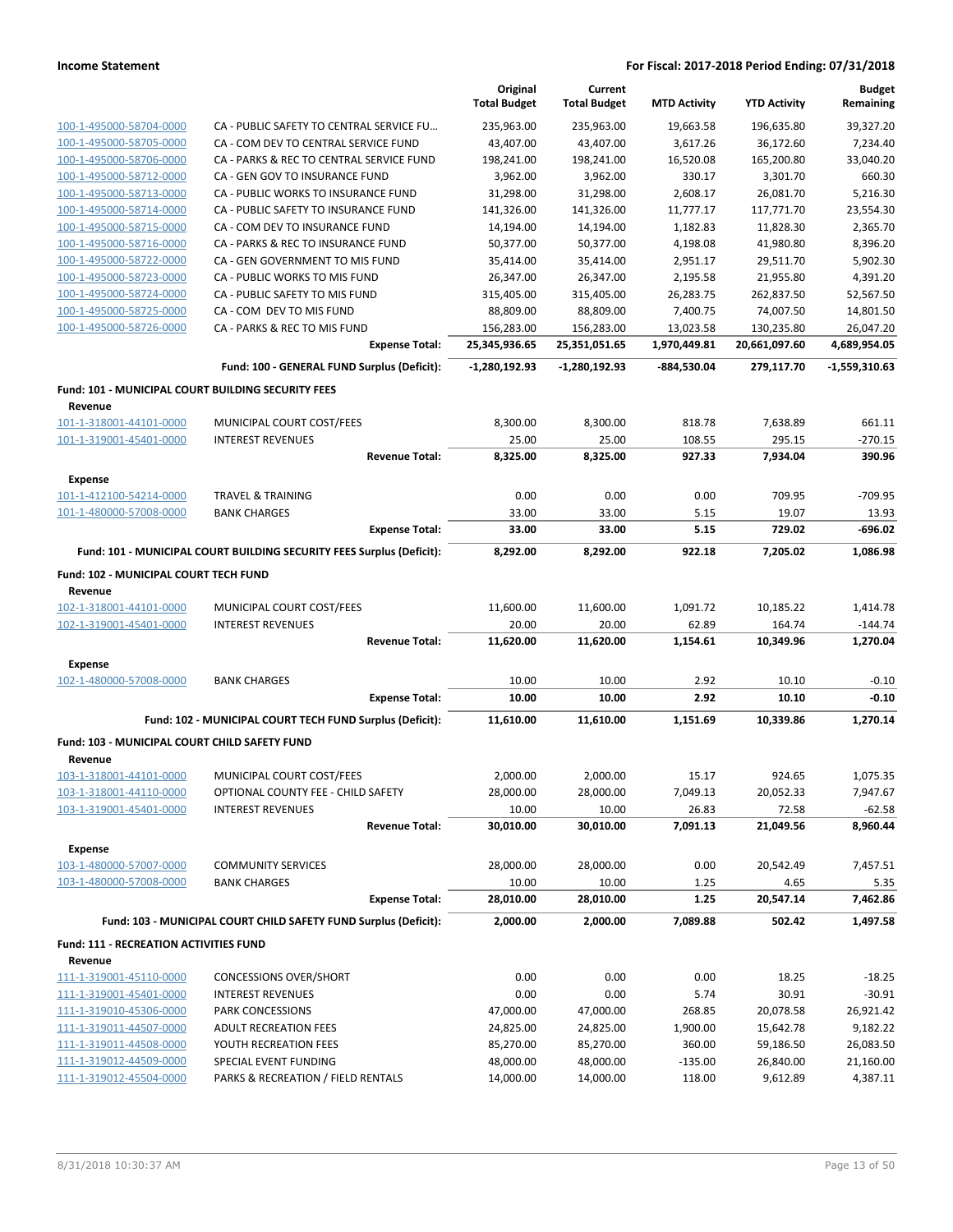**Income Statement** — **For Fiscal: 2017-2018 Period Ending: 07/31/2018**

| | | Original Total Budget | Current Total Budget | MTD Activity | YTD Activity | Budget Remaining |
|---|---|---|---|---|---|---|
| 100-1-495000-58704-0000 | CA - PUBLIC SAFETY TO CENTRAL SERVICE FU... | 235,963.00 | 235,963.00 | 19,663.58 | 196,635.80 | 39,327.20 |
| 100-1-495000-58705-0000 | CA - COM DEV TO CENTRAL SERVICE FUND | 43,407.00 | 43,407.00 | 3,617.26 | 36,172.60 | 7,234.40 |
| 100-1-495000-58706-0000 | CA - PARKS & REC TO CENTRAL SERVICE FUND | 198,241.00 | 198,241.00 | 16,520.08 | 165,200.80 | 33,040.20 |
| 100-1-495000-58712-0000 | CA - GEN GOV TO INSURANCE FUND | 3,962.00 | 3,962.00 | 330.17 | 3,301.70 | 660.30 |
| 100-1-495000-58713-0000 | CA - PUBLIC WORKS TO INSURANCE FUND | 31,298.00 | 31,298.00 | 2,608.17 | 26,081.70 | 5,216.30 |
| 100-1-495000-58714-0000 | CA - PUBLIC SAFETY TO INSURANCE FUND | 141,326.00 | 141,326.00 | 11,777.17 | 117,771.70 | 23,554.30 |
| 100-1-495000-58715-0000 | CA - COM DEV TO INSURANCE FUND | 14,194.00 | 14,194.00 | 1,182.83 | 11,828.30 | 2,365.70 |
| 100-1-495000-58716-0000 | CA - PARKS & REC TO INSURANCE FUND | 50,377.00 | 50,377.00 | 4,198.08 | 41,980.80 | 8,396.20 |
| 100-1-495000-58722-0000 | CA - GEN GOVERNMENT TO MIS FUND | 35,414.00 | 35,414.00 | 2,951.17 | 29,511.70 | 5,902.30 |
| 100-1-495000-58723-0000 | CA - PUBLIC WORKS TO MIS FUND | 26,347.00 | 26,347.00 | 2,195.58 | 21,955.80 | 4,391.20 |
| 100-1-495000-58724-0000 | CA - PUBLIC SAFETY TO MIS FUND | 315,405.00 | 315,405.00 | 26,283.75 | 262,837.50 | 52,567.50 |
| 100-1-495000-58725-0000 | CA - COM DEV TO MIS FUND | 88,809.00 | 88,809.00 | 7,400.75 | 74,007.50 | 14,801.50 |
| 100-1-495000-58726-0000 | CA - PARKS & REC TO MIS FUND | 156,283.00 | 156,283.00 | 13,023.58 | 130,235.80 | 26,047.20 |
| | **Expense Total:** | **25,345,936.65** | **25,351,051.65** | **1,970,449.81** | **20,661,097.60** | **4,689,954.05** |
| | **Fund: 100 - GENERAL FUND Surplus (Deficit):** | **-1,280,192.93** | **-1,280,192.93** | **-884,530.04** | **279,117.70** | **-1,559,310.63** |
| **Fund: 101 - MUNICIPAL COURT BUILDING SECURITY FEES** | | | | | | |
| **Revenue** | | | | | | |
| 101-1-318001-44101-0000 | MUNICIPAL COURT COST/FEES | 8,300.00 | 8,300.00 | 818.78 | 7,638.89 | 661.11 |
| 101-1-319001-45401-0000 | INTEREST REVENUES | 25.00 | 25.00 | 108.55 | 295.15 | -270.15 |
| | **Revenue Total:** | **8,325.00** | **8,325.00** | **927.33** | **7,934.04** | **390.96** |
| **Expense** | | | | | | |
| 101-1-412100-54214-0000 | TRAVEL & TRAINING | 0.00 | 0.00 | 0.00 | 709.95 | -709.95 |
| 101-1-480000-57008-0000 | BANK CHARGES | 33.00 | 33.00 | 5.15 | 19.07 | 13.93 |
| | **Expense Total:** | **33.00** | **33.00** | **5.15** | **729.02** | **-696.02** |
| | **Fund: 101 - MUNICIPAL COURT BUILDING SECURITY FEES Surplus (Deficit):** | **8,292.00** | **8,292.00** | **922.18** | **7,205.02** | **1,086.98** |
| **Fund: 102 - MUNICIPAL COURT TECH FUND** | | | | | | |
| **Revenue** | | | | | | |
| 102-1-318001-44101-0000 | MUNICIPAL COURT COST/FEES | 11,600.00 | 11,600.00 | 1,091.72 | 10,185.22 | 1,414.78 |
| 102-1-319001-45401-0000 | INTEREST REVENUES | 20.00 | 20.00 | 62.89 | 164.74 | -144.74 |
| | **Revenue Total:** | **11,620.00** | **11,620.00** | **1,154.61** | **10,349.96** | **1,270.04** |
| **Expense** | | | | | | |
| 102-1-480000-57008-0000 | BANK CHARGES | 10.00 | 10.00 | 2.92 | 10.10 | -0.10 |
| | **Expense Total:** | **10.00** | **10.00** | **2.92** | **10.10** | **-0.10** |
| | **Fund: 102 - MUNICIPAL COURT TECH FUND Surplus (Deficit):** | **11,610.00** | **11,610.00** | **1,151.69** | **10,339.86** | **1,270.14** |
| **Fund: 103 - MUNICIPAL COURT CHILD SAFETY FUND** | | | | | | |
| **Revenue** | | | | | | |
| 103-1-318001-44101-0000 | MUNICIPAL COURT COST/FEES | 2,000.00 | 2,000.00 | 15.17 | 924.65 | 1,075.35 |
| 103-1-318001-44110-0000 | OPTIONAL COUNTY FEE - CHILD SAFETY | 28,000.00 | 28,000.00 | 7,049.13 | 20,052.33 | 7,947.67 |
| 103-1-319001-45401-0000 | INTEREST REVENUES | 10.00 | 10.00 | 26.83 | 72.58 | -62.58 |
| | **Revenue Total:** | **30,010.00** | **30,010.00** | **7,091.13** | **21,049.56** | **8,960.44** |
| **Expense** | | | | | | |
| 103-1-480000-57007-0000 | COMMUNITY SERVICES | 28,000.00 | 28,000.00 | 0.00 | 20,542.49 | 7,457.51 |
| 103-1-480000-57008-0000 | BANK CHARGES | 10.00 | 10.00 | 1.25 | 4.65 | 5.35 |
| | **Expense Total:** | **28,010.00** | **28,010.00** | **1.25** | **20,547.14** | **7,462.86** |
| | **Fund: 103 - MUNICIPAL COURT CHILD SAFETY FUND Surplus (Deficit):** | **2,000.00** | **2,000.00** | **7,089.88** | **502.42** | **1,497.58** |
| **Fund: 111 - RECREATION ACTIVITIES FUND** | | | | | | |
| **Revenue** | | | | | | |
| 111-1-319001-45110-0000 | CONCESSIONS OVER/SHORT | 0.00 | 0.00 | 0.00 | 18.25 | -18.25 |
| 111-1-319001-45401-0000 | INTEREST REVENUES | 0.00 | 0.00 | 5.74 | 30.91 | -30.91 |
| 111-1-319010-45306-0000 | PARK CONCESSIONS | 47,000.00 | 47,000.00 | 268.85 | 20,078.58 | 26,921.42 |
| 111-1-319011-44507-0000 | ADULT RECREATION FEES | 24,825.00 | 24,825.00 | 1,900.00 | 15,642.78 | 9,182.22 |
| 111-1-319011-44508-0000 | YOUTH RECREATION FEES | 85,270.00 | 85,270.00 | 360.00 | 59,186.50 | 26,083.50 |
| 111-1-319012-44509-0000 | SPECIAL EVENT FUNDING | 48,000.00 | 48,000.00 | -135.00 | 26,840.00 | 21,160.00 |
| 111-1-319012-45504-0000 | PARKS & RECREATION / FIELD RENTALS | 14,000.00 | 14,000.00 | 118.00 | 9,612.89 | 4,387.11 |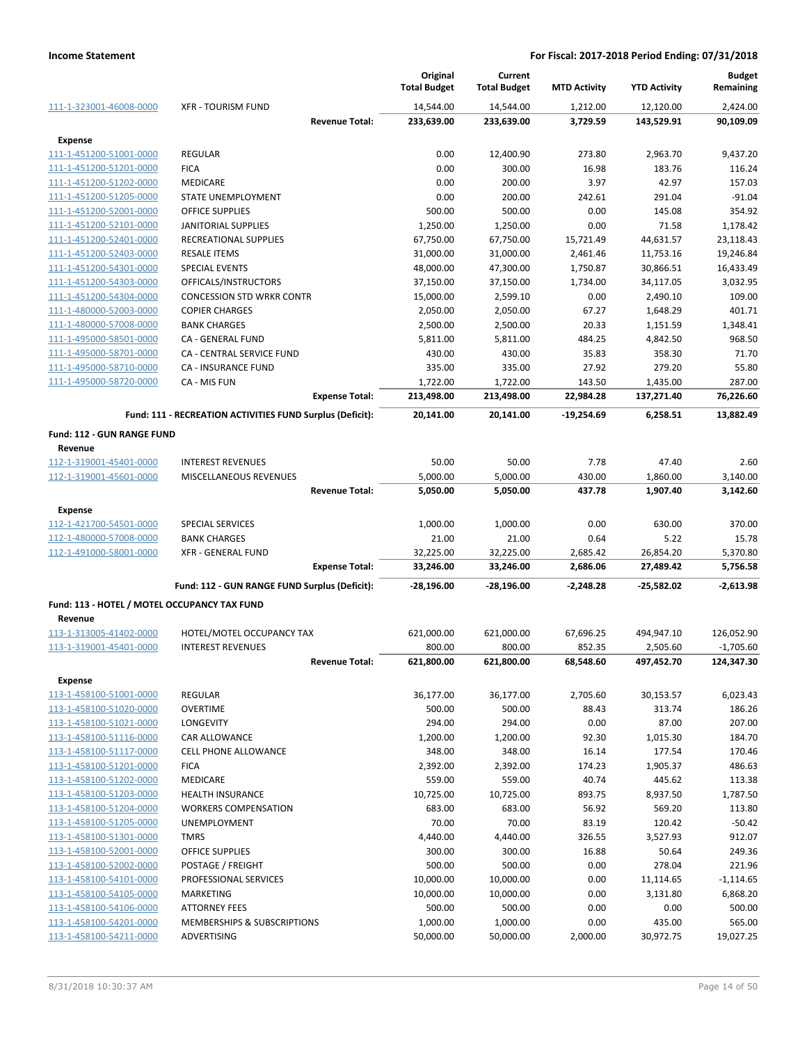| | | Original Total Budget | Current Total Budget | MTD Activity | YTD Activity | Budget Remaining |
|---|---|---|---|---|---|---|
| 111-1-323001-46008-0000 | XFR - TOURISM FUND | 14,544.00 | 14,544.00 | 1,212.00 | 12,120.00 | 2,424.00 |
| | **Revenue Total:** | **233,639.00** | **233,639.00** | **3,729.59** | **143,529.91** | **90,109.09** |
| **Expense** | | | | | | |
| 111-1-451200-51001-0000 | REGULAR | 0.00 | 12,400.90 | 273.80 | 2,963.70 | 9,437.20 |
| 111-1-451200-51201-0000 | FICA | 0.00 | 300.00 | 16.98 | 183.76 | 116.24 |
| 111-1-451200-51202-0000 | MEDICARE | 0.00 | 200.00 | 3.97 | 42.97 | 157.03 |
| 111-1-451200-51205-0000 | STATE UNEMPLOYMENT | 0.00 | 200.00 | 242.61 | 291.04 | -91.04 |
| 111-1-451200-52001-0000 | OFFICE SUPPLIES | 500.00 | 500.00 | 0.00 | 145.08 | 354.92 |
| 111-1-451200-52101-0000 | JANITORIAL SUPPLIES | 1,250.00 | 1,250.00 | 0.00 | 71.58 | 1,178.42 |
| 111-1-451200-52401-0000 | RECREATIONAL SUPPLIES | 67,750.00 | 67,750.00 | 15,721.49 | 44,631.57 | 23,118.43 |
| 111-1-451200-52403-0000 | RESALE ITEMS | 31,000.00 | 31,000.00 | 2,461.46 | 11,753.16 | 19,246.84 |
| 111-1-451200-54301-0000 | SPECIAL EVENTS | 48,000.00 | 47,300.00 | 1,750.87 | 30,866.51 | 16,433.49 |
| 111-1-451200-54303-0000 | OFFICALS/INSTRUCTORS | 37,150.00 | 37,150.00 | 1,734.00 | 34,117.05 | 3,032.95 |
| 111-1-451200-54304-0000 | CONCESSION STD WRKR CONTR | 15,000.00 | 2,599.10 | 0.00 | 2,490.10 | 109.00 |
| 111-1-480000-52003-0000 | COPIER CHARGES | 2,050.00 | 2,050.00 | 67.27 | 1,648.29 | 401.71 |
| 111-1-480000-57008-0000 | BANK CHARGES | 2,500.00 | 2,500.00 | 20.33 | 1,151.59 | 1,348.41 |
| 111-1-495000-58501-0000 | CA - GENERAL FUND | 5,811.00 | 5,811.00 | 484.25 | 4,842.50 | 968.50 |
| 111-1-495000-58701-0000 | CA - CENTRAL SERVICE FUND | 430.00 | 430.00 | 35.83 | 358.30 | 71.70 |
| 111-1-495000-58710-0000 | CA - INSURANCE FUND | 335.00 | 335.00 | 27.92 | 279.20 | 55.80 |
| 111-1-495000-58720-0000 | CA - MIS FUN | 1,722.00 | 1,722.00 | 143.50 | 1,435.00 | 287.00 |
| | **Expense Total:** | **213,498.00** | **213,498.00** | **22,984.28** | **137,271.40** | **76,226.60** |
| | **Fund: 111 - RECREATION ACTIVITIES FUND Surplus (Deficit):** | **20,141.00** | **20,141.00** | **-19,254.69** | **6,258.51** | **13,882.49** |
| **Fund: 112 - GUN RANGE FUND** | | | | | | |
| **Revenue** | | | | | | |
| 112-1-319001-45401-0000 | INTEREST REVENUES | 50.00 | 50.00 | 7.78 | 47.40 | 2.60 |
| 112-1-319001-45601-0000 | MISCELLANEOUS REVENUES | 5,000.00 | 5,000.00 | 430.00 | 1,860.00 | 3,140.00 |
| | **Revenue Total:** | **5,050.00** | **5,050.00** | **437.78** | **1,907.40** | **3,142.60** |
| **Expense** | | | | | | |
| 112-1-421700-54501-0000 | SPECIAL SERVICES | 1,000.00 | 1,000.00 | 0.00 | 630.00 | 370.00 |
| 112-1-480000-57008-0000 | BANK CHARGES | 21.00 | 21.00 | 0.64 | 5.22 | 15.78 |
| 112-1-491000-58001-0000 | XFR - GENERAL FUND | 32,225.00 | 32,225.00 | 2,685.42 | 26,854.20 | 5,370.80 |
| | **Expense Total:** | **33,246.00** | **33,246.00** | **2,686.06** | **27,489.42** | **5,756.58** |
| | **Fund: 112 - GUN RANGE FUND Surplus (Deficit):** | **-28,196.00** | **-28,196.00** | **-2,248.28** | **-25,582.02** | **-2,613.98** |
| **Fund: 113 - HOTEL / MOTEL OCCUPANCY TAX FUND** | | | | | | |
| **Revenue** | | | | | | |
| 113-1-313005-41402-0000 | HOTEL/MOTEL OCCUPANCY TAX | 621,000.00 | 621,000.00 | 67,696.25 | 494,947.10 | 126,052.90 |
| 113-1-319001-45401-0000 | INTEREST REVENUES | 800.00 | 800.00 | 852.35 | 2,505.60 | -1,705.60 |
| | **Revenue Total:** | **621,800.00** | **621,800.00** | **68,548.60** | **497,452.70** | **124,347.30** |
| **Expense** | | | | | | |
| 113-1-458100-51001-0000 | REGULAR | 36,177.00 | 36,177.00 | 2,705.60 | 30,153.57 | 6,023.43 |
| 113-1-458100-51020-0000 | OVERTIME | 500.00 | 500.00 | 88.43 | 313.74 | 186.26 |
| 113-1-458100-51021-0000 | LONGEVITY | 294.00 | 294.00 | 0.00 | 87.00 | 207.00 |
| 113-1-458100-51116-0000 | CAR ALLOWANCE | 1,200.00 | 1,200.00 | 92.30 | 1,015.30 | 184.70 |
| 113-1-458100-51117-0000 | CELL PHONE ALLOWANCE | 348.00 | 348.00 | 16.14 | 177.54 | 170.46 |
| 113-1-458100-51201-0000 | FICA | 2,392.00 | 2,392.00 | 174.23 | 1,905.37 | 486.63 |
| 113-1-458100-51202-0000 | MEDICARE | 559.00 | 559.00 | 40.74 | 445.62 | 113.38 |
| 113-1-458100-51203-0000 | HEALTH INSURANCE | 10,725.00 | 10,725.00 | 893.75 | 8,937.50 | 1,787.50 |
| 113-1-458100-51204-0000 | WORKERS COMPENSATION | 683.00 | 683.00 | 56.92 | 569.20 | 113.80 |
| 113-1-458100-51205-0000 | UNEMPLOYMENT | 70.00 | 70.00 | 83.19 | 120.42 | -50.42 |
| 113-1-458100-51301-0000 | TMRS | 4,440.00 | 4,440.00 | 326.55 | 3,527.93 | 912.07 |
| 113-1-458100-52001-0000 | OFFICE SUPPLIES | 300.00 | 300.00 | 16.88 | 50.64 | 249.36 |
| 113-1-458100-52002-0000 | POSTAGE / FREIGHT | 500.00 | 500.00 | 0.00 | 278.04 | 221.96 |
| 113-1-458100-54101-0000 | PROFESSIONAL SERVICES | 10,000.00 | 10,000.00 | 0.00 | 11,114.65 | -1,114.65 |
| 113-1-458100-54105-0000 | MARKETING | 10,000.00 | 10,000.00 | 0.00 | 3,131.80 | 6,868.20 |
| 113-1-458100-54106-0000 | ATTORNEY FEES | 500.00 | 500.00 | 0.00 | 0.00 | 500.00 |
| 113-1-458100-54201-0000 | MEMBERSHIPS & SUBSCRIPTIONS | 1,000.00 | 1,000.00 | 0.00 | 435.00 | 565.00 |
| 113-1-458100-54211-0000 | ADVERTISING | 50,000.00 | 50,000.00 | 2,000.00 | 30,972.75 | 19,027.25 |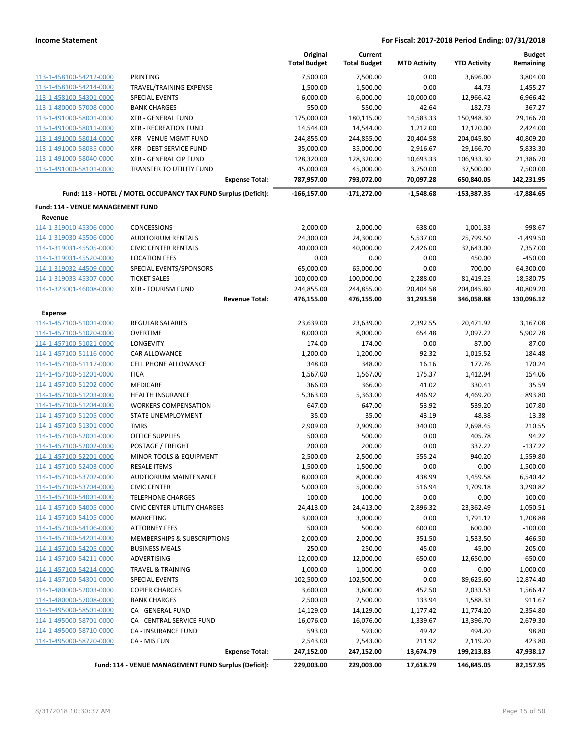| | | Original Total Budget | Current Total Budget | MTD Activity | YTD Activity | Budget Remaining |
|---|---|---|---|---|---|---|
| 113-1-458100-54212-0000 | PRINTING | 7,500.00 | 7,500.00 | 0.00 | 3,696.00 | 3,804.00 |
| 113-1-458100-54214-0000 | TRAVEL/TRAINING EXPENSE | 1,500.00 | 1,500.00 | 0.00 | 44.73 | 1,455.27 |
| 113-1-458100-54301-0000 | SPECIAL EVENTS | 6,000.00 | 6,000.00 | 10,000.00 | 12,966.42 | -6,966.42 |
| 113-1-480000-57008-0000 | BANK CHARGES | 550.00 | 550.00 | 42.64 | 182.73 | 367.27 |
| 113-1-491000-58001-0000 | XFR - GENERAL FUND | 175,000.00 | 180,115.00 | 14,583.33 | 150,948.30 | 29,166.70 |
| 113-1-491000-58011-0000 | XFR - RECREATION FUND | 14,544.00 | 14,544.00 | 1,212.00 | 12,120.00 | 2,424.00 |
| 113-1-491000-58014-0000 | XFR - VENUE MGMT FUND | 244,855.00 | 244,855.00 | 20,404.58 | 204,045.80 | 40,809.20 |
| 113-1-491000-58035-0000 | XFR - DEBT SERVICE FUND | 35,000.00 | 35,000.00 | 2,916.67 | 29,166.70 | 5,833.30 |
| 113-1-491000-58040-0000 | XFR - GENERAL CIP FUND | 128,320.00 | 128,320.00 | 10,693.33 | 106,933.30 | 21,386.70 |
| 113-1-491000-58101-0000 | TRANSFER TO UTILITY FUND | 45,000.00 | 45,000.00 | 3,750.00 | 37,500.00 | 7,500.00 |
| | **Expense Total:** | **787,957.00** | **793,072.00** | **70,097.28** | **650,840.05** | **142,231.95** |
| | **Fund: 113 - HOTEL / MOTEL OCCUPANCY TAX FUND Surplus (Deficit):** | **-166,157.00** | **-171,272.00** | **-1,548.68** | **-153,387.35** | **-17,884.65** |
| **Fund: 114 - VENUE MANAGEMENT FUND** | | | | | | |
| **Revenue** | | | | | | |
| 114-1-319010-45306-0000 | CONCESSIONS | 2,000.00 | 2,000.00 | 638.00 | 1,001.33 | 998.67 |
| 114-1-319030-45506-0000 | AUDITORIUM RENTALS | 24,300.00 | 24,300.00 | 5,537.00 | 25,799.50 | -1,499.50 |
| 114-1-319031-45505-0000 | CIVIC CENTER RENTALS | 40,000.00 | 40,000.00 | 2,426.00 | 32,643.00 | 7,357.00 |
| 114-1-319031-45520-0000 | LOCATION FEES | 0.00 | 0.00 | 0.00 | 450.00 | -450.00 |
| 114-1-319032-44509-0000 | SPECIAL EVENTS/SPONSORS | 65,000.00 | 65,000.00 | 0.00 | 700.00 | 64,300.00 |
| 114-1-319033-45307-0000 | TICKET SALES | 100,000.00 | 100,000.00 | 2,288.00 | 81,419.25 | 18,580.75 |
| 114-1-323001-46008-0000 | XFR - TOURISM FUND | 244,855.00 | 244,855.00 | 20,404.58 | 204,045.80 | 40,809.20 |
| | **Revenue Total:** | **476,155.00** | **476,155.00** | **31,293.58** | **346,058.88** | **130,096.12** |
| **Expense** | | | | | | |
| 114-1-457100-51001-0000 | REGULAR SALARIES | 23,639.00 | 23,639.00 | 2,392.55 | 20,471.92 | 3,167.08 |
| 114-1-457100-51020-0000 | OVERTIME | 8,000.00 | 8,000.00 | 654.48 | 2,097.22 | 5,902.78 |
| 114-1-457100-51021-0000 | LONGEVITY | 174.00 | 174.00 | 0.00 | 87.00 | 87.00 |
| 114-1-457100-51116-0000 | CAR ALLOWANCE | 1,200.00 | 1,200.00 | 92.32 | 1,015.52 | 184.48 |
| 114-1-457100-51117-0000 | CELL PHONE ALLOWANCE | 348.00 | 348.00 | 16.16 | 177.76 | 170.24 |
| 114-1-457100-51201-0000 | FICA | 1,567.00 | 1,567.00 | 175.37 | 1,412.94 | 154.06 |
| 114-1-457100-51202-0000 | MEDICARE | 366.00 | 366.00 | 41.02 | 330.41 | 35.59 |
| 114-1-457100-51203-0000 | HEALTH INSURANCE | 5,363.00 | 5,363.00 | 446.92 | 4,469.20 | 893.80 |
| 114-1-457100-51204-0000 | WORKERS COMPENSATION | 647.00 | 647.00 | 53.92 | 539.20 | 107.80 |
| 114-1-457100-51205-0000 | STATE UNEMPLOYMENT | 35.00 | 35.00 | 43.19 | 48.38 | -13.38 |
| 114-1-457100-51301-0000 | TMRS | 2,909.00 | 2,909.00 | 340.00 | 2,698.45 | 210.55 |
| 114-1-457100-52001-0000 | OFFICE SUPPLIES | 500.00 | 500.00 | 0.00 | 405.78 | 94.22 |
| 114-1-457100-52002-0000 | POSTAGE / FREIGHT | 200.00 | 200.00 | 0.00 | 337.22 | -137.22 |
| 114-1-457100-52201-0000 | MINOR TOOLS & EQUIPMENT | 2,500.00 | 2,500.00 | 555.24 | 940.20 | 1,559.80 |
| 114-1-457100-52403-0000 | RESALE ITEMS | 1,500.00 | 1,500.00 | 0.00 | 0.00 | 1,500.00 |
| 114-1-457100-53702-0000 | AUDTIORIUM MAINTENANCE | 8,000.00 | 8,000.00 | 438.99 | 1,459.58 | 6,540.42 |
| 114-1-457100-53704-0000 | CIVIC CENTER | 5,000.00 | 5,000.00 | 516.94 | 1,709.18 | 3,290.82 |
| 114-1-457100-54001-0000 | TELEPHONE CHARGES | 100.00 | 100.00 | 0.00 | 0.00 | 100.00 |
| 114-1-457100-54005-0000 | CIVIC CENTER UTILITY CHARGES | 24,413.00 | 24,413.00 | 2,896.32 | 23,362.49 | 1,050.51 |
| 114-1-457100-54105-0000 | MARKETING | 3,000.00 | 3,000.00 | 0.00 | 1,791.12 | 1,208.88 |
| 114-1-457100-54106-0000 | ATTORNEY FEES | 500.00 | 500.00 | 600.00 | 600.00 | -100.00 |
| 114-1-457100-54201-0000 | MEMBERSHIPS & SUBSCRIPTIONS | 2,000.00 | 2,000.00 | 351.50 | 1,533.50 | 466.50 |
| 114-1-457100-54205-0000 | BUSINESS MEALS | 250.00 | 250.00 | 45.00 | 45.00 | 205.00 |
| 114-1-457100-54211-0000 | ADVERTISING | 12,000.00 | 12,000.00 | 650.00 | 12,650.00 | -650.00 |
| 114-1-457100-54214-0000 | TRAVEL & TRAINING | 1,000.00 | 1,000.00 | 0.00 | 0.00 | 1,000.00 |
| 114-1-457100-54301-0000 | SPECIAL EVENTS | 102,500.00 | 102,500.00 | 0.00 | 89,625.60 | 12,874.40 |
| 114-1-480000-52003-0000 | COPIER CHARGES | 3,600.00 | 3,600.00 | 452.50 | 2,033.53 | 1,566.47 |
| 114-1-480000-57008-0000 | BANK CHARGES | 2,500.00 | 2,500.00 | 133.94 | 1,588.33 | 911.67 |
| 114-1-495000-58501-0000 | CA - GENERAL FUND | 14,129.00 | 14,129.00 | 1,177.42 | 11,774.20 | 2,354.80 |
| 114-1-495000-58701-0000 | CA - CENTRAL SERVICE FUND | 16,076.00 | 16,076.00 | 1,339.67 | 13,396.70 | 2,679.30 |
| 114-1-495000-58710-0000 | CA - INSURANCE FUND | 593.00 | 593.00 | 49.42 | 494.20 | 98.80 |
| 114-1-495000-58720-0000 | CA - MIS FUN | 2,543.00 | 2,543.00 | 211.92 | 2,119.20 | 423.80 |
| | **Expense Total:** | **247,152.00** | **247,152.00** | **13,674.79** | **199,213.83** | **47,938.17** |
| | **Fund: 114 - VENUE MANAGEMENT FUND Surplus (Deficit):** | **229,003.00** | **229,003.00** | **17,618.79** | **146,845.05** | **82,157.95** |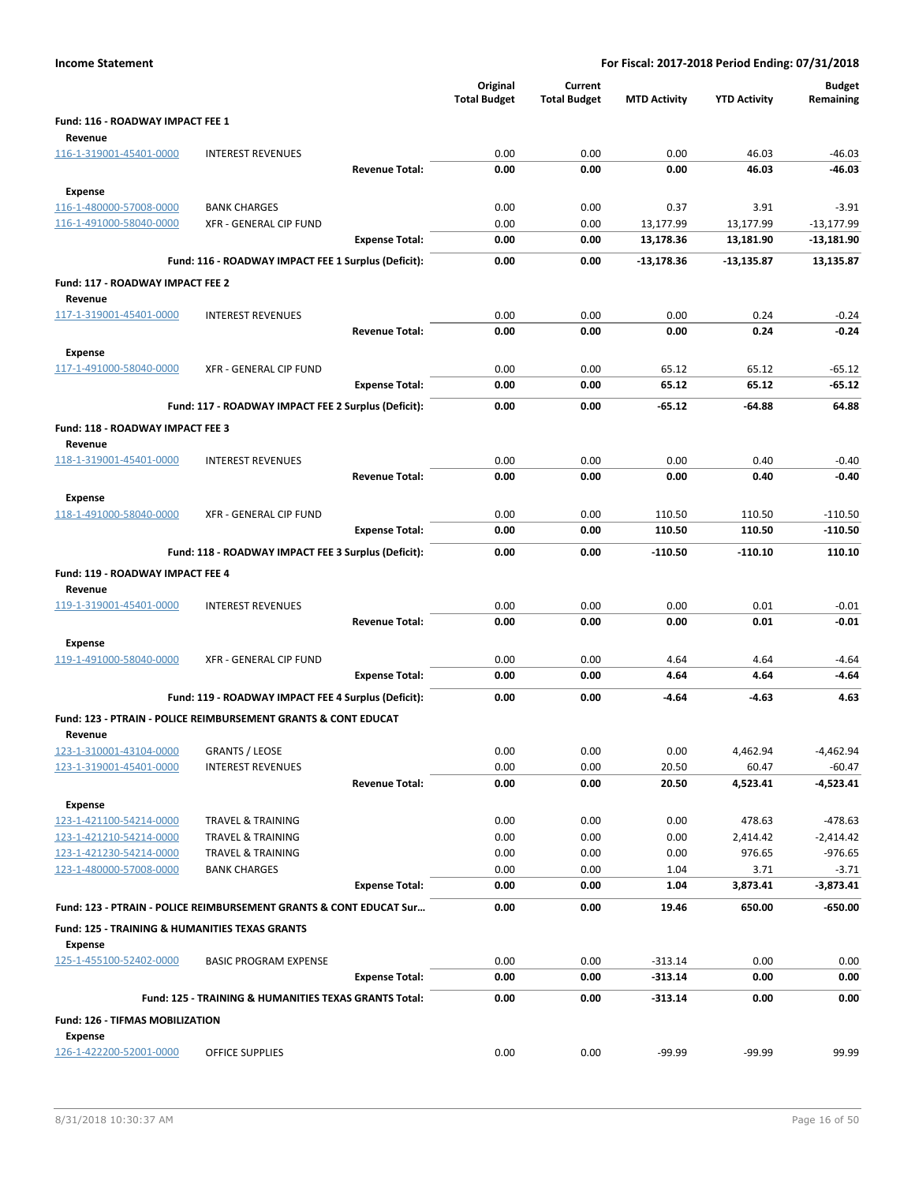**Income Statement** — **For Fiscal: 2017-2018 Period Ending: 07/31/2018**

| | | Original Total Budget | Current Total Budget | MTD Activity | YTD Activity | Budget Remaining |
|---|---|---|---|---|---|---|
| **Fund: 116 - ROADWAY IMPACT FEE 1** | | | | | | |
| **Revenue** | | | | | | |
| 116-1-319001-45401-0000 | INTEREST REVENUES | 0.00 | 0.00 | 0.00 | 46.03 | -46.03 |
| | **Revenue Total:** | **0.00** | **0.00** | **0.00** | **46.03** | **-46.03** |
| **Expense** | | | | | | |
| 116-1-480000-57008-0000 | BANK CHARGES | 0.00 | 0.00 | 0.37 | 3.91 | -3.91 |
| 116-1-491000-58040-0000 | XFR - GENERAL CIP FUND | 0.00 | 0.00 | 13,177.99 | 13,177.99 | -13,177.99 |
| | **Expense Total:** | **0.00** | **0.00** | **13,178.36** | **13,181.90** | **-13,181.90** |
| | **Fund: 116 - ROADWAY IMPACT FEE 1 Surplus (Deficit):** | **0.00** | **0.00** | **-13,178.36** | **-13,135.87** | **13,135.87** |
| **Fund: 117 - ROADWAY IMPACT FEE 2** | | | | | | |
| **Revenue** | | | | | | |
| 117-1-319001-45401-0000 | INTEREST REVENUES | 0.00 | 0.00 | 0.00 | 0.24 | -0.24 |
| | **Revenue Total:** | **0.00** | **0.00** | **0.00** | **0.24** | **-0.24** |
| **Expense** | | | | | | |
| 117-1-491000-58040-0000 | XFR - GENERAL CIP FUND | 0.00 | 0.00 | 65.12 | 65.12 | -65.12 |
| | **Expense Total:** | **0.00** | **0.00** | **65.12** | **65.12** | **-65.12** |
| | **Fund: 117 - ROADWAY IMPACT FEE 2 Surplus (Deficit):** | **0.00** | **0.00** | **-65.12** | **-64.88** | **64.88** |
| **Fund: 118 - ROADWAY IMPACT FEE 3** | | | | | | |
| **Revenue** | | | | | | |
| 118-1-319001-45401-0000 | INTEREST REVENUES | 0.00 | 0.00 | 0.00 | 0.40 | -0.40 |
| | **Revenue Total:** | **0.00** | **0.00** | **0.00** | **0.40** | **-0.40** |
| **Expense** | | | | | | |
| 118-1-491000-58040-0000 | XFR - GENERAL CIP FUND | 0.00 | 0.00 | 110.50 | 110.50 | -110.50 |
| | **Expense Total:** | **0.00** | **0.00** | **110.50** | **110.50** | **-110.50** |
| | **Fund: 118 - ROADWAY IMPACT FEE 3 Surplus (Deficit):** | **0.00** | **0.00** | **-110.50** | **-110.10** | **110.10** |
| **Fund: 119 - ROADWAY IMPACT FEE 4** | | | | | | |
| **Revenue** | | | | | | |
| 119-1-319001-45401-0000 | INTEREST REVENUES | 0.00 | 0.00 | 0.00 | 0.01 | -0.01 |
| | **Revenue Total:** | **0.00** | **0.00** | **0.00** | **0.01** | **-0.01** |
| **Expense** | | | | | | |
| 119-1-491000-58040-0000 | XFR - GENERAL CIP FUND | 0.00 | 0.00 | 4.64 | 4.64 | -4.64 |
| | **Expense Total:** | **0.00** | **0.00** | **4.64** | **4.64** | **-4.64** |
| | **Fund: 119 - ROADWAY IMPACT FEE 4 Surplus (Deficit):** | **0.00** | **0.00** | **-4.64** | **-4.63** | **4.63** |
| **Fund: 123 - PTRAIN - POLICE REIMBURSEMENT GRANTS & CONT EDUCAT** | | | | | | |
| **Revenue** | | | | | | |
| 123-1-310001-43104-0000 | GRANTS / LEOSE | 0.00 | 0.00 | 0.00 | 4,462.94 | -4,462.94 |
| 123-1-319001-45401-0000 | INTEREST REVENUES | 0.00 | 0.00 | 20.50 | 60.47 | -60.47 |
| | **Revenue Total:** | **0.00** | **0.00** | **20.50** | **4,523.41** | **-4,523.41** |
| **Expense** | | | | | | |
| 123-1-421100-54214-0000 | TRAVEL & TRAINING | 0.00 | 0.00 | 0.00 | 478.63 | -478.63 |
| 123-1-421210-54214-0000 | TRAVEL & TRAINING | 0.00 | 0.00 | 0.00 | 2,414.42 | -2,414.42 |
| 123-1-421230-54214-0000 | TRAVEL & TRAINING | 0.00 | 0.00 | 0.00 | 976.65 | -976.65 |
| 123-1-480000-57008-0000 | BANK CHARGES | 0.00 | 0.00 | 1.04 | 3.71 | -3.71 |
| | **Expense Total:** | **0.00** | **0.00** | **1.04** | **3,873.41** | **-3,873.41** |
| | **Fund: 123 - PTRAIN - POLICE REIMBURSEMENT GRANTS & CONT EDUCAT Sur...** | **0.00** | **0.00** | **19.46** | **650.00** | **-650.00** |
| **Fund: 125 - TRAINING & HUMANITIES TEXAS GRANTS** | | | | | | |
| **Expense** | | | | | | |
| 125-1-455100-52402-0000 | BASIC PROGRAM EXPENSE | 0.00 | 0.00 | -313.14 | 0.00 | 0.00 |
| | **Expense Total:** | **0.00** | **0.00** | **-313.14** | **0.00** | **0.00** |
| | **Fund: 125 - TRAINING & HUMANITIES TEXAS GRANTS Total:** | **0.00** | **0.00** | **-313.14** | **0.00** | **0.00** |
| **Fund: 126 - TIFMAS MOBILIZATION** | | | | | | |
| **Expense** | | | | | | |
| 126-1-422200-52001-0000 | OFFICE SUPPLIES | 0.00 | 0.00 | -99.99 | -99.99 | 99.99 |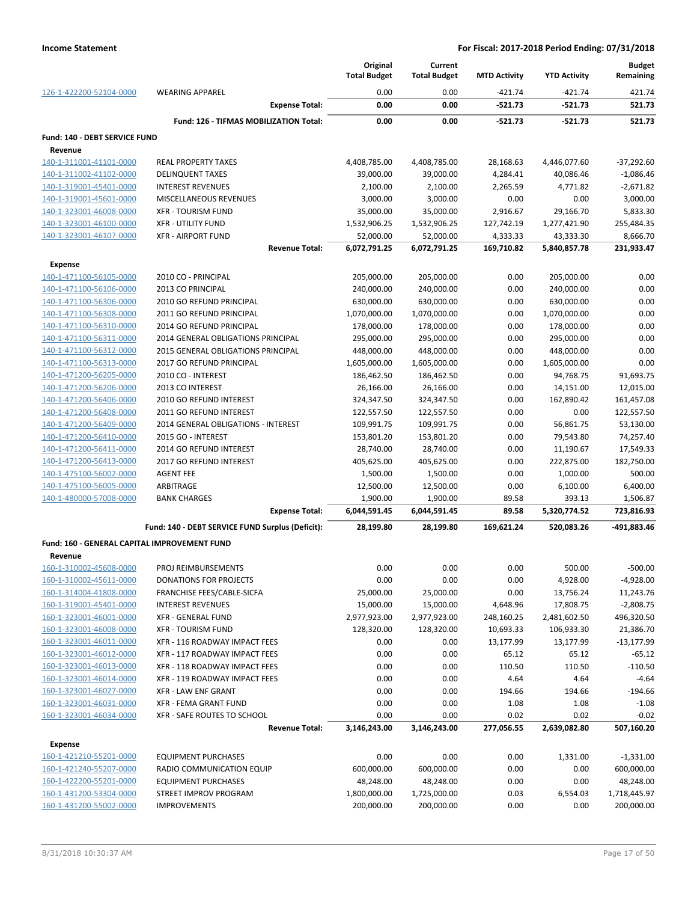| | | Original Total Budget | Current Total Budget | MTD Activity | YTD Activity | Budget Remaining |
|---|---|---|---|---|---|---|
| 126-1-422200-52104-0000 | WEARING APPAREL | 0.00 | 0.00 | -421.74 | -421.74 | 421.74 |
| | **Expense Total:** | **0.00** | **0.00** | **-521.73** | **-521.73** | **521.73** |
| | **Fund: 126 - TIFMAS MOBILIZATION Total:** | **0.00** | **0.00** | **-521.73** | **-521.73** | **521.73** |
| **Fund: 140 - DEBT SERVICE FUND** | | | | | | |
| **Revenue** | | | | | | |
| 140-1-311001-41101-0000 | REAL PROPERTY TAXES | 4,408,785.00 | 4,408,785.00 | 28,168.63 | 4,446,077.60 | -37,292.60 |
| 140-1-311002-41102-0000 | DELINQUENT TAXES | 39,000.00 | 39,000.00 | 4,284.41 | 40,086.46 | -1,086.46 |
| 140-1-319001-45401-0000 | INTEREST REVENUES | 2,100.00 | 2,100.00 | 2,265.59 | 4,771.82 | -2,671.82 |
| 140-1-319001-45601-0000 | MISCELLANEOUS REVENUES | 3,000.00 | 3,000.00 | 0.00 | 0.00 | 3,000.00 |
| 140-1-323001-46008-0000 | XFR - TOURISM FUND | 35,000.00 | 35,000.00 | 2,916.67 | 29,166.70 | 5,833.30 |
| 140-1-323001-46100-0000 | XFR - UTILITY FUND | 1,532,906.25 | 1,532,906.25 | 127,742.19 | 1,277,421.90 | 255,484.35 |
| 140-1-323001-46107-0000 | XFR - AIRPORT FUND | 52,000.00 | 52,000.00 | 4,333.33 | 43,333.30 | 8,666.70 |
| | **Revenue Total:** | **6,072,791.25** | **6,072,791.25** | **169,710.82** | **5,840,857.78** | **231,933.47** |
| **Expense** | | | | | | |
| 140-1-471100-56105-0000 | 2010 CO - PRINCIPAL | 205,000.00 | 205,000.00 | 0.00 | 205,000.00 | 0.00 |
| 140-1-471100-56106-0000 | 2013 CO PRINCIPAL | 240,000.00 | 240,000.00 | 0.00 | 240,000.00 | 0.00 |
| 140-1-471100-56306-0000 | 2010 GO REFUND PRINCIPAL | 630,000.00 | 630,000.00 | 0.00 | 630,000.00 | 0.00 |
| 140-1-471100-56308-0000 | 2011 GO REFUND PRINCIPAL | 1,070,000.00 | 1,070,000.00 | 0.00 | 1,070,000.00 | 0.00 |
| 140-1-471100-56310-0000 | 2014 GO REFUND PRINCIPAL | 178,000.00 | 178,000.00 | 0.00 | 178,000.00 | 0.00 |
| 140-1-471100-56311-0000 | 2014 GENERAL OBLIGATIONS PRINCIPAL | 295,000.00 | 295,000.00 | 0.00 | 295,000.00 | 0.00 |
| 140-1-471100-56312-0000 | 2015 GENERAL OBLIGATIONS PRINCIPAL | 448,000.00 | 448,000.00 | 0.00 | 448,000.00 | 0.00 |
| 140-1-471100-56313-0000 | 2017 GO REFUND PRINCIPAL | 1,605,000.00 | 1,605,000.00 | 0.00 | 1,605,000.00 | 0.00 |
| 140-1-471200-56205-0000 | 2010 CO - INTEREST | 186,462.50 | 186,462.50 | 0.00 | 94,768.75 | 91,693.75 |
| 140-1-471200-56206-0000 | 2013 CO INTEREST | 26,166.00 | 26,166.00 | 0.00 | 14,151.00 | 12,015.00 |
| 140-1-471200-56406-0000 | 2010 GO REFUND INTEREST | 324,347.50 | 324,347.50 | 0.00 | 162,890.42 | 161,457.08 |
| 140-1-471200-56408-0000 | 2011 GO REFUND INTEREST | 122,557.50 | 122,557.50 | 0.00 | 0.00 | 122,557.50 |
| 140-1-471200-56409-0000 | 2014 GENERAL OBLIGATIONS - INTEREST | 109,991.75 | 109,991.75 | 0.00 | 56,861.75 | 53,130.00 |
| 140-1-471200-56410-0000 | 2015 GO - INTEREST | 153,801.20 | 153,801.20 | 0.00 | 79,543.80 | 74,257.40 |
| 140-1-471200-56411-0000 | 2014 GO REFUND INTEREST | 28,740.00 | 28,740.00 | 0.00 | 11,190.67 | 17,549.33 |
| 140-1-471200-56413-0000 | 2017 GO REFUND INTEREST | 405,625.00 | 405,625.00 | 0.00 | 222,875.00 | 182,750.00 |
| 140-1-475100-56002-0000 | AGENT FEE | 1,500.00 | 1,500.00 | 0.00 | 1,000.00 | 500.00 |
| 140-1-475100-56005-0000 | ARBITRAGE | 12,500.00 | 12,500.00 | 0.00 | 6,100.00 | 6,400.00 |
| 140-1-480000-57008-0000 | BANK CHARGES | 1,900.00 | 1,900.00 | 89.58 | 393.13 | 1,506.87 |
| | **Expense Total:** | **6,044,591.45** | **6,044,591.45** | **89.58** | **5,320,774.52** | **723,816.93** |
| | **Fund: 140 - DEBT SERVICE FUND Surplus (Deficit):** | **28,199.80** | **28,199.80** | **169,621.24** | **520,083.26** | **-491,883.46** |
| **Fund: 160 - GENERAL CAPITAL IMPROVEMENT FUND** | | | | | | |
| **Revenue** | | | | | | |
| 160-1-310002-45608-0000 | PROJ REIMBURSEMENTS | 0.00 | 0.00 | 0.00 | 500.00 | -500.00 |
| 160-1-310002-45611-0000 | DONATIONS FOR PROJECTS | 0.00 | 0.00 | 0.00 | 4,928.00 | -4,928.00 |
| 160-1-314004-41808-0000 | FRANCHISE FEES/CABLE-SICFA | 25,000.00 | 25,000.00 | 0.00 | 13,756.24 | 11,243.76 |
| 160-1-319001-45401-0000 | INTEREST REVENUES | 15,000.00 | 15,000.00 | 4,648.96 | 17,808.75 | -2,808.75 |
| 160-1-323001-46001-0000 | XFR - GENERAL FUND | 2,977,923.00 | 2,977,923.00 | 248,160.25 | 2,481,602.50 | 496,320.50 |
| 160-1-323001-46008-0000 | XFR - TOURISM FUND | 128,320.00 | 128,320.00 | 10,693.33 | 106,933.30 | 21,386.70 |
| 160-1-323001-46011-0000 | XFR - 116 ROADWAY IMPACT FEES | 0.00 | 0.00 | 13,177.99 | 13,177.99 | -13,177.99 |
| 160-1-323001-46012-0000 | XFR - 117 ROADWAY IMPACT FEES | 0.00 | 0.00 | 65.12 | 65.12 | -65.12 |
| 160-1-323001-46013-0000 | XFR - 118 ROADWAY IMPACT FEES | 0.00 | 0.00 | 110.50 | 110.50 | -110.50 |
| 160-1-323001-46014-0000 | XFR - 119 ROADWAY IMPACT FEES | 0.00 | 0.00 | 4.64 | 4.64 | -4.64 |
| 160-1-323001-46027-0000 | XFR - LAW ENF GRANT | 0.00 | 0.00 | 194.66 | 194.66 | -194.66 |
| 160-1-323001-46031-0000 | XFR - FEMA GRANT FUND | 0.00 | 0.00 | 1.08 | 1.08 | -1.08 |
| 160-1-323001-46034-0000 | XFR - SAFE ROUTES TO SCHOOL | 0.00 | 0.00 | 0.02 | 0.02 | -0.02 |
| | **Revenue Total:** | **3,146,243.00** | **3,146,243.00** | **277,056.55** | **2,639,082.80** | **507,160.20** |
| **Expense** | | | | | | |
| 160-1-421210-55201-0000 | EQUIPMENT PURCHASES | 0.00 | 0.00 | 0.00 | 1,331.00 | -1,331.00 |
| 160-1-421240-55207-0000 | RADIO COMMUNICATION EQUIP | 600,000.00 | 600,000.00 | 0.00 | 0.00 | 600,000.00 |
| 160-1-422200-55201-0000 | EQUIPMENT PURCHASES | 48,248.00 | 48,248.00 | 0.00 | 0.00 | 48,248.00 |
| 160-1-431200-53304-0000 | STREET IMPROV PROGRAM | 1,800,000.00 | 1,725,000.00 | 0.03 | 6,554.03 | 1,718,445.97 |
| 160-1-431200-55002-0000 | IMPROVEMENTS | 200,000.00 | 200,000.00 | 0.00 | 0.00 | 200,000.00 |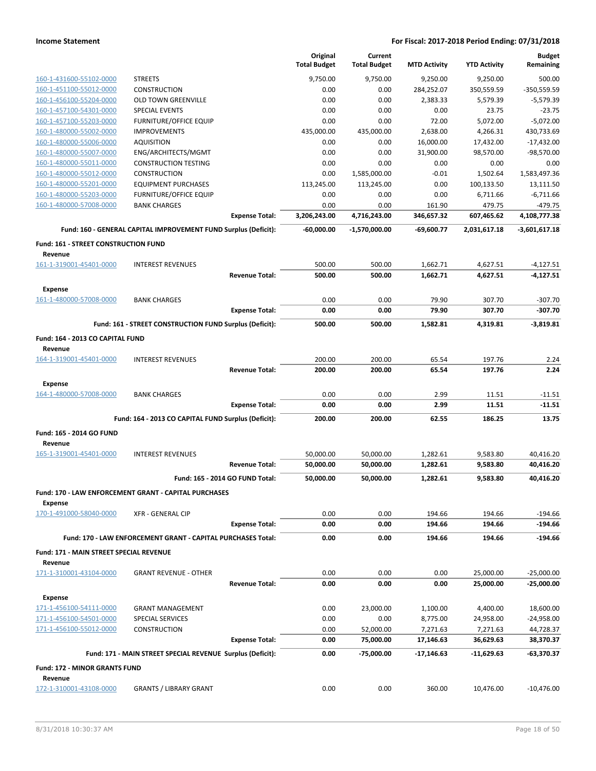| | | Original Total Budget | Current Total Budget | MTD Activity | YTD Activity | Budget Remaining |
|---|---|---|---|---|---|---|
| 160-1-431600-55102-0000 | STREETS | 9,750.00 | 9,750.00 | 9,250.00 | 9,250.00 | 500.00 |
| 160-1-451100-55012-0000 | CONSTRUCTION | 0.00 | 0.00 | 284,252.07 | 350,559.59 | -350,559.59 |
| 160-1-456100-55204-0000 | OLD TOWN GREENVILLE | 0.00 | 0.00 | 2,383.33 | 5,579.39 | -5,579.39 |
| 160-1-457100-54301-0000 | SPECIAL EVENTS | 0.00 | 0.00 | 0.00 | 23.75 | -23.75 |
| 160-1-457100-55203-0000 | FURNITURE/OFFICE EQUIP | 0.00 | 0.00 | 72.00 | 5,072.00 | -5,072.00 |
| 160-1-480000-55002-0000 | IMPROVEMENTS | 435,000.00 | 435,000.00 | 2,638.00 | 4,266.31 | 430,733.69 |
| 160-1-480000-55006-0000 | AQUISITION | 0.00 | 0.00 | 16,000.00 | 17,432.00 | -17,432.00 |
| 160-1-480000-55007-0000 | ENG/ARCHITECTS/MGMT | 0.00 | 0.00 | 31,900.00 | 98,570.00 | -98,570.00 |
| 160-1-480000-55011-0000 | CONSTRUCTION TESTING | 0.00 | 0.00 | 0.00 | 0.00 | 0.00 |
| 160-1-480000-55012-0000 | CONSTRUCTION | 0.00 | 1,585,000.00 | -0.01 | 1,502.64 | 1,583,497.36 |
| 160-1-480000-55201-0000 | EQUIPMENT PURCHASES | 113,245.00 | 113,245.00 | 0.00 | 100,133.50 | 13,111.50 |
| 160-1-480000-55203-0000 | FURNITURE/OFFICE EQUIP | 0.00 | 0.00 | 0.00 | 6,711.66 | -6,711.66 |
| 160-1-480000-57008-0000 | BANK CHARGES | 0.00 | 0.00 | 161.90 | 479.75 | -479.75 |
| | **Expense Total:** | **3,206,243.00** | **4,716,243.00** | **346,657.32** | **607,465.62** | **4,108,777.38** |
| | **Fund: 160 - GENERAL CAPITAL IMPROVEMENT FUND Surplus (Deficit):** | **-60,000.00** | **-1,570,000.00** | **-69,600.77** | **2,031,617.18** | **-3,601,617.18** |
| **Fund: 161 - STREET CONSTRUCTION FUND** | | | | | | |
| **Revenue** | | | | | | |
| 161-1-319001-45401-0000 | INTEREST REVENUES | 500.00 | 500.00 | 1,662.71 | 4,627.51 | -4,127.51 |
| | **Revenue Total:** | **500.00** | **500.00** | **1,662.71** | **4,627.51** | **-4,127.51** |
| **Expense** | | | | | | |
| 161-1-480000-57008-0000 | BANK CHARGES | 0.00 | 0.00 | 79.90 | 307.70 | -307.70 |
| | **Expense Total:** | **0.00** | **0.00** | **79.90** | **307.70** | **-307.70** |
| | **Fund: 161 - STREET CONSTRUCTION FUND Surplus (Deficit):** | **500.00** | **500.00** | **1,582.81** | **4,319.81** | **-3,819.81** |
| **Fund: 164 - 2013 CO CAPITAL FUND** | | | | | | |
| **Revenue** | | | | | | |
| 164-1-319001-45401-0000 | INTEREST REVENUES | 200.00 | 200.00 | 65.54 | 197.76 | 2.24 |
| | **Revenue Total:** | **200.00** | **200.00** | **65.54** | **197.76** | **2.24** |
| **Expense** | | | | | | |
| 164-1-480000-57008-0000 | BANK CHARGES | 0.00 | 0.00 | 2.99 | 11.51 | -11.51 |
| | **Expense Total:** | **0.00** | **0.00** | **2.99** | **11.51** | **-11.51** |
| | **Fund: 164 - 2013 CO CAPITAL FUND Surplus (Deficit):** | **200.00** | **200.00** | **62.55** | **186.25** | **13.75** |
| **Fund: 165 - 2014 GO FUND** | | | | | | |
| **Revenue** | | | | | | |
| 165-1-319001-45401-0000 | INTEREST REVENUES | 50,000.00 | 50,000.00 | 1,282.61 | 9,583.80 | 40,416.20 |
| | **Revenue Total:** | **50,000.00** | **50,000.00** | **1,282.61** | **9,583.80** | **40,416.20** |
| | **Fund: 165 - 2014 GO FUND Total:** | **50,000.00** | **50,000.00** | **1,282.61** | **9,583.80** | **40,416.20** |
| **Fund: 170 - LAW ENFORCEMENT GRANT - CAPITAL PURCHASES** | | | | | | |
| **Expense** | | | | | | |
| 170-1-491000-58040-0000 | XFR - GENERAL CIP | 0.00 | 0.00 | 194.66 | 194.66 | -194.66 |
| | **Expense Total:** | **0.00** | **0.00** | **194.66** | **194.66** | **-194.66** |
| | **Fund: 170 - LAW ENFORCEMENT GRANT - CAPITAL PURCHASES Total:** | **0.00** | **0.00** | **194.66** | **194.66** | **-194.66** |
| **Fund: 171 - MAIN STREET SPECIAL REVENUE** | | | | | | |
| **Revenue** | | | | | | |
| 171-1-310001-43104-0000 | GRANT REVENUE - OTHER | 0.00 | 0.00 | 0.00 | 25,000.00 | -25,000.00 |
| | **Revenue Total:** | **0.00** | **0.00** | **0.00** | **25,000.00** | **-25,000.00** |
| **Expense** | | | | | | |
| 171-1-456100-54111-0000 | GRANT MANAGEMENT | 0.00 | 23,000.00 | 1,100.00 | 4,400.00 | 18,600.00 |
| 171-1-456100-54501-0000 | SPECIAL SERVICES | 0.00 | 0.00 | 8,775.00 | 24,958.00 | -24,958.00 |
| 171-1-456100-55012-0000 | CONSTRUCTION | 0.00 | 52,000.00 | 7,271.63 | 7,271.63 | 44,728.37 |
| | **Expense Total:** | **0.00** | **75,000.00** | **17,146.63** | **36,629.63** | **38,370.37** |
| | **Fund: 171 - MAIN STREET SPECIAL REVENUE Surplus (Deficit):** | **0.00** | **-75,000.00** | **-17,146.63** | **-11,629.63** | **-63,370.37** |
| **Fund: 172 - MINOR GRANTS FUND** | | | | | | |
| **Revenue** | | | | | | |
| 172-1-310001-43108-0000 | GRANTS / LIBRARY GRANT | 0.00 | 0.00 | 360.00 | 10,476.00 | -10,476.00 |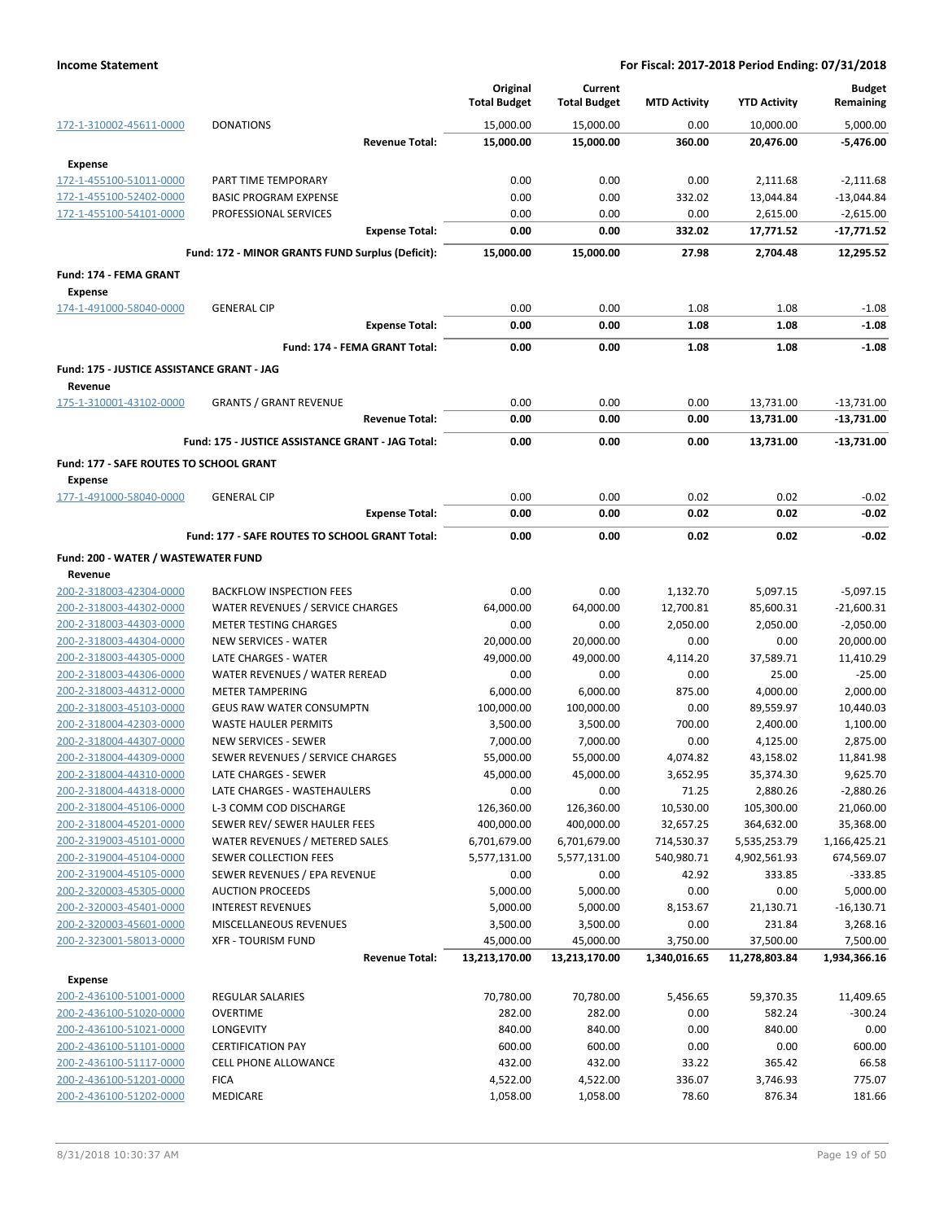| | | Original Total Budget | Current Total Budget | MTD Activity | YTD Activity | Budget Remaining |
|---|---|---|---|---|---|---|
| 172-1-310002-45611-0000 | DONATIONS | 15,000.00 | 15,000.00 | 0.00 | 10,000.00 | 5,000.00 |
| | **Revenue Total:** | **15,000.00** | **15,000.00** | **360.00** | **20,476.00** | **-5,476.00** |
| **Expense** | | | | | | |
| 172-1-455100-51011-0000 | PART TIME TEMPORARY | 0.00 | 0.00 | 0.00 | 2,111.68 | -2,111.68 |
| 172-1-455100-52402-0000 | BASIC PROGRAM EXPENSE | 0.00 | 0.00 | 332.02 | 13,044.84 | -13,044.84 |
| 172-1-455100-54101-0000 | PROFESSIONAL SERVICES | 0.00 | 0.00 | 0.00 | 2,615.00 | -2,615.00 |
| | **Expense Total:** | **0.00** | **0.00** | **332.02** | **17,771.52** | **-17,771.52** |
| | **Fund: 172 - MINOR GRANTS FUND Surplus (Deficit):** | **15,000.00** | **15,000.00** | **27.98** | **2,704.48** | **12,295.52** |
| **Fund: 174 - FEMA GRANT** | | | | | | |
| **Expense** | | | | | | |
| 174-1-491000-58040-0000 | GENERAL CIP | 0.00 | 0.00 | 1.08 | 1.08 | -1.08 |
| | **Expense Total:** | **0.00** | **0.00** | **1.08** | **1.08** | **-1.08** |
| | **Fund: 174 - FEMA GRANT Total:** | **0.00** | **0.00** | **1.08** | **1.08** | **-1.08** |
| **Fund: 175 - JUSTICE ASSISTANCE GRANT - JAG** | | | | | | |
| **Revenue** | | | | | | |
| 175-1-310001-43102-0000 | GRANTS / GRANT REVENUE | 0.00 | 0.00 | 0.00 | 13,731.00 | -13,731.00 |
| | **Revenue Total:** | **0.00** | **0.00** | **0.00** | **13,731.00** | **-13,731.00** |
| | **Fund: 175 - JUSTICE ASSISTANCE GRANT - JAG Total:** | **0.00** | **0.00** | **0.00** | **13,731.00** | **-13,731.00** |
| **Fund: 177 - SAFE ROUTES TO SCHOOL GRANT** | | | | | | |
| **Expense** | | | | | | |
| 177-1-491000-58040-0000 | GENERAL CIP | 0.00 | 0.00 | 0.02 | 0.02 | -0.02 |
| | **Expense Total:** | **0.00** | **0.00** | **0.02** | **0.02** | **-0.02** |
| | **Fund: 177 - SAFE ROUTES TO SCHOOL GRANT Total:** | **0.00** | **0.00** | **0.02** | **0.02** | **-0.02** |
| **Fund: 200 - WATER / WASTEWATER FUND** | | | | | | |
| **Revenue** | | | | | | |
| 200-2-318003-42304-0000 | BACKFLOW INSPECTION FEES | 0.00 | 0.00 | 1,132.70 | 5,097.15 | -5,097.15 |
| 200-2-318003-44302-0000 | WATER REVENUES / SERVICE CHARGES | 64,000.00 | 64,000.00 | 12,700.81 | 85,600.31 | -21,600.31 |
| 200-2-318003-44303-0000 | METER TESTING CHARGES | 0.00 | 0.00 | 2,050.00 | 2,050.00 | -2,050.00 |
| 200-2-318003-44304-0000 | NEW SERVICES - WATER | 20,000.00 | 20,000.00 | 0.00 | 0.00 | 20,000.00 |
| 200-2-318003-44305-0000 | LATE CHARGES - WATER | 49,000.00 | 49,000.00 | 4,114.20 | 37,589.71 | 11,410.29 |
| 200-2-318003-44306-0000 | WATER REVENUES / WATER REREAD | 0.00 | 0.00 | 0.00 | 25.00 | -25.00 |
| 200-2-318003-44312-0000 | METER TAMPERING | 6,000.00 | 6,000.00 | 875.00 | 4,000.00 | 2,000.00 |
| 200-2-318003-45103-0000 | GEUS RAW WATER CONSUMPTN | 100,000.00 | 100,000.00 | 0.00 | 89,559.97 | 10,440.03 |
| 200-2-318004-42303-0000 | WASTE HAULER PERMITS | 3,500.00 | 3,500.00 | 700.00 | 2,400.00 | 1,100.00 |
| 200-2-318004-44307-0000 | NEW SERVICES - SEWER | 7,000.00 | 7,000.00 | 0.00 | 4,125.00 | 2,875.00 |
| 200-2-318004-44309-0000 | SEWER REVENUES / SERVICE CHARGES | 55,000.00 | 55,000.00 | 4,074.82 | 43,158.02 | 11,841.98 |
| 200-2-318004-44310-0000 | LATE CHARGES - SEWER | 45,000.00 | 45,000.00 | 3,652.95 | 35,374.30 | 9,625.70 |
| 200-2-318004-44318-0000 | LATE CHARGES - WASTEHAULERS | 0.00 | 0.00 | 71.25 | 2,880.26 | -2,880.26 |
| 200-2-318004-45106-0000 | L-3 COMM COD DISCHARGE | 126,360.00 | 126,360.00 | 10,530.00 | 105,300.00 | 21,060.00 |
| 200-2-318004-45201-0000 | SEWER REV/ SEWER HAULER FEES | 400,000.00 | 400,000.00 | 32,657.25 | 364,632.00 | 35,368.00 |
| 200-2-319003-45101-0000 | WATER REVENUES / METERED SALES | 6,701,679.00 | 6,701,679.00 | 714,530.37 | 5,535,253.79 | 1,166,425.21 |
| 200-2-319004-45104-0000 | SEWER COLLECTION FEES | 5,577,131.00 | 5,577,131.00 | 540,980.71 | 4,902,561.93 | 674,569.07 |
| 200-2-319004-45105-0000 | SEWER REVENUES / EPA REVENUE | 0.00 | 0.00 | 42.92 | 333.85 | -333.85 |
| 200-2-320003-45305-0000 | AUCTION PROCEEDS | 5,000.00 | 5,000.00 | 0.00 | 0.00 | 5,000.00 |
| 200-2-320003-45401-0000 | INTEREST REVENUES | 5,000.00 | 5,000.00 | 8,153.67 | 21,130.71 | -16,130.71 |
| 200-2-320003-45601-0000 | MISCELLANEOUS REVENUES | 3,500.00 | 3,500.00 | 0.00 | 231.84 | 3,268.16 |
| 200-2-323001-58013-0000 | XFR - TOURISM FUND | 45,000.00 | 45,000.00 | 3,750.00 | 37,500.00 | 7,500.00 |
| | **Revenue Total:** | **13,213,170.00** | **13,213,170.00** | **1,340,016.65** | **11,278,803.84** | **1,934,366.16** |
| **Expense** | | | | | | |
| 200-2-436100-51001-0000 | REGULAR SALARIES | 70,780.00 | 70,780.00 | 5,456.65 | 59,370.35 | 11,409.65 |
| 200-2-436100-51020-0000 | OVERTIME | 282.00 | 282.00 | 0.00 | 582.24 | -300.24 |
| 200-2-436100-51021-0000 | LONGEVITY | 840.00 | 840.00 | 0.00 | 840.00 | 0.00 |
| 200-2-436100-51101-0000 | CERTIFICATION PAY | 600.00 | 600.00 | 0.00 | 0.00 | 600.00 |
| 200-2-436100-51117-0000 | CELL PHONE ALLOWANCE | 432.00 | 432.00 | 33.22 | 365.42 | 66.58 |
| 200-2-436100-51201-0000 | FICA | 4,522.00 | 4,522.00 | 336.07 | 3,746.93 | 775.07 |
| 200-2-436100-51202-0000 | MEDICARE | 1,058.00 | 1,058.00 | 78.60 | 876.34 | 181.66 |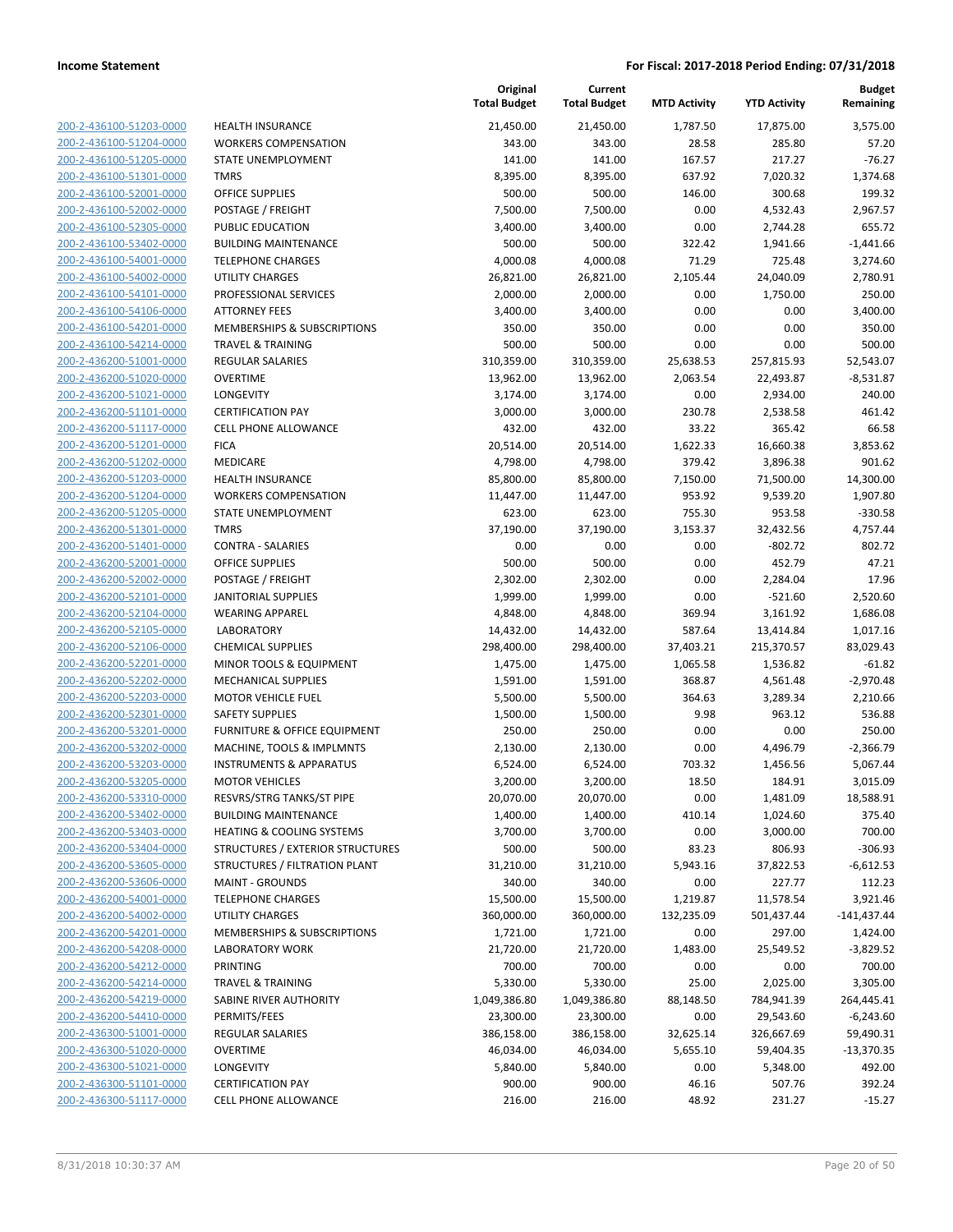| | | Original Total Budget | Current Total Budget | MTD Activity | YTD Activity | Budget Remaining |
|---|---|---|---|---|---|---|
| 200-2-436100-51203-0000 | HEALTH INSURANCE | 21,450.00 | 21,450.00 | 1,787.50 | 17,875.00 | 3,575.00 |
| 200-2-436100-51204-0000 | WORKERS COMPENSATION | 343.00 | 343.00 | 28.58 | 285.80 | 57.20 |
| 200-2-436100-51205-0000 | STATE UNEMPLOYMENT | 141.00 | 141.00 | 167.57 | 217.27 | -76.27 |
| 200-2-436100-51301-0000 | TMRS | 8,395.00 | 8,395.00 | 637.92 | 7,020.32 | 1,374.68 |
| 200-2-436100-52001-0000 | OFFICE SUPPLIES | 500.00 | 500.00 | 146.00 | 300.68 | 199.32 |
| 200-2-436100-52002-0000 | POSTAGE / FREIGHT | 7,500.00 | 7,500.00 | 0.00 | 4,532.43 | 2,967.57 |
| 200-2-436100-52305-0000 | PUBLIC EDUCATION | 3,400.00 | 3,400.00 | 0.00 | 2,744.28 | 655.72 |
| 200-2-436100-53402-0000 | BUILDING MAINTENANCE | 500.00 | 500.00 | 322.42 | 1,941.66 | -1,441.66 |
| 200-2-436100-54001-0000 | TELEPHONE CHARGES | 4,000.08 | 4,000.08 | 71.29 | 725.48 | 3,274.60 |
| 200-2-436100-54002-0000 | UTILITY CHARGES | 26,821.00 | 26,821.00 | 2,105.44 | 24,040.09 | 2,780.91 |
| 200-2-436100-54101-0000 | PROFESSIONAL SERVICES | 2,000.00 | 2,000.00 | 0.00 | 1,750.00 | 250.00 |
| 200-2-436100-54106-0000 | ATTORNEY FEES | 3,400.00 | 3,400.00 | 0.00 | 0.00 | 3,400.00 |
| 200-2-436100-54201-0000 | MEMBERSHIPS & SUBSCRIPTIONS | 350.00 | 350.00 | 0.00 | 0.00 | 350.00 |
| 200-2-436100-54214-0000 | TRAVEL & TRAINING | 500.00 | 500.00 | 0.00 | 0.00 | 500.00 |
| 200-2-436200-51001-0000 | REGULAR SALARIES | 310,359.00 | 310,359.00 | 25,638.53 | 257,815.93 | 52,543.07 |
| 200-2-436200-51020-0000 | OVERTIME | 13,962.00 | 13,962.00 | 2,063.54 | 22,493.87 | -8,531.87 |
| 200-2-436200-51021-0000 | LONGEVITY | 3,174.00 | 3,174.00 | 0.00 | 2,934.00 | 240.00 |
| 200-2-436200-51101-0000 | CERTIFICATION PAY | 3,000.00 | 3,000.00 | 230.78 | 2,538.58 | 461.42 |
| 200-2-436200-51117-0000 | CELL PHONE ALLOWANCE | 432.00 | 432.00 | 33.22 | 365.42 | 66.58 |
| 200-2-436200-51201-0000 | FICA | 20,514.00 | 20,514.00 | 1,622.33 | 16,660.38 | 3,853.62 |
| 200-2-436200-51202-0000 | MEDICARE | 4,798.00 | 4,798.00 | 379.42 | 3,896.38 | 901.62 |
| 200-2-436200-51203-0000 | HEALTH INSURANCE | 85,800.00 | 85,800.00 | 7,150.00 | 71,500.00 | 14,300.00 |
| 200-2-436200-51204-0000 | WORKERS COMPENSATION | 11,447.00 | 11,447.00 | 953.92 | 9,539.20 | 1,907.80 |
| 200-2-436200-51205-0000 | STATE UNEMPLOYMENT | 623.00 | 623.00 | 755.30 | 953.58 | -330.58 |
| 200-2-436200-51301-0000 | TMRS | 37,190.00 | 37,190.00 | 3,153.37 | 32,432.56 | 4,757.44 |
| 200-2-436200-51401-0000 | CONTRA - SALARIES | 0.00 | 0.00 | 0.00 | -802.72 | 802.72 |
| 200-2-436200-52001-0000 | OFFICE SUPPLIES | 500.00 | 500.00 | 0.00 | 452.79 | 47.21 |
| 200-2-436200-52002-0000 | POSTAGE / FREIGHT | 2,302.00 | 2,302.00 | 0.00 | 2,284.04 | 17.96 |
| 200-2-436200-52101-0000 | JANITORIAL SUPPLIES | 1,999.00 | 1,999.00 | 0.00 | -521.60 | 2,520.60 |
| 200-2-436200-52104-0000 | WEARING APPAREL | 4,848.00 | 4,848.00 | 369.94 | 3,161.92 | 1,686.08 |
| 200-2-436200-52105-0000 | LABORATORY | 14,432.00 | 14,432.00 | 587.64 | 13,414.84 | 1,017.16 |
| 200-2-436200-52106-0000 | CHEMICAL SUPPLIES | 298,400.00 | 298,400.00 | 37,403.21 | 215,370.57 | 83,029.43 |
| 200-2-436200-52201-0000 | MINOR TOOLS & EQUIPMENT | 1,475.00 | 1,475.00 | 1,065.58 | 1,536.82 | -61.82 |
| 200-2-436200-52202-0000 | MECHANICAL SUPPLIES | 1,591.00 | 1,591.00 | 368.87 | 4,561.48 | -2,970.48 |
| 200-2-436200-52203-0000 | MOTOR VEHICLE FUEL | 5,500.00 | 5,500.00 | 364.63 | 3,289.34 | 2,210.66 |
| 200-2-436200-52301-0000 | SAFETY SUPPLIES | 1,500.00 | 1,500.00 | 9.98 | 963.12 | 536.88 |
| 200-2-436200-53201-0000 | FURNITURE & OFFICE EQUIPMENT | 250.00 | 250.00 | 0.00 | 0.00 | 250.00 |
| 200-2-436200-53202-0000 | MACHINE, TOOLS & IMPLMNTS | 2,130.00 | 2,130.00 | 0.00 | 4,496.79 | -2,366.79 |
| 200-2-436200-53203-0000 | INSTRUMENTS & APPARATUS | 6,524.00 | 6,524.00 | 703.32 | 1,456.56 | 5,067.44 |
| 200-2-436200-53205-0000 | MOTOR VEHICLES | 3,200.00 | 3,200.00 | 18.50 | 184.91 | 3,015.09 |
| 200-2-436200-53310-0000 | RESVRS/STRG TANKS/ST PIPE | 20,070.00 | 20,070.00 | 0.00 | 1,481.09 | 18,588.91 |
| 200-2-436200-53402-0000 | BUILDING MAINTENANCE | 1,400.00 | 1,400.00 | 410.14 | 1,024.60 | 375.40 |
| 200-2-436200-53403-0000 | HEATING & COOLING SYSTEMS | 3,700.00 | 3,700.00 | 0.00 | 3,000.00 | 700.00 |
| 200-2-436200-53404-0000 | STRUCTURES / EXTERIOR STRUCTURES | 500.00 | 500.00 | 83.23 | 806.93 | -306.93 |
| 200-2-436200-53605-0000 | STRUCTURES / FILTRATION PLANT | 31,210.00 | 31,210.00 | 5,943.16 | 37,822.53 | -6,612.53 |
| 200-2-436200-53606-0000 | MAINT - GROUNDS | 340.00 | 340.00 | 0.00 | 227.77 | 112.23 |
| 200-2-436200-54001-0000 | TELEPHONE CHARGES | 15,500.00 | 15,500.00 | 1,219.87 | 11,578.54 | 3,921.46 |
| 200-2-436200-54002-0000 | UTILITY CHARGES | 360,000.00 | 360,000.00 | 132,235.09 | 501,437.44 | -141,437.44 |
| 200-2-436200-54201-0000 | MEMBERSHIPS & SUBSCRIPTIONS | 1,721.00 | 1,721.00 | 0.00 | 297.00 | 1,424.00 |
| 200-2-436200-54208-0000 | LABORATORY WORK | 21,720.00 | 21,720.00 | 1,483.00 | 25,549.52 | -3,829.52 |
| 200-2-436200-54212-0000 | PRINTING | 700.00 | 700.00 | 0.00 | 0.00 | 700.00 |
| 200-2-436200-54214-0000 | TRAVEL & TRAINING | 5,330.00 | 5,330.00 | 25.00 | 2,025.00 | 3,305.00 |
| 200-2-436200-54219-0000 | SABINE RIVER AUTHORITY | 1,049,386.80 | 1,049,386.80 | 88,148.50 | 784,941.39 | 264,445.41 |
| 200-2-436200-54410-0000 | PERMITS/FEES | 23,300.00 | 23,300.00 | 0.00 | 29,543.60 | -6,243.60 |
| 200-2-436300-51001-0000 | REGULAR SALARIES | 386,158.00 | 386,158.00 | 32,625.14 | 326,667.69 | 59,490.31 |
| 200-2-436300-51020-0000 | OVERTIME | 46,034.00 | 46,034.00 | 5,655.10 | 59,404.35 | -13,370.35 |
| 200-2-436300-51021-0000 | LONGEVITY | 5,840.00 | 5,840.00 | 0.00 | 5,348.00 | 492.00 |
| 200-2-436300-51101-0000 | CERTIFICATION PAY | 900.00 | 900.00 | 46.16 | 507.76 | 392.24 |
| 200-2-436300-51117-0000 | CELL PHONE ALLOWANCE | 216.00 | 216.00 | 48.92 | 231.27 | -15.27 |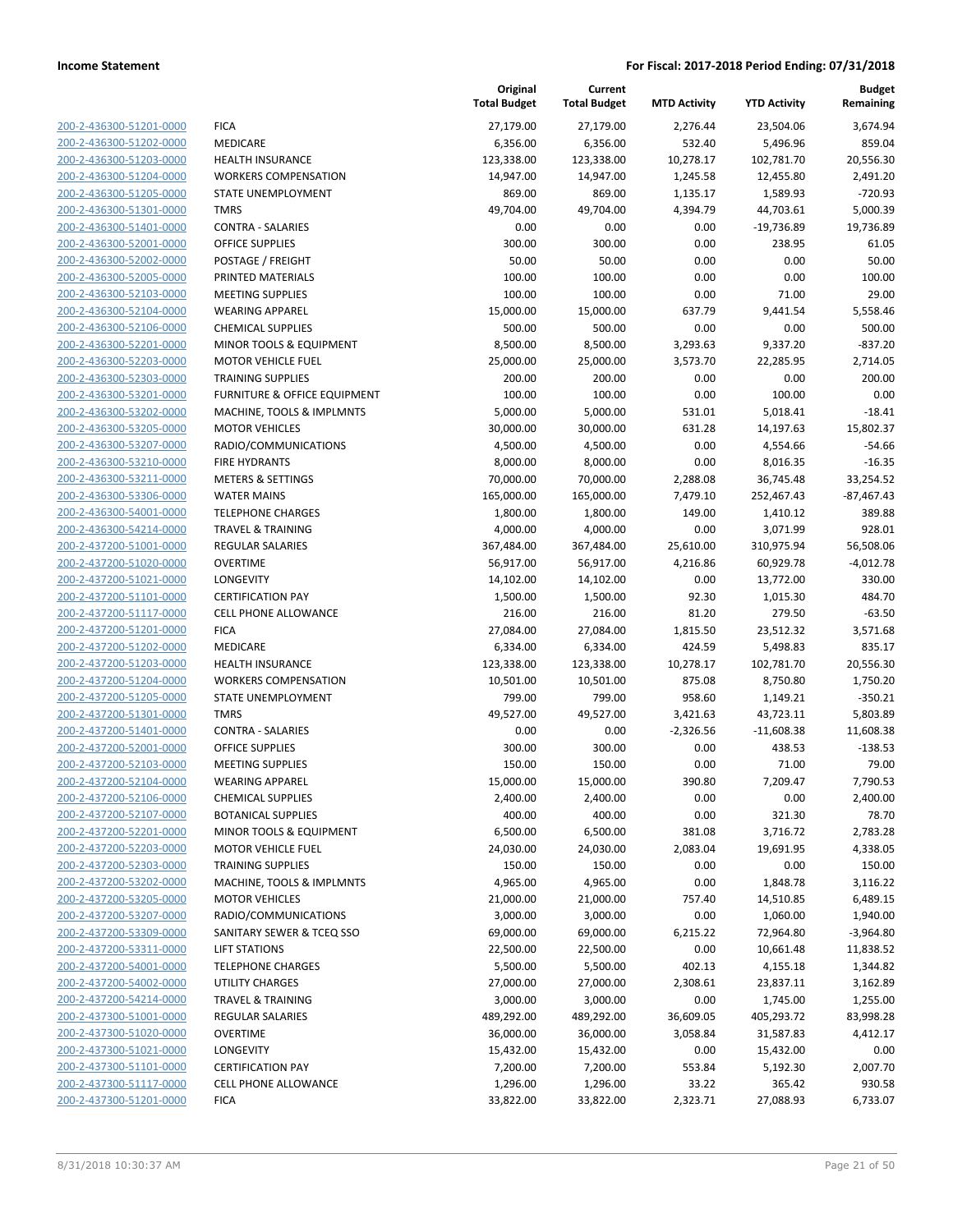**Income Statement** | **For Fiscal: 2017-2018 Period Ending: 07/31/2018**

| | | Original Total Budget | Current Total Budget | MTD Activity | YTD Activity | Budget Remaining |
|---|---|---|---|---|---|---|
| 200-2-436300-51201-0000 | FICA | 27,179.00 | 27,179.00 | 2,276.44 | 23,504.06 | 3,674.94 |
| 200-2-436300-51202-0000 | MEDICARE | 6,356.00 | 6,356.00 | 532.40 | 5,496.96 | 859.04 |
| 200-2-436300-51203-0000 | HEALTH INSURANCE | 123,338.00 | 123,338.00 | 10,278.17 | 102,781.70 | 20,556.30 |
| 200-2-436300-51204-0000 | WORKERS COMPENSATION | 14,947.00 | 14,947.00 | 1,245.58 | 12,455.80 | 2,491.20 |
| 200-2-436300-51205-0000 | STATE UNEMPLOYMENT | 869.00 | 869.00 | 1,135.17 | 1,589.93 | -720.93 |
| 200-2-436300-51301-0000 | TMRS | 49,704.00 | 49,704.00 | 4,394.79 | 44,703.61 | 5,000.39 |
| 200-2-436300-51401-0000 | CONTRA - SALARIES | 0.00 | 0.00 | 0.00 | -19,736.89 | 19,736.89 |
| 200-2-436300-52001-0000 | OFFICE SUPPLIES | 300.00 | 300.00 | 0.00 | 238.95 | 61.05 |
| 200-2-436300-52002-0000 | POSTAGE / FREIGHT | 50.00 | 50.00 | 0.00 | 0.00 | 50.00 |
| 200-2-436300-52005-0000 | PRINTED MATERIALS | 100.00 | 100.00 | 0.00 | 0.00 | 100.00 |
| 200-2-436300-52103-0000 | MEETING SUPPLIES | 100.00 | 100.00 | 0.00 | 71.00 | 29.00 |
| 200-2-436300-52104-0000 | WEARING APPAREL | 15,000.00 | 15,000.00 | 637.79 | 9,441.54 | 5,558.46 |
| 200-2-436300-52106-0000 | CHEMICAL SUPPLIES | 500.00 | 500.00 | 0.00 | 0.00 | 500.00 |
| 200-2-436300-52201-0000 | MINOR TOOLS & EQUIPMENT | 8,500.00 | 8,500.00 | 3,293.63 | 9,337.20 | -837.20 |
| 200-2-436300-52203-0000 | MOTOR VEHICLE FUEL | 25,000.00 | 25,000.00 | 3,573.70 | 22,285.95 | 2,714.05 |
| 200-2-436300-52303-0000 | TRAINING SUPPLIES | 200.00 | 200.00 | 0.00 | 0.00 | 200.00 |
| 200-2-436300-53201-0000 | FURNITURE & OFFICE EQUIPMENT | 100.00 | 100.00 | 0.00 | 100.00 | 0.00 |
| 200-2-436300-53202-0000 | MACHINE, TOOLS & IMPLMNTS | 5,000.00 | 5,000.00 | 531.01 | 5,018.41 | -18.41 |
| 200-2-436300-53205-0000 | MOTOR VEHICLES | 30,000.00 | 30,000.00 | 631.28 | 14,197.63 | 15,802.37 |
| 200-2-436300-53207-0000 | RADIO/COMMUNICATIONS | 4,500.00 | 4,500.00 | 0.00 | 4,554.66 | -54.66 |
| 200-2-436300-53210-0000 | FIRE HYDRANTS | 8,000.00 | 8,000.00 | 0.00 | 8,016.35 | -16.35 |
| 200-2-436300-53211-0000 | METERS & SETTINGS | 70,000.00 | 70,000.00 | 2,288.08 | 36,745.48 | 33,254.52 |
| 200-2-436300-53306-0000 | WATER MAINS | 165,000.00 | 165,000.00 | 7,479.10 | 252,467.43 | -87,467.43 |
| 200-2-436300-54001-0000 | TELEPHONE CHARGES | 1,800.00 | 1,800.00 | 149.00 | 1,410.12 | 389.88 |
| 200-2-436300-54214-0000 | TRAVEL & TRAINING | 4,000.00 | 4,000.00 | 0.00 | 3,071.99 | 928.01 |
| 200-2-437200-51001-0000 | REGULAR SALARIES | 367,484.00 | 367,484.00 | 25,610.00 | 310,975.94 | 56,508.06 |
| 200-2-437200-51020-0000 | OVERTIME | 56,917.00 | 56,917.00 | 4,216.86 | 60,929.78 | -4,012.78 |
| 200-2-437200-51021-0000 | LONGEVITY | 14,102.00 | 14,102.00 | 0.00 | 13,772.00 | 330.00 |
| 200-2-437200-51101-0000 | CERTIFICATION PAY | 1,500.00 | 1,500.00 | 92.30 | 1,015.30 | 484.70 |
| 200-2-437200-51117-0000 | CELL PHONE ALLOWANCE | 216.00 | 216.00 | 81.20 | 279.50 | -63.50 |
| 200-2-437200-51201-0000 | FICA | 27,084.00 | 27,084.00 | 1,815.50 | 23,512.32 | 3,571.68 |
| 200-2-437200-51202-0000 | MEDICARE | 6,334.00 | 6,334.00 | 424.59 | 5,498.83 | 835.17 |
| 200-2-437200-51203-0000 | HEALTH INSURANCE | 123,338.00 | 123,338.00 | 10,278.17 | 102,781.70 | 20,556.30 |
| 200-2-437200-51204-0000 | WORKERS COMPENSATION | 10,501.00 | 10,501.00 | 875.08 | 8,750.80 | 1,750.20 |
| 200-2-437200-51205-0000 | STATE UNEMPLOYMENT | 799.00 | 799.00 | 958.60 | 1,149.21 | -350.21 |
| 200-2-437200-51301-0000 | TMRS | 49,527.00 | 49,527.00 | 3,421.63 | 43,723.11 | 5,803.89 |
| 200-2-437200-51401-0000 | CONTRA - SALARIES | 0.00 | 0.00 | -2,326.56 | -11,608.38 | 11,608.38 |
| 200-2-437200-52001-0000 | OFFICE SUPPLIES | 300.00 | 300.00 | 0.00 | 438.53 | -138.53 |
| 200-2-437200-52103-0000 | MEETING SUPPLIES | 150.00 | 150.00 | 0.00 | 71.00 | 79.00 |
| 200-2-437200-52104-0000 | WEARING APPAREL | 15,000.00 | 15,000.00 | 390.80 | 7,209.47 | 7,790.53 |
| 200-2-437200-52106-0000 | CHEMICAL SUPPLIES | 2,400.00 | 2,400.00 | 0.00 | 0.00 | 2,400.00 |
| 200-2-437200-52107-0000 | BOTANICAL SUPPLIES | 400.00 | 400.00 | 0.00 | 321.30 | 78.70 |
| 200-2-437200-52201-0000 | MINOR TOOLS & EQUIPMENT | 6,500.00 | 6,500.00 | 381.08 | 3,716.72 | 2,783.28 |
| 200-2-437200-52203-0000 | MOTOR VEHICLE FUEL | 24,030.00 | 24,030.00 | 2,083.04 | 19,691.95 | 4,338.05 |
| 200-2-437200-52303-0000 | TRAINING SUPPLIES | 150.00 | 150.00 | 0.00 | 0.00 | 150.00 |
| 200-2-437200-53202-0000 | MACHINE, TOOLS & IMPLMNTS | 4,965.00 | 4,965.00 | 0.00 | 1,848.78 | 3,116.22 |
| 200-2-437200-53205-0000 | MOTOR VEHICLES | 21,000.00 | 21,000.00 | 757.40 | 14,510.85 | 6,489.15 |
| 200-2-437200-53207-0000 | RADIO/COMMUNICATIONS | 3,000.00 | 3,000.00 | 0.00 | 1,060.00 | 1,940.00 |
| 200-2-437200-53309-0000 | SANITARY SEWER & TCEQ SSO | 69,000.00 | 69,000.00 | 6,215.22 | 72,964.80 | -3,964.80 |
| 200-2-437200-53311-0000 | LIFT STATIONS | 22,500.00 | 22,500.00 | 0.00 | 10,661.48 | 11,838.52 |
| 200-2-437200-54001-0000 | TELEPHONE CHARGES | 5,500.00 | 5,500.00 | 402.13 | 4,155.18 | 1,344.82 |
| 200-2-437200-54002-0000 | UTILITY CHARGES | 27,000.00 | 27,000.00 | 2,308.61 | 23,837.11 | 3,162.89 |
| 200-2-437200-54214-0000 | TRAVEL & TRAINING | 3,000.00 | 3,000.00 | 0.00 | 1,745.00 | 1,255.00 |
| 200-2-437300-51001-0000 | REGULAR SALARIES | 489,292.00 | 489,292.00 | 36,609.05 | 405,293.72 | 83,998.28 |
| 200-2-437300-51020-0000 | OVERTIME | 36,000.00 | 36,000.00 | 3,058.84 | 31,587.83 | 4,412.17 |
| 200-2-437300-51021-0000 | LONGEVITY | 15,432.00 | 15,432.00 | 0.00 | 15,432.00 | 0.00 |
| 200-2-437300-51101-0000 | CERTIFICATION PAY | 7,200.00 | 7,200.00 | 553.84 | 5,192.30 | 2,007.70 |
| 200-2-437300-51117-0000 | CELL PHONE ALLOWANCE | 1,296.00 | 1,296.00 | 33.22 | 365.42 | 930.58 |
| 200-2-437300-51201-0000 | FICA | 33,822.00 | 33,822.00 | 2,323.71 | 27,088.93 | 6,733.07 |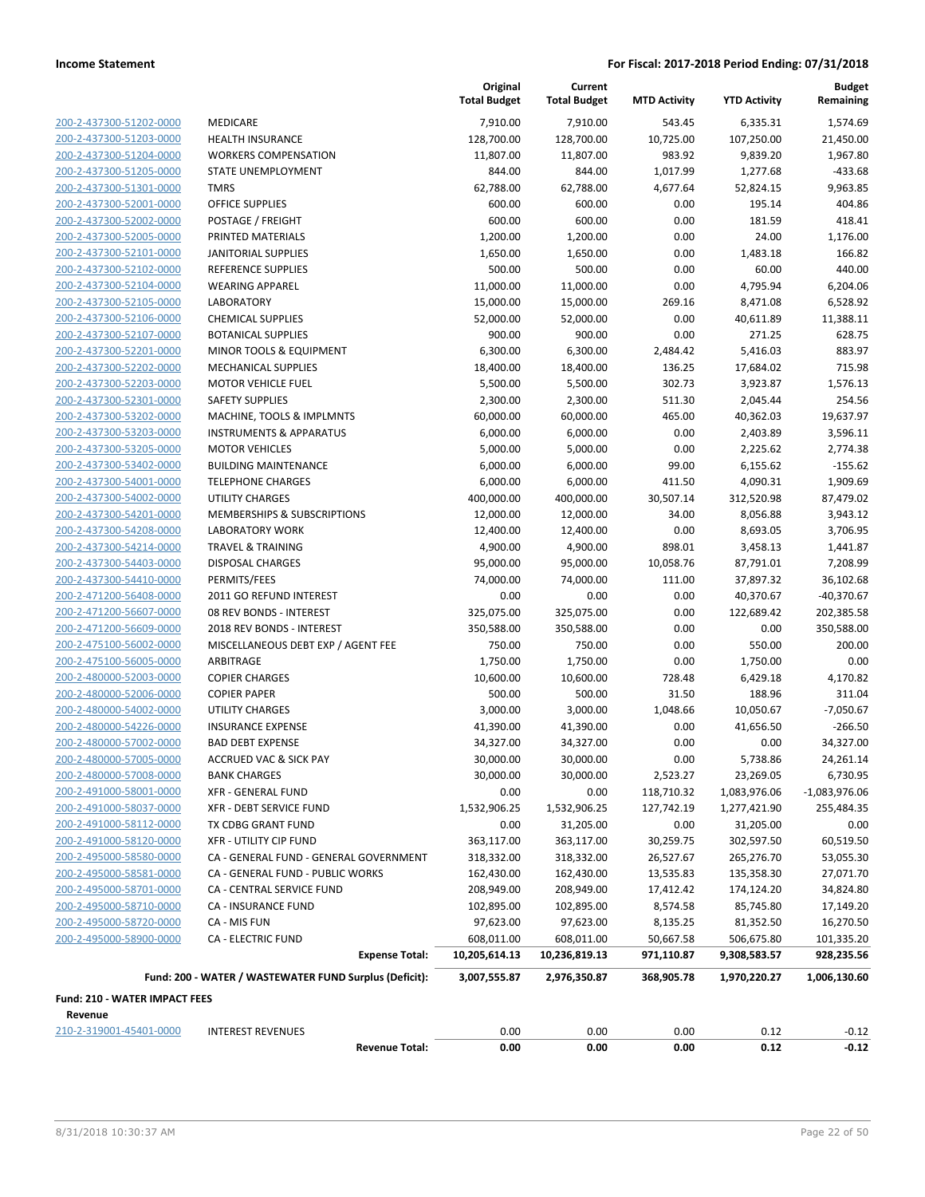**Income Statement** — **For Fiscal: 2017-2018 Period Ending: 07/31/2018**

| | | Original Total Budget | Current Total Budget | MTD Activity | YTD Activity | Budget Remaining |
|---|---|---|---|---|---|---|
| 200-2-437300-51202-0000 | MEDICARE | 7,910.00 | 7,910.00 | 543.45 | 6,335.31 | 1,574.69 |
| 200-2-437300-51203-0000 | HEALTH INSURANCE | 128,700.00 | 128,700.00 | 10,725.00 | 107,250.00 | 21,450.00 |
| 200-2-437300-51204-0000 | WORKERS COMPENSATION | 11,807.00 | 11,807.00 | 983.92 | 9,839.20 | 1,967.80 |
| 200-2-437300-51205-0000 | STATE UNEMPLOYMENT | 844.00 | 844.00 | 1,017.99 | 1,277.68 | -433.68 |
| 200-2-437300-51301-0000 | TMRS | 62,788.00 | 62,788.00 | 4,677.64 | 52,824.15 | 9,963.85 |
| 200-2-437300-52001-0000 | OFFICE SUPPLIES | 600.00 | 600.00 | 0.00 | 195.14 | 404.86 |
| 200-2-437300-52002-0000 | POSTAGE / FREIGHT | 600.00 | 600.00 | 0.00 | 181.59 | 418.41 |
| 200-2-437300-52005-0000 | PRINTED MATERIALS | 1,200.00 | 1,200.00 | 0.00 | 24.00 | 1,176.00 |
| 200-2-437300-52101-0000 | JANITORIAL SUPPLIES | 1,650.00 | 1,650.00 | 0.00 | 1,483.18 | 166.82 |
| 200-2-437300-52102-0000 | REFERENCE SUPPLIES | 500.00 | 500.00 | 0.00 | 60.00 | 440.00 |
| 200-2-437300-52104-0000 | WEARING APPAREL | 11,000.00 | 11,000.00 | 0.00 | 4,795.94 | 6,204.06 |
| 200-2-437300-52105-0000 | LABORATORY | 15,000.00 | 15,000.00 | 269.16 | 8,471.08 | 6,528.92 |
| 200-2-437300-52106-0000 | CHEMICAL SUPPLIES | 52,000.00 | 52,000.00 | 0.00 | 40,611.89 | 11,388.11 |
| 200-2-437300-52107-0000 | BOTANICAL SUPPLIES | 900.00 | 900.00 | 0.00 | 271.25 | 628.75 |
| 200-2-437300-52201-0000 | MINOR TOOLS & EQUIPMENT | 6,300.00 | 6,300.00 | 2,484.42 | 5,416.03 | 883.97 |
| 200-2-437300-52202-0000 | MECHANICAL SUPPLIES | 18,400.00 | 18,400.00 | 136.25 | 17,684.02 | 715.98 |
| 200-2-437300-52203-0000 | MOTOR VEHICLE FUEL | 5,500.00 | 5,500.00 | 302.73 | 3,923.87 | 1,576.13 |
| 200-2-437300-52301-0000 | SAFETY SUPPLIES | 2,300.00 | 2,300.00 | 511.30 | 2,045.44 | 254.56 |
| 200-2-437300-53202-0000 | MACHINE, TOOLS & IMPLMNTS | 60,000.00 | 60,000.00 | 465.00 | 40,362.03 | 19,637.97 |
| 200-2-437300-53203-0000 | INSTRUMENTS & APPARATUS | 6,000.00 | 6,000.00 | 0.00 | 2,403.89 | 3,596.11 |
| 200-2-437300-53205-0000 | MOTOR VEHICLES | 5,000.00 | 5,000.00 | 0.00 | 2,225.62 | 2,774.38 |
| 200-2-437300-53402-0000 | BUILDING MAINTENANCE | 6,000.00 | 6,000.00 | 99.00 | 6,155.62 | -155.62 |
| 200-2-437300-54001-0000 | TELEPHONE CHARGES | 6,000.00 | 6,000.00 | 411.50 | 4,090.31 | 1,909.69 |
| 200-2-437300-54002-0000 | UTILITY CHARGES | 400,000.00 | 400,000.00 | 30,507.14 | 312,520.98 | 87,479.02 |
| 200-2-437300-54201-0000 | MEMBERSHIPS & SUBSCRIPTIONS | 12,000.00 | 12,000.00 | 34.00 | 8,056.88 | 3,943.12 |
| 200-2-437300-54208-0000 | LABORATORY WORK | 12,400.00 | 12,400.00 | 0.00 | 8,693.05 | 3,706.95 |
| 200-2-437300-54214-0000 | TRAVEL & TRAINING | 4,900.00 | 4,900.00 | 898.01 | 3,458.13 | 1,441.87 |
| 200-2-437300-54403-0000 | DISPOSAL CHARGES | 95,000.00 | 95,000.00 | 10,058.76 | 87,791.01 | 7,208.99 |
| 200-2-437300-54410-0000 | PERMITS/FEES | 74,000.00 | 74,000.00 | 111.00 | 37,897.32 | 36,102.68 |
| 200-2-471200-56408-0000 | 2011 GO REFUND INTEREST | 0.00 | 0.00 | 0.00 | 40,370.67 | -40,370.67 |
| 200-2-471200-56607-0000 | 08 REV BONDS - INTEREST | 325,075.00 | 325,075.00 | 0.00 | 122,689.42 | 202,385.58 |
| 200-2-471200-56609-0000 | 2018 REV BONDS - INTEREST | 350,588.00 | 350,588.00 | 0.00 | 0.00 | 350,588.00 |
| 200-2-475100-56002-0000 | MISCELLANEOUS DEBT EXP / AGENT FEE | 750.00 | 750.00 | 0.00 | 550.00 | 200.00 |
| 200-2-475100-56005-0000 | ARBITRAGE | 1,750.00 | 1,750.00 | 0.00 | 1,750.00 | 0.00 |
| 200-2-480000-52003-0000 | COPIER CHARGES | 10,600.00 | 10,600.00 | 728.48 | 6,429.18 | 4,170.82 |
| 200-2-480000-52006-0000 | COPIER PAPER | 500.00 | 500.00 | 31.50 | 188.96 | 311.04 |
| 200-2-480000-54002-0000 | UTILITY CHARGES | 3,000.00 | 3,000.00 | 1,048.66 | 10,050.67 | -7,050.67 |
| 200-2-480000-54226-0000 | INSURANCE EXPENSE | 41,390.00 | 41,390.00 | 0.00 | 41,656.50 | -266.50 |
| 200-2-480000-57002-0000 | BAD DEBT EXPENSE | 34,327.00 | 34,327.00 | 0.00 | 0.00 | 34,327.00 |
| 200-2-480000-57005-0000 | ACCRUED VAC & SICK PAY | 30,000.00 | 30,000.00 | 0.00 | 5,738.86 | 24,261.14 |
| 200-2-480000-57008-0000 | BANK CHARGES | 30,000.00 | 30,000.00 | 2,523.27 | 23,269.05 | 6,730.95 |
| 200-2-491000-58001-0000 | XFR - GENERAL FUND | 0.00 | 0.00 | 118,710.32 | 1,083,976.06 | -1,083,976.06 |
| 200-2-491000-58037-0000 | XFR - DEBT SERVICE FUND | 1,532,906.25 | 1,532,906.25 | 127,742.19 | 1,277,421.90 | 255,484.35 |
| 200-2-491000-58112-0000 | TX CDBG GRANT FUND | 0.00 | 31,205.00 | 0.00 | 31,205.00 | 0.00 |
| 200-2-491000-58120-0000 | XFR - UTILITY CIP FUND | 363,117.00 | 363,117.00 | 30,259.75 | 302,597.50 | 60,519.50 |
| 200-2-495000-58580-0000 | CA - GENERAL FUND - GENERAL GOVERNMENT | 318,332.00 | 318,332.00 | 26,527.67 | 265,276.70 | 53,055.30 |
| 200-2-495000-58581-0000 | CA - GENERAL FUND - PUBLIC WORKS | 162,430.00 | 162,430.00 | 13,535.83 | 135,358.30 | 27,071.70 |
| 200-2-495000-58701-0000 | CA - CENTRAL SERVICE FUND | 208,949.00 | 208,949.00 | 17,412.42 | 174,124.20 | 34,824.80 |
| 200-2-495000-58710-0000 | CA - INSURANCE FUND | 102,895.00 | 102,895.00 | 8,574.58 | 85,745.80 | 17,149.20 |
| 200-2-495000-58720-0000 | CA - MIS FUN | 97,623.00 | 97,623.00 | 8,135.25 | 81,352.50 | 16,270.50 |
| 200-2-495000-58900-0000 | CA - ELECTRIC FUND | 608,011.00 | 608,011.00 | 50,667.58 | 506,675.80 | 101,335.20 |
| | **Expense Total:** | **10,205,614.13** | **10,236,819.13** | **971,110.87** | **9,308,583.57** | **928,235.56** |
| | **Fund: 200 - WATER / WASTEWATER FUND Surplus (Deficit):** | **3,007,555.87** | **2,976,350.87** | **368,905.78** | **1,970,220.27** | **1,006,130.60** |

**Fund: 210 - WATER IMPACT FEES**

**Revenue**

| | | Original Total Budget | Current Total Budget | MTD Activity | YTD Activity | Budget Remaining |
|---|---|---|---|---|---|---|
| 210-2-319001-45401-0000 | INTEREST REVENUES | 0.00 | 0.00 | 0.00 | 0.12 | -0.12 |
| | **Revenue Total:** | **0.00** | **0.00** | **0.00** | **0.12** | **-0.12** |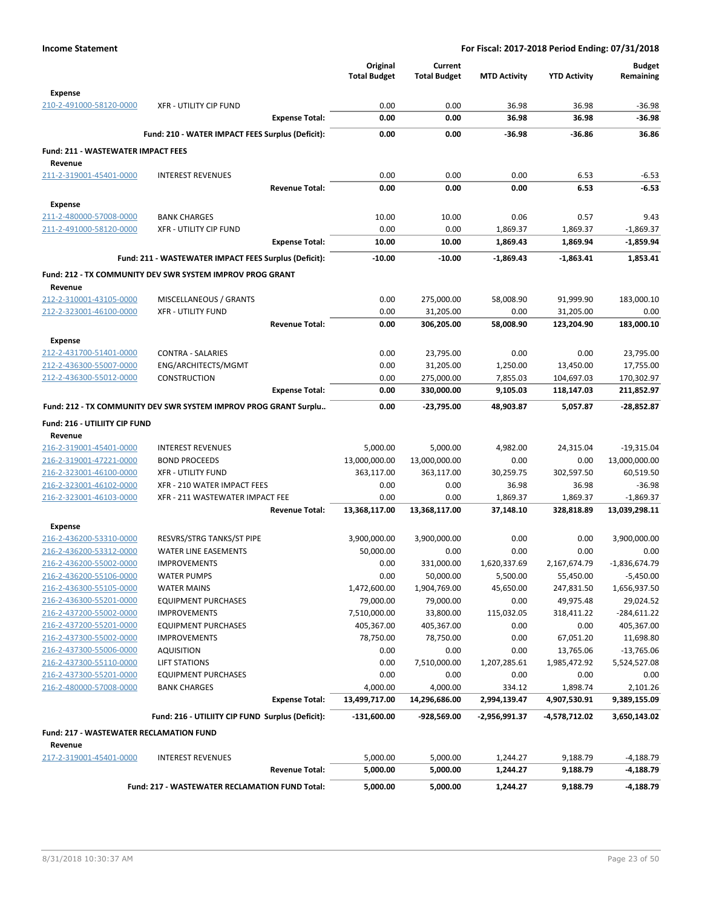**Income Statement** — **For Fiscal: 2017-2018 Period Ending: 07/31/2018**

| | | Original Total Budget | Current Total Budget | MTD Activity | YTD Activity | Budget Remaining |
|---|---|---|---|---|---|---|
| **Expense** | | | | | | |
| 210-2-491000-58120-0000 | XFR - UTILITY CIP FUND | 0.00 | 0.00 | 36.98 | 36.98 | -36.98 |
| | **Expense Total:** | **0.00** | **0.00** | **36.98** | **36.98** | **-36.98** |
| | **Fund: 210 - WATER IMPACT FEES Surplus (Deficit):** | **0.00** | **0.00** | **-36.98** | **-36.86** | **36.86** |
| **Fund: 211 - WASTEWATER IMPACT FEES** | | | | | | |
| **Revenue** | | | | | | |
| 211-2-319001-45401-0000 | INTEREST REVENUES | 0.00 | 0.00 | 0.00 | 6.53 | -6.53 |
| | **Revenue Total:** | **0.00** | **0.00** | **0.00** | **6.53** | **-6.53** |
| **Expense** | | | | | | |
| 211-2-480000-57008-0000 | BANK CHARGES | 10.00 | 10.00 | 0.06 | 0.57 | 9.43 |
| 211-2-491000-58120-0000 | XFR - UTILITY CIP FUND | 0.00 | 0.00 | 1,869.37 | 1,869.37 | -1,869.37 |
| | **Expense Total:** | **10.00** | **10.00** | **1,869.43** | **1,869.94** | **-1,859.94** |
| | **Fund: 211 - WASTEWATER IMPACT FEES Surplus (Deficit):** | **-10.00** | **-10.00** | **-1,869.43** | **-1,863.41** | **1,853.41** |
| **Fund: 212 - TX COMMUNITY DEV SWR SYSTEM IMPROV PROG GRANT** | | | | | | |
| **Revenue** | | | | | | |
| 212-2-310001-43105-0000 | MISCELLANEOUS / GRANTS | 0.00 | 275,000.00 | 58,008.90 | 91,999.90 | 183,000.10 |
| 212-2-323001-46100-0000 | XFR - UTILITY FUND | 0.00 | 31,205.00 | 0.00 | 31,205.00 | 0.00 |
| | **Revenue Total:** | **0.00** | **306,205.00** | **58,008.90** | **123,204.90** | **183,000.10** |
| **Expense** | | | | | | |
| 212-2-431700-51401-0000 | CONTRA - SALARIES | 0.00 | 23,795.00 | 0.00 | 0.00 | 23,795.00 |
| 212-2-436300-55007-0000 | ENG/ARCHITECTS/MGMT | 0.00 | 31,205.00 | 1,250.00 | 13,450.00 | 17,755.00 |
| 212-2-436300-55012-0000 | CONSTRUCTION | 0.00 | 275,000.00 | 7,855.03 | 104,697.03 | 170,302.97 |
| | **Expense Total:** | **0.00** | **330,000.00** | **9,105.03** | **118,147.03** | **211,852.97** |
| | **Fund: 212 - TX COMMUNITY DEV SWR SYSTEM IMPROV PROG GRANT Surplu..** | **0.00** | **-23,795.00** | **48,903.87** | **5,057.87** | **-28,852.87** |
| **Fund: 216 - UTILIITY CIP FUND** | | | | | | |
| **Revenue** | | | | | | |
| 216-2-319001-45401-0000 | INTEREST REVENUES | 5,000.00 | 5,000.00 | 4,982.00 | 24,315.04 | -19,315.04 |
| 216-2-319001-47221-0000 | BOND PROCEEDS | 13,000,000.00 | 13,000,000.00 | 0.00 | 0.00 | 13,000,000.00 |
| 216-2-323001-46100-0000 | XFR - UTILITY FUND | 363,117.00 | 363,117.00 | 30,259.75 | 302,597.50 | 60,519.50 |
| 216-2-323001-46102-0000 | XFR - 210 WATER IMPACT FEES | 0.00 | 0.00 | 36.98 | 36.98 | -36.98 |
| 216-2-323001-46103-0000 | XFR - 211 WASTEWATER IMPACT FEE | 0.00 | 0.00 | 1,869.37 | 1,869.37 | -1,869.37 |
| | **Revenue Total:** | **13,368,117.00** | **13,368,117.00** | **37,148.10** | **328,818.89** | **13,039,298.11** |
| **Expense** | | | | | | |
| 216-2-436200-53310-0000 | RESVRS/STRG TANKS/ST PIPE | 3,900,000.00 | 3,900,000.00 | 0.00 | 0.00 | 3,900,000.00 |
| 216-2-436200-53312-0000 | WATER LINE EASEMENTS | 50,000.00 | 0.00 | 0.00 | 0.00 | 0.00 |
| 216-2-436200-55002-0000 | IMPROVEMENTS | 0.00 | 331,000.00 | 1,620,337.69 | 2,167,674.79 | -1,836,674.79 |
| 216-2-436200-55106-0000 | WATER PUMPS | 0.00 | 50,000.00 | 5,500.00 | 55,450.00 | -5,450.00 |
| 216-2-436300-55105-0000 | WATER MAINS | 1,472,600.00 | 1,904,769.00 | 45,650.00 | 247,831.50 | 1,656,937.50 |
| 216-2-436300-55201-0000 | EQUIPMENT PURCHASES | 79,000.00 | 79,000.00 | 0.00 | 49,975.48 | 29,024.52 |
| 216-2-437200-55002-0000 | IMPROVEMENTS | 7,510,000.00 | 33,800.00 | 115,032.05 | 318,411.22 | -284,611.22 |
| 216-2-437200-55201-0000 | EQUIPMENT PURCHASES | 405,367.00 | 405,367.00 | 0.00 | 0.00 | 405,367.00 |
| 216-2-437300-55002-0000 | IMPROVEMENTS | 78,750.00 | 78,750.00 | 0.00 | 67,051.20 | 11,698.80 |
| 216-2-437300-55006-0000 | AQUISITION | 0.00 | 0.00 | 0.00 | 13,765.06 | -13,765.06 |
| 216-2-437300-55110-0000 | LIFT STATIONS | 0.00 | 7,510,000.00 | 1,207,285.61 | 1,985,472.92 | 5,524,527.08 |
| 216-2-437300-55201-0000 | EQUIPMENT PURCHASES | 0.00 | 0.00 | 0.00 | 0.00 | 0.00 |
| 216-2-480000-57008-0000 | BANK CHARGES | 4,000.00 | 4,000.00 | 334.12 | 1,898.74 | 2,101.26 |
| | **Expense Total:** | **13,499,717.00** | **14,296,686.00** | **2,994,139.47** | **4,907,530.91** | **9,389,155.09** |
| | **Fund: 216 - UTILIITY CIP FUND Surplus (Deficit):** | **-131,600.00** | **-928,569.00** | **-2,956,991.37** | **-4,578,712.02** | **3,650,143.02** |
| **Fund: 217 - WASTEWATER RECLAMATION FUND** | | | | | | |
| **Revenue** | | | | | | |
| 217-2-319001-45401-0000 | INTEREST REVENUES | 5,000.00 | 5,000.00 | 1,244.27 | 9,188.79 | -4,188.79 |
| | **Revenue Total:** | **5,000.00** | **5,000.00** | **1,244.27** | **9,188.79** | **-4,188.79** |
| | **Fund: 217 - WASTEWATER RECLAMATION FUND Total:** | **5,000.00** | **5,000.00** | **1,244.27** | **9,188.79** | **-4,188.79** |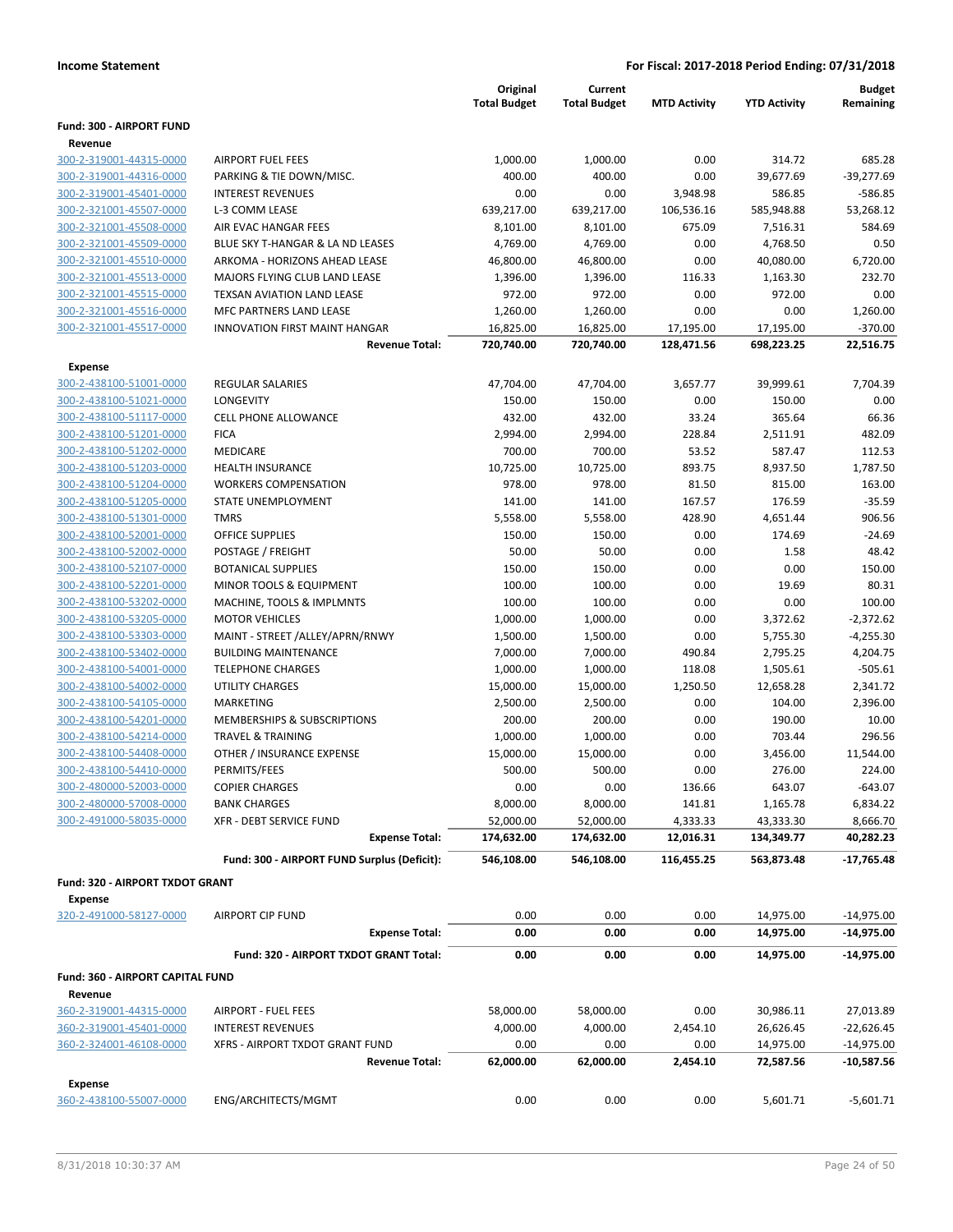**Income Statement** — **For Fiscal: 2017-2018 Period Ending: 07/31/2018**

| | | Original Total Budget | Current Total Budget | MTD Activity | YTD Activity | Budget Remaining |
|---|---|---|---|---|---|---|
| **Fund: 300 - AIRPORT FUND** | | | | | | |
| **Revenue** | | | | | | |
| 300-2-319001-44315-0000 | AIRPORT FUEL FEES | 1,000.00 | 1,000.00 | 0.00 | 314.72 | 685.28 |
| 300-2-319001-44316-0000 | PARKING & TIE DOWN/MISC. | 400.00 | 400.00 | 0.00 | 39,677.69 | -39,277.69 |
| 300-2-319001-45401-0000 | INTEREST REVENUES | 0.00 | 0.00 | 3,948.98 | 586.85 | -586.85 |
| 300-2-321001-45507-0000 | L-3 COMM LEASE | 639,217.00 | 639,217.00 | 106,536.16 | 585,948.88 | 53,268.12 |
| 300-2-321001-45508-0000 | AIR EVAC HANGAR FEES | 8,101.00 | 8,101.00 | 675.09 | 7,516.31 | 584.69 |
| 300-2-321001-45509-0000 | BLUE SKY T-HANGAR & LA ND LEASES | 4,769.00 | 4,769.00 | 0.00 | 4,768.50 | 0.50 |
| 300-2-321001-45510-0000 | ARKOMA - HORIZONS AHEAD LEASE | 46,800.00 | 46,800.00 | 0.00 | 40,080.00 | 6,720.00 |
| 300-2-321001-45513-0000 | MAJORS FLYING CLUB LAND LEASE | 1,396.00 | 1,396.00 | 116.33 | 1,163.30 | 232.70 |
| 300-2-321001-45515-0000 | TEXSAN AVIATION LAND LEASE | 972.00 | 972.00 | 0.00 | 972.00 | 0.00 |
| 300-2-321001-45516-0000 | MFC PARTNERS LAND LEASE | 1,260.00 | 1,260.00 | 0.00 | 0.00 | 1,260.00 |
| 300-2-321001-45517-0000 | INNOVATION FIRST MAINT HANGAR | 16,825.00 | 16,825.00 | 17,195.00 | 17,195.00 | -370.00 |
| | **Revenue Total:** | **720,740.00** | **720,740.00** | **128,471.56** | **698,223.25** | **22,516.75** |
| **Expense** | | | | | | |
| 300-2-438100-51001-0000 | REGULAR SALARIES | 47,704.00 | 47,704.00 | 3,657.77 | 39,999.61 | 7,704.39 |
| 300-2-438100-51021-0000 | LONGEVITY | 150.00 | 150.00 | 0.00 | 150.00 | 0.00 |
| 300-2-438100-51117-0000 | CELL PHONE ALLOWANCE | 432.00 | 432.00 | 33.24 | 365.64 | 66.36 |
| 300-2-438100-51201-0000 | FICA | 2,994.00 | 2,994.00 | 228.84 | 2,511.91 | 482.09 |
| 300-2-438100-51202-0000 | MEDICARE | 700.00 | 700.00 | 53.52 | 587.47 | 112.53 |
| 300-2-438100-51203-0000 | HEALTH INSURANCE | 10,725.00 | 10,725.00 | 893.75 | 8,937.50 | 1,787.50 |
| 300-2-438100-51204-0000 | WORKERS COMPENSATION | 978.00 | 978.00 | 81.50 | 815.00 | 163.00 |
| 300-2-438100-51205-0000 | STATE UNEMPLOYMENT | 141.00 | 141.00 | 167.57 | 176.59 | -35.59 |
| 300-2-438100-51301-0000 | TMRS | 5,558.00 | 5,558.00 | 428.90 | 4,651.44 | 906.56 |
| 300-2-438100-52001-0000 | OFFICE SUPPLIES | 150.00 | 150.00 | 0.00 | 174.69 | -24.69 |
| 300-2-438100-52002-0000 | POSTAGE / FREIGHT | 50.00 | 50.00 | 0.00 | 1.58 | 48.42 |
| 300-2-438100-52107-0000 | BOTANICAL SUPPLIES | 150.00 | 150.00 | 0.00 | 0.00 | 150.00 |
| 300-2-438100-52201-0000 | MINOR TOOLS & EQUIPMENT | 100.00 | 100.00 | 0.00 | 19.69 | 80.31 |
| 300-2-438100-53202-0000 | MACHINE, TOOLS & IMPLMNTS | 100.00 | 100.00 | 0.00 | 0.00 | 100.00 |
| 300-2-438100-53205-0000 | MOTOR VEHICLES | 1,000.00 | 1,000.00 | 0.00 | 3,372.62 | -2,372.62 |
| 300-2-438100-53303-0000 | MAINT - STREET /ALLEY/APRN/RNWY | 1,500.00 | 1,500.00 | 0.00 | 5,755.30 | -4,255.30 |
| 300-2-438100-53402-0000 | BUILDING MAINTENANCE | 7,000.00 | 7,000.00 | 490.84 | 2,795.25 | 4,204.75 |
| 300-2-438100-54001-0000 | TELEPHONE CHARGES | 1,000.00 | 1,000.00 | 118.08 | 1,505.61 | -505.61 |
| 300-2-438100-54002-0000 | UTILITY CHARGES | 15,000.00 | 15,000.00 | 1,250.50 | 12,658.28 | 2,341.72 |
| 300-2-438100-54105-0000 | MARKETING | 2,500.00 | 2,500.00 | 0.00 | 104.00 | 2,396.00 |
| 300-2-438100-54201-0000 | MEMBERSHIPS & SUBSCRIPTIONS | 200.00 | 200.00 | 0.00 | 190.00 | 10.00 |
| 300-2-438100-54214-0000 | TRAVEL & TRAINING | 1,000.00 | 1,000.00 | 0.00 | 703.44 | 296.56 |
| 300-2-438100-54408-0000 | OTHER / INSURANCE EXPENSE | 15,000.00 | 15,000.00 | 0.00 | 3,456.00 | 11,544.00 |
| 300-2-438100-54410-0000 | PERMITS/FEES | 500.00 | 500.00 | 0.00 | 276.00 | 224.00 |
| 300-2-480000-52003-0000 | COPIER CHARGES | 0.00 | 0.00 | 136.66 | 643.07 | -643.07 |
| 300-2-480000-57008-0000 | BANK CHARGES | 8,000.00 | 8,000.00 | 141.81 | 1,165.78 | 6,834.22 |
| 300-2-491000-58035-0000 | XFR - DEBT SERVICE FUND | 52,000.00 | 52,000.00 | 4,333.33 | 43,333.30 | 8,666.70 |
| | **Expense Total:** | **174,632.00** | **174,632.00** | **12,016.31** | **134,349.77** | **40,282.23** |
| | **Fund: 300 - AIRPORT FUND Surplus (Deficit):** | **546,108.00** | **546,108.00** | **116,455.25** | **563,873.48** | **-17,765.48** |
| **Fund: 320 - AIRPORT TXDOT GRANT** | | | | | | |
| **Expense** | | | | | | |
| 320-2-491000-58127-0000 | AIRPORT CIP FUND | 0.00 | 0.00 | 0.00 | 14,975.00 | -14,975.00 |
| | **Expense Total:** | **0.00** | **0.00** | **0.00** | **14,975.00** | **-14,975.00** |
| | **Fund: 320 - AIRPORT TXDOT GRANT Total:** | **0.00** | **0.00** | **0.00** | **14,975.00** | **-14,975.00** |
| **Fund: 360 - AIRPORT CAPITAL FUND** | | | | | | |
| **Revenue** | | | | | | |
| 360-2-319001-44315-0000 | AIRPORT - FUEL FEES | 58,000.00 | 58,000.00 | 0.00 | 30,986.11 | 27,013.89 |
| 360-2-319001-45401-0000 | INTEREST REVENUES | 4,000.00 | 4,000.00 | 2,454.10 | 26,626.45 | -22,626.45 |
| 360-2-324001-46108-0000 | XFRS - AIRPORT TXDOT GRANT FUND | 0.00 | 0.00 | 0.00 | 14,975.00 | -14,975.00 |
| | **Revenue Total:** | **62,000.00** | **62,000.00** | **2,454.10** | **72,587.56** | **-10,587.56** |
| **Expense** | | | | | | |
| 360-2-438100-55007-0000 | ENG/ARCHITECTS/MGMT | 0.00 | 0.00 | 0.00 | 5,601.71 | -5,601.71 |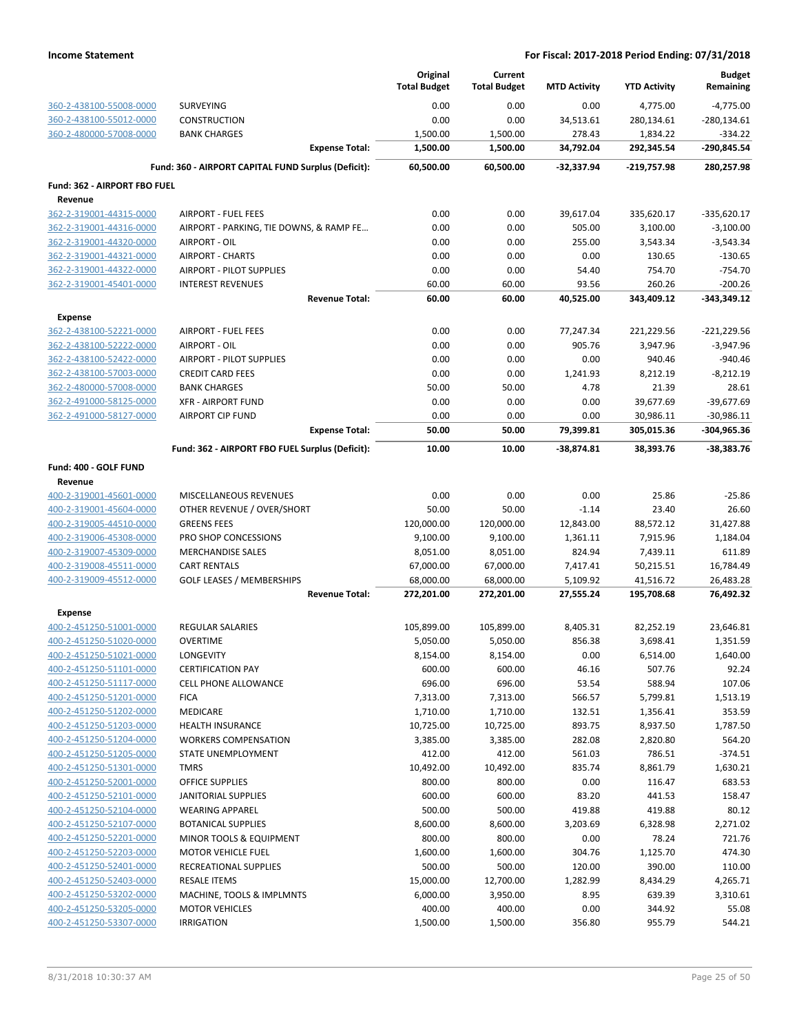**Income Statement** — For Fiscal: 2017-2018 Period Ending: 07/31/2018

| | | Original Total Budget | Current Total Budget | MTD Activity | YTD Activity | Budget Remaining |
|---|---|---|---|---|---|---|
| 360-2-438100-55008-0000 | SURVEYING | 0.00 | 0.00 | 0.00 | 4,775.00 | -4,775.00 |
| 360-2-438100-55012-0000 | CONSTRUCTION | 0.00 | 0.00 | 34,513.61 | 280,134.61 | -280,134.61 |
| 360-2-480000-57008-0000 | BANK CHARGES | 1,500.00 | 1,500.00 | 278.43 | 1,834.22 | -334.22 |
| | **Expense Total:** | **1,500.00** | **1,500.00** | **34,792.04** | **292,345.54** | **-290,845.54** |
| | **Fund: 360 - AIRPORT CAPITAL FUND Surplus (Deficit):** | **60,500.00** | **60,500.00** | **-32,337.94** | **-219,757.98** | **280,257.98** |
| **Fund: 362 - AIRPORT FBO FUEL** | | | | | | |
| **Revenue** | | | | | | |
| 362-2-319001-44315-0000 | AIRPORT - FUEL FEES | 0.00 | 0.00 | 39,617.04 | 335,620.17 | -335,620.17 |
| 362-2-319001-44316-0000 | AIRPORT - PARKING, TIE DOWNS, & RAMP FE… | 0.00 | 0.00 | 505.00 | 3,100.00 | -3,100.00 |
| 362-2-319001-44320-0000 | AIRPORT - OIL | 0.00 | 0.00 | 255.00 | 3,543.34 | -3,543.34 |
| 362-2-319001-44321-0000 | AIRPORT - CHARTS | 0.00 | 0.00 | 0.00 | 130.65 | -130.65 |
| 362-2-319001-44322-0000 | AIRPORT - PILOT SUPPLIES | 0.00 | 0.00 | 54.40 | 754.70 | -754.70 |
| 362-2-319001-45401-0000 | INTEREST REVENUES | 60.00 | 60.00 | 93.56 | 260.26 | -200.26 |
| | **Revenue Total:** | **60.00** | **60.00** | **40,525.00** | **343,409.12** | **-343,349.12** |
| **Expense** | | | | | | |
| 362-2-438100-52221-0000 | AIRPORT - FUEL FEES | 0.00 | 0.00 | 77,247.34 | 221,229.56 | -221,229.56 |
| 362-2-438100-52222-0000 | AIRPORT - OIL | 0.00 | 0.00 | 905.76 | 3,947.96 | -3,947.96 |
| 362-2-438100-52422-0000 | AIRPORT - PILOT SUPPLIES | 0.00 | 0.00 | 0.00 | 940.46 | -940.46 |
| 362-2-438100-57003-0000 | CREDIT CARD FEES | 0.00 | 0.00 | 1,241.93 | 8,212.19 | -8,212.19 |
| 362-2-480000-57008-0000 | BANK CHARGES | 50.00 | 50.00 | 4.78 | 21.39 | 28.61 |
| 362-2-491000-58125-0000 | XFR - AIRPORT FUND | 0.00 | 0.00 | 0.00 | 39,677.69 | -39,677.69 |
| 362-2-491000-58127-0000 | AIRPORT CIP FUND | 0.00 | 0.00 | 0.00 | 30,986.11 | -30,986.11 |
| | **Expense Total:** | **50.00** | **50.00** | **79,399.81** | **305,015.36** | **-304,965.36** |
| | **Fund: 362 - AIRPORT FBO FUEL Surplus (Deficit):** | **10.00** | **10.00** | **-38,874.81** | **38,393.76** | **-38,383.76** |
| **Fund: 400 - GOLF FUND** | | | | | | |
| **Revenue** | | | | | | |
| 400-2-319001-45601-0000 | MISCELLANEOUS REVENUES | 0.00 | 0.00 | 0.00 | 25.86 | -25.86 |
| 400-2-319001-45604-0000 | OTHER REVENUE / OVER/SHORT | 50.00 | 50.00 | -1.14 | 23.40 | 26.60 |
| 400-2-319005-44510-0000 | GREENS FEES | 120,000.00 | 120,000.00 | 12,843.00 | 88,572.12 | 31,427.88 |
| 400-2-319006-45308-0000 | PRO SHOP CONCESSIONS | 9,100.00 | 9,100.00 | 1,361.11 | 7,915.96 | 1,184.04 |
| 400-2-319007-45309-0000 | MERCHANDISE SALES | 8,051.00 | 8,051.00 | 824.94 | 7,439.11 | 611.89 |
| 400-2-319008-45511-0000 | CART RENTALS | 67,000.00 | 67,000.00 | 7,417.41 | 50,215.51 | 16,784.49 |
| 400-2-319009-45512-0000 | GOLF LEASES / MEMBERSHIPS | 68,000.00 | 68,000.00 | 5,109.92 | 41,516.72 | 26,483.28 |
| | **Revenue Total:** | **272,201.00** | **272,201.00** | **27,555.24** | **195,708.68** | **76,492.32** |
| **Expense** | | | | | | |
| 400-2-451250-51001-0000 | REGULAR SALARIES | 105,899.00 | 105,899.00 | 8,405.31 | 82,252.19 | 23,646.81 |
| 400-2-451250-51020-0000 | OVERTIME | 5,050.00 | 5,050.00 | 856.38 | 3,698.41 | 1,351.59 |
| 400-2-451250-51021-0000 | LONGEVITY | 8,154.00 | 8,154.00 | 0.00 | 6,514.00 | 1,640.00 |
| 400-2-451250-51101-0000 | CERTIFICATION PAY | 600.00 | 600.00 | 46.16 | 507.76 | 92.24 |
| 400-2-451250-51117-0000 | CELL PHONE ALLOWANCE | 696.00 | 696.00 | 53.54 | 588.94 | 107.06 |
| 400-2-451250-51201-0000 | FICA | 7,313.00 | 7,313.00 | 566.57 | 5,799.81 | 1,513.19 |
| 400-2-451250-51202-0000 | MEDICARE | 1,710.00 | 1,710.00 | 132.51 | 1,356.41 | 353.59 |
| 400-2-451250-51203-0000 | HEALTH INSURANCE | 10,725.00 | 10,725.00 | 893.75 | 8,937.50 | 1,787.50 |
| 400-2-451250-51204-0000 | WORKERS COMPENSATION | 3,385.00 | 3,385.00 | 282.08 | 2,820.80 | 564.20 |
| 400-2-451250-51205-0000 | STATE UNEMPLOYMENT | 412.00 | 412.00 | 561.03 | 786.51 | -374.51 |
| 400-2-451250-51301-0000 | TMRS | 10,492.00 | 10,492.00 | 835.74 | 8,861.79 | 1,630.21 |
| 400-2-451250-52001-0000 | OFFICE SUPPLIES | 800.00 | 800.00 | 0.00 | 116.47 | 683.53 |
| 400-2-451250-52101-0000 | JANITORIAL SUPPLIES | 600.00 | 600.00 | 83.20 | 441.53 | 158.47 |
| 400-2-451250-52104-0000 | WEARING APPAREL | 500.00 | 500.00 | 419.88 | 419.88 | 80.12 |
| 400-2-451250-52107-0000 | BOTANICAL SUPPLIES | 8,600.00 | 8,600.00 | 3,203.69 | 6,328.98 | 2,271.02 |
| 400-2-451250-52201-0000 | MINOR TOOLS & EQUIPMENT | 800.00 | 800.00 | 0.00 | 78.24 | 721.76 |
| 400-2-451250-52203-0000 | MOTOR VEHICLE FUEL | 1,600.00 | 1,600.00 | 304.76 | 1,125.70 | 474.30 |
| 400-2-451250-52401-0000 | RECREATIONAL SUPPLIES | 500.00 | 500.00 | 120.00 | 390.00 | 110.00 |
| 400-2-451250-52403-0000 | RESALE ITEMS | 15,000.00 | 12,700.00 | 1,282.99 | 8,434.29 | 4,265.71 |
| 400-2-451250-53202-0000 | MACHINE, TOOLS & IMPLMNTS | 6,000.00 | 3,950.00 | 8.95 | 639.39 | 3,310.61 |
| 400-2-451250-53205-0000 | MOTOR VEHICLES | 400.00 | 400.00 | 0.00 | 344.92 | 55.08 |
| 400-2-451250-53307-0000 | IRRIGATION | 1,500.00 | 1,500.00 | 356.80 | 955.79 | 544.21 |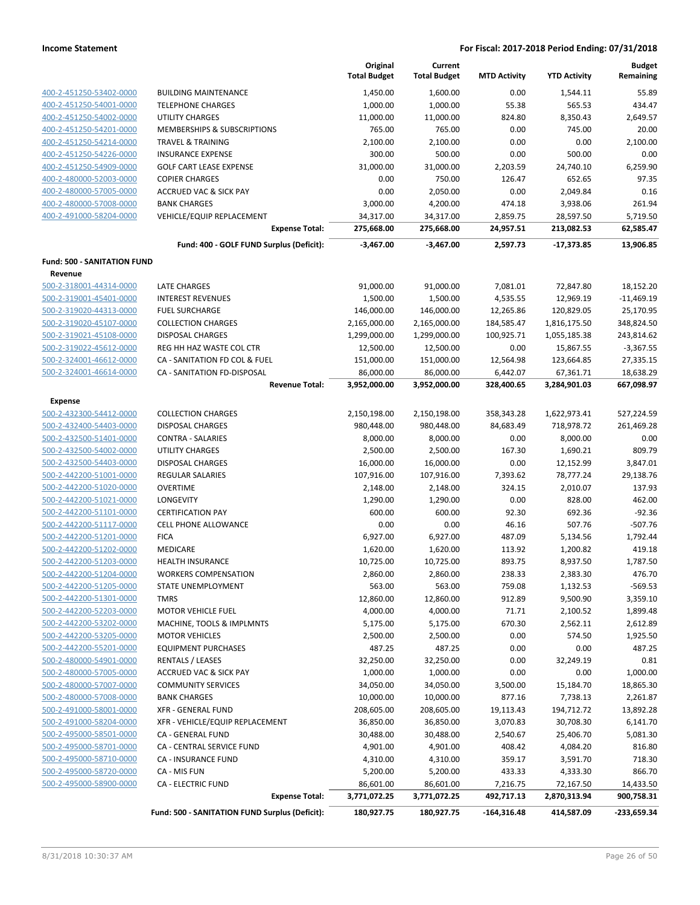| | | Original Total Budget | Current Total Budget | MTD Activity | YTD Activity | Budget Remaining |
|---|---|---|---|---|---|---|
| 400-2-451250-53402-0000 | BUILDING MAINTENANCE | 1,450.00 | 1,600.00 | 0.00 | 1,544.11 | 55.89 |
| 400-2-451250-54001-0000 | TELEPHONE CHARGES | 1,000.00 | 1,000.00 | 55.38 | 565.53 | 434.47 |
| 400-2-451250-54002-0000 | UTILITY CHARGES | 11,000.00 | 11,000.00 | 824.80 | 8,350.43 | 2,649.57 |
| 400-2-451250-54201-0000 | MEMBERSHIPS & SUBSCRIPTIONS | 765.00 | 765.00 | 0.00 | 745.00 | 20.00 |
| 400-2-451250-54214-0000 | TRAVEL & TRAINING | 2,100.00 | 2,100.00 | 0.00 | 0.00 | 2,100.00 |
| 400-2-451250-54226-0000 | INSURANCE EXPENSE | 300.00 | 500.00 | 0.00 | 500.00 | 0.00 |
| 400-2-451250-54909-0000 | GOLF CART LEASE EXPENSE | 31,000.00 | 31,000.00 | 2,203.59 | 24,740.10 | 6,259.90 |
| 400-2-480000-52003-0000 | COPIER CHARGES | 0.00 | 750.00 | 126.47 | 652.65 | 97.35 |
| 400-2-480000-57005-0000 | ACCRUED VAC & SICK PAY | 0.00 | 2,050.00 | 0.00 | 2,049.84 | 0.16 |
| 400-2-480000-57008-0000 | BANK CHARGES | 3,000.00 | 4,200.00 | 474.18 | 3,938.06 | 261.94 |
| 400-2-491000-58204-0000 | VEHICLE/EQUIP REPLACEMENT | 34,317.00 | 34,317.00 | 2,859.75 | 28,597.50 | 5,719.50 |
| | **Expense Total:** | **275,668.00** | **275,668.00** | **24,957.51** | **213,082.53** | **62,585.47** |
| | **Fund: 400 - GOLF FUND Surplus (Deficit):** | **-3,467.00** | **-3,467.00** | **2,597.73** | **-17,373.85** | **13,906.85** |
| **Fund: 500 - SANITATION FUND** | | | | | | |
| **Revenue** | | | | | | |
| 500-2-318001-44314-0000 | LATE CHARGES | 91,000.00 | 91,000.00 | 7,081.01 | 72,847.80 | 18,152.20 |
| 500-2-319001-45401-0000 | INTEREST REVENUES | 1,500.00 | 1,500.00 | 4,535.55 | 12,969.19 | -11,469.19 |
| 500-2-319020-44313-0000 | FUEL SURCHARGE | 146,000.00 | 146,000.00 | 12,265.86 | 120,829.05 | 25,170.95 |
| 500-2-319020-45107-0000 | COLLECTION CHARGES | 2,165,000.00 | 2,165,000.00 | 184,585.47 | 1,816,175.50 | 348,824.50 |
| 500-2-319021-45108-0000 | DISPOSAL CHARGES | 1,299,000.00 | 1,299,000.00 | 100,925.71 | 1,055,185.38 | 243,814.62 |
| 500-2-319022-45612-0000 | REG HH HAZ WASTE COL CTR | 12,500.00 | 12,500.00 | 0.00 | 15,867.55 | -3,367.55 |
| 500-2-324001-46612-0000 | CA - SANITATION FD COL & FUEL | 151,000.00 | 151,000.00 | 12,564.98 | 123,664.85 | 27,335.15 |
| 500-2-324001-46614-0000 | CA - SANITATION FD-DISPOSAL | 86,000.00 | 86,000.00 | 6,442.07 | 67,361.71 | 18,638.29 |
| | **Revenue Total:** | **3,952,000.00** | **3,952,000.00** | **328,400.65** | **3,284,901.03** | **667,098.97** |
| **Expense** | | | | | | |
| 500-2-432300-54412-0000 | COLLECTION CHARGES | 2,150,198.00 | 2,150,198.00 | 358,343.28 | 1,622,973.41 | 527,224.59 |
| 500-2-432400-54403-0000 | DISPOSAL CHARGES | 980,448.00 | 980,448.00 | 84,683.49 | 718,978.72 | 261,469.28 |
| 500-2-432500-51401-0000 | CONTRA - SALARIES | 8,000.00 | 8,000.00 | 0.00 | 8,000.00 | 0.00 |
| 500-2-432500-54002-0000 | UTILITY CHARGES | 2,500.00 | 2,500.00 | 167.30 | 1,690.21 | 809.79 |
| 500-2-432500-54403-0000 | DISPOSAL CHARGES | 16,000.00 | 16,000.00 | 0.00 | 12,152.99 | 3,847.01 |
| 500-2-442200-51001-0000 | REGULAR SALARIES | 107,916.00 | 107,916.00 | 7,393.62 | 78,777.24 | 29,138.76 |
| 500-2-442200-51020-0000 | OVERTIME | 2,148.00 | 2,148.00 | 324.15 | 2,010.07 | 137.93 |
| 500-2-442200-51021-0000 | LONGEVITY | 1,290.00 | 1,290.00 | 0.00 | 828.00 | 462.00 |
| 500-2-442200-51101-0000 | CERTIFICATION PAY | 600.00 | 600.00 | 92.30 | 692.36 | -92.36 |
| 500-2-442200-51117-0000 | CELL PHONE ALLOWANCE | 0.00 | 0.00 | 46.16 | 507.76 | -507.76 |
| 500-2-442200-51201-0000 | FICA | 6,927.00 | 6,927.00 | 487.09 | 5,134.56 | 1,792.44 |
| 500-2-442200-51202-0000 | MEDICARE | 1,620.00 | 1,620.00 | 113.92 | 1,200.82 | 419.18 |
| 500-2-442200-51203-0000 | HEALTH INSURANCE | 10,725.00 | 10,725.00 | 893.75 | 8,937.50 | 1,787.50 |
| 500-2-442200-51204-0000 | WORKERS COMPENSATION | 2,860.00 | 2,860.00 | 238.33 | 2,383.30 | 476.70 |
| 500-2-442200-51205-0000 | STATE UNEMPLOYMENT | 563.00 | 563.00 | 759.08 | 1,132.53 | -569.53 |
| 500-2-442200-51301-0000 | TMRS | 12,860.00 | 12,860.00 | 912.89 | 9,500.90 | 3,359.10 |
| 500-2-442200-52203-0000 | MOTOR VEHICLE FUEL | 4,000.00 | 4,000.00 | 71.71 | 2,100.52 | 1,899.48 |
| 500-2-442200-53202-0000 | MACHINE, TOOLS & IMPLMNTS | 5,175.00 | 5,175.00 | 670.30 | 2,562.11 | 2,612.89 |
| 500-2-442200-53205-0000 | MOTOR VEHICLES | 2,500.00 | 2,500.00 | 0.00 | 574.50 | 1,925.50 |
| 500-2-442200-55201-0000 | EQUIPMENT PURCHASES | 487.25 | 487.25 | 0.00 | 0.00 | 487.25 |
| 500-2-480000-54901-0000 | RENTALS / LEASES | 32,250.00 | 32,250.00 | 0.00 | 32,249.19 | 0.81 |
| 500-2-480000-57005-0000 | ACCRUED VAC & SICK PAY | 1,000.00 | 1,000.00 | 0.00 | 0.00 | 1,000.00 |
| 500-2-480000-57007-0000 | COMMUNITY SERVICES | 34,050.00 | 34,050.00 | 3,500.00 | 15,184.70 | 18,865.30 |
| 500-2-480000-57008-0000 | BANK CHARGES | 10,000.00 | 10,000.00 | 877.16 | 7,738.13 | 2,261.87 |
| 500-2-491000-58001-0000 | XFR - GENERAL FUND | 208,605.00 | 208,605.00 | 19,113.43 | 194,712.72 | 13,892.28 |
| 500-2-491000-58204-0000 | XFR - VEHICLE/EQUIP REPLACEMENT | 36,850.00 | 36,850.00 | 3,070.83 | 30,708.30 | 6,141.70 |
| 500-2-495000-58501-0000 | CA - GENERAL FUND | 30,488.00 | 30,488.00 | 2,540.67 | 25,406.70 | 5,081.30 |
| 500-2-495000-58701-0000 | CA - CENTRAL SERVICE FUND | 4,901.00 | 4,901.00 | 408.42 | 4,084.20 | 816.80 |
| 500-2-495000-58710-0000 | CA - INSURANCE FUND | 4,310.00 | 4,310.00 | 359.17 | 3,591.70 | 718.30 |
| 500-2-495000-58720-0000 | CA - MIS FUN | 5,200.00 | 5,200.00 | 433.33 | 4,333.30 | 866.70 |
| 500-2-495000-58900-0000 | CA - ELECTRIC FUND | 86,601.00 | 86,601.00 | 7,216.75 | 72,167.50 | 14,433.50 |
| | **Expense Total:** | **3,771,072.25** | **3,771,072.25** | **492,717.13** | **2,870,313.94** | **900,758.31** |
| | **Fund: 500 - SANITATION FUND Surplus (Deficit):** | **180,927.75** | **180,927.75** | **-164,316.48** | **414,587.09** | **-233,659.34** |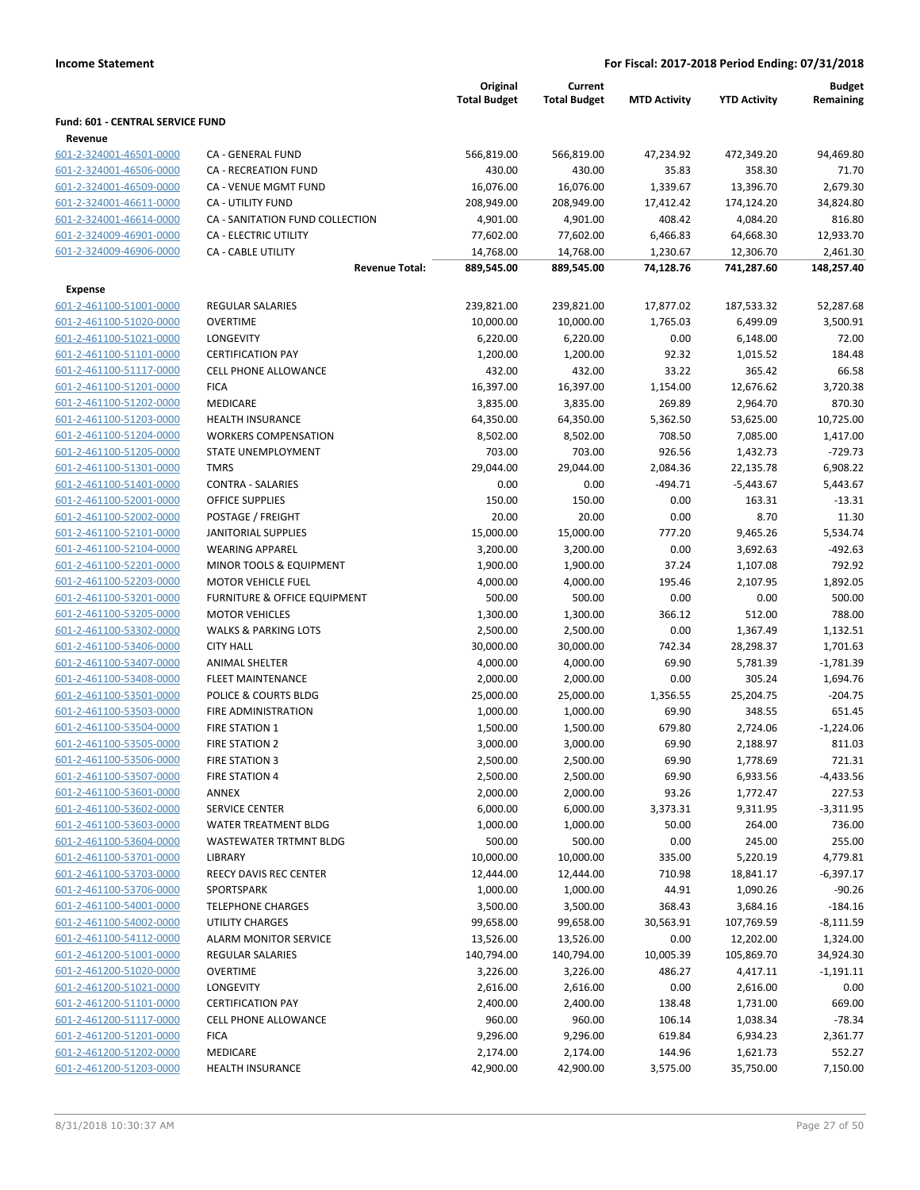**Income Statement** — **For Fiscal: 2017-2018 Period Ending: 07/31/2018**

| | | Original Total Budget | Current Total Budget | MTD Activity | YTD Activity | Budget Remaining |
|---|---|---|---|---|---|---|
| **Fund: 601 - CENTRAL SERVICE FUND** | | | | | | |
| **Revenue** | | | | | | |
| 601-2-324001-46501-0000 | CA - GENERAL FUND | 566,819.00 | 566,819.00 | 47,234.92 | 472,349.20 | 94,469.80 |
| 601-2-324001-46506-0000 | CA - RECREATION FUND | 430.00 | 430.00 | 35.83 | 358.30 | 71.70 |
| 601-2-324001-46509-0000 | CA - VENUE MGMT FUND | 16,076.00 | 16,076.00 | 1,339.67 | 13,396.70 | 2,679.30 |
| 601-2-324001-46611-0000 | CA - UTILITY FUND | 208,949.00 | 208,949.00 | 17,412.42 | 174,124.20 | 34,824.80 |
| 601-2-324001-46614-0000 | CA - SANITATION FUND COLLECTION | 4,901.00 | 4,901.00 | 408.42 | 4,084.20 | 816.80 |
| 601-2-324009-46901-0000 | CA - ELECTRIC UTILITY | 77,602.00 | 77,602.00 | 6,466.83 | 64,668.30 | 12,933.70 |
| 601-2-324009-46906-0000 | CA - CABLE UTILITY | 14,768.00 | 14,768.00 | 1,230.67 | 12,306.70 | 2,461.30 |
| | **Revenue Total:** | **889,545.00** | **889,545.00** | **74,128.76** | **741,287.60** | **148,257.40** |
| **Expense** | | | | | | |
| 601-2-461100-51001-0000 | REGULAR SALARIES | 239,821.00 | 239,821.00 | 17,877.02 | 187,533.32 | 52,287.68 |
| 601-2-461100-51020-0000 | OVERTIME | 10,000.00 | 10,000.00 | 1,765.03 | 6,499.09 | 3,500.91 |
| 601-2-461100-51021-0000 | LONGEVITY | 6,220.00 | 6,220.00 | 0.00 | 6,148.00 | 72.00 |
| 601-2-461100-51101-0000 | CERTIFICATION PAY | 1,200.00 | 1,200.00 | 92.32 | 1,015.52 | 184.48 |
| 601-2-461100-51117-0000 | CELL PHONE ALLOWANCE | 432.00 | 432.00 | 33.22 | 365.42 | 66.58 |
| 601-2-461100-51201-0000 | FICA | 16,397.00 | 16,397.00 | 1,154.00 | 12,676.62 | 3,720.38 |
| 601-2-461100-51202-0000 | MEDICARE | 3,835.00 | 3,835.00 | 269.89 | 2,964.70 | 870.30 |
| 601-2-461100-51203-0000 | HEALTH INSURANCE | 64,350.00 | 64,350.00 | 5,362.50 | 53,625.00 | 10,725.00 |
| 601-2-461100-51204-0000 | WORKERS COMPENSATION | 8,502.00 | 8,502.00 | 708.50 | 7,085.00 | 1,417.00 |
| 601-2-461100-51205-0000 | STATE UNEMPLOYMENT | 703.00 | 703.00 | 926.56 | 1,432.73 | -729.73 |
| 601-2-461100-51301-0000 | TMRS | 29,044.00 | 29,044.00 | 2,084.36 | 22,135.78 | 6,908.22 |
| 601-2-461100-51401-0000 | CONTRA - SALARIES | 0.00 | 0.00 | -494.71 | -5,443.67 | 5,443.67 |
| 601-2-461100-52001-0000 | OFFICE SUPPLIES | 150.00 | 150.00 | 0.00 | 163.31 | -13.31 |
| 601-2-461100-52002-0000 | POSTAGE / FREIGHT | 20.00 | 20.00 | 0.00 | 8.70 | 11.30 |
| 601-2-461100-52101-0000 | JANITORIAL SUPPLIES | 15,000.00 | 15,000.00 | 777.20 | 9,465.26 | 5,534.74 |
| 601-2-461100-52104-0000 | WEARING APPAREL | 3,200.00 | 3,200.00 | 0.00 | 3,692.63 | -492.63 |
| 601-2-461100-52201-0000 | MINOR TOOLS & EQUIPMENT | 1,900.00 | 1,900.00 | 37.24 | 1,107.08 | 792.92 |
| 601-2-461100-52203-0000 | MOTOR VEHICLE FUEL | 4,000.00 | 4,000.00 | 195.46 | 2,107.95 | 1,892.05 |
| 601-2-461100-53201-0000 | FURNITURE & OFFICE EQUIPMENT | 500.00 | 500.00 | 0.00 | 0.00 | 500.00 |
| 601-2-461100-53205-0000 | MOTOR VEHICLES | 1,300.00 | 1,300.00 | 366.12 | 512.00 | 788.00 |
| 601-2-461100-53302-0000 | WALKS & PARKING LOTS | 2,500.00 | 2,500.00 | 0.00 | 1,367.49 | 1,132.51 |
| 601-2-461100-53406-0000 | CITY HALL | 30,000.00 | 30,000.00 | 742.34 | 28,298.37 | 1,701.63 |
| 601-2-461100-53407-0000 | ANIMAL SHELTER | 4,000.00 | 4,000.00 | 69.90 | 5,781.39 | -1,781.39 |
| 601-2-461100-53408-0000 | FLEET MAINTENANCE | 2,000.00 | 2,000.00 | 0.00 | 305.24 | 1,694.76 |
| 601-2-461100-53501-0000 | POLICE & COURTS BLDG | 25,000.00 | 25,000.00 | 1,356.55 | 25,204.75 | -204.75 |
| 601-2-461100-53503-0000 | FIRE ADMINISTRATION | 1,000.00 | 1,000.00 | 69.90 | 348.55 | 651.45 |
| 601-2-461100-53504-0000 | FIRE STATION 1 | 1,500.00 | 1,500.00 | 679.80 | 2,724.06 | -1,224.06 |
| 601-2-461100-53505-0000 | FIRE STATION 2 | 3,000.00 | 3,000.00 | 69.90 | 2,188.97 | 811.03 |
| 601-2-461100-53506-0000 | FIRE STATION 3 | 2,500.00 | 2,500.00 | 69.90 | 1,778.69 | 721.31 |
| 601-2-461100-53507-0000 | FIRE STATION 4 | 2,500.00 | 2,500.00 | 69.90 | 6,933.56 | -4,433.56 |
| 601-2-461100-53601-0000 | ANNEX | 2,000.00 | 2,000.00 | 93.26 | 1,772.47 | 227.53 |
| 601-2-461100-53602-0000 | SERVICE CENTER | 6,000.00 | 6,000.00 | 3,373.31 | 9,311.95 | -3,311.95 |
| 601-2-461100-53603-0000 | WATER TREATMENT BLDG | 1,000.00 | 1,000.00 | 50.00 | 264.00 | 736.00 |
| 601-2-461100-53604-0000 | WASTEWATER TRTMNT BLDG | 500.00 | 500.00 | 0.00 | 245.00 | 255.00 |
| 601-2-461100-53701-0000 | LIBRARY | 10,000.00 | 10,000.00 | 335.00 | 5,220.19 | 4,779.81 |
| 601-2-461100-53703-0000 | REECY DAVIS REC CENTER | 12,444.00 | 12,444.00 | 710.98 | 18,841.17 | -6,397.17 |
| 601-2-461100-53706-0000 | SPORTSPARK | 1,000.00 | 1,000.00 | 44.91 | 1,090.26 | -90.26 |
| 601-2-461100-54001-0000 | TELEPHONE CHARGES | 3,500.00 | 3,500.00 | 368.43 | 3,684.16 | -184.16 |
| 601-2-461100-54002-0000 | UTILITY CHARGES | 99,658.00 | 99,658.00 | 30,563.91 | 107,769.59 | -8,111.59 |
| 601-2-461100-54112-0000 | ALARM MONITOR SERVICE | 13,526.00 | 13,526.00 | 0.00 | 12,202.00 | 1,324.00 |
| 601-2-461200-51001-0000 | REGULAR SALARIES | 140,794.00 | 140,794.00 | 10,005.39 | 105,869.70 | 34,924.30 |
| 601-2-461200-51020-0000 | OVERTIME | 3,226.00 | 3,226.00 | 486.27 | 4,417.11 | -1,191.11 |
| 601-2-461200-51021-0000 | LONGEVITY | 2,616.00 | 2,616.00 | 0.00 | 2,616.00 | 0.00 |
| 601-2-461200-51101-0000 | CERTIFICATION PAY | 2,400.00 | 2,400.00 | 138.48 | 1,731.00 | 669.00 |
| 601-2-461200-51117-0000 | CELL PHONE ALLOWANCE | 960.00 | 960.00 | 106.14 | 1,038.34 | -78.34 |
| 601-2-461200-51201-0000 | FICA | 9,296.00 | 9,296.00 | 619.84 | 6,934.23 | 2,361.77 |
| 601-2-461200-51202-0000 | MEDICARE | 2,174.00 | 2,174.00 | 144.96 | 1,621.73 | 552.27 |
| 601-2-461200-51203-0000 | HEALTH INSURANCE | 42,900.00 | 42,900.00 | 3,575.00 | 35,750.00 | 7,150.00 |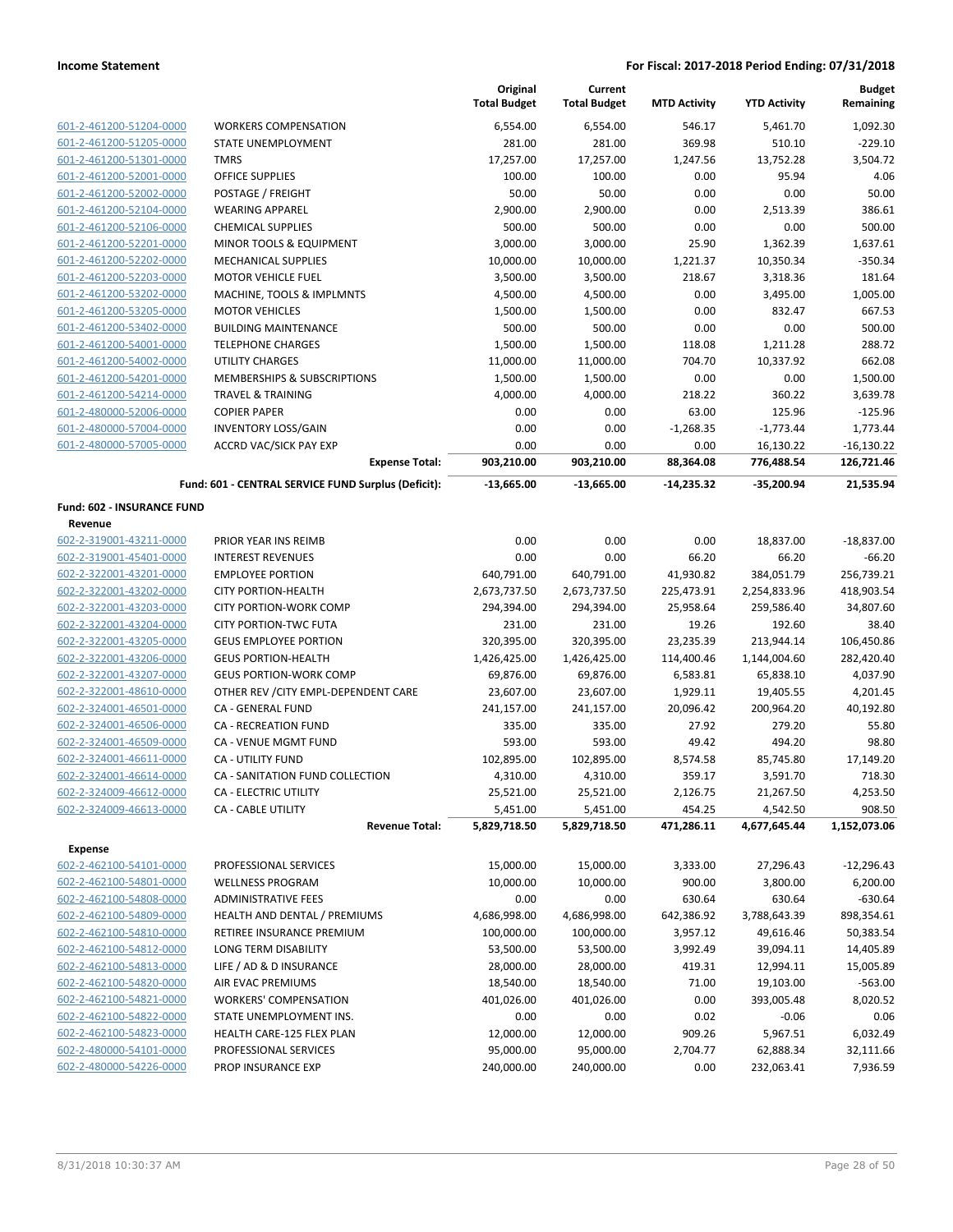| | | Original Total Budget | Current Total Budget | MTD Activity | YTD Activity | Budget Remaining |
|---|---|---|---|---|---|---|
| 601-2-461200-51204-0000 | WORKERS COMPENSATION | 6,554.00 | 6,554.00 | 546.17 | 5,461.70 | 1,092.30 |
| 601-2-461200-51205-0000 | STATE UNEMPLOYMENT | 281.00 | 281.00 | 369.98 | 510.10 | -229.10 |
| 601-2-461200-51301-0000 | TMRS | 17,257.00 | 17,257.00 | 1,247.56 | 13,752.28 | 3,504.72 |
| 601-2-461200-52001-0000 | OFFICE SUPPLIES | 100.00 | 100.00 | 0.00 | 95.94 | 4.06 |
| 601-2-461200-52002-0000 | POSTAGE / FREIGHT | 50.00 | 50.00 | 0.00 | 0.00 | 50.00 |
| 601-2-461200-52104-0000 | WEARING APPAREL | 2,900.00 | 2,900.00 | 0.00 | 2,513.39 | 386.61 |
| 601-2-461200-52106-0000 | CHEMICAL SUPPLIES | 500.00 | 500.00 | 0.00 | 0.00 | 500.00 |
| 601-2-461200-52201-0000 | MINOR TOOLS & EQUIPMENT | 3,000.00 | 3,000.00 | 25.90 | 1,362.39 | 1,637.61 |
| 601-2-461200-52202-0000 | MECHANICAL SUPPLIES | 10,000.00 | 10,000.00 | 1,221.37 | 10,350.34 | -350.34 |
| 601-2-461200-52203-0000 | MOTOR VEHICLE FUEL | 3,500.00 | 3,500.00 | 218.67 | 3,318.36 | 181.64 |
| 601-2-461200-53202-0000 | MACHINE, TOOLS & IMPLMNTS | 4,500.00 | 4,500.00 | 0.00 | 3,495.00 | 1,005.00 |
| 601-2-461200-53205-0000 | MOTOR VEHICLES | 1,500.00 | 1,500.00 | 0.00 | 832.47 | 667.53 |
| 601-2-461200-53402-0000 | BUILDING MAINTENANCE | 500.00 | 500.00 | 0.00 | 0.00 | 500.00 |
| 601-2-461200-54001-0000 | TELEPHONE CHARGES | 1,500.00 | 1,500.00 | 118.08 | 1,211.28 | 288.72 |
| 601-2-461200-54002-0000 | UTILITY CHARGES | 11,000.00 | 11,000.00 | 704.70 | 10,337.92 | 662.08 |
| 601-2-461200-54201-0000 | MEMBERSHIPS & SUBSCRIPTIONS | 1,500.00 | 1,500.00 | 0.00 | 0.00 | 1,500.00 |
| 601-2-461200-54214-0000 | TRAVEL & TRAINING | 4,000.00 | 4,000.00 | 218.22 | 360.22 | 3,639.78 |
| 601-2-480000-52006-0000 | COPIER PAPER | 0.00 | 0.00 | 63.00 | 125.96 | -125.96 |
| 601-2-480000-57004-0000 | INVENTORY LOSS/GAIN | 0.00 | 0.00 | -1,268.35 | -1,773.44 | 1,773.44 |
| 601-2-480000-57005-0000 | ACCRD VAC/SICK PAY EXP | 0.00 | 0.00 | 0.00 | 16,130.22 | -16,130.22 |
| | **Expense Total:** | **903,210.00** | **903,210.00** | **88,364.08** | **776,488.54** | **126,721.46** |
| | **Fund: 601 - CENTRAL SERVICE FUND Surplus (Deficit):** | **-13,665.00** | **-13,665.00** | **-14,235.32** | **-35,200.94** | **21,535.94** |
| **Fund: 602 - INSURANCE FUND** | | | | | | |
| **Revenue** | | | | | | |
| 602-2-319001-43211-0000 | PRIOR YEAR INS REIMB | 0.00 | 0.00 | 0.00 | 18,837.00 | -18,837.00 |
| 602-2-319001-45401-0000 | INTEREST REVENUES | 0.00 | 0.00 | 66.20 | 66.20 | -66.20 |
| 602-2-322001-43201-0000 | EMPLOYEE PORTION | 640,791.00 | 640,791.00 | 41,930.82 | 384,051.79 | 256,739.21 |
| 602-2-322001-43202-0000 | CITY PORTION-HEALTH | 2,673,737.50 | 2,673,737.50 | 225,473.91 | 2,254,833.96 | 418,903.54 |
| 602-2-322001-43203-0000 | CITY PORTION-WORK COMP | 294,394.00 | 294,394.00 | 25,958.64 | 259,586.40 | 34,807.60 |
| 602-2-322001-43204-0000 | CITY PORTION-TWC FUTA | 231.00 | 231.00 | 19.26 | 192.60 | 38.40 |
| 602-2-322001-43205-0000 | GEUS EMPLOYEE PORTION | 320,395.00 | 320,395.00 | 23,235.39 | 213,944.14 | 106,450.86 |
| 602-2-322001-43206-0000 | GEUS PORTION-HEALTH | 1,426,425.00 | 1,426,425.00 | 114,400.46 | 1,144,004.60 | 282,420.40 |
| 602-2-322001-43207-0000 | GEUS PORTION-WORK COMP | 69,876.00 | 69,876.00 | 6,583.81 | 65,838.10 | 4,037.90 |
| 602-2-322001-48610-0000 | OTHER REV /CITY EMPL-DEPENDENT CARE | 23,607.00 | 23,607.00 | 1,929.11 | 19,405.55 | 4,201.45 |
| 602-2-324001-46501-0000 | CA - GENERAL FUND | 241,157.00 | 241,157.00 | 20,096.42 | 200,964.20 | 40,192.80 |
| 602-2-324001-46506-0000 | CA - RECREATION FUND | 335.00 | 335.00 | 27.92 | 279.20 | 55.80 |
| 602-2-324001-46509-0000 | CA - VENUE MGMT FUND | 593.00 | 593.00 | 49.42 | 494.20 | 98.80 |
| 602-2-324001-46611-0000 | CA - UTILITY FUND | 102,895.00 | 102,895.00 | 8,574.58 | 85,745.80 | 17,149.20 |
| 602-2-324001-46614-0000 | CA - SANITATION FUND COLLECTION | 4,310.00 | 4,310.00 | 359.17 | 3,591.70 | 718.30 |
| 602-2-324009-46612-0000 | CA - ELECTRIC UTILITY | 25,521.00 | 25,521.00 | 2,126.75 | 21,267.50 | 4,253.50 |
| 602-2-324009-46613-0000 | CA - CABLE UTILITY | 5,451.00 | 5,451.00 | 454.25 | 4,542.50 | 908.50 |
| | **Revenue Total:** | **5,829,718.50** | **5,829,718.50** | **471,286.11** | **4,677,645.44** | **1,152,073.06** |
| **Expense** | | | | | | |
| 602-2-462100-54101-0000 | PROFESSIONAL SERVICES | 15,000.00 | 15,000.00 | 3,333.00 | 27,296.43 | -12,296.43 |
| 602-2-462100-54801-0000 | WELLNESS PROGRAM | 10,000.00 | 10,000.00 | 900.00 | 3,800.00 | 6,200.00 |
| 602-2-462100-54808-0000 | ADMINISTRATIVE FEES | 0.00 | 0.00 | 630.64 | 630.64 | -630.64 |
| 602-2-462100-54809-0000 | HEALTH AND DENTAL / PREMIUMS | 4,686,998.00 | 4,686,998.00 | 642,386.92 | 3,788,643.39 | 898,354.61 |
| 602-2-462100-54810-0000 | RETIREE INSURANCE PREMIUM | 100,000.00 | 100,000.00 | 3,957.12 | 49,616.46 | 50,383.54 |
| 602-2-462100-54812-0000 | LONG TERM DISABILITY | 53,500.00 | 53,500.00 | 3,992.49 | 39,094.11 | 14,405.89 |
| 602-2-462100-54813-0000 | LIFE / AD & D INSURANCE | 28,000.00 | 28,000.00 | 419.31 | 12,994.11 | 15,005.89 |
| 602-2-462100-54820-0000 | AIR EVAC PREMIUMS | 18,540.00 | 18,540.00 | 71.00 | 19,103.00 | -563.00 |
| 602-2-462100-54821-0000 | WORKERS' COMPENSATION | 401,026.00 | 401,026.00 | 0.00 | 393,005.48 | 8,020.52 |
| 602-2-462100-54822-0000 | STATE UNEMPLOYMENT INS. | 0.00 | 0.00 | 0.02 | -0.06 | 0.06 |
| 602-2-462100-54823-0000 | HEALTH CARE-125 FLEX PLAN | 12,000.00 | 12,000.00 | 909.26 | 5,967.51 | 6,032.49 |
| 602-2-480000-54101-0000 | PROFESSIONAL SERVICES | 95,000.00 | 95,000.00 | 2,704.77 | 62,888.34 | 32,111.66 |
| 602-2-480000-54226-0000 | PROP INSURANCE EXP | 240,000.00 | 240,000.00 | 0.00 | 232,063.41 | 7,936.59 |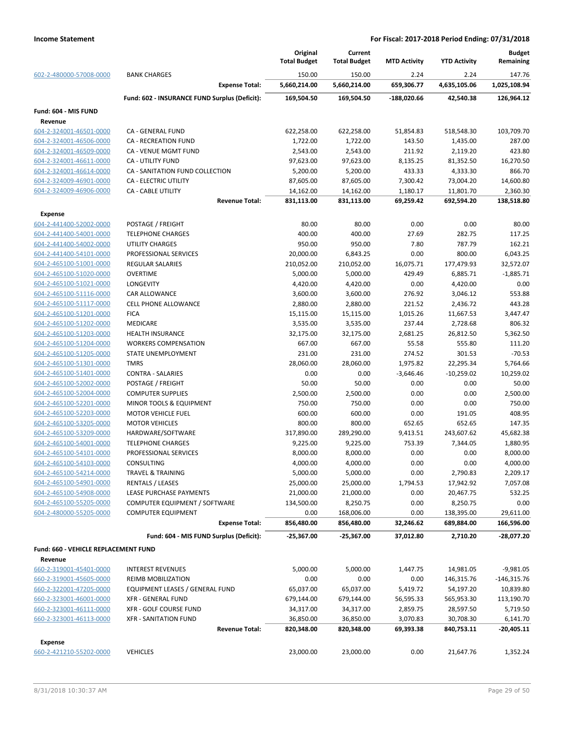| | | Original Total Budget | Current Total Budget | MTD Activity | YTD Activity | Budget Remaining |
|---|---|---|---|---|---|---|
| 602-2-480000-57008-0000 | BANK CHARGES | 150.00 | 150.00 | 2.24 | 2.24 | 147.76 |
| | **Expense Total:** | **5,660,214.00** | **5,660,214.00** | **659,306.77** | **4,635,105.06** | **1,025,108.94** |
| | **Fund: 602 - INSURANCE FUND Surplus (Deficit):** | **169,504.50** | **169,504.50** | **-188,020.66** | **42,540.38** | **126,964.12** |
| **Fund: 604 - MIS FUND** | | | | | | |
| **Revenue** | | | | | | |
| 604-2-324001-46501-0000 | CA - GENERAL FUND | 622,258.00 | 622,258.00 | 51,854.83 | 518,548.30 | 103,709.70 |
| 604-2-324001-46506-0000 | CA - RECREATION FUND | 1,722.00 | 1,722.00 | 143.50 | 1,435.00 | 287.00 |
| 604-2-324001-46509-0000 | CA - VENUE MGMT FUND | 2,543.00 | 2,543.00 | 211.92 | 2,119.20 | 423.80 |
| 604-2-324001-46611-0000 | CA - UTILITY FUND | 97,623.00 | 97,623.00 | 8,135.25 | 81,352.50 | 16,270.50 |
| 604-2-324001-46614-0000 | CA - SANITATION FUND COLLECTION | 5,200.00 | 5,200.00 | 433.33 | 4,333.30 | 866.70 |
| 604-2-324009-46901-0000 | CA - ELECTRIC UTILITY | 87,605.00 | 87,605.00 | 7,300.42 | 73,004.20 | 14,600.80 |
| 604-2-324009-46906-0000 | CA - CABLE UTILITY | 14,162.00 | 14,162.00 | 1,180.17 | 11,801.70 | 2,360.30 |
| | **Revenue Total:** | **831,113.00** | **831,113.00** | **69,259.42** | **692,594.20** | **138,518.80** |
| **Expense** | | | | | | |
| 604-2-441400-52002-0000 | POSTAGE / FREIGHT | 80.00 | 80.00 | 0.00 | 0.00 | 80.00 |
| 604-2-441400-54001-0000 | TELEPHONE CHARGES | 400.00 | 400.00 | 27.69 | 282.75 | 117.25 |
| 604-2-441400-54002-0000 | UTILITY CHARGES | 950.00 | 950.00 | 7.80 | 787.79 | 162.21 |
| 604-2-441400-54101-0000 | PROFESSIONAL SERVICES | 20,000.00 | 6,843.25 | 0.00 | 800.00 | 6,043.25 |
| 604-2-465100-51001-0000 | REGULAR SALARIES | 210,052.00 | 210,052.00 | 16,075.71 | 177,479.93 | 32,572.07 |
| 604-2-465100-51020-0000 | OVERTIME | 5,000.00 | 5,000.00 | 429.49 | 6,885.71 | -1,885.71 |
| 604-2-465100-51021-0000 | LONGEVITY | 4,420.00 | 4,420.00 | 0.00 | 4,420.00 | 0.00 |
| 604-2-465100-51116-0000 | CAR ALLOWANCE | 3,600.00 | 3,600.00 | 276.92 | 3,046.12 | 553.88 |
| 604-2-465100-51117-0000 | CELL PHONE ALLOWANCE | 2,880.00 | 2,880.00 | 221.52 | 2,436.72 | 443.28 |
| 604-2-465100-51201-0000 | FICA | 15,115.00 | 15,115.00 | 1,015.26 | 11,667.53 | 3,447.47 |
| 604-2-465100-51202-0000 | MEDICARE | 3,535.00 | 3,535.00 | 237.44 | 2,728.68 | 806.32 |
| 604-2-465100-51203-0000 | HEALTH INSURANCE | 32,175.00 | 32,175.00 | 2,681.25 | 26,812.50 | 5,362.50 |
| 604-2-465100-51204-0000 | WORKERS COMPENSATION | 667.00 | 667.00 | 55.58 | 555.80 | 111.20 |
| 604-2-465100-51205-0000 | STATE UNEMPLOYMENT | 231.00 | 231.00 | 274.52 | 301.53 | -70.53 |
| 604-2-465100-51301-0000 | TMRS | 28,060.00 | 28,060.00 | 1,975.82 | 22,295.34 | 5,764.66 |
| 604-2-465100-51401-0000 | CONTRA - SALARIES | 0.00 | 0.00 | -3,646.46 | -10,259.02 | 10,259.02 |
| 604-2-465100-52002-0000 | POSTAGE / FREIGHT | 50.00 | 50.00 | 0.00 | 0.00 | 50.00 |
| 604-2-465100-52004-0000 | COMPUTER SUPPLIES | 2,500.00 | 2,500.00 | 0.00 | 0.00 | 2,500.00 |
| 604-2-465100-52201-0000 | MINOR TOOLS & EQUIPMENT | 750.00 | 750.00 | 0.00 | 0.00 | 750.00 |
| 604-2-465100-52203-0000 | MOTOR VEHICLE FUEL | 600.00 | 600.00 | 0.00 | 191.05 | 408.95 |
| 604-2-465100-53205-0000 | MOTOR VEHICLES | 800.00 | 800.00 | 652.65 | 652.65 | 147.35 |
| 604-2-465100-53209-0000 | HARDWARE/SOFTWARE | 317,890.00 | 289,290.00 | 9,413.51 | 243,607.62 | 45,682.38 |
| 604-2-465100-54001-0000 | TELEPHONE CHARGES | 9,225.00 | 9,225.00 | 753.39 | 7,344.05 | 1,880.95 |
| 604-2-465100-54101-0000 | PROFESSIONAL SERVICES | 8,000.00 | 8,000.00 | 0.00 | 0.00 | 8,000.00 |
| 604-2-465100-54103-0000 | CONSULTING | 4,000.00 | 4,000.00 | 0.00 | 0.00 | 4,000.00 |
| 604-2-465100-54214-0000 | TRAVEL & TRAINING | 5,000.00 | 5,000.00 | 0.00 | 2,790.83 | 2,209.17 |
| 604-2-465100-54901-0000 | RENTALS / LEASES | 25,000.00 | 25,000.00 | 1,794.53 | 17,942.92 | 7,057.08 |
| 604-2-465100-54908-0000 | LEASE PURCHASE PAYMENTS | 21,000.00 | 21,000.00 | 0.00 | 20,467.75 | 532.25 |
| 604-2-465100-55205-0000 | COMPUTER EQUIPMENT / SOFTWARE | 134,500.00 | 8,250.75 | 0.00 | 8,250.75 | 0.00 |
| 604-2-480000-55205-0000 | COMPUTER EQUIPMENT | 0.00 | 168,006.00 | 0.00 | 138,395.00 | 29,611.00 |
| | **Expense Total:** | **856,480.00** | **856,480.00** | **32,246.62** | **689,884.00** | **166,596.00** |
| | **Fund: 604 - MIS FUND Surplus (Deficit):** | **-25,367.00** | **-25,367.00** | **37,012.80** | **2,710.20** | **-28,077.20** |
| **Fund: 660 - VEHICLE REPLACEMENT FUND** | | | | | | |
| **Revenue** | | | | | | |
| 660-2-319001-45401-0000 | INTEREST REVENUES | 5,000.00 | 5,000.00 | 1,447.75 | 14,981.05 | -9,981.05 |
| 660-2-319001-45605-0000 | REIMB MOBILIZATION | 0.00 | 0.00 | 0.00 | 146,315.76 | -146,315.76 |
| 660-2-322001-47205-0000 | EQUIPMENT LEASES / GENERAL FUND | 65,037.00 | 65,037.00 | 5,419.72 | 54,197.20 | 10,839.80 |
| 660-2-323001-46001-0000 | XFR - GENERAL FUND | 679,144.00 | 679,144.00 | 56,595.33 | 565,953.30 | 113,190.70 |
| 660-2-323001-46111-0000 | XFR - GOLF COURSE FUND | 34,317.00 | 34,317.00 | 2,859.75 | 28,597.50 | 5,719.50 |
| 660-2-323001-46113-0000 | XFR - SANITATION FUND | 36,850.00 | 36,850.00 | 3,070.83 | 30,708.30 | 6,141.70 |
| | **Revenue Total:** | **820,348.00** | **820,348.00** | **69,393.38** | **840,753.11** | **-20,405.11** |
| **Expense** | | | | | | |
| 660-2-421210-55202-0000 | VEHICLES | 23,000.00 | 23,000.00 | 0.00 | 21,647.76 | 1,352.24 |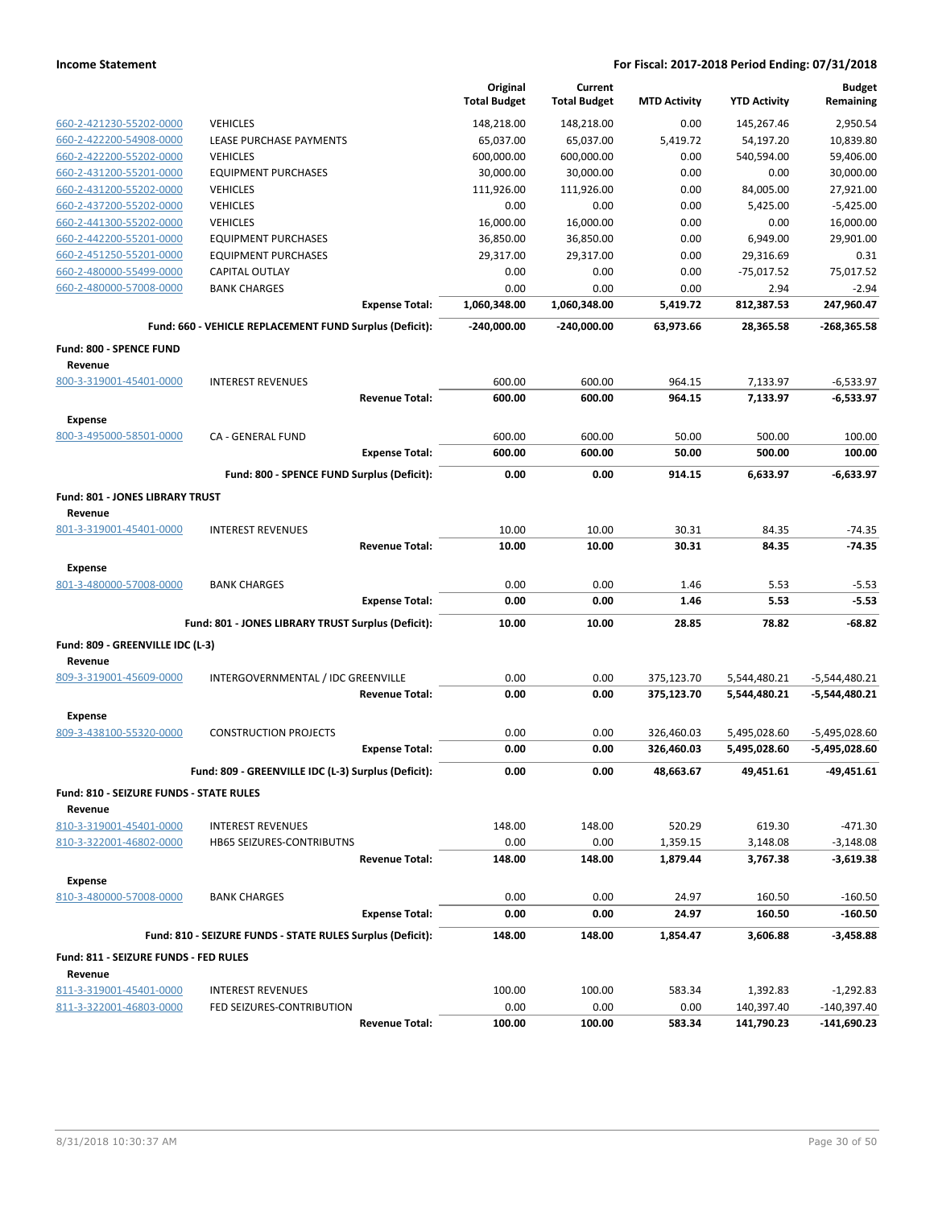| | | Original Total Budget | Current Total Budget | MTD Activity | YTD Activity | Budget Remaining |
|---|---|---|---|---|---|---|
| 660-2-421230-55202-0000 | VEHICLES | 148,218.00 | 148,218.00 | 0.00 | 145,267.46 | 2,950.54 |
| 660-2-422200-54908-0000 | LEASE PURCHASE PAYMENTS | 65,037.00 | 65,037.00 | 5,419.72 | 54,197.20 | 10,839.80 |
| 660-2-422200-55202-0000 | VEHICLES | 600,000.00 | 600,000.00 | 0.00 | 540,594.00 | 59,406.00 |
| 660-2-431200-55201-0000 | EQUIPMENT PURCHASES | 30,000.00 | 30,000.00 | 0.00 | 0.00 | 30,000.00 |
| 660-2-431200-55202-0000 | VEHICLES | 111,926.00 | 111,926.00 | 0.00 | 84,005.00 | 27,921.00 |
| 660-2-437200-55202-0000 | VEHICLES | 0.00 | 0.00 | 0.00 | 5,425.00 | -5,425.00 |
| 660-2-441300-55202-0000 | VEHICLES | 16,000.00 | 16,000.00 | 0.00 | 0.00 | 16,000.00 |
| 660-2-442200-55201-0000 | EQUIPMENT PURCHASES | 36,850.00 | 36,850.00 | 0.00 | 6,949.00 | 29,901.00 |
| 660-2-451250-55201-0000 | EQUIPMENT PURCHASES | 29,317.00 | 29,317.00 | 0.00 | 29,316.69 | 0.31 |
| 660-2-480000-55499-0000 | CAPITAL OUTLAY | 0.00 | 0.00 | 0.00 | -75,017.52 | 75,017.52 |
| 660-2-480000-57008-0000 | BANK CHARGES | 0.00 | 0.00 | 0.00 | 2.94 | -2.94 |
| | **Expense Total:** | **1,060,348.00** | **1,060,348.00** | **5,419.72** | **812,387.53** | **247,960.47** |
| | **Fund: 660 - VEHICLE REPLACEMENT FUND Surplus (Deficit):** | **-240,000.00** | **-240,000.00** | **63,973.66** | **28,365.58** | **-268,365.58** |
| **Fund: 800 - SPENCE FUND** | | | | | | |
| **Revenue** | | | | | | |
| 800-3-319001-45401-0000 | INTEREST REVENUES | 600.00 | 600.00 | 964.15 | 7,133.97 | -6,533.97 |
| | **Revenue Total:** | **600.00** | **600.00** | **964.15** | **7,133.97** | **-6,533.97** |
| **Expense** | | | | | | |
| 800-3-495000-58501-0000 | CA - GENERAL FUND | 600.00 | 600.00 | 50.00 | 500.00 | 100.00 |
| | **Expense Total:** | **600.00** | **600.00** | **50.00** | **500.00** | **100.00** |
| | **Fund: 800 - SPENCE FUND Surplus (Deficit):** | **0.00** | **0.00** | **914.15** | **6,633.97** | **-6,633.97** |
| **Fund: 801 - JONES LIBRARY TRUST** | | | | | | |
| **Revenue** | | | | | | |
| 801-3-319001-45401-0000 | INTEREST REVENUES | 10.00 | 10.00 | 30.31 | 84.35 | -74.35 |
| | **Revenue Total:** | **10.00** | **10.00** | **30.31** | **84.35** | **-74.35** |
| **Expense** | | | | | | |
| 801-3-480000-57008-0000 | BANK CHARGES | 0.00 | 0.00 | 1.46 | 5.53 | -5.53 |
| | **Expense Total:** | **0.00** | **0.00** | **1.46** | **5.53** | **-5.53** |
| | **Fund: 801 - JONES LIBRARY TRUST Surplus (Deficit):** | **10.00** | **10.00** | **28.85** | **78.82** | **-68.82** |
| **Fund: 809 - GREENVILLE IDC (L-3)** | | | | | | |
| **Revenue** | | | | | | |
| 809-3-319001-45609-0000 | INTERGOVERNMENTAL / IDC GREENVILLE | 0.00 | 0.00 | 375,123.70 | 5,544,480.21 | -5,544,480.21 |
| | **Revenue Total:** | **0.00** | **0.00** | **375,123.70** | **5,544,480.21** | **-5,544,480.21** |
| **Expense** | | | | | | |
| 809-3-438100-55320-0000 | CONSTRUCTION PROJECTS | 0.00 | 0.00 | 326,460.03 | 5,495,028.60 | -5,495,028.60 |
| | **Expense Total:** | **0.00** | **0.00** | **326,460.03** | **5,495,028.60** | **-5,495,028.60** |
| | **Fund: 809 - GREENVILLE IDC (L-3) Surplus (Deficit):** | **0.00** | **0.00** | **48,663.67** | **49,451.61** | **-49,451.61** |
| **Fund: 810 - SEIZURE FUNDS - STATE RULES** | | | | | | |
| **Revenue** | | | | | | |
| 810-3-319001-45401-0000 | INTEREST REVENUES | 148.00 | 148.00 | 520.29 | 619.30 | -471.30 |
| 810-3-322001-46802-0000 | HB65 SEIZURES-CONTRIBUTNS | 0.00 | 0.00 | 1,359.15 | 3,148.08 | -3,148.08 |
| | **Revenue Total:** | **148.00** | **148.00** | **1,879.44** | **3,767.38** | **-3,619.38** |
| **Expense** | | | | | | |
| 810-3-480000-57008-0000 | BANK CHARGES | 0.00 | 0.00 | 24.97 | 160.50 | -160.50 |
| | **Expense Total:** | **0.00** | **0.00** | **24.97** | **160.50** | **-160.50** |
| | **Fund: 810 - SEIZURE FUNDS - STATE RULES Surplus (Deficit):** | **148.00** | **148.00** | **1,854.47** | **3,606.88** | **-3,458.88** |
| **Fund: 811 - SEIZURE FUNDS - FED RULES** | | | | | | |
| **Revenue** | | | | | | |
| 811-3-319001-45401-0000 | INTEREST REVENUES | 100.00 | 100.00 | 583.34 | 1,392.83 | -1,292.83 |
| 811-3-322001-46803-0000 | FED SEIZURES-CONTRIBUTION | 0.00 | 0.00 | 0.00 | 140,397.40 | -140,397.40 |
| | **Revenue Total:** | **100.00** | **100.00** | **583.34** | **141,790.23** | **-141,690.23** |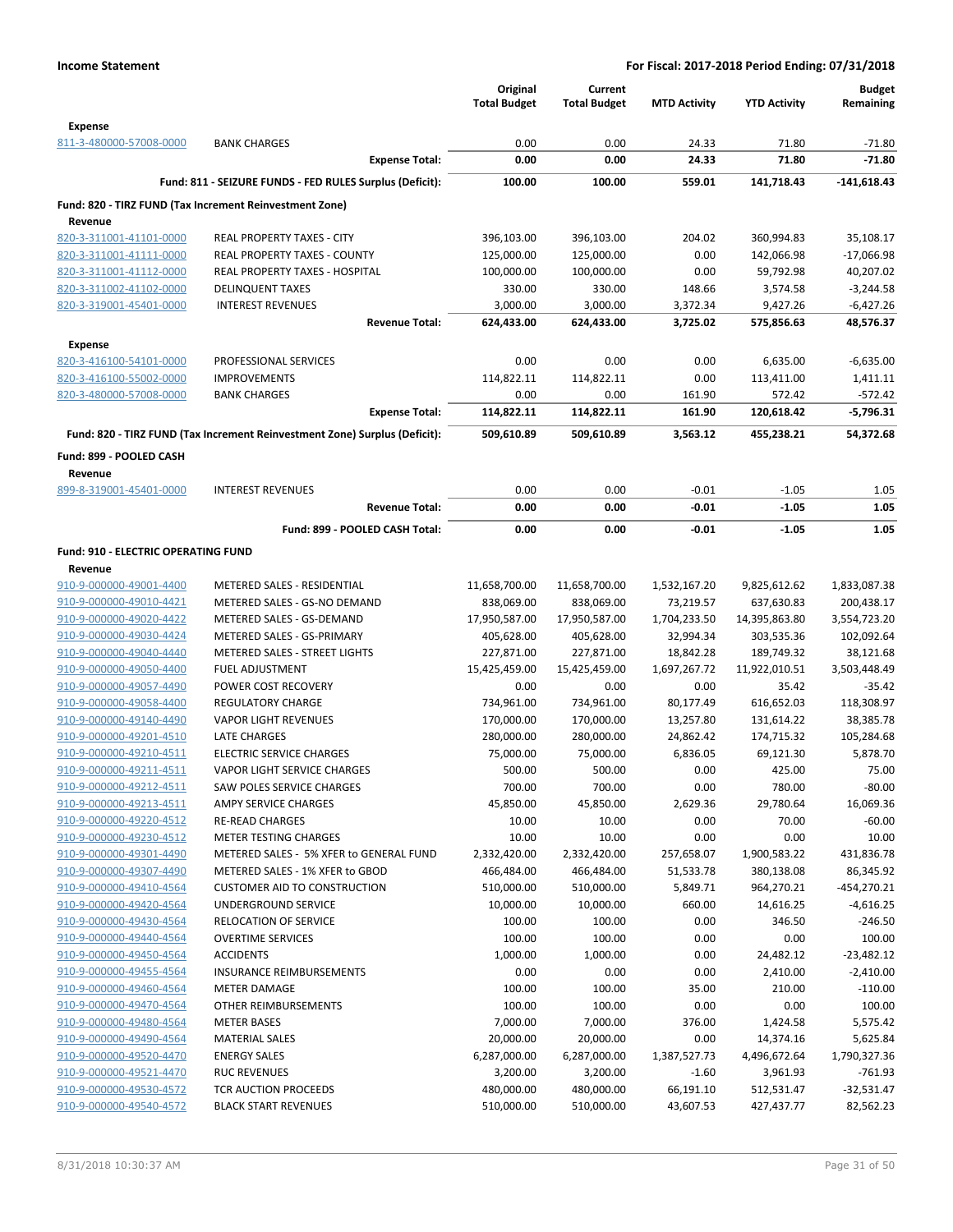**Income Statement** — For Fiscal: 2017-2018 Period Ending: 07/31/2018

| | | Original Total Budget | Current Total Budget | MTD Activity | YTD Activity | Budget Remaining |
|---|---|---|---|---|---|---|
| **Expense** | | | | | | |
| 811-3-480000-57008-0000 | BANK CHARGES | 0.00 | 0.00 | 24.33 | 71.80 | -71.80 |
| | **Expense Total:** | **0.00** | **0.00** | **24.33** | **71.80** | **-71.80** |
| | **Fund: 811 - SEIZURE FUNDS - FED RULES Surplus (Deficit):** | **100.00** | **100.00** | **559.01** | **141,718.43** | **-141,618.43** |
| **Fund: 820 - TIRZ FUND (Tax Increment Reinvestment Zone)** | | | | | | |
| **Revenue** | | | | | | |
| 820-3-311001-41101-0000 | REAL PROPERTY TAXES - CITY | 396,103.00 | 396,103.00 | 204.02 | 360,994.83 | 35,108.17 |
| 820-3-311001-41111-0000 | REAL PROPERTY TAXES - COUNTY | 125,000.00 | 125,000.00 | 0.00 | 142,066.98 | -17,066.98 |
| 820-3-311001-41112-0000 | REAL PROPERTY TAXES - HOSPITAL | 100,000.00 | 100,000.00 | 0.00 | 59,792.98 | 40,207.02 |
| 820-3-311002-41102-0000 | DELINQUENT TAXES | 330.00 | 330.00 | 148.66 | 3,574.58 | -3,244.58 |
| 820-3-319001-45401-0000 | INTEREST REVENUES | 3,000.00 | 3,000.00 | 3,372.34 | 9,427.26 | -6,427.26 |
| | **Revenue Total:** | **624,433.00** | **624,433.00** | **3,725.02** | **575,856.63** | **48,576.37** |
| **Expense** | | | | | | |
| 820-3-416100-54101-0000 | PROFESSIONAL SERVICES | 0.00 | 0.00 | 0.00 | 6,635.00 | -6,635.00 |
| 820-3-416100-55002-0000 | IMPROVEMENTS | 114,822.11 | 114,822.11 | 0.00 | 113,411.00 | 1,411.11 |
| 820-3-480000-57008-0000 | BANK CHARGES | 0.00 | 0.00 | 161.90 | 572.42 | -572.42 |
| | **Expense Total:** | **114,822.11** | **114,822.11** | **161.90** | **120,618.42** | **-5,796.31** |
| | **Fund: 820 - TIRZ FUND (Tax Increment Reinvestment Zone) Surplus (Deficit):** | **509,610.89** | **509,610.89** | **3,563.12** | **455,238.21** | **54,372.68** |
| **Fund: 899 - POOLED CASH** | | | | | | |
| **Revenue** | | | | | | |
| 899-8-319001-45401-0000 | INTEREST REVENUES | 0.00 | 0.00 | -0.01 | -1.05 | 1.05 |
| | **Revenue Total:** | **0.00** | **0.00** | **-0.01** | **-1.05** | **1.05** |
| | **Fund: 899 - POOLED CASH Total:** | **0.00** | **0.00** | **-0.01** | **-1.05** | **1.05** |
| **Fund: 910 - ELECTRIC OPERATING FUND** | | | | | | |
| **Revenue** | | | | | | |
| 910-9-000000-49001-4400 | METERED SALES - RESIDENTIAL | 11,658,700.00 | 11,658,700.00 | 1,532,167.20 | 9,825,612.62 | 1,833,087.38 |
| 910-9-000000-49010-4421 | METERED SALES - GS-NO DEMAND | 838,069.00 | 838,069.00 | 73,219.57 | 637,630.83 | 200,438.17 |
| 910-9-000000-49020-4422 | METERED SALES - GS-DEMAND | 17,950,587.00 | 17,950,587.00 | 1,704,233.50 | 14,395,863.80 | 3,554,723.20 |
| 910-9-000000-49030-4424 | METERED SALES - GS-PRIMARY | 405,628.00 | 405,628.00 | 32,994.34 | 303,535.36 | 102,092.64 |
| 910-9-000000-49040-4440 | METERED SALES - STREET LIGHTS | 227,871.00 | 227,871.00 | 18,842.28 | 189,749.32 | 38,121.68 |
| 910-9-000000-49050-4400 | FUEL ADJUSTMENT | 15,425,459.00 | 15,425,459.00 | 1,697,267.72 | 11,922,010.51 | 3,503,448.49 |
| 910-9-000000-49057-4490 | POWER COST RECOVERY | 0.00 | 0.00 | 0.00 | 35.42 | -35.42 |
| 910-9-000000-49058-4400 | REGULATORY CHARGE | 734,961.00 | 734,961.00 | 80,177.49 | 616,652.03 | 118,308.97 |
| 910-9-000000-49140-4490 | VAPOR LIGHT REVENUES | 170,000.00 | 170,000.00 | 13,257.80 | 131,614.22 | 38,385.78 |
| 910-9-000000-49201-4510 | LATE CHARGES | 280,000.00 | 280,000.00 | 24,862.42 | 174,715.32 | 105,284.68 |
| 910-9-000000-49210-4511 | ELECTRIC SERVICE CHARGES | 75,000.00 | 75,000.00 | 6,836.05 | 69,121.30 | 5,878.70 |
| 910-9-000000-49211-4511 | VAPOR LIGHT SERVICE CHARGES | 500.00 | 500.00 | 0.00 | 425.00 | 75.00 |
| 910-9-000000-49212-4511 | SAW POLES SERVICE CHARGES | 700.00 | 700.00 | 0.00 | 780.00 | -80.00 |
| 910-9-000000-49213-4511 | AMPY SERVICE CHARGES | 45,850.00 | 45,850.00 | 2,629.36 | 29,780.64 | 16,069.36 |
| 910-9-000000-49220-4512 | RE-READ CHARGES | 10.00 | 10.00 | 0.00 | 70.00 | -60.00 |
| 910-9-000000-49230-4512 | METER TESTING CHARGES | 10.00 | 10.00 | 0.00 | 0.00 | 10.00 |
| 910-9-000000-49301-4490 | METERED SALES - 5% XFER to GENERAL FUND | 2,332,420.00 | 2,332,420.00 | 257,658.07 | 1,900,583.22 | 431,836.78 |
| 910-9-000000-49307-4490 | METERED SALES - 1% XFER to GBOD | 466,484.00 | 466,484.00 | 51,533.78 | 380,138.08 | 86,345.92 |
| 910-9-000000-49410-4564 | CUSTOMER AID TO CONSTRUCTION | 510,000.00 | 510,000.00 | 5,849.71 | 964,270.21 | -454,270.21 |
| 910-9-000000-49420-4564 | UNDERGROUND SERVICE | 10,000.00 | 10,000.00 | 660.00 | 14,616.25 | -4,616.25 |
| 910-9-000000-49430-4564 | RELOCATION OF SERVICE | 100.00 | 100.00 | 0.00 | 346.50 | -246.50 |
| 910-9-000000-49440-4564 | OVERTIME SERVICES | 100.00 | 100.00 | 0.00 | 0.00 | 100.00 |
| 910-9-000000-49450-4564 | ACCIDENTS | 1,000.00 | 1,000.00 | 0.00 | 24,482.12 | -23,482.12 |
| 910-9-000000-49455-4564 | INSURANCE REIMBURSEMENTS | 0.00 | 0.00 | 0.00 | 2,410.00 | -2,410.00 |
| 910-9-000000-49460-4564 | METER DAMAGE | 100.00 | 100.00 | 35.00 | 210.00 | -110.00 |
| 910-9-000000-49470-4564 | OTHER REIMBURSEMENTS | 100.00 | 100.00 | 0.00 | 0.00 | 100.00 |
| 910-9-000000-49480-4564 | METER BASES | 7,000.00 | 7,000.00 | 376.00 | 1,424.58 | 5,575.42 |
| 910-9-000000-49490-4564 | MATERIAL SALES | 20,000.00 | 20,000.00 | 0.00 | 14,374.16 | 5,625.84 |
| 910-9-000000-49520-4470 | ENERGY SALES | 6,287,000.00 | 6,287,000.00 | 1,387,527.73 | 4,496,672.64 | 1,790,327.36 |
| 910-9-000000-49521-4470 | RUC REVENUES | 3,200.00 | 3,200.00 | -1.60 | 3,961.93 | -761.93 |
| 910-9-000000-49530-4572 | TCR AUCTION PROCEEDS | 480,000.00 | 480,000.00 | 66,191.10 | 512,531.47 | -32,531.47 |
| 910-9-000000-49540-4572 | BLACK START REVENUES | 510,000.00 | 510,000.00 | 43,607.53 | 427,437.77 | 82,562.23 |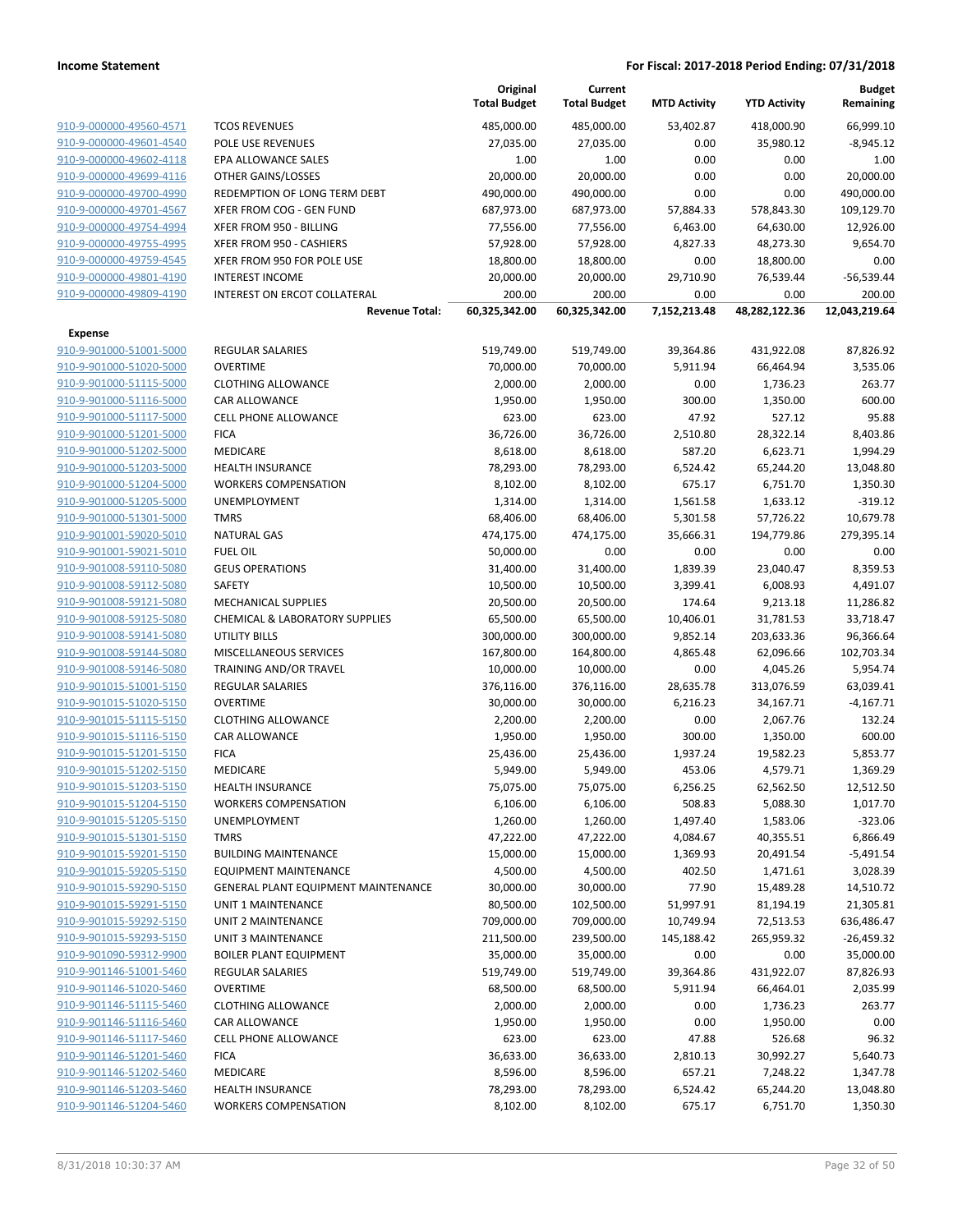| | | Original Total Budget | Current Total Budget | MTD Activity | YTD Activity | Budget Remaining |
|---|---|---|---|---|---|---|
| 910-9-000000-49560-4571 | TCOS REVENUES | 485,000.00 | 485,000.00 | 53,402.87 | 418,000.90 | 66,999.10 |
| 910-9-000000-49601-4540 | POLE USE REVENUES | 27,035.00 | 27,035.00 | 0.00 | 35,980.12 | -8,945.12 |
| 910-9-000000-49602-4118 | EPA ALLOWANCE SALES | 1.00 | 1.00 | 0.00 | 0.00 | 1.00 |
| 910-9-000000-49699-4116 | OTHER GAINS/LOSSES | 20,000.00 | 20,000.00 | 0.00 | 0.00 | 20,000.00 |
| 910-9-000000-49700-4990 | REDEMPTION OF LONG TERM DEBT | 490,000.00 | 490,000.00 | 0.00 | 0.00 | 490,000.00 |
| 910-9-000000-49701-4567 | XFER FROM COG - GEN FUND | 687,973.00 | 687,973.00 | 57,884.33 | 578,843.30 | 109,129.70 |
| 910-9-000000-49754-4994 | XFER FROM 950 - BILLING | 77,556.00 | 77,556.00 | 6,463.00 | 64,630.00 | 12,926.00 |
| 910-9-000000-49755-4995 | XFER FROM 950 - CASHIERS | 57,928.00 | 57,928.00 | 4,827.33 | 48,273.30 | 9,654.70 |
| 910-9-000000-49759-4545 | XFER FROM 950 FOR POLE USE | 18,800.00 | 18,800.00 | 0.00 | 18,800.00 | 0.00 |
| 910-9-000000-49801-4190 | INTEREST INCOME | 20,000.00 | 20,000.00 | 29,710.90 | 76,539.44 | -56,539.44 |
| 910-9-000000-49809-4190 | INTEREST ON ERCOT COLLATERAL | 200.00 | 200.00 | 0.00 | 0.00 | 200.00 |
| | **Revenue Total:** | **60,325,342.00** | **60,325,342.00** | **7,152,213.48** | **48,282,122.36** | **12,043,219.64** |
| **Expense** | | | | | | |
| 910-9-901000-51001-5000 | REGULAR SALARIES | 519,749.00 | 519,749.00 | 39,364.86 | 431,922.08 | 87,826.92 |
| 910-9-901000-51020-5000 | OVERTIME | 70,000.00 | 70,000.00 | 5,911.94 | 66,464.94 | 3,535.06 |
| 910-9-901000-51115-5000 | CLOTHING ALLOWANCE | 2,000.00 | 2,000.00 | 0.00 | 1,736.23 | 263.77 |
| 910-9-901000-51116-5000 | CAR ALLOWANCE | 1,950.00 | 1,950.00 | 300.00 | 1,350.00 | 600.00 |
| 910-9-901000-51117-5000 | CELL PHONE ALLOWANCE | 623.00 | 623.00 | 47.92 | 527.12 | 95.88 |
| 910-9-901000-51201-5000 | FICA | 36,726.00 | 36,726.00 | 2,510.80 | 28,322.14 | 8,403.86 |
| 910-9-901000-51202-5000 | MEDICARE | 8,618.00 | 8,618.00 | 587.20 | 6,623.71 | 1,994.29 |
| 910-9-901000-51203-5000 | HEALTH INSURANCE | 78,293.00 | 78,293.00 | 6,524.42 | 65,244.20 | 13,048.80 |
| 910-9-901000-51204-5000 | WORKERS COMPENSATION | 8,102.00 | 8,102.00 | 675.17 | 6,751.70 | 1,350.30 |
| 910-9-901000-51205-5000 | UNEMPLOYMENT | 1,314.00 | 1,314.00 | 1,561.58 | 1,633.12 | -319.12 |
| 910-9-901000-51301-5000 | TMRS | 68,406.00 | 68,406.00 | 5,301.58 | 57,726.22 | 10,679.78 |
| 910-9-901001-59020-5010 | NATURAL GAS | 474,175.00 | 474,175.00 | 35,666.31 | 194,779.86 | 279,395.14 |
| 910-9-901001-59021-5010 | FUEL OIL | 50,000.00 | 0.00 | 0.00 | 0.00 | 0.00 |
| 910-9-901008-59110-5080 | GEUS OPERATIONS | 31,400.00 | 31,400.00 | 1,839.39 | 23,040.47 | 8,359.53 |
| 910-9-901008-59112-5080 | SAFETY | 10,500.00 | 10,500.00 | 3,399.41 | 6,008.93 | 4,491.07 |
| 910-9-901008-59121-5080 | MECHANICAL SUPPLIES | 20,500.00 | 20,500.00 | 174.64 | 9,213.18 | 11,286.82 |
| 910-9-901008-59125-5080 | CHEMICAL & LABORATORY SUPPLIES | 65,500.00 | 65,500.00 | 10,406.01 | 31,781.53 | 33,718.47 |
| 910-9-901008-59141-5080 | UTILITY BILLS | 300,000.00 | 300,000.00 | 9,852.14 | 203,633.36 | 96,366.64 |
| 910-9-901008-59144-5080 | MISCELLANEOUS SERVICES | 167,800.00 | 164,800.00 | 4,865.48 | 62,096.66 | 102,703.34 |
| 910-9-901008-59146-5080 | TRAINING AND/OR TRAVEL | 10,000.00 | 10,000.00 | 0.00 | 4,045.26 | 5,954.74 |
| 910-9-901015-51001-5150 | REGULAR SALARIES | 376,116.00 | 376,116.00 | 28,635.78 | 313,076.59 | 63,039.41 |
| 910-9-901015-51020-5150 | OVERTIME | 30,000.00 | 30,000.00 | 6,216.23 | 34,167.71 | -4,167.71 |
| 910-9-901015-51115-5150 | CLOTHING ALLOWANCE | 2,200.00 | 2,200.00 | 0.00 | 2,067.76 | 132.24 |
| 910-9-901015-51116-5150 | CAR ALLOWANCE | 1,950.00 | 1,950.00 | 300.00 | 1,350.00 | 600.00 |
| 910-9-901015-51201-5150 | FICA | 25,436.00 | 25,436.00 | 1,937.24 | 19,582.23 | 5,853.77 |
| 910-9-901015-51202-5150 | MEDICARE | 5,949.00 | 5,949.00 | 453.06 | 4,579.71 | 1,369.29 |
| 910-9-901015-51203-5150 | HEALTH INSURANCE | 75,075.00 | 75,075.00 | 6,256.25 | 62,562.50 | 12,512.50 |
| 910-9-901015-51204-5150 | WORKERS COMPENSATION | 6,106.00 | 6,106.00 | 508.83 | 5,088.30 | 1,017.70 |
| 910-9-901015-51205-5150 | UNEMPLOYMENT | 1,260.00 | 1,260.00 | 1,497.40 | 1,583.06 | -323.06 |
| 910-9-901015-51301-5150 | TMRS | 47,222.00 | 47,222.00 | 4,084.67 | 40,355.51 | 6,866.49 |
| 910-9-901015-59201-5150 | BUILDING MAINTENANCE | 15,000.00 | 15,000.00 | 1,369.93 | 20,491.54 | -5,491.54 |
| 910-9-901015-59205-5150 | EQUIPMENT MAINTENANCE | 4,500.00 | 4,500.00 | 402.50 | 1,471.61 | 3,028.39 |
| 910-9-901015-59290-5150 | GENERAL PLANT EQUIPMENT MAINTENANCE | 30,000.00 | 30,000.00 | 77.90 | 15,489.28 | 14,510.72 |
| 910-9-901015-59291-5150 | UNIT 1 MAINTENANCE | 80,500.00 | 102,500.00 | 51,997.91 | 81,194.19 | 21,305.81 |
| 910-9-901015-59292-5150 | UNIT 2 MAINTENANCE | 709,000.00 | 709,000.00 | 10,749.94 | 72,513.53 | 636,486.47 |
| 910-9-901015-59293-5150 | UNIT 3 MAINTENANCE | 211,500.00 | 239,500.00 | 145,188.42 | 265,959.32 | -26,459.32 |
| 910-9-901090-59312-9900 | BOILER PLANT EQUIPMENT | 35,000.00 | 35,000.00 | 0.00 | 0.00 | 35,000.00 |
| 910-9-901146-51001-5460 | REGULAR SALARIES | 519,749.00 | 519,749.00 | 39,364.86 | 431,922.07 | 87,826.93 |
| 910-9-901146-51020-5460 | OVERTIME | 68,500.00 | 68,500.00 | 5,911.94 | 66,464.01 | 2,035.99 |
| 910-9-901146-51115-5460 | CLOTHING ALLOWANCE | 2,000.00 | 2,000.00 | 0.00 | 1,736.23 | 263.77 |
| 910-9-901146-51116-5460 | CAR ALLOWANCE | 1,950.00 | 1,950.00 | 0.00 | 1,950.00 | 0.00 |
| 910-9-901146-51117-5460 | CELL PHONE ALLOWANCE | 623.00 | 623.00 | 47.88 | 526.68 | 96.32 |
| 910-9-901146-51201-5460 | FICA | 36,633.00 | 36,633.00 | 2,810.13 | 30,992.27 | 5,640.73 |
| 910-9-901146-51202-5460 | MEDICARE | 8,596.00 | 8,596.00 | 657.21 | 7,248.22 | 1,347.78 |
| 910-9-901146-51203-5460 | HEALTH INSURANCE | 78,293.00 | 78,293.00 | 6,524.42 | 65,244.20 | 13,048.80 |
| 910-9-901146-51204-5460 | WORKERS COMPENSATION | 8,102.00 | 8,102.00 | 675.17 | 6,751.70 | 1,350.30 |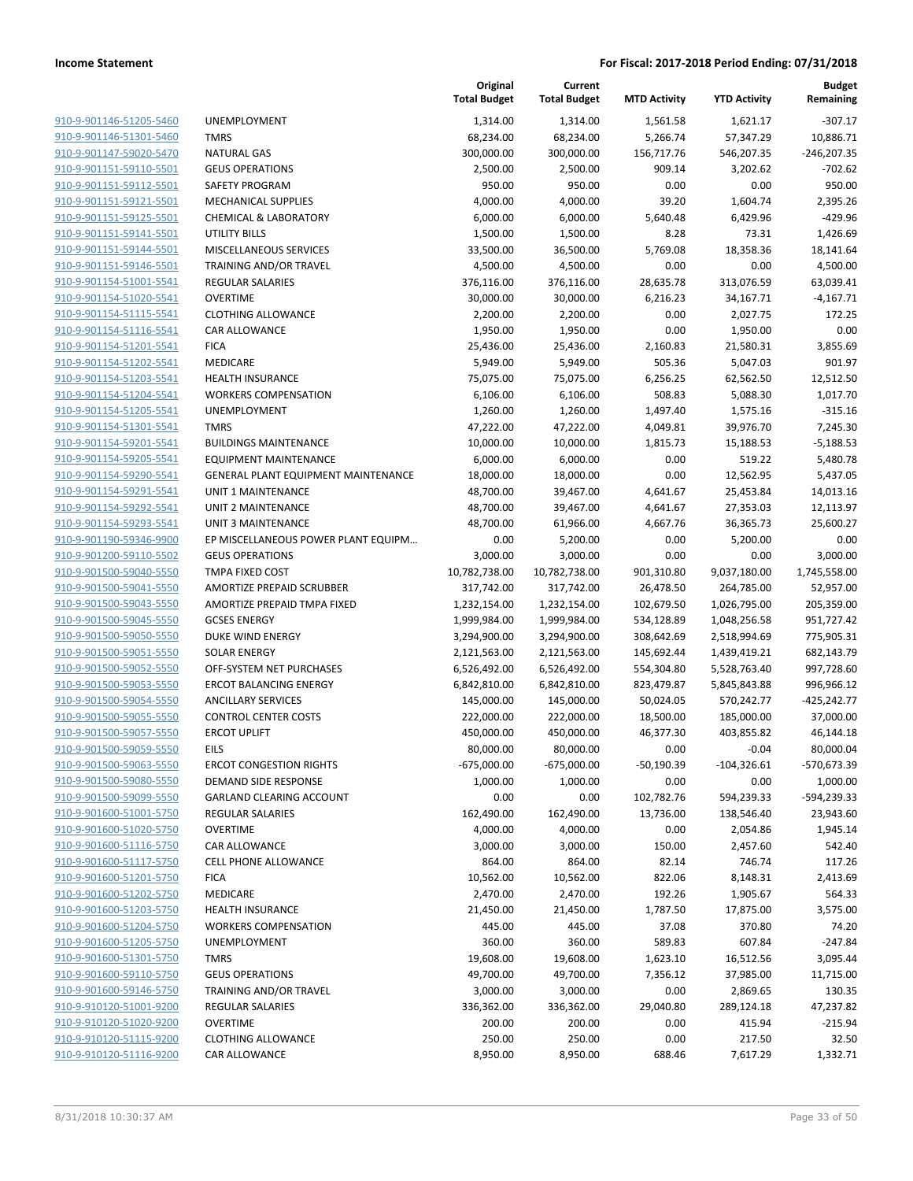| | | Original Total Budget | Current Total Budget | MTD Activity | YTD Activity | Budget Remaining |
|---|---|---|---|---|---|---|
| 910-9-901146-51205-5460 | UNEMPLOYMENT | 1,314.00 | 1,314.00 | 1,561.58 | 1,621.17 | -307.17 |
| 910-9-901146-51301-5460 | TMRS | 68,234.00 | 68,234.00 | 5,266.74 | 57,347.29 | 10,886.71 |
| 910-9-901147-59020-5470 | NATURAL GAS | 300,000.00 | 300,000.00 | 156,717.76 | 546,207.35 | -246,207.35 |
| 910-9-901151-59110-5501 | GEUS OPERATIONS | 2,500.00 | 2,500.00 | 909.14 | 3,202.62 | -702.62 |
| 910-9-901151-59112-5501 | SAFETY PROGRAM | 950.00 | 950.00 | 0.00 | 0.00 | 950.00 |
| 910-9-901151-59121-5501 | MECHANICAL SUPPLIES | 4,000.00 | 4,000.00 | 39.20 | 1,604.74 | 2,395.26 |
| 910-9-901151-59125-5501 | CHEMICAL & LABORATORY | 6,000.00 | 6,000.00 | 5,640.48 | 6,429.96 | -429.96 |
| 910-9-901151-59141-5501 | UTILITY BILLS | 1,500.00 | 1,500.00 | 8.28 | 73.31 | 1,426.69 |
| 910-9-901151-59144-5501 | MISCELLANEOUS SERVICES | 33,500.00 | 36,500.00 | 5,769.08 | 18,358.36 | 18,141.64 |
| 910-9-901151-59146-5501 | TRAINING AND/OR TRAVEL | 4,500.00 | 4,500.00 | 0.00 | 0.00 | 4,500.00 |
| 910-9-901154-51001-5541 | REGULAR SALARIES | 376,116.00 | 376,116.00 | 28,635.78 | 313,076.59 | 63,039.41 |
| 910-9-901154-51020-5541 | OVERTIME | 30,000.00 | 30,000.00 | 6,216.23 | 34,167.71 | -4,167.71 |
| 910-9-901154-51115-5541 | CLOTHING ALLOWANCE | 2,200.00 | 2,200.00 | 0.00 | 2,027.75 | 172.25 |
| 910-9-901154-51116-5541 | CAR ALLOWANCE | 1,950.00 | 1,950.00 | 0.00 | 1,950.00 | 0.00 |
| 910-9-901154-51201-5541 | FICA | 25,436.00 | 25,436.00 | 2,160.83 | 21,580.31 | 3,855.69 |
| 910-9-901154-51202-5541 | MEDICARE | 5,949.00 | 5,949.00 | 505.36 | 5,047.03 | 901.97 |
| 910-9-901154-51203-5541 | HEALTH INSURANCE | 75,075.00 | 75,075.00 | 6,256.25 | 62,562.50 | 12,512.50 |
| 910-9-901154-51204-5541 | WORKERS COMPENSATION | 6,106.00 | 6,106.00 | 508.83 | 5,088.30 | 1,017.70 |
| 910-9-901154-51205-5541 | UNEMPLOYMENT | 1,260.00 | 1,260.00 | 1,497.40 | 1,575.16 | -315.16 |
| 910-9-901154-51301-5541 | TMRS | 47,222.00 | 47,222.00 | 4,049.81 | 39,976.70 | 7,245.30 |
| 910-9-901154-59201-5541 | BUILDINGS MAINTENANCE | 10,000.00 | 10,000.00 | 1,815.73 | 15,188.53 | -5,188.53 |
| 910-9-901154-59205-5541 | EQUIPMENT MAINTENANCE | 6,000.00 | 6,000.00 | 0.00 | 519.22 | 5,480.78 |
| 910-9-901154-59290-5541 | GENERAL PLANT EQUIPMENT MAINTENANCE | 18,000.00 | 18,000.00 | 0.00 | 12,562.95 | 5,437.05 |
| 910-9-901154-59291-5541 | UNIT 1 MAINTENANCE | 48,700.00 | 39,467.00 | 4,641.67 | 25,453.84 | 14,013.16 |
| 910-9-901154-59292-5541 | UNIT 2 MAINTENANCE | 48,700.00 | 39,467.00 | 4,641.67 | 27,353.03 | 12,113.97 |
| 910-9-901154-59293-5541 | UNIT 3 MAINTENANCE | 48,700.00 | 61,966.00 | 4,667.76 | 36,365.73 | 25,600.27 |
| 910-9-901190-59346-9900 | EP MISCELLANEOUS POWER PLANT EQUIPM… | 0.00 | 5,200.00 | 0.00 | 5,200.00 | 0.00 |
| 910-9-901200-59110-5502 | GEUS OPERATIONS | 3,000.00 | 3,000.00 | 0.00 | 0.00 | 3,000.00 |
| 910-9-901500-59040-5550 | TMPA FIXED COST | 10,782,738.00 | 10,782,738.00 | 901,310.80 | 9,037,180.00 | 1,745,558.00 |
| 910-9-901500-59041-5550 | AMORTIZE PREPAID SCRUBBER | 317,742.00 | 317,742.00 | 26,478.50 | 264,785.00 | 52,957.00 |
| 910-9-901500-59043-5550 | AMORTIZE PREPAID TMPA FIXED | 1,232,154.00 | 1,232,154.00 | 102,679.50 | 1,026,795.00 | 205,359.00 |
| 910-9-901500-59045-5550 | GCSES ENERGY | 1,999,984.00 | 1,999,984.00 | 534,128.89 | 1,048,256.58 | 951,727.42 |
| 910-9-901500-59050-5550 | DUKE WIND ENERGY | 3,294,900.00 | 3,294,900.00 | 308,642.69 | 2,518,994.69 | 775,905.31 |
| 910-9-901500-59051-5550 | SOLAR ENERGY | 2,121,563.00 | 2,121,563.00 | 145,692.44 | 1,439,419.21 | 682,143.79 |
| 910-9-901500-59052-5550 | OFF-SYSTEM NET PURCHASES | 6,526,492.00 | 6,526,492.00 | 554,304.80 | 5,528,763.40 | 997,728.60 |
| 910-9-901500-59053-5550 | ERCOT BALANCING ENERGY | 6,842,810.00 | 6,842,810.00 | 823,479.87 | 5,845,843.88 | 996,966.12 |
| 910-9-901500-59054-5550 | ANCILLARY SERVICES | 145,000.00 | 145,000.00 | 50,024.05 | 570,242.77 | -425,242.77 |
| 910-9-901500-59055-5550 | CONTROL CENTER COSTS | 222,000.00 | 222,000.00 | 18,500.00 | 185,000.00 | 37,000.00 |
| 910-9-901500-59057-5550 | ERCOT UPLIFT | 450,000.00 | 450,000.00 | 46,377.30 | 403,855.82 | 46,144.18 |
| 910-9-901500-59059-5550 | EILS | 80,000.00 | 80,000.00 | 0.00 | -0.04 | 80,000.04 |
| 910-9-901500-59063-5550 | ERCOT CONGESTION RIGHTS | -675,000.00 | -675,000.00 | -50,190.39 | -104,326.61 | -570,673.39 |
| 910-9-901500-59080-5550 | DEMAND SIDE RESPONSE | 1,000.00 | 1,000.00 | 0.00 | 0.00 | 1,000.00 |
| 910-9-901500-59099-5550 | GARLAND CLEARING ACCOUNT | 0.00 | 0.00 | 102,782.76 | 594,239.33 | -594,239.33 |
| 910-9-901600-51001-5750 | REGULAR SALARIES | 162,490.00 | 162,490.00 | 13,736.00 | 138,546.40 | 23,943.60 |
| 910-9-901600-51020-5750 | OVERTIME | 4,000.00 | 4,000.00 | 0.00 | 2,054.86 | 1,945.14 |
| 910-9-901600-51116-5750 | CAR ALLOWANCE | 3,000.00 | 3,000.00 | 150.00 | 2,457.60 | 542.40 |
| 910-9-901600-51117-5750 | CELL PHONE ALLOWANCE | 864.00 | 864.00 | 82.14 | 746.74 | 117.26 |
| 910-9-901600-51201-5750 | FICA | 10,562.00 | 10,562.00 | 822.06 | 8,148.31 | 2,413.69 |
| 910-9-901600-51202-5750 | MEDICARE | 2,470.00 | 2,470.00 | 192.26 | 1,905.67 | 564.33 |
| 910-9-901600-51203-5750 | HEALTH INSURANCE | 21,450.00 | 21,450.00 | 1,787.50 | 17,875.00 | 3,575.00 |
| 910-9-901600-51204-5750 | WORKERS COMPENSATION | 445.00 | 445.00 | 37.08 | 370.80 | 74.20 |
| 910-9-901600-51205-5750 | UNEMPLOYMENT | 360.00 | 360.00 | 589.83 | 607.84 | -247.84 |
| 910-9-901600-51301-5750 | TMRS | 19,608.00 | 19,608.00 | 1,623.10 | 16,512.56 | 3,095.44 |
| 910-9-901600-59110-5750 | GEUS OPERATIONS | 49,700.00 | 49,700.00 | 7,356.12 | 37,985.00 | 11,715.00 |
| 910-9-901600-59146-5750 | TRAINING AND/OR TRAVEL | 3,000.00 | 3,000.00 | 0.00 | 2,869.65 | 130.35 |
| 910-9-910120-51001-9200 | REGULAR SALARIES | 336,362.00 | 336,362.00 | 29,040.80 | 289,124.18 | 47,237.82 |
| 910-9-910120-51020-9200 | OVERTIME | 200.00 | 200.00 | 0.00 | 415.94 | -215.94 |
| 910-9-910120-51115-9200 | CLOTHING ALLOWANCE | 250.00 | 250.00 | 0.00 | 217.50 | 32.50 |
| 910-9-910120-51116-9200 | CAR ALLOWANCE | 8,950.00 | 8,950.00 | 688.46 | 7,617.29 | 1,332.71 |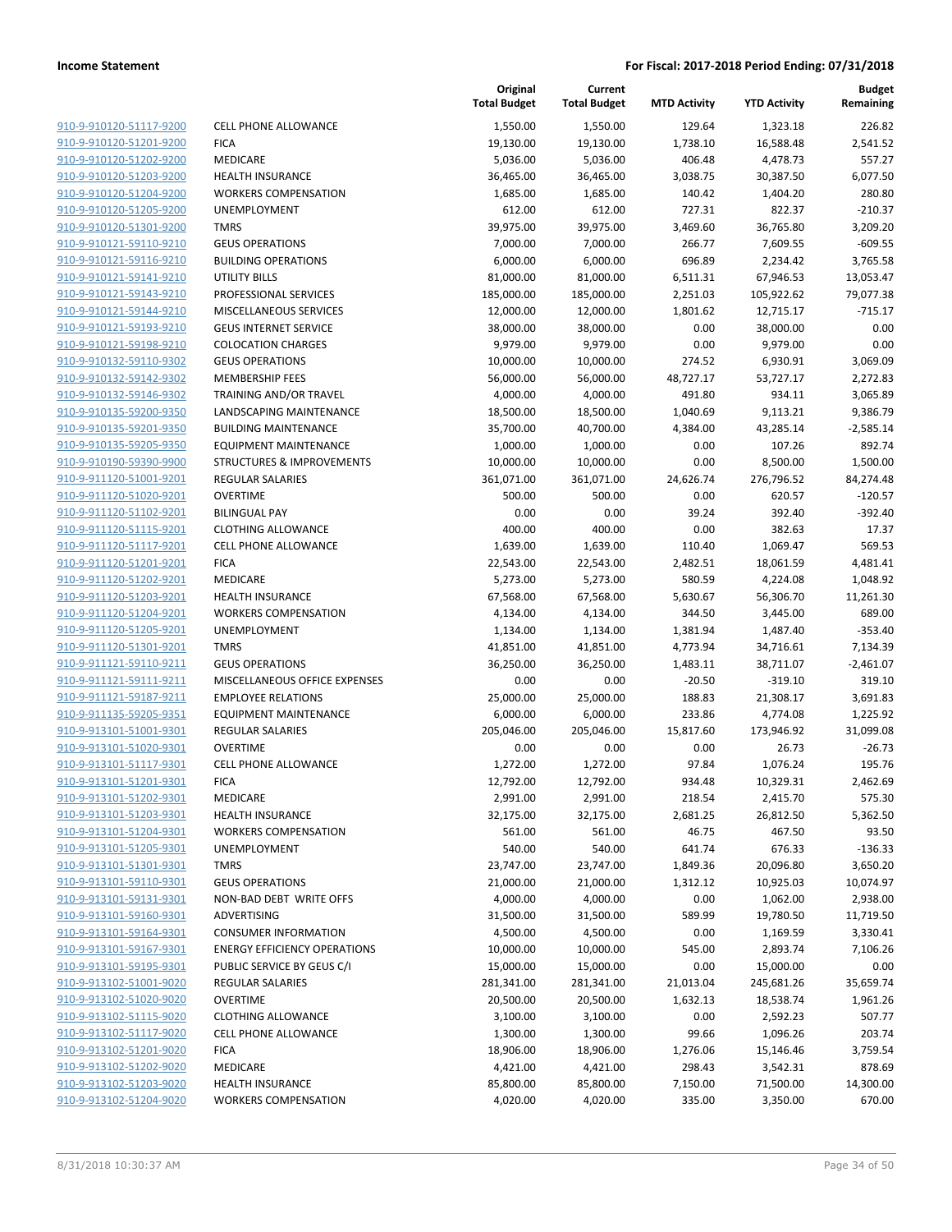**Income Statement** **For Fiscal: 2017-2018 Period Ending: 07/31/2018**

| | | Original Total Budget | Current Total Budget | MTD Activity | YTD Activity | Budget Remaining |
|---|---|---|---|---|---|---|
| 910-9-910120-51117-9200 | CELL PHONE ALLOWANCE | 1,550.00 | 1,550.00 | 129.64 | 1,323.18 | 226.82 |
| 910-9-910120-51201-9200 | FICA | 19,130.00 | 19,130.00 | 1,738.10 | 16,588.48 | 2,541.52 |
| 910-9-910120-51202-9200 | MEDICARE | 5,036.00 | 5,036.00 | 406.48 | 4,478.73 | 557.27 |
| 910-9-910120-51203-9200 | HEALTH INSURANCE | 36,465.00 | 36,465.00 | 3,038.75 | 30,387.50 | 6,077.50 |
| 910-9-910120-51204-9200 | WORKERS COMPENSATION | 1,685.00 | 1,685.00 | 140.42 | 1,404.20 | 280.80 |
| 910-9-910120-51205-9200 | UNEMPLOYMENT | 612.00 | 612.00 | 727.31 | 822.37 | -210.37 |
| 910-9-910120-51301-9200 | TMRS | 39,975.00 | 39,975.00 | 3,469.60 | 36,765.80 | 3,209.20 |
| 910-9-910121-59110-9210 | GEUS OPERATIONS | 7,000.00 | 7,000.00 | 266.77 | 7,609.55 | -609.55 |
| 910-9-910121-59116-9210 | BUILDING OPERATIONS | 6,000.00 | 6,000.00 | 696.89 | 2,234.42 | 3,765.58 |
| 910-9-910121-59141-9210 | UTILITY BILLS | 81,000.00 | 81,000.00 | 6,511.31 | 67,946.53 | 13,053.47 |
| 910-9-910121-59143-9210 | PROFESSIONAL SERVICES | 185,000.00 | 185,000.00 | 2,251.03 | 105,922.62 | 79,077.38 |
| 910-9-910121-59144-9210 | MISCELLANEOUS SERVICES | 12,000.00 | 12,000.00 | 1,801.62 | 12,715.17 | -715.17 |
| 910-9-910121-59193-9210 | GEUS INTERNET SERVICE | 38,000.00 | 38,000.00 | 0.00 | 38,000.00 | 0.00 |
| 910-9-910121-59198-9210 | COLOCATION CHARGES | 9,979.00 | 9,979.00 | 0.00 | 9,979.00 | 0.00 |
| 910-9-910132-59110-9302 | GEUS OPERATIONS | 10,000.00 | 10,000.00 | 274.52 | 6,930.91 | 3,069.09 |
| 910-9-910132-59142-9302 | MEMBERSHIP FEES | 56,000.00 | 56,000.00 | 48,727.17 | 53,727.17 | 2,272.83 |
| 910-9-910132-59146-9302 | TRAINING AND/OR TRAVEL | 4,000.00 | 4,000.00 | 491.80 | 934.11 | 3,065.89 |
| 910-9-910135-59200-9350 | LANDSCAPING MAINTENANCE | 18,500.00 | 18,500.00 | 1,040.69 | 9,113.21 | 9,386.79 |
| 910-9-910135-59201-9350 | BUILDING MAINTENANCE | 35,700.00 | 40,700.00 | 4,384.00 | 43,285.14 | -2,585.14 |
| 910-9-910135-59205-9350 | EQUIPMENT MAINTENANCE | 1,000.00 | 1,000.00 | 0.00 | 107.26 | 892.74 |
| 910-9-910190-59390-9900 | STRUCTURES & IMPROVEMENTS | 10,000.00 | 10,000.00 | 0.00 | 8,500.00 | 1,500.00 |
| 910-9-911120-51001-9201 | REGULAR SALARIES | 361,071.00 | 361,071.00 | 24,626.74 | 276,796.52 | 84,274.48 |
| 910-9-911120-51020-9201 | OVERTIME | 500.00 | 500.00 | 0.00 | 620.57 | -120.57 |
| 910-9-911120-51102-9201 | BILINGUAL PAY | 0.00 | 0.00 | 39.24 | 392.40 | -392.40 |
| 910-9-911120-51115-9201 | CLOTHING ALLOWANCE | 400.00 | 400.00 | 0.00 | 382.63 | 17.37 |
| 910-9-911120-51117-9201 | CELL PHONE ALLOWANCE | 1,639.00 | 1,639.00 | 110.40 | 1,069.47 | 569.53 |
| 910-9-911120-51201-9201 | FICA | 22,543.00 | 22,543.00 | 2,482.51 | 18,061.59 | 4,481.41 |
| 910-9-911120-51202-9201 | MEDICARE | 5,273.00 | 5,273.00 | 580.59 | 4,224.08 | 1,048.92 |
| 910-9-911120-51203-9201 | HEALTH INSURANCE | 67,568.00 | 67,568.00 | 5,630.67 | 56,306.70 | 11,261.30 |
| 910-9-911120-51204-9201 | WORKERS COMPENSATION | 4,134.00 | 4,134.00 | 344.50 | 3,445.00 | 689.00 |
| 910-9-911120-51205-9201 | UNEMPLOYMENT | 1,134.00 | 1,134.00 | 1,381.94 | 1,487.40 | -353.40 |
| 910-9-911120-51301-9201 | TMRS | 41,851.00 | 41,851.00 | 4,773.94 | 34,716.61 | 7,134.39 |
| 910-9-911121-59110-9211 | GEUS OPERATIONS | 36,250.00 | 36,250.00 | 1,483.11 | 38,711.07 | -2,461.07 |
| 910-9-911121-59111-9211 | MISCELLANEOUS OFFICE EXPENSES | 0.00 | 0.00 | -20.50 | -319.10 | 319.10 |
| 910-9-911121-59187-9211 | EMPLOYEE RELATIONS | 25,000.00 | 25,000.00 | 188.83 | 21,308.17 | 3,691.83 |
| 910-9-911135-59205-9351 | EQUIPMENT MAINTENANCE | 6,000.00 | 6,000.00 | 233.86 | 4,774.08 | 1,225.92 |
| 910-9-913101-51001-9301 | REGULAR SALARIES | 205,046.00 | 205,046.00 | 15,817.60 | 173,946.92 | 31,099.08 |
| 910-9-913101-51020-9301 | OVERTIME | 0.00 | 0.00 | 0.00 | 26.73 | -26.73 |
| 910-9-913101-51117-9301 | CELL PHONE ALLOWANCE | 1,272.00 | 1,272.00 | 97.84 | 1,076.24 | 195.76 |
| 910-9-913101-51201-9301 | FICA | 12,792.00 | 12,792.00 | 934.48 | 10,329.31 | 2,462.69 |
| 910-9-913101-51202-9301 | MEDICARE | 2,991.00 | 2,991.00 | 218.54 | 2,415.70 | 575.30 |
| 910-9-913101-51203-9301 | HEALTH INSURANCE | 32,175.00 | 32,175.00 | 2,681.25 | 26,812.50 | 5,362.50 |
| 910-9-913101-51204-9301 | WORKERS COMPENSATION | 561.00 | 561.00 | 46.75 | 467.50 | 93.50 |
| 910-9-913101-51205-9301 | UNEMPLOYMENT | 540.00 | 540.00 | 641.74 | 676.33 | -136.33 |
| 910-9-913101-51301-9301 | TMRS | 23,747.00 | 23,747.00 | 1,849.36 | 20,096.80 | 3,650.20 |
| 910-9-913101-59110-9301 | GEUS OPERATIONS | 21,000.00 | 21,000.00 | 1,312.12 | 10,925.03 | 10,074.97 |
| 910-9-913101-59131-9301 | NON-BAD DEBT WRITE OFFS | 4,000.00 | 4,000.00 | 0.00 | 1,062.00 | 2,938.00 |
| 910-9-913101-59160-9301 | ADVERTISING | 31,500.00 | 31,500.00 | 589.99 | 19,780.50 | 11,719.50 |
| 910-9-913101-59164-9301 | CONSUMER INFORMATION | 4,500.00 | 4,500.00 | 0.00 | 1,169.59 | 3,330.41 |
| 910-9-913101-59167-9301 | ENERGY EFFICIENCY OPERATIONS | 10,000.00 | 10,000.00 | 545.00 | 2,893.74 | 7,106.26 |
| 910-9-913101-59195-9301 | PUBLIC SERVICE BY GEUS C/I | 15,000.00 | 15,000.00 | 0.00 | 15,000.00 | 0.00 |
| 910-9-913102-51001-9020 | REGULAR SALARIES | 281,341.00 | 281,341.00 | 21,013.04 | 245,681.26 | 35,659.74 |
| 910-9-913102-51020-9020 | OVERTIME | 20,500.00 | 20,500.00 | 1,632.13 | 18,538.74 | 1,961.26 |
| 910-9-913102-51115-9020 | CLOTHING ALLOWANCE | 3,100.00 | 3,100.00 | 0.00 | 2,592.23 | 507.77 |
| 910-9-913102-51117-9020 | CELL PHONE ALLOWANCE | 1,300.00 | 1,300.00 | 99.66 | 1,096.26 | 203.74 |
| 910-9-913102-51201-9020 | FICA | 18,906.00 | 18,906.00 | 1,276.06 | 15,146.46 | 3,759.54 |
| 910-9-913102-51202-9020 | MEDICARE | 4,421.00 | 4,421.00 | 298.43 | 3,542.31 | 878.69 |
| 910-9-913102-51203-9020 | HEALTH INSURANCE | 85,800.00 | 85,800.00 | 7,150.00 | 71,500.00 | 14,300.00 |
| 910-9-913102-51204-9020 | WORKERS COMPENSATION | 4,020.00 | 4,020.00 | 335.00 | 3,350.00 | 670.00 |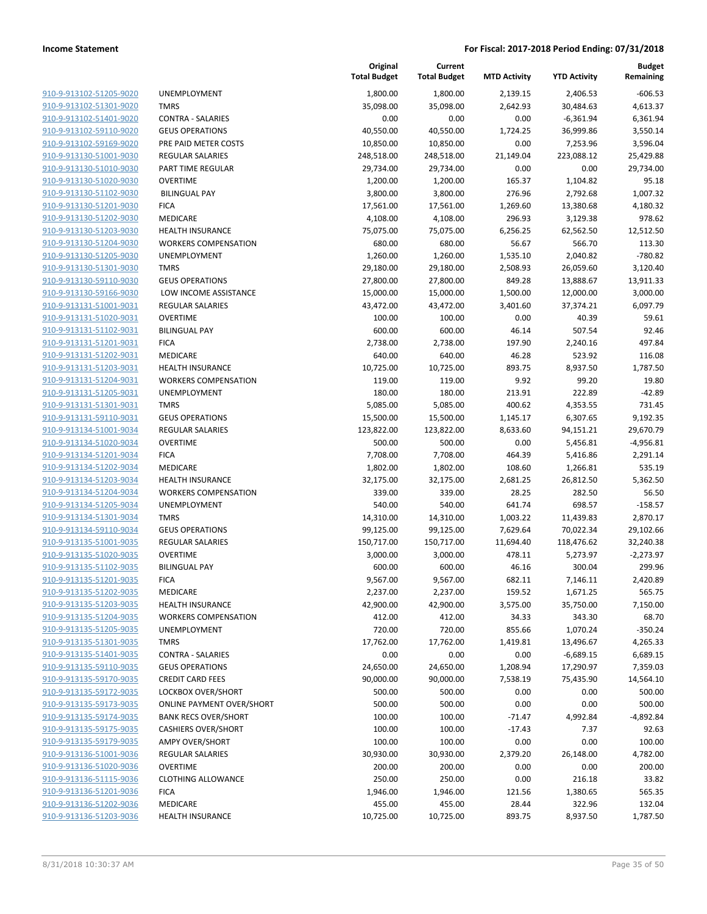| | | Original Total Budget | Current Total Budget | MTD Activity | YTD Activity | Budget Remaining |
|---|---|---|---|---|---|---|
| 910-9-913102-51205-9020 | UNEMPLOYMENT | 1,800.00 | 1,800.00 | 2,139.15 | 2,406.53 | -606.53 |
| 910-9-913102-51301-9020 | TMRS | 35,098.00 | 35,098.00 | 2,642.93 | 30,484.63 | 4,613.37 |
| 910-9-913102-51401-9020 | CONTRA - SALARIES | 0.00 | 0.00 | 0.00 | -6,361.94 | 6,361.94 |
| 910-9-913102-59110-9020 | GEUS OPERATIONS | 40,550.00 | 40,550.00 | 1,724.25 | 36,999.86 | 3,550.14 |
| 910-9-913102-59169-9020 | PRE PAID METER COSTS | 10,850.00 | 10,850.00 | 0.00 | 7,253.96 | 3,596.04 |
| 910-9-913130-51001-9030 | REGULAR SALARIES | 248,518.00 | 248,518.00 | 21,149.04 | 223,088.12 | 25,429.88 |
| 910-9-913130-51010-9030 | PART TIME REGULAR | 29,734.00 | 29,734.00 | 0.00 | 0.00 | 29,734.00 |
| 910-9-913130-51020-9030 | OVERTIME | 1,200.00 | 1,200.00 | 165.37 | 1,104.82 | 95.18 |
| 910-9-913130-51102-9030 | BILINGUAL PAY | 3,800.00 | 3,800.00 | 276.96 | 2,792.68 | 1,007.32 |
| 910-9-913130-51201-9030 | FICA | 17,561.00 | 17,561.00 | 1,269.60 | 13,380.68 | 4,180.32 |
| 910-9-913130-51202-9030 | MEDICARE | 4,108.00 | 4,108.00 | 296.93 | 3,129.38 | 978.62 |
| 910-9-913130-51203-9030 | HEALTH INSURANCE | 75,075.00 | 75,075.00 | 6,256.25 | 62,562.50 | 12,512.50 |
| 910-9-913130-51204-9030 | WORKERS COMPENSATION | 680.00 | 680.00 | 56.67 | 566.70 | 113.30 |
| 910-9-913130-51205-9030 | UNEMPLOYMENT | 1,260.00 | 1,260.00 | 1,535.10 | 2,040.82 | -780.82 |
| 910-9-913130-51301-9030 | TMRS | 29,180.00 | 29,180.00 | 2,508.93 | 26,059.60 | 3,120.40 |
| 910-9-913130-59110-9030 | GEUS OPERATIONS | 27,800.00 | 27,800.00 | 849.28 | 13,888.67 | 13,911.33 |
| 910-9-913130-59166-9030 | LOW INCOME ASSISTANCE | 15,000.00 | 15,000.00 | 1,500.00 | 12,000.00 | 3,000.00 |
| 910-9-913131-51001-9031 | REGULAR SALARIES | 43,472.00 | 43,472.00 | 3,401.60 | 37,374.21 | 6,097.79 |
| 910-9-913131-51020-9031 | OVERTIME | 100.00 | 100.00 | 0.00 | 40.39 | 59.61 |
| 910-9-913131-51102-9031 | BILINGUAL PAY | 600.00 | 600.00 | 46.14 | 507.54 | 92.46 |
| 910-9-913131-51201-9031 | FICA | 2,738.00 | 2,738.00 | 197.90 | 2,240.16 | 497.84 |
| 910-9-913131-51202-9031 | MEDICARE | 640.00 | 640.00 | 46.28 | 523.92 | 116.08 |
| 910-9-913131-51203-9031 | HEALTH INSURANCE | 10,725.00 | 10,725.00 | 893.75 | 8,937.50 | 1,787.50 |
| 910-9-913131-51204-9031 | WORKERS COMPENSATION | 119.00 | 119.00 | 9.92 | 99.20 | 19.80 |
| 910-9-913131-51205-9031 | UNEMPLOYMENT | 180.00 | 180.00 | 213.91 | 222.89 | -42.89 |
| 910-9-913131-51301-9031 | TMRS | 5,085.00 | 5,085.00 | 400.62 | 4,353.55 | 731.45 |
| 910-9-913131-59110-9031 | GEUS OPERATIONS | 15,500.00 | 15,500.00 | 1,145.17 | 6,307.65 | 9,192.35 |
| 910-9-913134-51001-9034 | REGULAR SALARIES | 123,822.00 | 123,822.00 | 8,633.60 | 94,151.21 | 29,670.79 |
| 910-9-913134-51020-9034 | OVERTIME | 500.00 | 500.00 | 0.00 | 5,456.81 | -4,956.81 |
| 910-9-913134-51201-9034 | FICA | 7,708.00 | 7,708.00 | 464.39 | 5,416.86 | 2,291.14 |
| 910-9-913134-51202-9034 | MEDICARE | 1,802.00 | 1,802.00 | 108.60 | 1,266.81 | 535.19 |
| 910-9-913134-51203-9034 | HEALTH INSURANCE | 32,175.00 | 32,175.00 | 2,681.25 | 26,812.50 | 5,362.50 |
| 910-9-913134-51204-9034 | WORKERS COMPENSATION | 339.00 | 339.00 | 28.25 | 282.50 | 56.50 |
| 910-9-913134-51205-9034 | UNEMPLOYMENT | 540.00 | 540.00 | 641.74 | 698.57 | -158.57 |
| 910-9-913134-51301-9034 | TMRS | 14,310.00 | 14,310.00 | 1,003.22 | 11,439.83 | 2,870.17 |
| 910-9-913134-59110-9034 | GEUS OPERATIONS | 99,125.00 | 99,125.00 | 7,629.64 | 70,022.34 | 29,102.66 |
| 910-9-913135-51001-9035 | REGULAR SALARIES | 150,717.00 | 150,717.00 | 11,694.40 | 118,476.62 | 32,240.38 |
| 910-9-913135-51020-9035 | OVERTIME | 3,000.00 | 3,000.00 | 478.11 | 5,273.97 | -2,273.97 |
| 910-9-913135-51102-9035 | BILINGUAL PAY | 600.00 | 600.00 | 46.16 | 300.04 | 299.96 |
| 910-9-913135-51201-9035 | FICA | 9,567.00 | 9,567.00 | 682.11 | 7,146.11 | 2,420.89 |
| 910-9-913135-51202-9035 | MEDICARE | 2,237.00 | 2,237.00 | 159.52 | 1,671.25 | 565.75 |
| 910-9-913135-51203-9035 | HEALTH INSURANCE | 42,900.00 | 42,900.00 | 3,575.00 | 35,750.00 | 7,150.00 |
| 910-9-913135-51204-9035 | WORKERS COMPENSATION | 412.00 | 412.00 | 34.33 | 343.30 | 68.70 |
| 910-9-913135-51205-9035 | UNEMPLOYMENT | 720.00 | 720.00 | 855.66 | 1,070.24 | -350.24 |
| 910-9-913135-51301-9035 | TMRS | 17,762.00 | 17,762.00 | 1,419.81 | 13,496.67 | 4,265.33 |
| 910-9-913135-51401-9035 | CONTRA - SALARIES | 0.00 | 0.00 | 0.00 | -6,689.15 | 6,689.15 |
| 910-9-913135-59110-9035 | GEUS OPERATIONS | 24,650.00 | 24,650.00 | 1,208.94 | 17,290.97 | 7,359.03 |
| 910-9-913135-59170-9035 | CREDIT CARD FEES | 90,000.00 | 90,000.00 | 7,538.19 | 75,435.90 | 14,564.10 |
| 910-9-913135-59172-9035 | LOCKBOX OVER/SHORT | 500.00 | 500.00 | 0.00 | 0.00 | 500.00 |
| 910-9-913135-59173-9035 | ONLINE PAYMENT OVER/SHORT | 500.00 | 500.00 | 0.00 | 0.00 | 500.00 |
| 910-9-913135-59174-9035 | BANK RECS OVER/SHORT | 100.00 | 100.00 | -71.47 | 4,992.84 | -4,892.84 |
| 910-9-913135-59175-9035 | CASHIERS OVER/SHORT | 100.00 | 100.00 | -17.43 | 7.37 | 92.63 |
| 910-9-913135-59179-9035 | AMPY OVER/SHORT | 100.00 | 100.00 | 0.00 | 0.00 | 100.00 |
| 910-9-913136-51001-9036 | REGULAR SALARIES | 30,930.00 | 30,930.00 | 2,379.20 | 26,148.00 | 4,782.00 |
| 910-9-913136-51020-9036 | OVERTIME | 200.00 | 200.00 | 0.00 | 0.00 | 200.00 |
| 910-9-913136-51115-9036 | CLOTHING ALLOWANCE | 250.00 | 250.00 | 0.00 | 216.18 | 33.82 |
| 910-9-913136-51201-9036 | FICA | 1,946.00 | 1,946.00 | 121.56 | 1,380.65 | 565.35 |
| 910-9-913136-51202-9036 | MEDICARE | 455.00 | 455.00 | 28.44 | 322.96 | 132.04 |
| 910-9-913136-51203-9036 | HEALTH INSURANCE | 10,725.00 | 10,725.00 | 893.75 | 8,937.50 | 1,787.50 |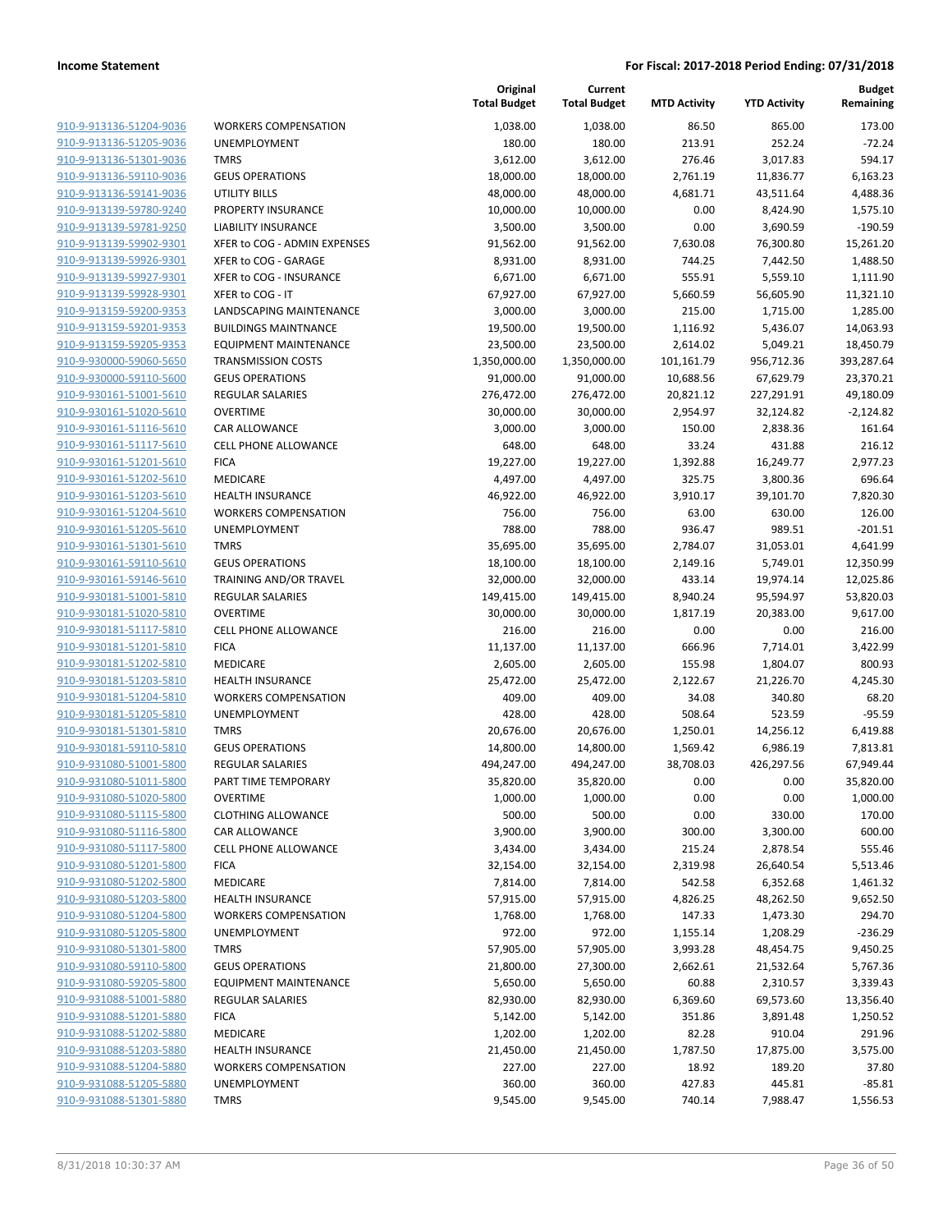| | | Original Total Budget | Current Total Budget | MTD Activity | YTD Activity | Budget Remaining |
|---|---|---|---|---|---|---|
| 910-9-913136-51204-9036 | WORKERS COMPENSATION | 1,038.00 | 1,038.00 | 86.50 | 865.00 | 173.00 |
| 910-9-913136-51205-9036 | UNEMPLOYMENT | 180.00 | 180.00 | 213.91 | 252.24 | -72.24 |
| 910-9-913136-51301-9036 | TMRS | 3,612.00 | 3,612.00 | 276.46 | 3,017.83 | 594.17 |
| 910-9-913136-59110-9036 | GEUS OPERATIONS | 18,000.00 | 18,000.00 | 2,761.19 | 11,836.77 | 6,163.23 |
| 910-9-913136-59141-9036 | UTILITY BILLS | 48,000.00 | 48,000.00 | 4,681.71 | 43,511.64 | 4,488.36 |
| 910-9-913139-59780-9240 | PROPERTY INSURANCE | 10,000.00 | 10,000.00 | 0.00 | 8,424.90 | 1,575.10 |
| 910-9-913139-59781-9250 | LIABILITY INSURANCE | 3,500.00 | 3,500.00 | 0.00 | 3,690.59 | -190.59 |
| 910-9-913139-59902-9301 | XFER to COG - ADMIN EXPENSES | 91,562.00 | 91,562.00 | 7,630.08 | 76,300.80 | 15,261.20 |
| 910-9-913139-59926-9301 | XFER to COG - GARAGE | 8,931.00 | 8,931.00 | 744.25 | 7,442.50 | 1,488.50 |
| 910-9-913139-59927-9301 | XFER to COG - INSURANCE | 6,671.00 | 6,671.00 | 555.91 | 5,559.10 | 1,111.90 |
| 910-9-913139-59928-9301 | XFER to COG - IT | 67,927.00 | 67,927.00 | 5,660.59 | 56,605.90 | 11,321.10 |
| 910-9-913159-59200-9353 | LANDSCAPING MAINTENANCE | 3,000.00 | 3,000.00 | 215.00 | 1,715.00 | 1,285.00 |
| 910-9-913159-59201-9353 | BUILDINGS MAINTNANCE | 19,500.00 | 19,500.00 | 1,116.92 | 5,436.07 | 14,063.93 |
| 910-9-913159-59205-9353 | EQUIPMENT MAINTENANCE | 23,500.00 | 23,500.00 | 2,614.02 | 5,049.21 | 18,450.79 |
| 910-9-930000-59060-5650 | TRANSMISSION COSTS | 1,350,000.00 | 1,350,000.00 | 101,161.79 | 956,712.36 | 393,287.64 |
| 910-9-930000-59110-5600 | GEUS OPERATIONS | 91,000.00 | 91,000.00 | 10,688.56 | 67,629.79 | 23,370.21 |
| 910-9-930161-51001-5610 | REGULAR SALARIES | 276,472.00 | 276,472.00 | 20,821.12 | 227,291.91 | 49,180.09 |
| 910-9-930161-51020-5610 | OVERTIME | 30,000.00 | 30,000.00 | 2,954.97 | 32,124.82 | -2,124.82 |
| 910-9-930161-51116-5610 | CAR ALLOWANCE | 3,000.00 | 3,000.00 | 150.00 | 2,838.36 | 161.64 |
| 910-9-930161-51117-5610 | CELL PHONE ALLOWANCE | 648.00 | 648.00 | 33.24 | 431.88 | 216.12 |
| 910-9-930161-51201-5610 | FICA | 19,227.00 | 19,227.00 | 1,392.88 | 16,249.77 | 2,977.23 |
| 910-9-930161-51202-5610 | MEDICARE | 4,497.00 | 4,497.00 | 325.75 | 3,800.36 | 696.64 |
| 910-9-930161-51203-5610 | HEALTH INSURANCE | 46,922.00 | 46,922.00 | 3,910.17 | 39,101.70 | 7,820.30 |
| 910-9-930161-51204-5610 | WORKERS COMPENSATION | 756.00 | 756.00 | 63.00 | 630.00 | 126.00 |
| 910-9-930161-51205-5610 | UNEMPLOYMENT | 788.00 | 788.00 | 936.47 | 989.51 | -201.51 |
| 910-9-930161-51301-5610 | TMRS | 35,695.00 | 35,695.00 | 2,784.07 | 31,053.01 | 4,641.99 |
| 910-9-930161-59110-5610 | GEUS OPERATIONS | 18,100.00 | 18,100.00 | 2,149.16 | 5,749.01 | 12,350.99 |
| 910-9-930161-59146-5610 | TRAINING AND/OR TRAVEL | 32,000.00 | 32,000.00 | 433.14 | 19,974.14 | 12,025.86 |
| 910-9-930181-51001-5810 | REGULAR SALARIES | 149,415.00 | 149,415.00 | 8,940.24 | 95,594.97 | 53,820.03 |
| 910-9-930181-51020-5810 | OVERTIME | 30,000.00 | 30,000.00 | 1,817.19 | 20,383.00 | 9,617.00 |
| 910-9-930181-51117-5810 | CELL PHONE ALLOWANCE | 216.00 | 216.00 | 0.00 | 0.00 | 216.00 |
| 910-9-930181-51201-5810 | FICA | 11,137.00 | 11,137.00 | 666.96 | 7,714.01 | 3,422.99 |
| 910-9-930181-51202-5810 | MEDICARE | 2,605.00 | 2,605.00 | 155.98 | 1,804.07 | 800.93 |
| 910-9-930181-51203-5810 | HEALTH INSURANCE | 25,472.00 | 25,472.00 | 2,122.67 | 21,226.70 | 4,245.30 |
| 910-9-930181-51204-5810 | WORKERS COMPENSATION | 409.00 | 409.00 | 34.08 | 340.80 | 68.20 |
| 910-9-930181-51205-5810 | UNEMPLOYMENT | 428.00 | 428.00 | 508.64 | 523.59 | -95.59 |
| 910-9-930181-51301-5810 | TMRS | 20,676.00 | 20,676.00 | 1,250.01 | 14,256.12 | 6,419.88 |
| 910-9-930181-59110-5810 | GEUS OPERATIONS | 14,800.00 | 14,800.00 | 1,569.42 | 6,986.19 | 7,813.81 |
| 910-9-931080-51001-5800 | REGULAR SALARIES | 494,247.00 | 494,247.00 | 38,708.03 | 426,297.56 | 67,949.44 |
| 910-9-931080-51011-5800 | PART TIME TEMPORARY | 35,820.00 | 35,820.00 | 0.00 | 0.00 | 35,820.00 |
| 910-9-931080-51020-5800 | OVERTIME | 1,000.00 | 1,000.00 | 0.00 | 0.00 | 1,000.00 |
| 910-9-931080-51115-5800 | CLOTHING ALLOWANCE | 500.00 | 500.00 | 0.00 | 330.00 | 170.00 |
| 910-9-931080-51116-5800 | CAR ALLOWANCE | 3,900.00 | 3,900.00 | 300.00 | 3,300.00 | 600.00 |
| 910-9-931080-51117-5800 | CELL PHONE ALLOWANCE | 3,434.00 | 3,434.00 | 215.24 | 2,878.54 | 555.46 |
| 910-9-931080-51201-5800 | FICA | 32,154.00 | 32,154.00 | 2,319.98 | 26,640.54 | 5,513.46 |
| 910-9-931080-51202-5800 | MEDICARE | 7,814.00 | 7,814.00 | 542.58 | 6,352.68 | 1,461.32 |
| 910-9-931080-51203-5800 | HEALTH INSURANCE | 57,915.00 | 57,915.00 | 4,826.25 | 48,262.50 | 9,652.50 |
| 910-9-931080-51204-5800 | WORKERS COMPENSATION | 1,768.00 | 1,768.00 | 147.33 | 1,473.30 | 294.70 |
| 910-9-931080-51205-5800 | UNEMPLOYMENT | 972.00 | 972.00 | 1,155.14 | 1,208.29 | -236.29 |
| 910-9-931080-51301-5800 | TMRS | 57,905.00 | 57,905.00 | 3,993.28 | 48,454.75 | 9,450.25 |
| 910-9-931080-59110-5800 | GEUS OPERATIONS | 21,800.00 | 27,300.00 | 2,662.61 | 21,532.64 | 5,767.36 |
| 910-9-931080-59205-5800 | EQUIPMENT MAINTENANCE | 5,650.00 | 5,650.00 | 60.88 | 2,310.57 | 3,339.43 |
| 910-9-931088-51001-5880 | REGULAR SALARIES | 82,930.00 | 82,930.00 | 6,369.60 | 69,573.60 | 13,356.40 |
| 910-9-931088-51201-5880 | FICA | 5,142.00 | 5,142.00 | 351.86 | 3,891.48 | 1,250.52 |
| 910-9-931088-51202-5880 | MEDICARE | 1,202.00 | 1,202.00 | 82.28 | 910.04 | 291.96 |
| 910-9-931088-51203-5880 | HEALTH INSURANCE | 21,450.00 | 21,450.00 | 1,787.50 | 17,875.00 | 3,575.00 |
| 910-9-931088-51204-5880 | WORKERS COMPENSATION | 227.00 | 227.00 | 18.92 | 189.20 | 37.80 |
| 910-9-931088-51205-5880 | UNEMPLOYMENT | 360.00 | 360.00 | 427.83 | 445.81 | -85.81 |
| 910-9-931088-51301-5880 | TMRS | 9,545.00 | 9,545.00 | 740.14 | 7,988.47 | 1,556.53 |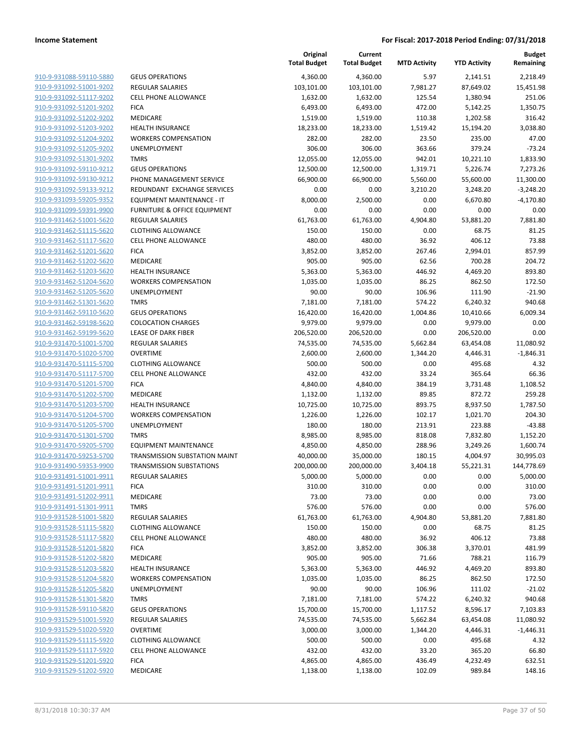| | | Original Total Budget | Current Total Budget | MTD Activity | YTD Activity | Budget Remaining |
|---|---|---|---|---|---|---|
| 910-9-931088-59110-5880 | GEUS OPERATIONS | 4,360.00 | 4,360.00 | 5.97 | 2,141.51 | 2,218.49 |
| 910-9-931092-51001-9202 | REGULAR SALARIES | 103,101.00 | 103,101.00 | 7,981.27 | 87,649.02 | 15,451.98 |
| 910-9-931092-51117-9202 | CELL PHONE ALLOWANCE | 1,632.00 | 1,632.00 | 125.54 | 1,380.94 | 251.06 |
| 910-9-931092-51201-9202 | FICA | 6,493.00 | 6,493.00 | 472.00 | 5,142.25 | 1,350.75 |
| 910-9-931092-51202-9202 | MEDICARE | 1,519.00 | 1,519.00 | 110.38 | 1,202.58 | 316.42 |
| 910-9-931092-51203-9202 | HEALTH INSURANCE | 18,233.00 | 18,233.00 | 1,519.42 | 15,194.20 | 3,038.80 |
| 910-9-931092-51204-9202 | WORKERS COMPENSATION | 282.00 | 282.00 | 23.50 | 235.00 | 47.00 |
| 910-9-931092-51205-9202 | UNEMPLOYMENT | 306.00 | 306.00 | 363.66 | 379.24 | -73.24 |
| 910-9-931092-51301-9202 | TMRS | 12,055.00 | 12,055.00 | 942.01 | 10,221.10 | 1,833.90 |
| 910-9-931092-59110-9212 | GEUS OPERATIONS | 12,500.00 | 12,500.00 | 1,319.71 | 5,226.74 | 7,273.26 |
| 910-9-931092-59130-9212 | PHONE MANAGEMENT SERVICE | 66,900.00 | 66,900.00 | 5,560.00 | 55,600.00 | 11,300.00 |
| 910-9-931092-59133-9212 | REDUNDANT EXCHANGE SERVICES | 0.00 | 0.00 | 3,210.20 | 3,248.20 | -3,248.20 |
| 910-9-931093-59205-9352 | EQUIPMENT MAINTENANCE - IT | 8,000.00 | 2,500.00 | 0.00 | 6,670.80 | -4,170.80 |
| 910-9-931099-59391-9900 | FURNITURE & OFFICE EQUIPMENT | 0.00 | 0.00 | 0.00 | 0.00 | 0.00 |
| 910-9-931462-51001-5620 | REGULAR SALARIES | 61,763.00 | 61,763.00 | 4,904.80 | 53,881.20 | 7,881.80 |
| 910-9-931462-51115-5620 | CLOTHING ALLOWANCE | 150.00 | 150.00 | 0.00 | 68.75 | 81.25 |
| 910-9-931462-51117-5620 | CELL PHONE ALLOWANCE | 480.00 | 480.00 | 36.92 | 406.12 | 73.88 |
| 910-9-931462-51201-5620 | FICA | 3,852.00 | 3,852.00 | 267.46 | 2,994.01 | 857.99 |
| 910-9-931462-51202-5620 | MEDICARE | 905.00 | 905.00 | 62.56 | 700.28 | 204.72 |
| 910-9-931462-51203-5620 | HEALTH INSURANCE | 5,363.00 | 5,363.00 | 446.92 | 4,469.20 | 893.80 |
| 910-9-931462-51204-5620 | WORKERS COMPENSATION | 1,035.00 | 1,035.00 | 86.25 | 862.50 | 172.50 |
| 910-9-931462-51205-5620 | UNEMPLOYMENT | 90.00 | 90.00 | 106.96 | 111.90 | -21.90 |
| 910-9-931462-51301-5620 | TMRS | 7,181.00 | 7,181.00 | 574.22 | 6,240.32 | 940.68 |
| 910-9-931462-59110-5620 | GEUS OPERATIONS | 16,420.00 | 16,420.00 | 1,004.86 | 10,410.66 | 6,009.34 |
| 910-9-931462-59198-5620 | COLOCATION CHARGES | 9,979.00 | 9,979.00 | 0.00 | 9,979.00 | 0.00 |
| 910-9-931462-59199-5620 | LEASE OF DARK FIBER | 206,520.00 | 206,520.00 | 0.00 | 206,520.00 | 0.00 |
| 910-9-931470-51001-5700 | REGULAR SALARIES | 74,535.00 | 74,535.00 | 5,662.84 | 63,454.08 | 11,080.92 |
| 910-9-931470-51020-5700 | OVERTIME | 2,600.00 | 2,600.00 | 1,344.20 | 4,446.31 | -1,846.31 |
| 910-9-931470-51115-5700 | CLOTHING ALLOWANCE | 500.00 | 500.00 | 0.00 | 495.68 | 4.32 |
| 910-9-931470-51117-5700 | CELL PHONE ALLOWANCE | 432.00 | 432.00 | 33.24 | 365.64 | 66.36 |
| 910-9-931470-51201-5700 | FICA | 4,840.00 | 4,840.00 | 384.19 | 3,731.48 | 1,108.52 |
| 910-9-931470-51202-5700 | MEDICARE | 1,132.00 | 1,132.00 | 89.85 | 872.72 | 259.28 |
| 910-9-931470-51203-5700 | HEALTH INSURANCE | 10,725.00 | 10,725.00 | 893.75 | 8,937.50 | 1,787.50 |
| 910-9-931470-51204-5700 | WORKERS COMPENSATION | 1,226.00 | 1,226.00 | 102.17 | 1,021.70 | 204.30 |
| 910-9-931470-51205-5700 | UNEMPLOYMENT | 180.00 | 180.00 | 213.91 | 223.88 | -43.88 |
| 910-9-931470-51301-5700 | TMRS | 8,985.00 | 8,985.00 | 818.08 | 7,832.80 | 1,152.20 |
| 910-9-931470-59205-5700 | EQUIPMENT MAINTENANCE | 4,850.00 | 4,850.00 | 288.96 | 3,249.26 | 1,600.74 |
| 910-9-931470-59253-5700 | TRANSMISSION SUBSTATION MAINT | 40,000.00 | 35,000.00 | 180.15 | 4,004.97 | 30,995.03 |
| 910-9-931490-59353-9900 | TRANSMISSION SUBSTATIONS | 200,000.00 | 200,000.00 | 3,404.18 | 55,221.31 | 144,778.69 |
| 910-9-931491-51001-9911 | REGULAR SALARIES | 5,000.00 | 5,000.00 | 0.00 | 0.00 | 5,000.00 |
| 910-9-931491-51201-9911 | FICA | 310.00 | 310.00 | 0.00 | 0.00 | 310.00 |
| 910-9-931491-51202-9911 | MEDICARE | 73.00 | 73.00 | 0.00 | 0.00 | 73.00 |
| 910-9-931491-51301-9911 | TMRS | 576.00 | 576.00 | 0.00 | 0.00 | 576.00 |
| 910-9-931528-51001-5820 | REGULAR SALARIES | 61,763.00 | 61,763.00 | 4,904.80 | 53,881.20 | 7,881.80 |
| 910-9-931528-51115-5820 | CLOTHING ALLOWANCE | 150.00 | 150.00 | 0.00 | 68.75 | 81.25 |
| 910-9-931528-51117-5820 | CELL PHONE ALLOWANCE | 480.00 | 480.00 | 36.92 | 406.12 | 73.88 |
| 910-9-931528-51201-5820 | FICA | 3,852.00 | 3,852.00 | 306.38 | 3,370.01 | 481.99 |
| 910-9-931528-51202-5820 | MEDICARE | 905.00 | 905.00 | 71.66 | 788.21 | 116.79 |
| 910-9-931528-51203-5820 | HEALTH INSURANCE | 5,363.00 | 5,363.00 | 446.92 | 4,469.20 | 893.80 |
| 910-9-931528-51204-5820 | WORKERS COMPENSATION | 1,035.00 | 1,035.00 | 86.25 | 862.50 | 172.50 |
| 910-9-931528-51205-5820 | UNEMPLOYMENT | 90.00 | 90.00 | 106.96 | 111.02 | -21.02 |
| 910-9-931528-51301-5820 | TMRS | 7,181.00 | 7,181.00 | 574.22 | 6,240.32 | 940.68 |
| 910-9-931528-59110-5820 | GEUS OPERATIONS | 15,700.00 | 15,700.00 | 1,117.52 | 8,596.17 | 7,103.83 |
| 910-9-931529-51001-5920 | REGULAR SALARIES | 74,535.00 | 74,535.00 | 5,662.84 | 63,454.08 | 11,080.92 |
| 910-9-931529-51020-5920 | OVERTIME | 3,000.00 | 3,000.00 | 1,344.20 | 4,446.31 | -1,446.31 |
| 910-9-931529-51115-5920 | CLOTHING ALLOWANCE | 500.00 | 500.00 | 0.00 | 495.68 | 4.32 |
| 910-9-931529-51117-5920 | CELL PHONE ALLOWANCE | 432.00 | 432.00 | 33.20 | 365.20 | 66.80 |
| 910-9-931529-51201-5920 | FICA | 4,865.00 | 4,865.00 | 436.49 | 4,232.49 | 632.51 |
| 910-9-931529-51202-5920 | MEDICARE | 1,138.00 | 1,138.00 | 102.09 | 989.84 | 148.16 |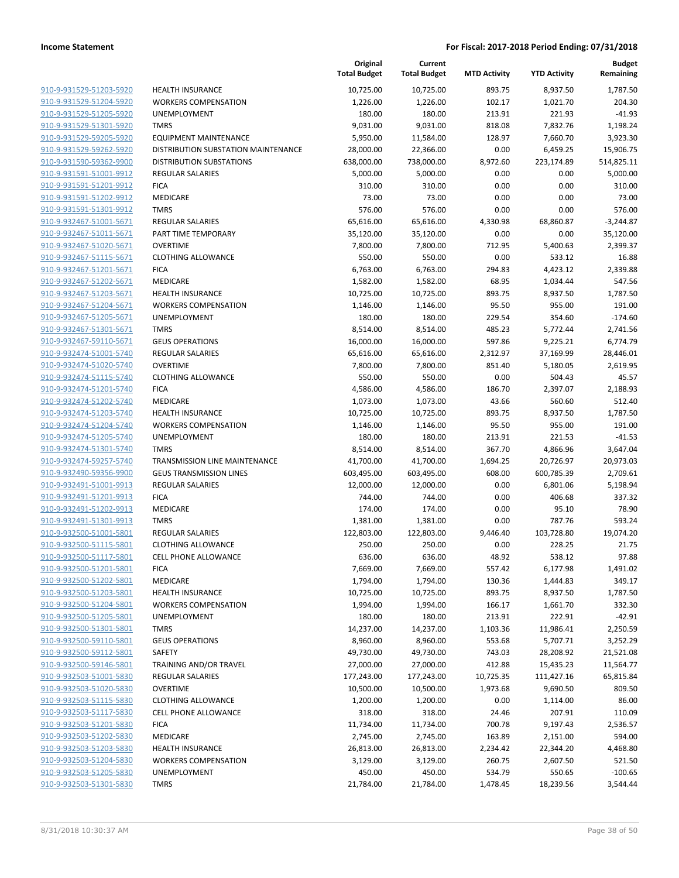| | | Original Total Budget | Current Total Budget | MTD Activity | YTD Activity | Budget Remaining |
|---|---|---|---|---|---|---|
| 910-9-931529-51203-5920 | HEALTH INSURANCE | 10,725.00 | 10,725.00 | 893.75 | 8,937.50 | 1,787.50 |
| 910-9-931529-51204-5920 | WORKERS COMPENSATION | 1,226.00 | 1,226.00 | 102.17 | 1,021.70 | 204.30 |
| 910-9-931529-51205-5920 | UNEMPLOYMENT | 180.00 | 180.00 | 213.91 | 221.93 | -41.93 |
| 910-9-931529-51301-5920 | TMRS | 9,031.00 | 9,031.00 | 818.08 | 7,832.76 | 1,198.24 |
| 910-9-931529-59205-5920 | EQUIPMENT MAINTENANCE | 5,950.00 | 11,584.00 | 128.97 | 7,660.70 | 3,923.30 |
| 910-9-931529-59262-5920 | DISTRIBUTION SUBSTATION MAINTENANCE | 28,000.00 | 22,366.00 | 0.00 | 6,459.25 | 15,906.75 |
| 910-9-931590-59362-9900 | DISTRIBUTION SUBSTATIONS | 638,000.00 | 738,000.00 | 8,972.60 | 223,174.89 | 514,825.11 |
| 910-9-931591-51001-9912 | REGULAR SALARIES | 5,000.00 | 5,000.00 | 0.00 | 0.00 | 5,000.00 |
| 910-9-931591-51201-9912 | FICA | 310.00 | 310.00 | 0.00 | 0.00 | 310.00 |
| 910-9-931591-51202-9912 | MEDICARE | 73.00 | 73.00 | 0.00 | 0.00 | 73.00 |
| 910-9-931591-51301-9912 | TMRS | 576.00 | 576.00 | 0.00 | 0.00 | 576.00 |
| 910-9-932467-51001-5671 | REGULAR SALARIES | 65,616.00 | 65,616.00 | 4,330.98 | 68,860.87 | -3,244.87 |
| 910-9-932467-51011-5671 | PART TIME TEMPORARY | 35,120.00 | 35,120.00 | 0.00 | 0.00 | 35,120.00 |
| 910-9-932467-51020-5671 | OVERTIME | 7,800.00 | 7,800.00 | 712.95 | 5,400.63 | 2,399.37 |
| 910-9-932467-51115-5671 | CLOTHING ALLOWANCE | 550.00 | 550.00 | 0.00 | 533.12 | 16.88 |
| 910-9-932467-51201-5671 | FICA | 6,763.00 | 6,763.00 | 294.83 | 4,423.12 | 2,339.88 |
| 910-9-932467-51202-5671 | MEDICARE | 1,582.00 | 1,582.00 | 68.95 | 1,034.44 | 547.56 |
| 910-9-932467-51203-5671 | HEALTH INSURANCE | 10,725.00 | 10,725.00 | 893.75 | 8,937.50 | 1,787.50 |
| 910-9-932467-51204-5671 | WORKERS COMPENSATION | 1,146.00 | 1,146.00 | 95.50 | 955.00 | 191.00 |
| 910-9-932467-51205-5671 | UNEMPLOYMENT | 180.00 | 180.00 | 229.54 | 354.60 | -174.60 |
| 910-9-932467-51301-5671 | TMRS | 8,514.00 | 8,514.00 | 485.23 | 5,772.44 | 2,741.56 |
| 910-9-932467-59110-5671 | GEUS OPERATIONS | 16,000.00 | 16,000.00 | 597.86 | 9,225.21 | 6,774.79 |
| 910-9-932474-51001-5740 | REGULAR SALARIES | 65,616.00 | 65,616.00 | 2,312.97 | 37,169.99 | 28,446.01 |
| 910-9-932474-51020-5740 | OVERTIME | 7,800.00 | 7,800.00 | 851.40 | 5,180.05 | 2,619.95 |
| 910-9-932474-51115-5740 | CLOTHING ALLOWANCE | 550.00 | 550.00 | 0.00 | 504.43 | 45.57 |
| 910-9-932474-51201-5740 | FICA | 4,586.00 | 4,586.00 | 186.70 | 2,397.07 | 2,188.93 |
| 910-9-932474-51202-5740 | MEDICARE | 1,073.00 | 1,073.00 | 43.66 | 560.60 | 512.40 |
| 910-9-932474-51203-5740 | HEALTH INSURANCE | 10,725.00 | 10,725.00 | 893.75 | 8,937.50 | 1,787.50 |
| 910-9-932474-51204-5740 | WORKERS COMPENSATION | 1,146.00 | 1,146.00 | 95.50 | 955.00 | 191.00 |
| 910-9-932474-51205-5740 | UNEMPLOYMENT | 180.00 | 180.00 | 213.91 | 221.53 | -41.53 |
| 910-9-932474-51301-5740 | TMRS | 8,514.00 | 8,514.00 | 367.70 | 4,866.96 | 3,647.04 |
| 910-9-932474-59257-5740 | TRANSMISSION LINE MAINTENANCE | 41,700.00 | 41,700.00 | 1,694.25 | 20,726.97 | 20,973.03 |
| 910-9-932490-59356-9900 | GEUS TRANSMISSION LINES | 603,495.00 | 603,495.00 | 608.00 | 600,785.39 | 2,709.61 |
| 910-9-932491-51001-9913 | REGULAR SALARIES | 12,000.00 | 12,000.00 | 0.00 | 6,801.06 | 5,198.94 |
| 910-9-932491-51201-9913 | FICA | 744.00 | 744.00 | 0.00 | 406.68 | 337.32 |
| 910-9-932491-51202-9913 | MEDICARE | 174.00 | 174.00 | 0.00 | 95.10 | 78.90 |
| 910-9-932491-51301-9913 | TMRS | 1,381.00 | 1,381.00 | 0.00 | 787.76 | 593.24 |
| 910-9-932500-51001-5801 | REGULAR SALARIES | 122,803.00 | 122,803.00 | 9,446.40 | 103,728.80 | 19,074.20 |
| 910-9-932500-51115-5801 | CLOTHING ALLOWANCE | 250.00 | 250.00 | 0.00 | 228.25 | 21.75 |
| 910-9-932500-51117-5801 | CELL PHONE ALLOWANCE | 636.00 | 636.00 | 48.92 | 538.12 | 97.88 |
| 910-9-932500-51201-5801 | FICA | 7,669.00 | 7,669.00 | 557.42 | 6,177.98 | 1,491.02 |
| 910-9-932500-51202-5801 | MEDICARE | 1,794.00 | 1,794.00 | 130.36 | 1,444.83 | 349.17 |
| 910-9-932500-51203-5801 | HEALTH INSURANCE | 10,725.00 | 10,725.00 | 893.75 | 8,937.50 | 1,787.50 |
| 910-9-932500-51204-5801 | WORKERS COMPENSATION | 1,994.00 | 1,994.00 | 166.17 | 1,661.70 | 332.30 |
| 910-9-932500-51205-5801 | UNEMPLOYMENT | 180.00 | 180.00 | 213.91 | 222.91 | -42.91 |
| 910-9-932500-51301-5801 | TMRS | 14,237.00 | 14,237.00 | 1,103.36 | 11,986.41 | 2,250.59 |
| 910-9-932500-59110-5801 | GEUS OPERATIONS | 8,960.00 | 8,960.00 | 553.68 | 5,707.71 | 3,252.29 |
| 910-9-932500-59112-5801 | SAFETY | 49,730.00 | 49,730.00 | 743.03 | 28,208.92 | 21,521.08 |
| 910-9-932500-59146-5801 | TRAINING AND/OR TRAVEL | 27,000.00 | 27,000.00 | 412.88 | 15,435.23 | 11,564.77 |
| 910-9-932503-51001-5830 | REGULAR SALARIES | 177,243.00 | 177,243.00 | 10,725.35 | 111,427.16 | 65,815.84 |
| 910-9-932503-51020-5830 | OVERTIME | 10,500.00 | 10,500.00 | 1,973.68 | 9,690.50 | 809.50 |
| 910-9-932503-51115-5830 | CLOTHING ALLOWANCE | 1,200.00 | 1,200.00 | 0.00 | 1,114.00 | 86.00 |
| 910-9-932503-51117-5830 | CELL PHONE ALLOWANCE | 318.00 | 318.00 | 24.46 | 207.91 | 110.09 |
| 910-9-932503-51201-5830 | FICA | 11,734.00 | 11,734.00 | 700.78 | 9,197.43 | 2,536.57 |
| 910-9-932503-51202-5830 | MEDICARE | 2,745.00 | 2,745.00 | 163.89 | 2,151.00 | 594.00 |
| 910-9-932503-51203-5830 | HEALTH INSURANCE | 26,813.00 | 26,813.00 | 2,234.42 | 22,344.20 | 4,468.80 |
| 910-9-932503-51204-5830 | WORKERS COMPENSATION | 3,129.00 | 3,129.00 | 260.75 | 2,607.50 | 521.50 |
| 910-9-932503-51205-5830 | UNEMPLOYMENT | 450.00 | 450.00 | 534.79 | 550.65 | -100.65 |
| 910-9-932503-51301-5830 | TMRS | 21,784.00 | 21,784.00 | 1,478.45 | 18,239.56 | 3,544.44 |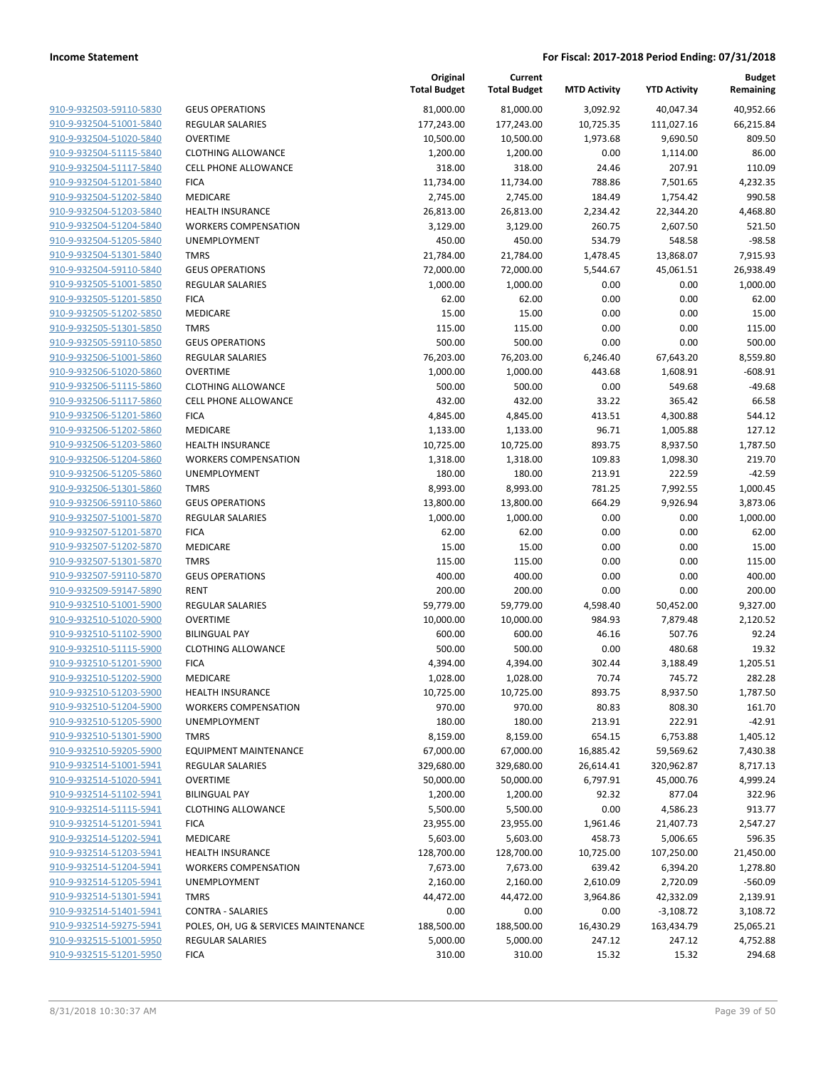| | | Original Total Budget | Current Total Budget | MTD Activity | YTD Activity | Budget Remaining |
|---|---|---|---|---|---|---|
| 910-9-932503-59110-5830 | GEUS OPERATIONS | 81,000.00 | 81,000.00 | 3,092.92 | 40,047.34 | 40,952.66 |
| 910-9-932504-51001-5840 | REGULAR SALARIES | 177,243.00 | 177,243.00 | 10,725.35 | 111,027.16 | 66,215.84 |
| 910-9-932504-51020-5840 | OVERTIME | 10,500.00 | 10,500.00 | 1,973.68 | 9,690.50 | 809.50 |
| 910-9-932504-51115-5840 | CLOTHING ALLOWANCE | 1,200.00 | 1,200.00 | 0.00 | 1,114.00 | 86.00 |
| 910-9-932504-51117-5840 | CELL PHONE ALLOWANCE | 318.00 | 318.00 | 24.46 | 207.91 | 110.09 |
| 910-9-932504-51201-5840 | FICA | 11,734.00 | 11,734.00 | 788.86 | 7,501.65 | 4,232.35 |
| 910-9-932504-51202-5840 | MEDICARE | 2,745.00 | 2,745.00 | 184.49 | 1,754.42 | 990.58 |
| 910-9-932504-51203-5840 | HEALTH INSURANCE | 26,813.00 | 26,813.00 | 2,234.42 | 22,344.20 | 4,468.80 |
| 910-9-932504-51204-5840 | WORKERS COMPENSATION | 3,129.00 | 3,129.00 | 260.75 | 2,607.50 | 521.50 |
| 910-9-932504-51205-5840 | UNEMPLOYMENT | 450.00 | 450.00 | 534.79 | 548.58 | -98.58 |
| 910-9-932504-51301-5840 | TMRS | 21,784.00 | 21,784.00 | 1,478.45 | 13,868.07 | 7,915.93 |
| 910-9-932504-59110-5840 | GEUS OPERATIONS | 72,000.00 | 72,000.00 | 5,544.67 | 45,061.51 | 26,938.49 |
| 910-9-932505-51001-5850 | REGULAR SALARIES | 1,000.00 | 1,000.00 | 0.00 | 0.00 | 1,000.00 |
| 910-9-932505-51201-5850 | FICA | 62.00 | 62.00 | 0.00 | 0.00 | 62.00 |
| 910-9-932505-51202-5850 | MEDICARE | 15.00 | 15.00 | 0.00 | 0.00 | 15.00 |
| 910-9-932505-51301-5850 | TMRS | 115.00 | 115.00 | 0.00 | 0.00 | 115.00 |
| 910-9-932505-59110-5850 | GEUS OPERATIONS | 500.00 | 500.00 | 0.00 | 0.00 | 500.00 |
| 910-9-932506-51001-5860 | REGULAR SALARIES | 76,203.00 | 76,203.00 | 6,246.40 | 67,643.20 | 8,559.80 |
| 910-9-932506-51020-5860 | OVERTIME | 1,000.00 | 1,000.00 | 443.68 | 1,608.91 | -608.91 |
| 910-9-932506-51115-5860 | CLOTHING ALLOWANCE | 500.00 | 500.00 | 0.00 | 549.68 | -49.68 |
| 910-9-932506-51117-5860 | CELL PHONE ALLOWANCE | 432.00 | 432.00 | 33.22 | 365.42 | 66.58 |
| 910-9-932506-51201-5860 | FICA | 4,845.00 | 4,845.00 | 413.51 | 4,300.88 | 544.12 |
| 910-9-932506-51202-5860 | MEDICARE | 1,133.00 | 1,133.00 | 96.71 | 1,005.88 | 127.12 |
| 910-9-932506-51203-5860 | HEALTH INSURANCE | 10,725.00 | 10,725.00 | 893.75 | 8,937.50 | 1,787.50 |
| 910-9-932506-51204-5860 | WORKERS COMPENSATION | 1,318.00 | 1,318.00 | 109.83 | 1,098.30 | 219.70 |
| 910-9-932506-51205-5860 | UNEMPLOYMENT | 180.00 | 180.00 | 213.91 | 222.59 | -42.59 |
| 910-9-932506-51301-5860 | TMRS | 8,993.00 | 8,993.00 | 781.25 | 7,992.55 | 1,000.45 |
| 910-9-932506-59110-5860 | GEUS OPERATIONS | 13,800.00 | 13,800.00 | 664.29 | 9,926.94 | 3,873.06 |
| 910-9-932507-51001-5870 | REGULAR SALARIES | 1,000.00 | 1,000.00 | 0.00 | 0.00 | 1,000.00 |
| 910-9-932507-51201-5870 | FICA | 62.00 | 62.00 | 0.00 | 0.00 | 62.00 |
| 910-9-932507-51202-5870 | MEDICARE | 15.00 | 15.00 | 0.00 | 0.00 | 15.00 |
| 910-9-932507-51301-5870 | TMRS | 115.00 | 115.00 | 0.00 | 0.00 | 115.00 |
| 910-9-932507-59110-5870 | GEUS OPERATIONS | 400.00 | 400.00 | 0.00 | 0.00 | 400.00 |
| 910-9-932509-59147-5890 | RENT | 200.00 | 200.00 | 0.00 | 0.00 | 200.00 |
| 910-9-932510-51001-5900 | REGULAR SALARIES | 59,779.00 | 59,779.00 | 4,598.40 | 50,452.00 | 9,327.00 |
| 910-9-932510-51020-5900 | OVERTIME | 10,000.00 | 10,000.00 | 984.93 | 7,879.48 | 2,120.52 |
| 910-9-932510-51102-5900 | BILINGUAL PAY | 600.00 | 600.00 | 46.16 | 507.76 | 92.24 |
| 910-9-932510-51115-5900 | CLOTHING ALLOWANCE | 500.00 | 500.00 | 0.00 | 480.68 | 19.32 |
| 910-9-932510-51201-5900 | FICA | 4,394.00 | 4,394.00 | 302.44 | 3,188.49 | 1,205.51 |
| 910-9-932510-51202-5900 | MEDICARE | 1,028.00 | 1,028.00 | 70.74 | 745.72 | 282.28 |
| 910-9-932510-51203-5900 | HEALTH INSURANCE | 10,725.00 | 10,725.00 | 893.75 | 8,937.50 | 1,787.50 |
| 910-9-932510-51204-5900 | WORKERS COMPENSATION | 970.00 | 970.00 | 80.83 | 808.30 | 161.70 |
| 910-9-932510-51205-5900 | UNEMPLOYMENT | 180.00 | 180.00 | 213.91 | 222.91 | -42.91 |
| 910-9-932510-51301-5900 | TMRS | 8,159.00 | 8,159.00 | 654.15 | 6,753.88 | 1,405.12 |
| 910-9-932510-59205-5900 | EQUIPMENT MAINTENANCE | 67,000.00 | 67,000.00 | 16,885.42 | 59,569.62 | 7,430.38 |
| 910-9-932514-51001-5941 | REGULAR SALARIES | 329,680.00 | 329,680.00 | 26,614.41 | 320,962.87 | 8,717.13 |
| 910-9-932514-51020-5941 | OVERTIME | 50,000.00 | 50,000.00 | 6,797.91 | 45,000.76 | 4,999.24 |
| 910-9-932514-51102-5941 | BILINGUAL PAY | 1,200.00 | 1,200.00 | 92.32 | 877.04 | 322.96 |
| 910-9-932514-51115-5941 | CLOTHING ALLOWANCE | 5,500.00 | 5,500.00 | 0.00 | 4,586.23 | 913.77 |
| 910-9-932514-51201-5941 | FICA | 23,955.00 | 23,955.00 | 1,961.46 | 21,407.73 | 2,547.27 |
| 910-9-932514-51202-5941 | MEDICARE | 5,603.00 | 5,603.00 | 458.73 | 5,006.65 | 596.35 |
| 910-9-932514-51203-5941 | HEALTH INSURANCE | 128,700.00 | 128,700.00 | 10,725.00 | 107,250.00 | 21,450.00 |
| 910-9-932514-51204-5941 | WORKERS COMPENSATION | 7,673.00 | 7,673.00 | 639.42 | 6,394.20 | 1,278.80 |
| 910-9-932514-51205-5941 | UNEMPLOYMENT | 2,160.00 | 2,160.00 | 2,610.09 | 2,720.09 | -560.09 |
| 910-9-932514-51301-5941 | TMRS | 44,472.00 | 44,472.00 | 3,964.86 | 42,332.09 | 2,139.91 |
| 910-9-932514-51401-5941 | CONTRA - SALARIES | 0.00 | 0.00 | 0.00 | -3,108.72 | 3,108.72 |
| 910-9-932514-59275-5941 | POLES, OH, UG & SERVICES MAINTENANCE | 188,500.00 | 188,500.00 | 16,430.29 | 163,434.79 | 25,065.21 |
| 910-9-932515-51001-5950 | REGULAR SALARIES | 5,000.00 | 5,000.00 | 247.12 | 247.12 | 4,752.88 |
| 910-9-932515-51201-5950 | FICA | 310.00 | 310.00 | 15.32 | 15.32 | 294.68 |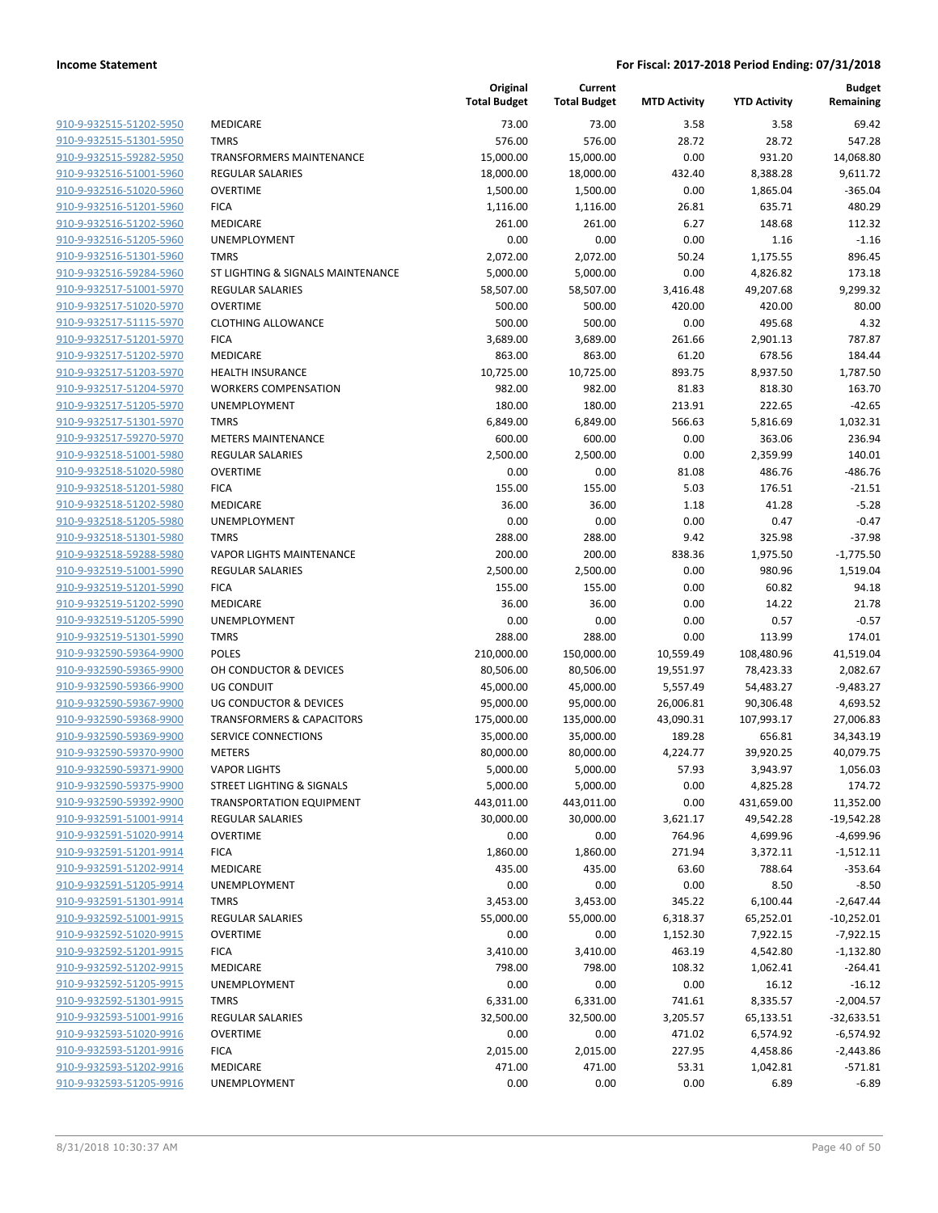| | | Original Total Budget | Current Total Budget | MTD Activity | YTD Activity | Budget Remaining |
|---|---|---|---|---|---|---|
| 910-9-932515-51202-5950 | MEDICARE | 73.00 | 73.00 | 3.58 | 3.58 | 69.42 |
| 910-9-932515-51301-5950 | TMRS | 576.00 | 576.00 | 28.72 | 28.72 | 547.28 |
| 910-9-932515-59282-5950 | TRANSFORMERS MAINTENANCE | 15,000.00 | 15,000.00 | 0.00 | 931.20 | 14,068.80 |
| 910-9-932516-51001-5960 | REGULAR SALARIES | 18,000.00 | 18,000.00 | 432.40 | 8,388.28 | 9,611.72 |
| 910-9-932516-51020-5960 | OVERTIME | 1,500.00 | 1,500.00 | 0.00 | 1,865.04 | -365.04 |
| 910-9-932516-51201-5960 | FICA | 1,116.00 | 1,116.00 | 26.81 | 635.71 | 480.29 |
| 910-9-932516-51202-5960 | MEDICARE | 261.00 | 261.00 | 6.27 | 148.68 | 112.32 |
| 910-9-932516-51205-5960 | UNEMPLOYMENT | 0.00 | 0.00 | 0.00 | 1.16 | -1.16 |
| 910-9-932516-51301-5960 | TMRS | 2,072.00 | 2,072.00 | 50.24 | 1,175.55 | 896.45 |
| 910-9-932516-59284-5960 | ST LIGHTING & SIGNALS MAINTENANCE | 5,000.00 | 5,000.00 | 0.00 | 4,826.82 | 173.18 |
| 910-9-932517-51001-5970 | REGULAR SALARIES | 58,507.00 | 58,507.00 | 3,416.48 | 49,207.68 | 9,299.32 |
| 910-9-932517-51020-5970 | OVERTIME | 500.00 | 500.00 | 420.00 | 420.00 | 80.00 |
| 910-9-932517-51115-5970 | CLOTHING ALLOWANCE | 500.00 | 500.00 | 0.00 | 495.68 | 4.32 |
| 910-9-932517-51201-5970 | FICA | 3,689.00 | 3,689.00 | 261.66 | 2,901.13 | 787.87 |
| 910-9-932517-51202-5970 | MEDICARE | 863.00 | 863.00 | 61.20 | 678.56 | 184.44 |
| 910-9-932517-51203-5970 | HEALTH INSURANCE | 10,725.00 | 10,725.00 | 893.75 | 8,937.50 | 1,787.50 |
| 910-9-932517-51204-5970 | WORKERS COMPENSATION | 982.00 | 982.00 | 81.83 | 818.30 | 163.70 |
| 910-9-932517-51205-5970 | UNEMPLOYMENT | 180.00 | 180.00 | 213.91 | 222.65 | -42.65 |
| 910-9-932517-51301-5970 | TMRS | 6,849.00 | 6,849.00 | 566.63 | 5,816.69 | 1,032.31 |
| 910-9-932517-59270-5970 | METERS MAINTENANCE | 600.00 | 600.00 | 0.00 | 363.06 | 236.94 |
| 910-9-932518-51001-5980 | REGULAR SALARIES | 2,500.00 | 2,500.00 | 0.00 | 2,359.99 | 140.01 |
| 910-9-932518-51020-5980 | OVERTIME | 0.00 | 0.00 | 81.08 | 486.76 | -486.76 |
| 910-9-932518-51201-5980 | FICA | 155.00 | 155.00 | 5.03 | 176.51 | -21.51 |
| 910-9-932518-51202-5980 | MEDICARE | 36.00 | 36.00 | 1.18 | 41.28 | -5.28 |
| 910-9-932518-51205-5980 | UNEMPLOYMENT | 0.00 | 0.00 | 0.00 | 0.47 | -0.47 |
| 910-9-932518-51301-5980 | TMRS | 288.00 | 288.00 | 9.42 | 325.98 | -37.98 |
| 910-9-932518-59288-5980 | VAPOR LIGHTS MAINTENANCE | 200.00 | 200.00 | 838.36 | 1,975.50 | -1,775.50 |
| 910-9-932519-51001-5990 | REGULAR SALARIES | 2,500.00 | 2,500.00 | 0.00 | 980.96 | 1,519.04 |
| 910-9-932519-51201-5990 | FICA | 155.00 | 155.00 | 0.00 | 60.82 | 94.18 |
| 910-9-932519-51202-5990 | MEDICARE | 36.00 | 36.00 | 0.00 | 14.22 | 21.78 |
| 910-9-932519-51205-5990 | UNEMPLOYMENT | 0.00 | 0.00 | 0.00 | 0.57 | -0.57 |
| 910-9-932519-51301-5990 | TMRS | 288.00 | 288.00 | 0.00 | 113.99 | 174.01 |
| 910-9-932590-59364-9900 | POLES | 210,000.00 | 150,000.00 | 10,559.49 | 108,480.96 | 41,519.04 |
| 910-9-932590-59365-9900 | OH CONDUCTOR & DEVICES | 80,506.00 | 80,506.00 | 19,551.97 | 78,423.33 | 2,082.67 |
| 910-9-932590-59366-9900 | UG CONDUIT | 45,000.00 | 45,000.00 | 5,557.49 | 54,483.27 | -9,483.27 |
| 910-9-932590-59367-9900 | UG CONDUCTOR & DEVICES | 95,000.00 | 95,000.00 | 26,006.81 | 90,306.48 | 4,693.52 |
| 910-9-932590-59368-9900 | TRANSFORMERS & CAPACITORS | 175,000.00 | 135,000.00 | 43,090.31 | 107,993.17 | 27,006.83 |
| 910-9-932590-59369-9900 | SERVICE CONNECTIONS | 35,000.00 | 35,000.00 | 189.28 | 656.81 | 34,343.19 |
| 910-9-932590-59370-9900 | METERS | 80,000.00 | 80,000.00 | 4,224.77 | 39,920.25 | 40,079.75 |
| 910-9-932590-59371-9900 | VAPOR LIGHTS | 5,000.00 | 5,000.00 | 57.93 | 3,943.97 | 1,056.03 |
| 910-9-932590-59375-9900 | STREET LIGHTING & SIGNALS | 5,000.00 | 5,000.00 | 0.00 | 4,825.28 | 174.72 |
| 910-9-932590-59392-9900 | TRANSPORTATION EQUIPMENT | 443,011.00 | 443,011.00 | 0.00 | 431,659.00 | 11,352.00 |
| 910-9-932591-51001-9914 | REGULAR SALARIES | 30,000.00 | 30,000.00 | 3,621.17 | 49,542.28 | -19,542.28 |
| 910-9-932591-51020-9914 | OVERTIME | 0.00 | 0.00 | 764.96 | 4,699.96 | -4,699.96 |
| 910-9-932591-51201-9914 | FICA | 1,860.00 | 1,860.00 | 271.94 | 3,372.11 | -1,512.11 |
| 910-9-932591-51202-9914 | MEDICARE | 435.00 | 435.00 | 63.60 | 788.64 | -353.64 |
| 910-9-932591-51205-9914 | UNEMPLOYMENT | 0.00 | 0.00 | 0.00 | 8.50 | -8.50 |
| 910-9-932591-51301-9914 | TMRS | 3,453.00 | 3,453.00 | 345.22 | 6,100.44 | -2,647.44 |
| 910-9-932592-51001-9915 | REGULAR SALARIES | 55,000.00 | 55,000.00 | 6,318.37 | 65,252.01 | -10,252.01 |
| 910-9-932592-51020-9915 | OVERTIME | 0.00 | 0.00 | 1,152.30 | 7,922.15 | -7,922.15 |
| 910-9-932592-51201-9915 | FICA | 3,410.00 | 3,410.00 | 463.19 | 4,542.80 | -1,132.80 |
| 910-9-932592-51202-9915 | MEDICARE | 798.00 | 798.00 | 108.32 | 1,062.41 | -264.41 |
| 910-9-932592-51205-9915 | UNEMPLOYMENT | 0.00 | 0.00 | 0.00 | 16.12 | -16.12 |
| 910-9-932592-51301-9915 | TMRS | 6,331.00 | 6,331.00 | 741.61 | 8,335.57 | -2,004.57 |
| 910-9-932593-51001-9916 | REGULAR SALARIES | 32,500.00 | 32,500.00 | 3,205.57 | 65,133.51 | -32,633.51 |
| 910-9-932593-51020-9916 | OVERTIME | 0.00 | 0.00 | 471.02 | 6,574.92 | -6,574.92 |
| 910-9-932593-51201-9916 | FICA | 2,015.00 | 2,015.00 | 227.95 | 4,458.86 | -2,443.86 |
| 910-9-932593-51202-9916 | MEDICARE | 471.00 | 471.00 | 53.31 | 1,042.81 | -571.81 |
| 910-9-932593-51205-9916 | UNEMPLOYMENT | 0.00 | 0.00 | 0.00 | 6.89 | -6.89 |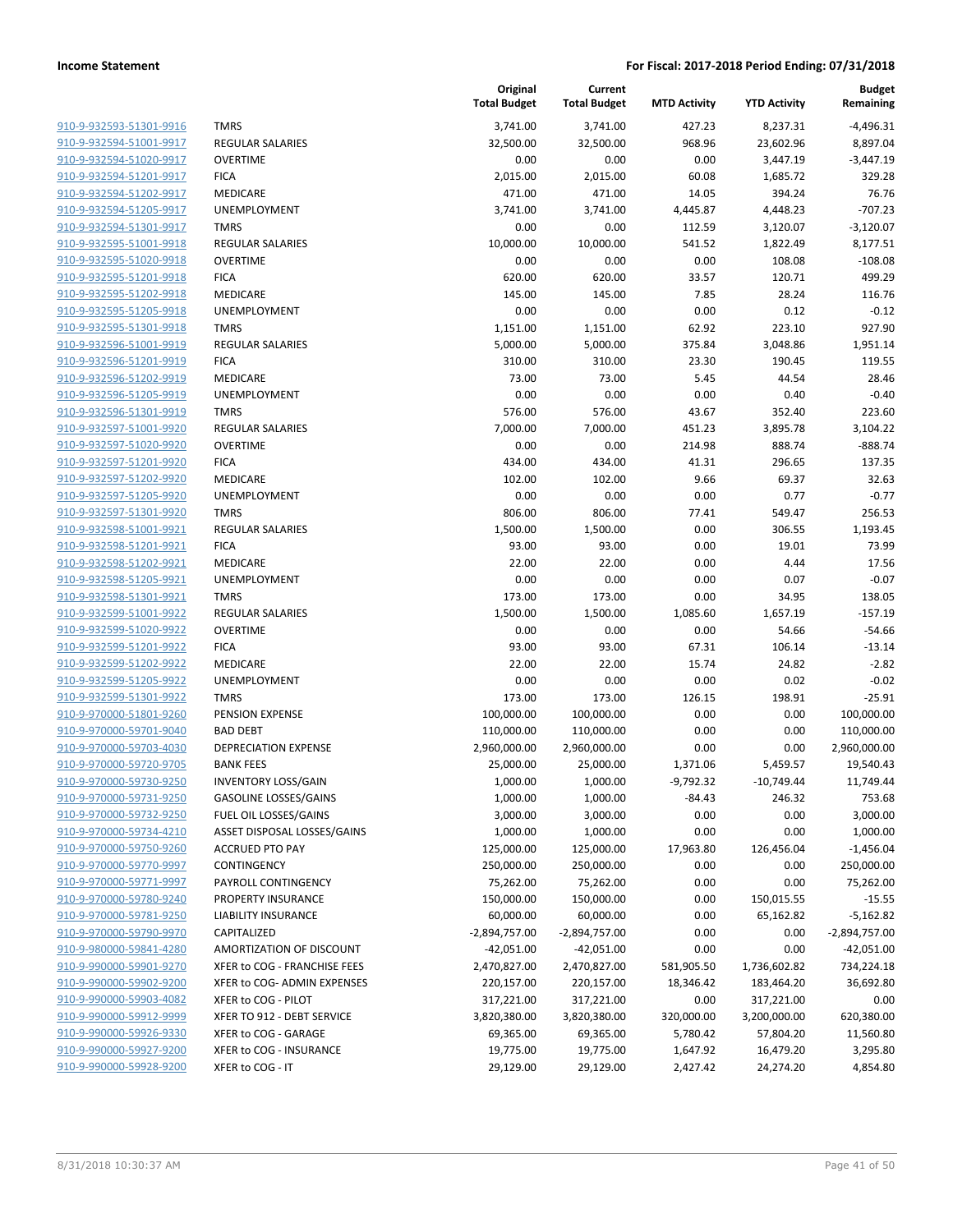| | | Original Total Budget | Current Total Budget | MTD Activity | YTD Activity | Budget Remaining |
|---|---|---|---|---|---|---|
| 910-9-932593-51301-9916 | TMRS | 3,741.00 | 3,741.00 | 427.23 | 8,237.31 | -4,496.31 |
| 910-9-932594-51001-9917 | REGULAR SALARIES | 32,500.00 | 32,500.00 | 968.96 | 23,602.96 | 8,897.04 |
| 910-9-932594-51020-9917 | OVERTIME | 0.00 | 0.00 | 0.00 | 3,447.19 | -3,447.19 |
| 910-9-932594-51201-9917 | FICA | 2,015.00 | 2,015.00 | 60.08 | 1,685.72 | 329.28 |
| 910-9-932594-51202-9917 | MEDICARE | 471.00 | 471.00 | 14.05 | 394.24 | 76.76 |
| 910-9-932594-51205-9917 | UNEMPLOYMENT | 3,741.00 | 3,741.00 | 4,445.87 | 4,448.23 | -707.23 |
| 910-9-932594-51301-9917 | TMRS | 0.00 | 0.00 | 112.59 | 3,120.07 | -3,120.07 |
| 910-9-932595-51001-9918 | REGULAR SALARIES | 10,000.00 | 10,000.00 | 541.52 | 1,822.49 | 8,177.51 |
| 910-9-932595-51020-9918 | OVERTIME | 0.00 | 0.00 | 0.00 | 108.08 | -108.08 |
| 910-9-932595-51201-9918 | FICA | 620.00 | 620.00 | 33.57 | 120.71 | 499.29 |
| 910-9-932595-51202-9918 | MEDICARE | 145.00 | 145.00 | 7.85 | 28.24 | 116.76 |
| 910-9-932595-51205-9918 | UNEMPLOYMENT | 0.00 | 0.00 | 0.00 | 0.12 | -0.12 |
| 910-9-932595-51301-9918 | TMRS | 1,151.00 | 1,151.00 | 62.92 | 223.10 | 927.90 |
| 910-9-932596-51001-9919 | REGULAR SALARIES | 5,000.00 | 5,000.00 | 375.84 | 3,048.86 | 1,951.14 |
| 910-9-932596-51201-9919 | FICA | 310.00 | 310.00 | 23.30 | 190.45 | 119.55 |
| 910-9-932596-51202-9919 | MEDICARE | 73.00 | 73.00 | 5.45 | 44.54 | 28.46 |
| 910-9-932596-51205-9919 | UNEMPLOYMENT | 0.00 | 0.00 | 0.00 | 0.40 | -0.40 |
| 910-9-932596-51301-9919 | TMRS | 576.00 | 576.00 | 43.67 | 352.40 | 223.60 |
| 910-9-932597-51001-9920 | REGULAR SALARIES | 7,000.00 | 7,000.00 | 451.23 | 3,895.78 | 3,104.22 |
| 910-9-932597-51020-9920 | OVERTIME | 0.00 | 0.00 | 214.98 | 888.74 | -888.74 |
| 910-9-932597-51201-9920 | FICA | 434.00 | 434.00 | 41.31 | 296.65 | 137.35 |
| 910-9-932597-51202-9920 | MEDICARE | 102.00 | 102.00 | 9.66 | 69.37 | 32.63 |
| 910-9-932597-51205-9920 | UNEMPLOYMENT | 0.00 | 0.00 | 0.00 | 0.77 | -0.77 |
| 910-9-932597-51301-9920 | TMRS | 806.00 | 806.00 | 77.41 | 549.47 | 256.53 |
| 910-9-932598-51001-9921 | REGULAR SALARIES | 1,500.00 | 1,500.00 | 0.00 | 306.55 | 1,193.45 |
| 910-9-932598-51201-9921 | FICA | 93.00 | 93.00 | 0.00 | 19.01 | 73.99 |
| 910-9-932598-51202-9921 | MEDICARE | 22.00 | 22.00 | 0.00 | 4.44 | 17.56 |
| 910-9-932598-51205-9921 | UNEMPLOYMENT | 0.00 | 0.00 | 0.00 | 0.07 | -0.07 |
| 910-9-932598-51301-9921 | TMRS | 173.00 | 173.00 | 0.00 | 34.95 | 138.05 |
| 910-9-932599-51001-9922 | REGULAR SALARIES | 1,500.00 | 1,500.00 | 1,085.60 | 1,657.19 | -157.19 |
| 910-9-932599-51020-9922 | OVERTIME | 0.00 | 0.00 | 0.00 | 54.66 | -54.66 |
| 910-9-932599-51201-9922 | FICA | 93.00 | 93.00 | 67.31 | 106.14 | -13.14 |
| 910-9-932599-51202-9922 | MEDICARE | 22.00 | 22.00 | 15.74 | 24.82 | -2.82 |
| 910-9-932599-51205-9922 | UNEMPLOYMENT | 0.00 | 0.00 | 0.00 | 0.02 | -0.02 |
| 910-9-932599-51301-9922 | TMRS | 173.00 | 173.00 | 126.15 | 198.91 | -25.91 |
| 910-9-970000-51801-9260 | PENSION EXPENSE | 100,000.00 | 100,000.00 | 0.00 | 0.00 | 100,000.00 |
| 910-9-970000-59701-9040 | BAD DEBT | 110,000.00 | 110,000.00 | 0.00 | 0.00 | 110,000.00 |
| 910-9-970000-59703-4030 | DEPRECIATION EXPENSE | 2,960,000.00 | 2,960,000.00 | 0.00 | 0.00 | 2,960,000.00 |
| 910-9-970000-59720-9705 | BANK FEES | 25,000.00 | 25,000.00 | 1,371.06 | 5,459.57 | 19,540.43 |
| 910-9-970000-59730-9250 | INVENTORY LOSS/GAIN | 1,000.00 | 1,000.00 | -9,792.32 | -10,749.44 | 11,749.44 |
| 910-9-970000-59731-9250 | GASOLINE LOSSES/GAINS | 1,000.00 | 1,000.00 | -84.43 | 246.32 | 753.68 |
| 910-9-970000-59732-9250 | FUEL OIL LOSSES/GAINS | 3,000.00 | 3,000.00 | 0.00 | 0.00 | 3,000.00 |
| 910-9-970000-59734-4210 | ASSET DISPOSAL LOSSES/GAINS | 1,000.00 | 1,000.00 | 0.00 | 0.00 | 1,000.00 |
| 910-9-970000-59750-9260 | ACCRUED PTO PAY | 125,000.00 | 125,000.00 | 17,963.80 | 126,456.04 | -1,456.04 |
| 910-9-970000-59770-9997 | CONTINGENCY | 250,000.00 | 250,000.00 | 0.00 | 0.00 | 250,000.00 |
| 910-9-970000-59771-9997 | PAYROLL CONTINGENCY | 75,262.00 | 75,262.00 | 0.00 | 0.00 | 75,262.00 |
| 910-9-970000-59780-9240 | PROPERTY INSURANCE | 150,000.00 | 150,000.00 | 0.00 | 150,015.55 | -15.55 |
| 910-9-970000-59781-9250 | LIABILITY INSURANCE | 60,000.00 | 60,000.00 | 0.00 | 65,162.82 | -5,162.82 |
| 910-9-970000-59790-9970 | CAPITALIZED | -2,894,757.00 | -2,894,757.00 | 0.00 | 0.00 | -2,894,757.00 |
| 910-9-980000-59841-4280 | AMORTIZATION OF DISCOUNT | -42,051.00 | -42,051.00 | 0.00 | 0.00 | -42,051.00 |
| 910-9-990000-59901-9270 | XFER to COG - FRANCHISE FEES | 2,470,827.00 | 2,470,827.00 | 581,905.50 | 1,736,602.82 | 734,224.18 |
| 910-9-990000-59902-9200 | XFER to COG- ADMIN EXPENSES | 220,157.00 | 220,157.00 | 18,346.42 | 183,464.20 | 36,692.80 |
| 910-9-990000-59903-4082 | XFER to COG - PILOT | 317,221.00 | 317,221.00 | 0.00 | 317,221.00 | 0.00 |
| 910-9-990000-59912-9999 | XFER TO 912 - DEBT SERVICE | 3,820,380.00 | 3,820,380.00 | 320,000.00 | 3,200,000.00 | 620,380.00 |
| 910-9-990000-59926-9330 | XFER to COG - GARAGE | 69,365.00 | 69,365.00 | 5,780.42 | 57,804.20 | 11,560.80 |
| 910-9-990000-59927-9200 | XFER to COG - INSURANCE | 19,775.00 | 19,775.00 | 1,647.92 | 16,479.20 | 3,295.80 |
| 910-9-990000-59928-9200 | XFER to COG - IT | 29,129.00 | 29,129.00 | 2,427.42 | 24,274.20 | 4,854.80 |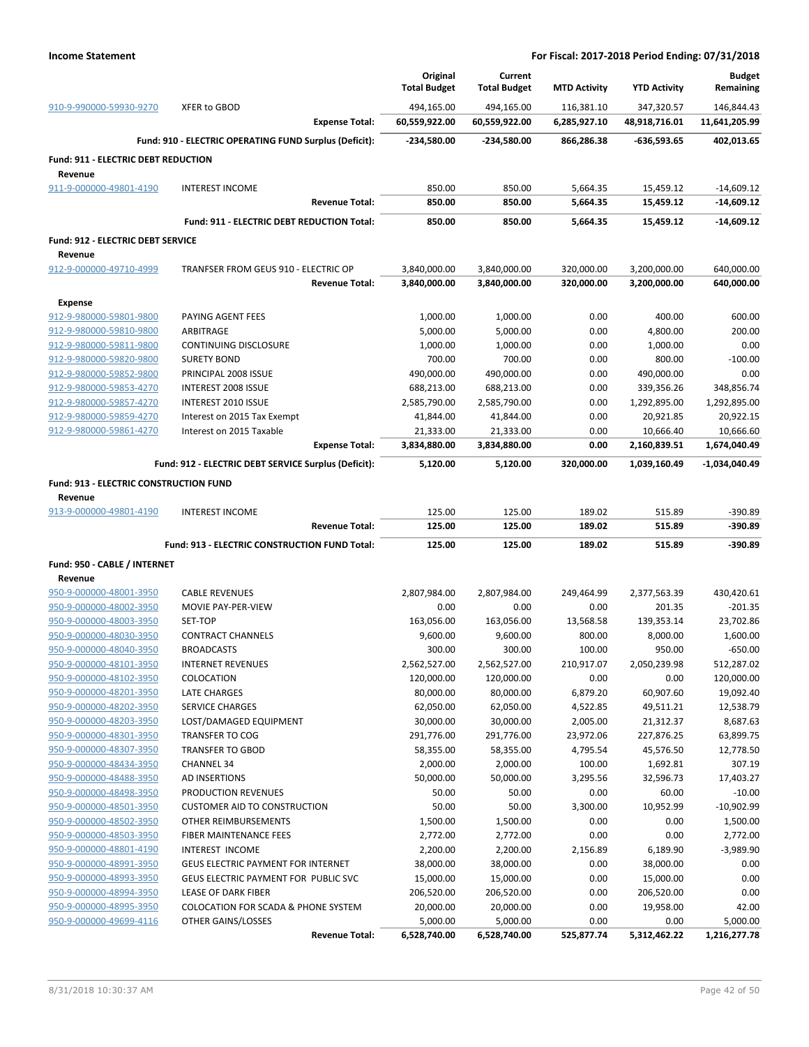**Income Statement** **For Fiscal: 2017-2018 Period Ending: 07/31/2018**

| | | Original Total Budget | Current Total Budget | MTD Activity | YTD Activity | Budget Remaining |
|---|---|---|---|---|---|---|
| 910-9-990000-59930-9270 | XFER to GBOD | 494,165.00 | 494,165.00 | 116,381.10 | 347,320.57 | 146,844.43 |
| | **Expense Total:** | **60,559,922.00** | **60,559,922.00** | **6,285,927.10** | **48,918,716.01** | **11,641,205.99** |
| | **Fund: 910 - ELECTRIC OPERATING FUND Surplus (Deficit):** | **-234,580.00** | **-234,580.00** | **866,286.38** | **-636,593.65** | **402,013.65** |
| **Fund: 911 - ELECTRIC DEBT REDUCTION** | | | | | | |
| **Revenue** | | | | | | |
| 911-9-000000-49801-4190 | INTEREST INCOME | 850.00 | 850.00 | 5,664.35 | 15,459.12 | -14,609.12 |
| | **Revenue Total:** | **850.00** | **850.00** | **5,664.35** | **15,459.12** | **-14,609.12** |
| | **Fund: 911 - ELECTRIC DEBT REDUCTION Total:** | **850.00** | **850.00** | **5,664.35** | **15,459.12** | **-14,609.12** |
| **Fund: 912 - ELECTRIC DEBT SERVICE** | | | | | | |
| **Revenue** | | | | | | |
| 912-9-000000-49710-4999 | TRANFSER FROM GEUS 910 - ELECTRIC OP | 3,840,000.00 | 3,840,000.00 | 320,000.00 | 3,200,000.00 | 640,000.00 |
| | **Revenue Total:** | **3,840,000.00** | **3,840,000.00** | **320,000.00** | **3,200,000.00** | **640,000.00** |
| **Expense** | | | | | | |
| 912-9-980000-59801-9800 | PAYING AGENT FEES | 1,000.00 | 1,000.00 | 0.00 | 400.00 | 600.00 |
| 912-9-980000-59810-9800 | ARBITRAGE | 5,000.00 | 5,000.00 | 0.00 | 4,800.00 | 200.00 |
| 912-9-980000-59811-9800 | CONTINUING DISCLOSURE | 1,000.00 | 1,000.00 | 0.00 | 1,000.00 | 0.00 |
| 912-9-980000-59820-9800 | SURETY BOND | 700.00 | 700.00 | 0.00 | 800.00 | -100.00 |
| 912-9-980000-59852-9800 | PRINCIPAL 2008 ISSUE | 490,000.00 | 490,000.00 | 0.00 | 490,000.00 | 0.00 |
| 912-9-980000-59853-4270 | INTEREST 2008 ISSUE | 688,213.00 | 688,213.00 | 0.00 | 339,356.26 | 348,856.74 |
| 912-9-980000-59857-4270 | INTEREST 2010 ISSUE | 2,585,790.00 | 2,585,790.00 | 0.00 | 1,292,895.00 | 1,292,895.00 |
| 912-9-980000-59859-4270 | Interest on 2015 Tax Exempt | 41,844.00 | 41,844.00 | 0.00 | 20,921.85 | 20,922.15 |
| 912-9-980000-59861-4270 | Interest on 2015 Taxable | 21,333.00 | 21,333.00 | 0.00 | 10,666.40 | 10,666.60 |
| | **Expense Total:** | **3,834,880.00** | **3,834,880.00** | **0.00** | **2,160,839.51** | **1,674,040.49** |
| | **Fund: 912 - ELECTRIC DEBT SERVICE Surplus (Deficit):** | **5,120.00** | **5,120.00** | **320,000.00** | **1,039,160.49** | **-1,034,040.49** |
| **Fund: 913 - ELECTRIC CONSTRUCTION FUND** | | | | | | |
| **Revenue** | | | | | | |
| 913-9-000000-49801-4190 | INTEREST INCOME | 125.00 | 125.00 | 189.02 | 515.89 | -390.89 |
| | **Revenue Total:** | **125.00** | **125.00** | **189.02** | **515.89** | **-390.89** |
| | **Fund: 913 - ELECTRIC CONSTRUCTION FUND Total:** | **125.00** | **125.00** | **189.02** | **515.89** | **-390.89** |
| **Fund: 950 - CABLE / INTERNET** | | | | | | |
| **Revenue** | | | | | | |
| 950-9-000000-48001-3950 | CABLE REVENUES | 2,807,984.00 | 2,807,984.00 | 249,464.99 | 2,377,563.39 | 430,420.61 |
| 950-9-000000-48002-3950 | MOVIE PAY-PER-VIEW | 0.00 | 0.00 | 0.00 | 201.35 | -201.35 |
| 950-9-000000-48003-3950 | SET-TOP | 163,056.00 | 163,056.00 | 13,568.58 | 139,353.14 | 23,702.86 |
| 950-9-000000-48030-3950 | CONTRACT CHANNELS | 9,600.00 | 9,600.00 | 800.00 | 8,000.00 | 1,600.00 |
| 950-9-000000-48040-3950 | BROADCASTS | 300.00 | 300.00 | 100.00 | 950.00 | -650.00 |
| 950-9-000000-48101-3950 | INTERNET REVENUES | 2,562,527.00 | 2,562,527.00 | 210,917.07 | 2,050,239.98 | 512,287.02 |
| 950-9-000000-48102-3950 | COLOCATION | 120,000.00 | 120,000.00 | 0.00 | 0.00 | 120,000.00 |
| 950-9-000000-48201-3950 | LATE CHARGES | 80,000.00 | 80,000.00 | 6,879.20 | 60,907.60 | 19,092.40 |
| 950-9-000000-48202-3950 | SERVICE CHARGES | 62,050.00 | 62,050.00 | 4,522.85 | 49,511.21 | 12,538.79 |
| 950-9-000000-48203-3950 | LOST/DAMAGED EQUIPMENT | 30,000.00 | 30,000.00 | 2,005.00 | 21,312.37 | 8,687.63 |
| 950-9-000000-48301-3950 | TRANSFER TO COG | 291,776.00 | 291,776.00 | 23,972.06 | 227,876.25 | 63,899.75 |
| 950-9-000000-48307-3950 | TRANSFER TO GBOD | 58,355.00 | 58,355.00 | 4,795.54 | 45,576.50 | 12,778.50 |
| 950-9-000000-48434-3950 | CHANNEL 34 | 2,000.00 | 2,000.00 | 100.00 | 1,692.81 | 307.19 |
| 950-9-000000-48488-3950 | AD INSERTIONS | 50,000.00 | 50,000.00 | 3,295.56 | 32,596.73 | 17,403.27 |
| 950-9-000000-48498-3950 | PRODUCTION REVENUES | 50.00 | 50.00 | 0.00 | 60.00 | -10.00 |
| 950-9-000000-48501-3950 | CUSTOMER AID TO CONSTRUCTION | 50.00 | 50.00 | 3,300.00 | 10,952.99 | -10,902.99 |
| 950-9-000000-48502-3950 | OTHER REIMBURSEMENTS | 1,500.00 | 1,500.00 | 0.00 | 0.00 | 1,500.00 |
| 950-9-000000-48503-3950 | FIBER MAINTENANCE FEES | 2,772.00 | 2,772.00 | 0.00 | 0.00 | 2,772.00 |
| 950-9-000000-48801-4190 | INTEREST INCOME | 2,200.00 | 2,200.00 | 2,156.89 | 6,189.90 | -3,989.90 |
| 950-9-000000-48991-3950 | GEUS ELECTRIC PAYMENT FOR INTERNET | 38,000.00 | 38,000.00 | 0.00 | 38,000.00 | 0.00 |
| 950-9-000000-48993-3950 | GEUS ELECTRIC PAYMENT FOR PUBLIC SVC | 15,000.00 | 15,000.00 | 0.00 | 15,000.00 | 0.00 |
| 950-9-000000-48994-3950 | LEASE OF DARK FIBER | 206,520.00 | 206,520.00 | 0.00 | 206,520.00 | 0.00 |
| 950-9-000000-48995-3950 | COLOCATION FOR SCADA & PHONE SYSTEM | 20,000.00 | 20,000.00 | 0.00 | 19,958.00 | 42.00 |
| 950-9-000000-49699-4116 | OTHER GAINS/LOSSES | 5,000.00 | 5,000.00 | 0.00 | 0.00 | 5,000.00 |
| | **Revenue Total:** | **6,528,740.00** | **6,528,740.00** | **525,877.74** | **5,312,462.22** | **1,216,277.78** |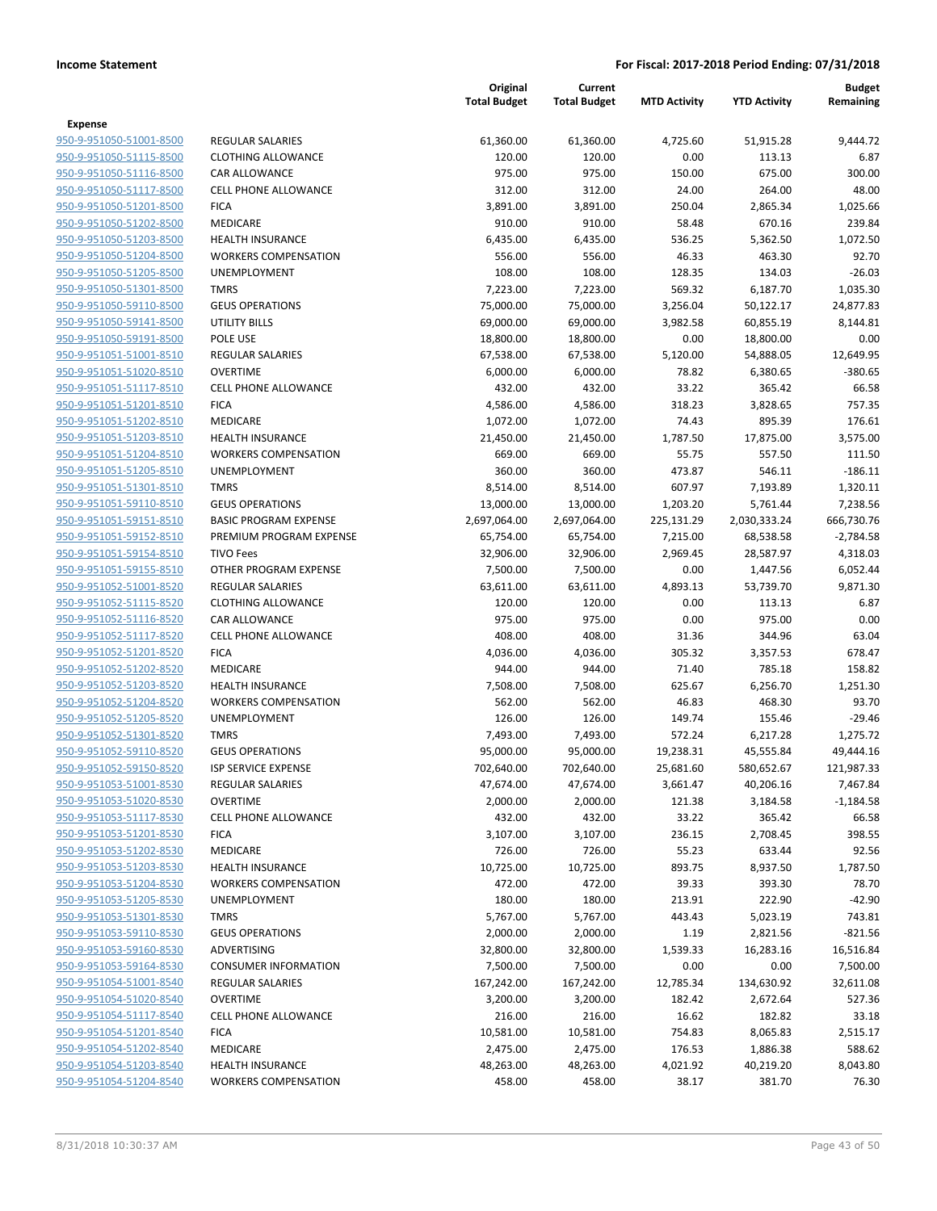| | | Original Total Budget | Current Total Budget | MTD Activity | YTD Activity | Budget Remaining |
|---|---|---|---|---|---|---|
| **Expense** | | | | | | |
| 950-9-951050-51001-8500 | REGULAR SALARIES | 61,360.00 | 61,360.00 | 4,725.60 | 51,915.28 | 9,444.72 |
| 950-9-951050-51115-8500 | CLOTHING ALLOWANCE | 120.00 | 120.00 | 0.00 | 113.13 | 6.87 |
| 950-9-951050-51116-8500 | CAR ALLOWANCE | 975.00 | 975.00 | 150.00 | 675.00 | 300.00 |
| 950-9-951050-51117-8500 | CELL PHONE ALLOWANCE | 312.00 | 312.00 | 24.00 | 264.00 | 48.00 |
| 950-9-951050-51201-8500 | FICA | 3,891.00 | 3,891.00 | 250.04 | 2,865.34 | 1,025.66 |
| 950-9-951050-51202-8500 | MEDICARE | 910.00 | 910.00 | 58.48 | 670.16 | 239.84 |
| 950-9-951050-51203-8500 | HEALTH INSURANCE | 6,435.00 | 6,435.00 | 536.25 | 5,362.50 | 1,072.50 |
| 950-9-951050-51204-8500 | WORKERS COMPENSATION | 556.00 | 556.00 | 46.33 | 463.30 | 92.70 |
| 950-9-951050-51205-8500 | UNEMPLOYMENT | 108.00 | 108.00 | 128.35 | 134.03 | -26.03 |
| 950-9-951050-51301-8500 | TMRS | 7,223.00 | 7,223.00 | 569.32 | 6,187.70 | 1,035.30 |
| 950-9-951050-59110-8500 | GEUS OPERATIONS | 75,000.00 | 75,000.00 | 3,256.04 | 50,122.17 | 24,877.83 |
| 950-9-951050-59141-8500 | UTILITY BILLS | 69,000.00 | 69,000.00 | 3,982.58 | 60,855.19 | 8,144.81 |
| 950-9-951050-59191-8500 | POLE USE | 18,800.00 | 18,800.00 | 0.00 | 18,800.00 | 0.00 |
| 950-9-951051-51001-8510 | REGULAR SALARIES | 67,538.00 | 67,538.00 | 5,120.00 | 54,888.05 | 12,649.95 |
| 950-9-951051-51020-8510 | OVERTIME | 6,000.00 | 6,000.00 | 78.82 | 6,380.65 | -380.65 |
| 950-9-951051-51117-8510 | CELL PHONE ALLOWANCE | 432.00 | 432.00 | 33.22 | 365.42 | 66.58 |
| 950-9-951051-51201-8510 | FICA | 4,586.00 | 4,586.00 | 318.23 | 3,828.65 | 757.35 |
| 950-9-951051-51202-8510 | MEDICARE | 1,072.00 | 1,072.00 | 74.43 | 895.39 | 176.61 |
| 950-9-951051-51203-8510 | HEALTH INSURANCE | 21,450.00 | 21,450.00 | 1,787.50 | 17,875.00 | 3,575.00 |
| 950-9-951051-51204-8510 | WORKERS COMPENSATION | 669.00 | 669.00 | 55.75 | 557.50 | 111.50 |
| 950-9-951051-51205-8510 | UNEMPLOYMENT | 360.00 | 360.00 | 473.87 | 546.11 | -186.11 |
| 950-9-951051-51301-8510 | TMRS | 8,514.00 | 8,514.00 | 607.97 | 7,193.89 | 1,320.11 |
| 950-9-951051-59110-8510 | GEUS OPERATIONS | 13,000.00 | 13,000.00 | 1,203.20 | 5,761.44 | 7,238.56 |
| 950-9-951051-59151-8510 | BASIC PROGRAM EXPENSE | 2,697,064.00 | 2,697,064.00 | 225,131.29 | 2,030,333.24 | 666,730.76 |
| 950-9-951051-59152-8510 | PREMIUM PROGRAM EXPENSE | 65,754.00 | 65,754.00 | 7,215.00 | 68,538.58 | -2,784.58 |
| 950-9-951051-59154-8510 | TIVO Fees | 32,906.00 | 32,906.00 | 2,969.45 | 28,587.97 | 4,318.03 |
| 950-9-951051-59155-8510 | OTHER PROGRAM EXPENSE | 7,500.00 | 7,500.00 | 0.00 | 1,447.56 | 6,052.44 |
| 950-9-951052-51001-8520 | REGULAR SALARIES | 63,611.00 | 63,611.00 | 4,893.13 | 53,739.70 | 9,871.30 |
| 950-9-951052-51115-8520 | CLOTHING ALLOWANCE | 120.00 | 120.00 | 0.00 | 113.13 | 6.87 |
| 950-9-951052-51116-8520 | CAR ALLOWANCE | 975.00 | 975.00 | 0.00 | 975.00 | 0.00 |
| 950-9-951052-51117-8520 | CELL PHONE ALLOWANCE | 408.00 | 408.00 | 31.36 | 344.96 | 63.04 |
| 950-9-951052-51201-8520 | FICA | 4,036.00 | 4,036.00 | 305.32 | 3,357.53 | 678.47 |
| 950-9-951052-51202-8520 | MEDICARE | 944.00 | 944.00 | 71.40 | 785.18 | 158.82 |
| 950-9-951052-51203-8520 | HEALTH INSURANCE | 7,508.00 | 7,508.00 | 625.67 | 6,256.70 | 1,251.30 |
| 950-9-951052-51204-8520 | WORKERS COMPENSATION | 562.00 | 562.00 | 46.83 | 468.30 | 93.70 |
| 950-9-951052-51205-8520 | UNEMPLOYMENT | 126.00 | 126.00 | 149.74 | 155.46 | -29.46 |
| 950-9-951052-51301-8520 | TMRS | 7,493.00 | 7,493.00 | 572.24 | 6,217.28 | 1,275.72 |
| 950-9-951052-59110-8520 | GEUS OPERATIONS | 95,000.00 | 95,000.00 | 19,238.31 | 45,555.84 | 49,444.16 |
| 950-9-951052-59150-8520 | ISP SERVICE EXPENSE | 702,640.00 | 702,640.00 | 25,681.60 | 580,652.67 | 121,987.33 |
| 950-9-951053-51001-8530 | REGULAR SALARIES | 47,674.00 | 47,674.00 | 3,661.47 | 40,206.16 | 7,467.84 |
| 950-9-951053-51020-8530 | OVERTIME | 2,000.00 | 2,000.00 | 121.38 | 3,184.58 | -1,184.58 |
| 950-9-951053-51117-8530 | CELL PHONE ALLOWANCE | 432.00 | 432.00 | 33.22 | 365.42 | 66.58 |
| 950-9-951053-51201-8530 | FICA | 3,107.00 | 3,107.00 | 236.15 | 2,708.45 | 398.55 |
| 950-9-951053-51202-8530 | MEDICARE | 726.00 | 726.00 | 55.23 | 633.44 | 92.56 |
| 950-9-951053-51203-8530 | HEALTH INSURANCE | 10,725.00 | 10,725.00 | 893.75 | 8,937.50 | 1,787.50 |
| 950-9-951053-51204-8530 | WORKERS COMPENSATION | 472.00 | 472.00 | 39.33 | 393.30 | 78.70 |
| 950-9-951053-51205-8530 | UNEMPLOYMENT | 180.00 | 180.00 | 213.91 | 222.90 | -42.90 |
| 950-9-951053-51301-8530 | TMRS | 5,767.00 | 5,767.00 | 443.43 | 5,023.19 | 743.81 |
| 950-9-951053-59110-8530 | GEUS OPERATIONS | 2,000.00 | 2,000.00 | 1.19 | 2,821.56 | -821.56 |
| 950-9-951053-59160-8530 | ADVERTISING | 32,800.00 | 32,800.00 | 1,539.33 | 16,283.16 | 16,516.84 |
| 950-9-951053-59164-8530 | CONSUMER INFORMATION | 7,500.00 | 7,500.00 | 0.00 | 0.00 | 7,500.00 |
| 950-9-951054-51001-8540 | REGULAR SALARIES | 167,242.00 | 167,242.00 | 12,785.34 | 134,630.92 | 32,611.08 |
| 950-9-951054-51020-8540 | OVERTIME | 3,200.00 | 3,200.00 | 182.42 | 2,672.64 | 527.36 |
| 950-9-951054-51117-8540 | CELL PHONE ALLOWANCE | 216.00 | 216.00 | 16.62 | 182.82 | 33.18 |
| 950-9-951054-51201-8540 | FICA | 10,581.00 | 10,581.00 | 754.83 | 8,065.83 | 2,515.17 |
| 950-9-951054-51202-8540 | MEDICARE | 2,475.00 | 2,475.00 | 176.53 | 1,886.38 | 588.62 |
| 950-9-951054-51203-8540 | HEALTH INSURANCE | 48,263.00 | 48,263.00 | 4,021.92 | 40,219.20 | 8,043.80 |
| 950-9-951054-51204-8540 | WORKERS COMPENSATION | 458.00 | 458.00 | 38.17 | 381.70 | 76.30 |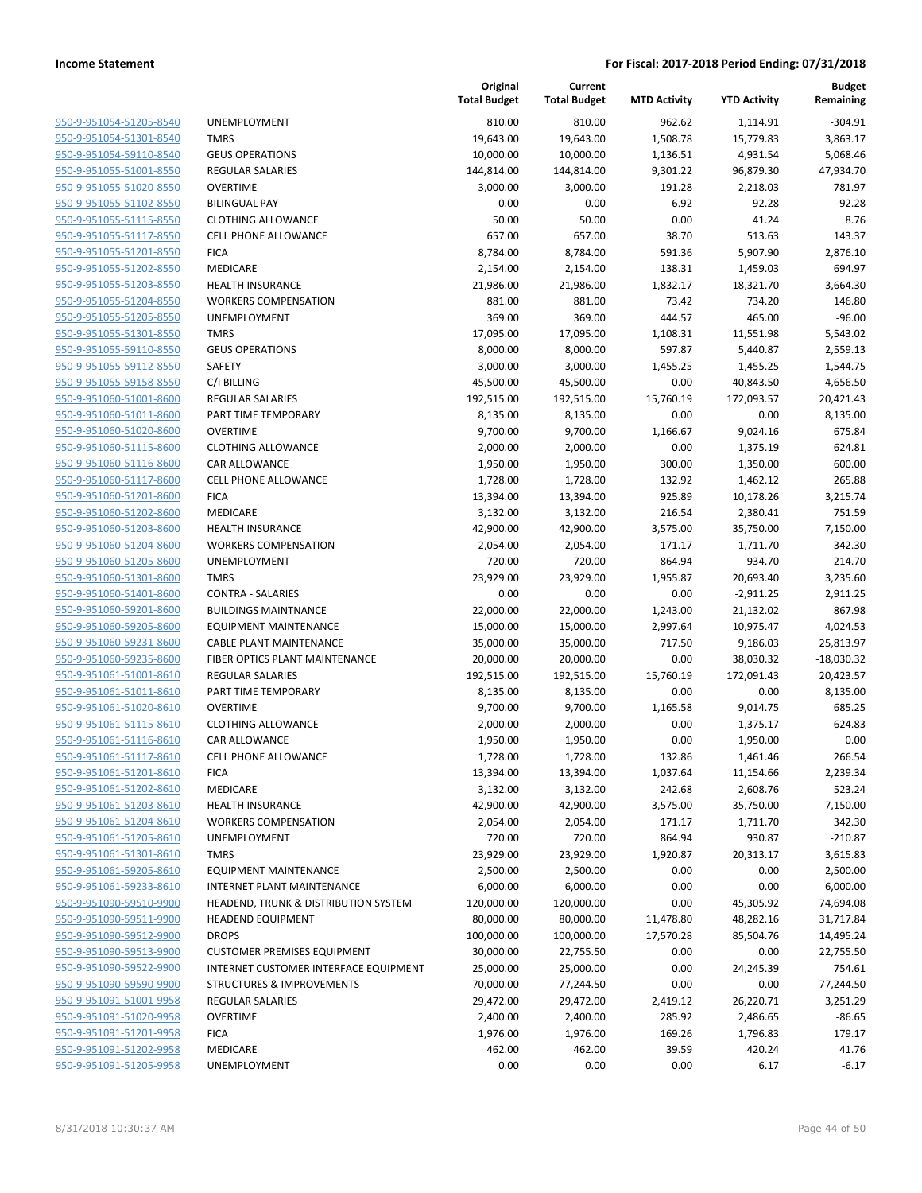**Income Statement** | **For Fiscal: 2017-2018 Period Ending: 07/31/2018**

| | | Original Total Budget | Current Total Budget | MTD Activity | YTD Activity | Budget Remaining |
|---|---|---|---|---|---|---|
| 950-9-951054-51205-8540 | UNEMPLOYMENT | 810.00 | 810.00 | 962.62 | 1,114.91 | -304.91 |
| 950-9-951054-51301-8540 | TMRS | 19,643.00 | 19,643.00 | 1,508.78 | 15,779.83 | 3,863.17 |
| 950-9-951054-59110-8540 | GEUS OPERATIONS | 10,000.00 | 10,000.00 | 1,136.51 | 4,931.54 | 5,068.46 |
| 950-9-951055-51001-8550 | REGULAR SALARIES | 144,814.00 | 144,814.00 | 9,301.22 | 96,879.30 | 47,934.70 |
| 950-9-951055-51020-8550 | OVERTIME | 3,000.00 | 3,000.00 | 191.28 | 2,218.03 | 781.97 |
| 950-9-951055-51102-8550 | BILINGUAL PAY | 0.00 | 0.00 | 6.92 | 92.28 | -92.28 |
| 950-9-951055-51115-8550 | CLOTHING ALLOWANCE | 50.00 | 50.00 | 0.00 | 41.24 | 8.76 |
| 950-9-951055-51117-8550 | CELL PHONE ALLOWANCE | 657.00 | 657.00 | 38.70 | 513.63 | 143.37 |
| 950-9-951055-51201-8550 | FICA | 8,784.00 | 8,784.00 | 591.36 | 5,907.90 | 2,876.10 |
| 950-9-951055-51202-8550 | MEDICARE | 2,154.00 | 2,154.00 | 138.31 | 1,459.03 | 694.97 |
| 950-9-951055-51203-8550 | HEALTH INSURANCE | 21,986.00 | 21,986.00 | 1,832.17 | 18,321.70 | 3,664.30 |
| 950-9-951055-51204-8550 | WORKERS COMPENSATION | 881.00 | 881.00 | 73.42 | 734.20 | 146.80 |
| 950-9-951055-51205-8550 | UNEMPLOYMENT | 369.00 | 369.00 | 444.57 | 465.00 | -96.00 |
| 950-9-951055-51301-8550 | TMRS | 17,095.00 | 17,095.00 | 1,108.31 | 11,551.98 | 5,543.02 |
| 950-9-951055-59110-8550 | GEUS OPERATIONS | 8,000.00 | 8,000.00 | 597.87 | 5,440.87 | 2,559.13 |
| 950-9-951055-59112-8550 | SAFETY | 3,000.00 | 3,000.00 | 1,455.25 | 1,455.25 | 1,544.75 |
| 950-9-951055-59158-8550 | C/I BILLING | 45,500.00 | 45,500.00 | 0.00 | 40,843.50 | 4,656.50 |
| 950-9-951060-51001-8600 | REGULAR SALARIES | 192,515.00 | 192,515.00 | 15,760.19 | 172,093.57 | 20,421.43 |
| 950-9-951060-51011-8600 | PART TIME TEMPORARY | 8,135.00 | 8,135.00 | 0.00 | 0.00 | 8,135.00 |
| 950-9-951060-51020-8600 | OVERTIME | 9,700.00 | 9,700.00 | 1,166.67 | 9,024.16 | 675.84 |
| 950-9-951060-51115-8600 | CLOTHING ALLOWANCE | 2,000.00 | 2,000.00 | 0.00 | 1,375.19 | 624.81 |
| 950-9-951060-51116-8600 | CAR ALLOWANCE | 1,950.00 | 1,950.00 | 300.00 | 1,350.00 | 600.00 |
| 950-9-951060-51117-8600 | CELL PHONE ALLOWANCE | 1,728.00 | 1,728.00 | 132.92 | 1,462.12 | 265.88 |
| 950-9-951060-51201-8600 | FICA | 13,394.00 | 13,394.00 | 925.89 | 10,178.26 | 3,215.74 |
| 950-9-951060-51202-8600 | MEDICARE | 3,132.00 | 3,132.00 | 216.54 | 2,380.41 | 751.59 |
| 950-9-951060-51203-8600 | HEALTH INSURANCE | 42,900.00 | 42,900.00 | 3,575.00 | 35,750.00 | 7,150.00 |
| 950-9-951060-51204-8600 | WORKERS COMPENSATION | 2,054.00 | 2,054.00 | 171.17 | 1,711.70 | 342.30 |
| 950-9-951060-51205-8600 | UNEMPLOYMENT | 720.00 | 720.00 | 864.94 | 934.70 | -214.70 |
| 950-9-951060-51301-8600 | TMRS | 23,929.00 | 23,929.00 | 1,955.87 | 20,693.40 | 3,235.60 |
| 950-9-951060-51401-8600 | CONTRA - SALARIES | 0.00 | 0.00 | 0.00 | -2,911.25 | 2,911.25 |
| 950-9-951060-59201-8600 | BUILDINGS MAINTNANCE | 22,000.00 | 22,000.00 | 1,243.00 | 21,132.02 | 867.98 |
| 950-9-951060-59205-8600 | EQUIPMENT MAINTENANCE | 15,000.00 | 15,000.00 | 2,997.64 | 10,975.47 | 4,024.53 |
| 950-9-951060-59231-8600 | CABLE PLANT MAINTENANCE | 35,000.00 | 35,000.00 | 717.50 | 9,186.03 | 25,813.97 |
| 950-9-951060-59235-8600 | FIBER OPTICS PLANT MAINTENANCE | 20,000.00 | 20,000.00 | 0.00 | 38,030.32 | -18,030.32 |
| 950-9-951061-51001-8610 | REGULAR SALARIES | 192,515.00 | 192,515.00 | 15,760.19 | 172,091.43 | 20,423.57 |
| 950-9-951061-51011-8610 | PART TIME TEMPORARY | 8,135.00 | 8,135.00 | 0.00 | 0.00 | 8,135.00 |
| 950-9-951061-51020-8610 | OVERTIME | 9,700.00 | 9,700.00 | 1,165.58 | 9,014.75 | 685.25 |
| 950-9-951061-51115-8610 | CLOTHING ALLOWANCE | 2,000.00 | 2,000.00 | 0.00 | 1,375.17 | 624.83 |
| 950-9-951061-51116-8610 | CAR ALLOWANCE | 1,950.00 | 1,950.00 | 0.00 | 1,950.00 | 0.00 |
| 950-9-951061-51117-8610 | CELL PHONE ALLOWANCE | 1,728.00 | 1,728.00 | 132.86 | 1,461.46 | 266.54 |
| 950-9-951061-51201-8610 | FICA | 13,394.00 | 13,394.00 | 1,037.64 | 11,154.66 | 2,239.34 |
| 950-9-951061-51202-8610 | MEDICARE | 3,132.00 | 3,132.00 | 242.68 | 2,608.76 | 523.24 |
| 950-9-951061-51203-8610 | HEALTH INSURANCE | 42,900.00 | 42,900.00 | 3,575.00 | 35,750.00 | 7,150.00 |
| 950-9-951061-51204-8610 | WORKERS COMPENSATION | 2,054.00 | 2,054.00 | 171.17 | 1,711.70 | 342.30 |
| 950-9-951061-51205-8610 | UNEMPLOYMENT | 720.00 | 720.00 | 864.94 | 930.87 | -210.87 |
| 950-9-951061-51301-8610 | TMRS | 23,929.00 | 23,929.00 | 1,920.87 | 20,313.17 | 3,615.83 |
| 950-9-951061-59205-8610 | EQUIPMENT MAINTENANCE | 2,500.00 | 2,500.00 | 0.00 | 0.00 | 2,500.00 |
| 950-9-951061-59233-8610 | INTERNET PLANT MAINTENANCE | 6,000.00 | 6,000.00 | 0.00 | 0.00 | 6,000.00 |
| 950-9-951090-59510-9900 | HEADEND, TRUNK & DISTRIBUTION SYSTEM | 120,000.00 | 120,000.00 | 0.00 | 45,305.92 | 74,694.08 |
| 950-9-951090-59511-9900 | HEADEND EQUIPMENT | 80,000.00 | 80,000.00 | 11,478.80 | 48,282.16 | 31,717.84 |
| 950-9-951090-59512-9900 | DROPS | 100,000.00 | 100,000.00 | 17,570.28 | 85,504.76 | 14,495.24 |
| 950-9-951090-59513-9900 | CUSTOMER PREMISES EQUIPMENT | 30,000.00 | 22,755.50 | 0.00 | 0.00 | 22,755.50 |
| 950-9-951090-59522-9900 | INTERNET CUSTOMER INTERFACE EQUIPMENT | 25,000.00 | 25,000.00 | 0.00 | 24,245.39 | 754.61 |
| 950-9-951090-59590-9900 | STRUCTURES & IMPROVEMENTS | 70,000.00 | 77,244.50 | 0.00 | 0.00 | 77,244.50 |
| 950-9-951091-51001-9958 | REGULAR SALARIES | 29,472.00 | 29,472.00 | 2,419.12 | 26,220.71 | 3,251.29 |
| 950-9-951091-51020-9958 | OVERTIME | 2,400.00 | 2,400.00 | 285.92 | 2,486.65 | -86.65 |
| 950-9-951091-51201-9958 | FICA | 1,976.00 | 1,976.00 | 169.26 | 1,796.83 | 179.17 |
| 950-9-951091-51202-9958 | MEDICARE | 462.00 | 462.00 | 39.59 | 420.24 | 41.76 |
| 950-9-951091-51205-9958 | UNEMPLOYMENT | 0.00 | 0.00 | 0.00 | 6.17 | -6.17 |

8/31/2018 10:30:37 AM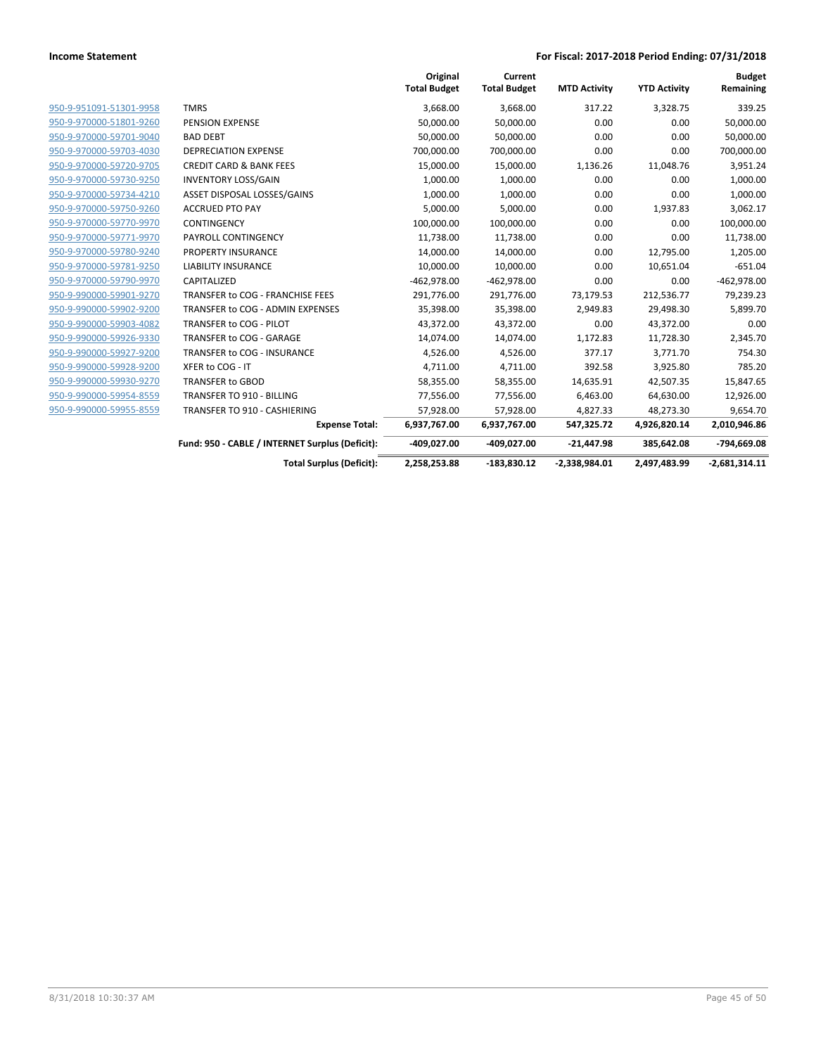| | | Original Total Budget | Current Total Budget | MTD Activity | YTD Activity | Budget Remaining |
|---|---|---|---|---|---|---|
| 950-9-951091-51301-9958 | TMRS | 3,668.00 | 3,668.00 | 317.22 | 3,328.75 | 339.25 |
| 950-9-970000-51801-9260 | PENSION EXPENSE | 50,000.00 | 50,000.00 | 0.00 | 0.00 | 50,000.00 |
| 950-9-970000-59701-9040 | BAD DEBT | 50,000.00 | 50,000.00 | 0.00 | 0.00 | 50,000.00 |
| 950-9-970000-59703-4030 | DEPRECIATION EXPENSE | 700,000.00 | 700,000.00 | 0.00 | 0.00 | 700,000.00 |
| 950-9-970000-59720-9705 | CREDIT CARD & BANK FEES | 15,000.00 | 15,000.00 | 1,136.26 | 11,048.76 | 3,951.24 |
| 950-9-970000-59730-9250 | INVENTORY LOSS/GAIN | 1,000.00 | 1,000.00 | 0.00 | 0.00 | 1,000.00 |
| 950-9-970000-59734-4210 | ASSET DISPOSAL LOSSES/GAINS | 1,000.00 | 1,000.00 | 0.00 | 0.00 | 1,000.00 |
| 950-9-970000-59750-9260 | ACCRUED PTO PAY | 5,000.00 | 5,000.00 | 0.00 | 1,937.83 | 3,062.17 |
| 950-9-970000-59770-9970 | CONTINGENCY | 100,000.00 | 100,000.00 | 0.00 | 0.00 | 100,000.00 |
| 950-9-970000-59771-9970 | PAYROLL CONTINGENCY | 11,738.00 | 11,738.00 | 0.00 | 0.00 | 11,738.00 |
| 950-9-970000-59780-9240 | PROPERTY INSURANCE | 14,000.00 | 14,000.00 | 0.00 | 12,795.00 | 1,205.00 |
| 950-9-970000-59781-9250 | LIABILITY INSURANCE | 10,000.00 | 10,000.00 | 0.00 | 10,651.04 | -651.04 |
| 950-9-970000-59790-9970 | CAPITALIZED | -462,978.00 | -462,978.00 | 0.00 | 0.00 | -462,978.00 |
| 950-9-990000-59901-9270 | TRANSFER to COG - FRANCHISE FEES | 291,776.00 | 291,776.00 | 73,179.53 | 212,536.77 | 79,239.23 |
| 950-9-990000-59902-9200 | TRANSFER to COG - ADMIN EXPENSES | 35,398.00 | 35,398.00 | 2,949.83 | 29,498.30 | 5,899.70 |
| 950-9-990000-59903-4082 | TRANSFER to COG - PILOT | 43,372.00 | 43,372.00 | 0.00 | 43,372.00 | 0.00 |
| 950-9-990000-59926-9330 | TRANSFER to COG - GARAGE | 14,074.00 | 14,074.00 | 1,172.83 | 11,728.30 | 2,345.70 |
| 950-9-990000-59927-9200 | TRANSFER to COG - INSURANCE | 4,526.00 | 4,526.00 | 377.17 | 3,771.70 | 754.30 |
| 950-9-990000-59928-9200 | XFER to COG - IT | 4,711.00 | 4,711.00 | 392.58 | 3,925.80 | 785.20 |
| 950-9-990000-59930-9270 | TRANSFER to GBOD | 58,355.00 | 58,355.00 | 14,635.91 | 42,507.35 | 15,847.65 |
| 950-9-990000-59954-8559 | TRANSFER TO 910 - BILLING | 77,556.00 | 77,556.00 | 6,463.00 | 64,630.00 | 12,926.00 |
| 950-9-990000-59955-8559 | TRANSFER TO 910 - CASHIERING | 57,928.00 | 57,928.00 | 4,827.33 | 48,273.30 | 9,654.70 |
| | **Expense Total:** | **6,937,767.00** | **6,937,767.00** | **547,325.72** | **4,926,820.14** | **2,010,946.86** |
| | **Fund: 950 - CABLE / INTERNET Surplus (Deficit):** | **-409,027.00** | **-409,027.00** | **-21,447.98** | **385,642.08** | **-794,669.08** |
| | **Total Surplus (Deficit):** | **2,258,253.88** | **-183,830.12** | **-2,338,984.01** | **2,497,483.99** | **-2,681,314.11** |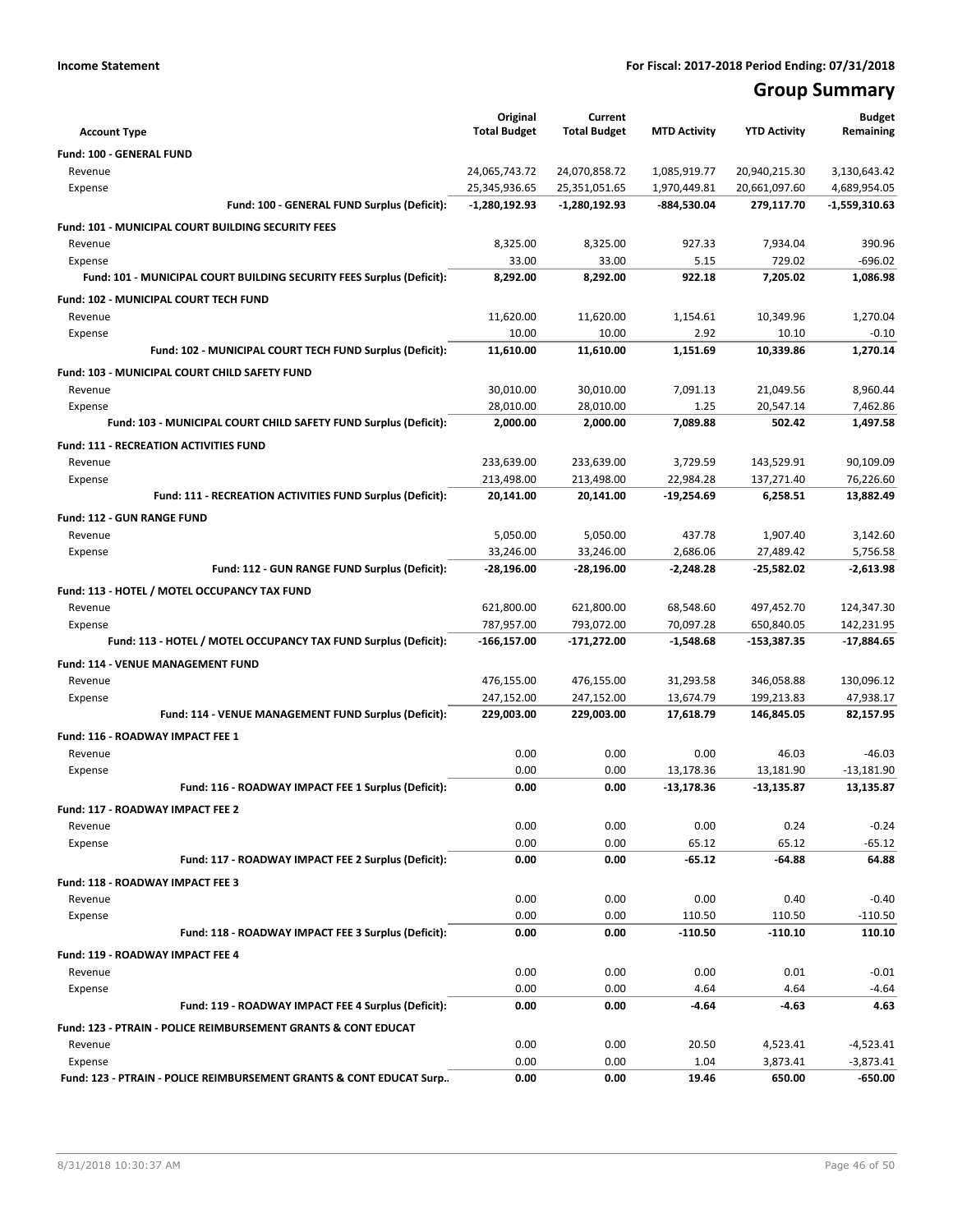**Income Statement** | **For Fiscal: 2017-2018 Period Ending: 07/31/2018**

# Group Summary

| Account Type | Original Total Budget | Current Total Budget | MTD Activity | YTD Activity | Budget Remaining |
|---|---|---|---|---|---|
| **Fund: 100 - GENERAL FUND** | | | | | |
| Revenue | 24,065,743.72 | 24,070,858.72 | 1,085,919.77 | 20,940,215.30 | 3,130,643.42 |
| Expense | 25,345,936.65 | 25,351,051.65 | 1,970,449.81 | 20,661,097.60 | 4,689,954.05 |
| **Fund: 100 - GENERAL FUND Surplus (Deficit):** | **-1,280,192.93** | **-1,280,192.93** | **-884,530.04** | **279,117.70** | **-1,559,310.63** |
| **Fund: 101 - MUNICIPAL COURT BUILDING SECURITY FEES** | | | | | |
| Revenue | 8,325.00 | 8,325.00 | 927.33 | 7,934.04 | 390.96 |
| Expense | 33.00 | 33.00 | 5.15 | 729.02 | -696.02 |
| **Fund: 101 - MUNICIPAL COURT BUILDING SECURITY FEES Surplus (Deficit):** | **8,292.00** | **8,292.00** | **922.18** | **7,205.02** | **1,086.98** |
| **Fund: 102 - MUNICIPAL COURT TECH FUND** | | | | | |
| Revenue | 11,620.00 | 11,620.00 | 1,154.61 | 10,349.96 | 1,270.04 |
| Expense | 10.00 | 10.00 | 2.92 | 10.10 | -0.10 |
| **Fund: 102 - MUNICIPAL COURT TECH FUND Surplus (Deficit):** | **11,610.00** | **11,610.00** | **1,151.69** | **10,339.86** | **1,270.14** |
| **Fund: 103 - MUNICIPAL COURT CHILD SAFETY FUND** | | | | | |
| Revenue | 30,010.00 | 30,010.00 | 7,091.13 | 21,049.56 | 8,960.44 |
| Expense | 28,010.00 | 28,010.00 | 1.25 | 20,547.14 | 7,462.86 |
| **Fund: 103 - MUNICIPAL COURT CHILD SAFETY FUND Surplus (Deficit):** | **2,000.00** | **2,000.00** | **7,089.88** | **502.42** | **1,497.58** |
| **Fund: 111 - RECREATION ACTIVITIES FUND** | | | | | |
| Revenue | 233,639.00 | 233,639.00 | 3,729.59 | 143,529.91 | 90,109.09 |
| Expense | 213,498.00 | 213,498.00 | 22,984.28 | 137,271.40 | 76,226.60 |
| **Fund: 111 - RECREATION ACTIVITIES FUND Surplus (Deficit):** | **20,141.00** | **20,141.00** | **-19,254.69** | **6,258.51** | **13,882.49** |
| **Fund: 112 - GUN RANGE FUND** | | | | | |
| Revenue | 5,050.00 | 5,050.00 | 437.78 | 1,907.40 | 3,142.60 |
| Expense | 33,246.00 | 33,246.00 | 2,686.06 | 27,489.42 | 5,756.58 |
| **Fund: 112 - GUN RANGE FUND Surplus (Deficit):** | **-28,196.00** | **-28,196.00** | **-2,248.28** | **-25,582.02** | **-2,613.98** |
| **Fund: 113 - HOTEL / MOTEL OCCUPANCY TAX FUND** | | | | | |
| Revenue | 621,800.00 | 621,800.00 | 68,548.60 | 497,452.70 | 124,347.30 |
| Expense | 787,957.00 | 793,072.00 | 70,097.28 | 650,840.05 | 142,231.95 |
| **Fund: 113 - HOTEL / MOTEL OCCUPANCY TAX FUND Surplus (Deficit):** | **-166,157.00** | **-171,272.00** | **-1,548.68** | **-153,387.35** | **-17,884.65** |
| **Fund: 114 - VENUE MANAGEMENT FUND** | | | | | |
| Revenue | 476,155.00 | 476,155.00 | 31,293.58 | 346,058.88 | 130,096.12 |
| Expense | 247,152.00 | 247,152.00 | 13,674.79 | 199,213.83 | 47,938.17 |
| **Fund: 114 - VENUE MANAGEMENT FUND Surplus (Deficit):** | **229,003.00** | **229,003.00** | **17,618.79** | **146,845.05** | **82,157.95** |
| **Fund: 116 - ROADWAY IMPACT FEE 1** | | | | | |
| Revenue | 0.00 | 0.00 | 0.00 | 46.03 | -46.03 |
| Expense | 0.00 | 0.00 | 13,178.36 | 13,181.90 | -13,181.90 |
| **Fund: 116 - ROADWAY IMPACT FEE 1 Surplus (Deficit):** | **0.00** | **0.00** | **-13,178.36** | **-13,135.87** | **13,135.87** |
| **Fund: 117 - ROADWAY IMPACT FEE 2** | | | | | |
| Revenue | 0.00 | 0.00 | 0.00 | 0.24 | -0.24 |
| Expense | 0.00 | 0.00 | 65.12 | 65.12 | -65.12 |
| **Fund: 117 - ROADWAY IMPACT FEE 2 Surplus (Deficit):** | **0.00** | **0.00** | **-65.12** | **-64.88** | **64.88** |
| **Fund: 118 - ROADWAY IMPACT FEE 3** | | | | | |
| Revenue | 0.00 | 0.00 | 0.00 | 0.40 | -0.40 |
| Expense | 0.00 | 0.00 | 110.50 | 110.50 | -110.50 |
| **Fund: 118 - ROADWAY IMPACT FEE 3 Surplus (Deficit):** | **0.00** | **0.00** | **-110.50** | **-110.10** | **110.10** |
| **Fund: 119 - ROADWAY IMPACT FEE 4** | | | | | |
| Revenue | 0.00 | 0.00 | 0.00 | 0.01 | -0.01 |
| Expense | 0.00 | 0.00 | 4.64 | 4.64 | -4.64 |
| **Fund: 119 - ROADWAY IMPACT FEE 4 Surplus (Deficit):** | **0.00** | **0.00** | **-4.64** | **-4.63** | **4.63** |
| **Fund: 123 - PTRAIN - POLICE REIMBURSEMENT GRANTS & CONT EDUCAT** | | | | | |
| Revenue | 0.00 | 0.00 | 20.50 | 4,523.41 | -4,523.41 |
| Expense | 0.00 | 0.00 | 1.04 | 3,873.41 | -3,873.41 |
| **Fund: 123 - PTRAIN - POLICE REIMBURSEMENT GRANTS & CONT EDUCAT Surp..** | **0.00** | **0.00** | **19.46** | **650.00** | **-650.00** |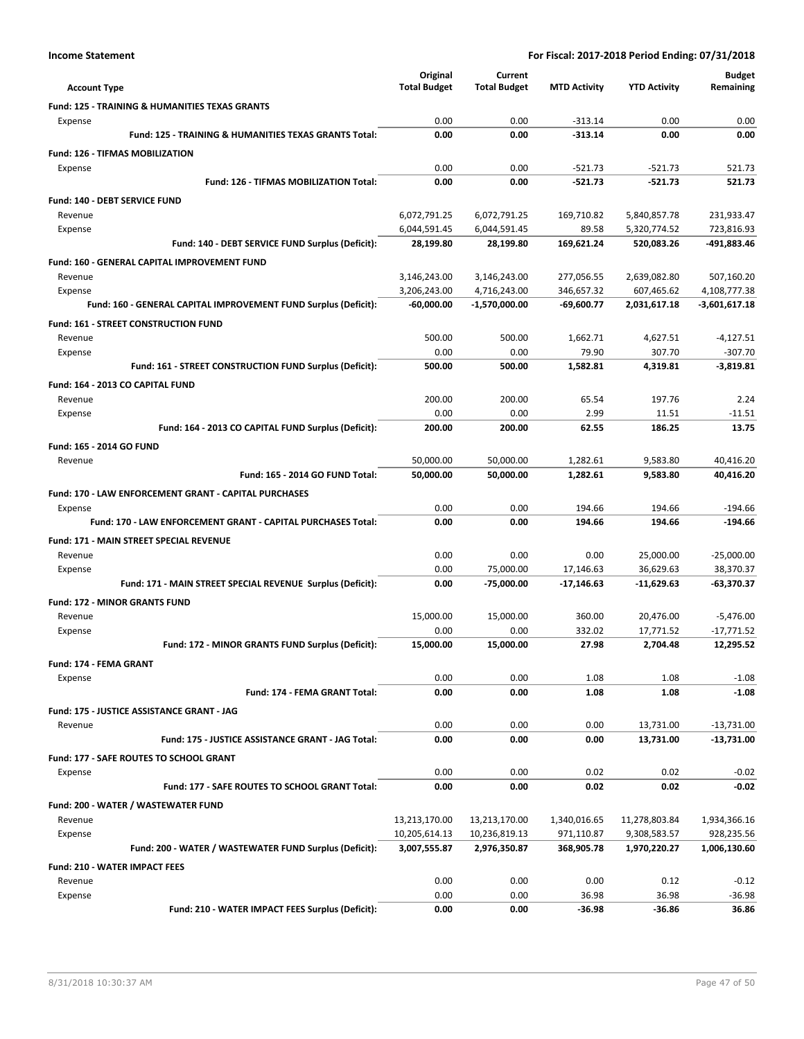**Income Statement** — **For Fiscal: 2017-2018 Period Ending: 07/31/2018**

| Account Type | Original Total Budget | Current Total Budget | MTD Activity | YTD Activity | Budget Remaining |
|---|---|---|---|---|---|
| **Fund: 125 - TRAINING & HUMANITIES TEXAS GRANTS** | | | | | |
| Expense | 0.00 | 0.00 | -313.14 | 0.00 | 0.00 |
| **Fund: 125 - TRAINING & HUMANITIES TEXAS GRANTS Total:** | **0.00** | **0.00** | **-313.14** | **0.00** | **0.00** |
| **Fund: 126 - TIFMAS MOBILIZATION** | | | | | |
| Expense | 0.00 | 0.00 | -521.73 | -521.73 | 521.73 |
| **Fund: 126 - TIFMAS MOBILIZATION Total:** | **0.00** | **0.00** | **-521.73** | **-521.73** | **521.73** |
| **Fund: 140 - DEBT SERVICE FUND** | | | | | |
| Revenue | 6,072,791.25 | 6,072,791.25 | 169,710.82 | 5,840,857.78 | 231,933.47 |
| Expense | 6,044,591.45 | 6,044,591.45 | 89.58 | 5,320,774.52 | 723,816.93 |
| **Fund: 140 - DEBT SERVICE FUND Surplus (Deficit):** | **28,199.80** | **28,199.80** | **169,621.24** | **520,083.26** | **-491,883.46** |
| **Fund: 160 - GENERAL CAPITAL IMPROVEMENT FUND** | | | | | |
| Revenue | 3,146,243.00 | 3,146,243.00 | 277,056.55 | 2,639,082.80 | 507,160.20 |
| Expense | 3,206,243.00 | 4,716,243.00 | 346,657.32 | 607,465.62 | 4,108,777.38 |
| **Fund: 160 - GENERAL CAPITAL IMPROVEMENT FUND Surplus (Deficit):** | **-60,000.00** | **-1,570,000.00** | **-69,600.77** | **2,031,617.18** | **-3,601,617.18** |
| **Fund: 161 - STREET CONSTRUCTION FUND** | | | | | |
| Revenue | 500.00 | 500.00 | 1,662.71 | 4,627.51 | -4,127.51 |
| Expense | 0.00 | 0.00 | 79.90 | 307.70 | -307.70 |
| **Fund: 161 - STREET CONSTRUCTION FUND Surplus (Deficit):** | **500.00** | **500.00** | **1,582.81** | **4,319.81** | **-3,819.81** |
| **Fund: 164 - 2013 CO CAPITAL FUND** | | | | | |
| Revenue | 200.00 | 200.00 | 65.54 | 197.76 | 2.24 |
| Expense | 0.00 | 0.00 | 2.99 | 11.51 | -11.51 |
| **Fund: 164 - 2013 CO CAPITAL FUND Surplus (Deficit):** | **200.00** | **200.00** | **62.55** | **186.25** | **13.75** |
| **Fund: 165 - 2014 GO FUND** | | | | | |
| Revenue | 50,000.00 | 50,000.00 | 1,282.61 | 9,583.80 | 40,416.20 |
| **Fund: 165 - 2014 GO FUND Total:** | **50,000.00** | **50,000.00** | **1,282.61** | **9,583.80** | **40,416.20** |
| **Fund: 170 - LAW ENFORCEMENT GRANT - CAPITAL PURCHASES** | | | | | |
| Expense | 0.00 | 0.00 | 194.66 | 194.66 | -194.66 |
| **Fund: 170 - LAW ENFORCEMENT GRANT - CAPITAL PURCHASES Total:** | **0.00** | **0.00** | **194.66** | **194.66** | **-194.66** |
| **Fund: 171 - MAIN STREET SPECIAL REVENUE** | | | | | |
| Revenue | 0.00 | 0.00 | 0.00 | 25,000.00 | -25,000.00 |
| Expense | 0.00 | 75,000.00 | 17,146.63 | 36,629.63 | 38,370.37 |
| **Fund: 171 - MAIN STREET SPECIAL REVENUE Surplus (Deficit):** | **0.00** | **-75,000.00** | **-17,146.63** | **-11,629.63** | **-63,370.37** |
| **Fund: 172 - MINOR GRANTS FUND** | | | | | |
| Revenue | 15,000.00 | 15,000.00 | 360.00 | 20,476.00 | -5,476.00 |
| Expense | 0.00 | 0.00 | 332.02 | 17,771.52 | -17,771.52 |
| **Fund: 172 - MINOR GRANTS FUND Surplus (Deficit):** | **15,000.00** | **15,000.00** | **27.98** | **2,704.48** | **12,295.52** |
| **Fund: 174 - FEMA GRANT** | | | | | |
| Expense | 0.00 | 0.00 | 1.08 | 1.08 | -1.08 |
| **Fund: 174 - FEMA GRANT Total:** | **0.00** | **0.00** | **1.08** | **1.08** | **-1.08** |
| **Fund: 175 - JUSTICE ASSISTANCE GRANT - JAG** | | | | | |
| Revenue | 0.00 | 0.00 | 0.00 | 13,731.00 | -13,731.00 |
| **Fund: 175 - JUSTICE ASSISTANCE GRANT - JAG Total:** | **0.00** | **0.00** | **0.00** | **13,731.00** | **-13,731.00** |
| **Fund: 177 - SAFE ROUTES TO SCHOOL GRANT** | | | | | |
| Expense | 0.00 | 0.00 | 0.02 | 0.02 | -0.02 |
| **Fund: 177 - SAFE ROUTES TO SCHOOL GRANT Total:** | **0.00** | **0.00** | **0.02** | **0.02** | **-0.02** |
| **Fund: 200 - WATER / WASTEWATER FUND** | | | | | |
| Revenue | 13,213,170.00 | 13,213,170.00 | 1,340,016.65 | 11,278,803.84 | 1,934,366.16 |
| Expense | 10,205,614.13 | 10,236,819.13 | 971,110.87 | 9,308,583.57 | 928,235.56 |
| **Fund: 200 - WATER / WASTEWATER FUND Surplus (Deficit):** | **3,007,555.87** | **2,976,350.87** | **368,905.78** | **1,970,220.27** | **1,006,130.60** |
| **Fund: 210 - WATER IMPACT FEES** | | | | | |
| Revenue | 0.00 | 0.00 | 0.00 | 0.12 | -0.12 |
| Expense | 0.00 | 0.00 | 36.98 | 36.98 | -36.98 |
| **Fund: 210 - WATER IMPACT FEES Surplus (Deficit):** | **0.00** | **0.00** | **-36.98** | **-36.86** | **36.86** |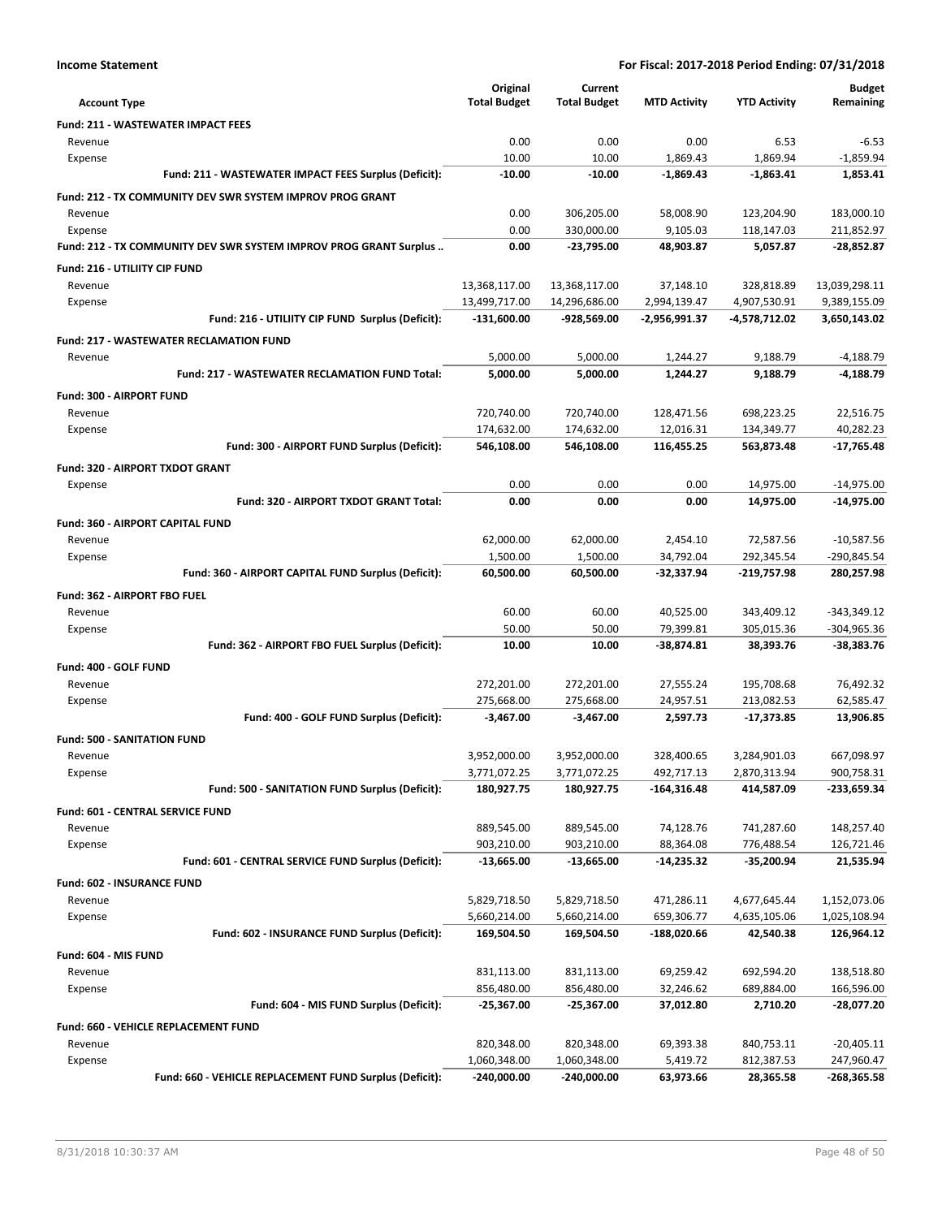**Income Statement** — **For Fiscal: 2017-2018 Period Ending: 07/31/2018**

| Account Type | Original Total Budget | Current Total Budget | MTD Activity | YTD Activity | Budget Remaining |
|---|---|---|---|---|---|
| **Fund: 211 - WASTEWATER IMPACT FEES** | | | | | |
| Revenue | 0.00 | 0.00 | 0.00 | 6.53 | -6.53 |
| Expense | 10.00 | 10.00 | 1,869.43 | 1,869.94 | -1,859.94 |
| **Fund: 211 - WASTEWATER IMPACT FEES Surplus (Deficit):** | **-10.00** | **-10.00** | **-1,869.43** | **-1,863.41** | **1,853.41** |
| **Fund: 212 - TX COMMUNITY DEV SWR SYSTEM IMPROV PROG GRANT** | | | | | |
| Revenue | 0.00 | 306,205.00 | 58,008.90 | 123,204.90 | 183,000.10 |
| Expense | 0.00 | 330,000.00 | 9,105.03 | 118,147.03 | 211,852.97 |
| **Fund: 212 - TX COMMUNITY DEV SWR SYSTEM IMPROV PROG GRANT Surplus ..** | **0.00** | **-23,795.00** | **48,903.87** | **5,057.87** | **-28,852.87** |
| **Fund: 216 - UTILIITY CIP FUND** | | | | | |
| Revenue | 13,368,117.00 | 13,368,117.00 | 37,148.10 | 328,818.89 | 13,039,298.11 |
| Expense | 13,499,717.00 | 14,296,686.00 | 2,994,139.47 | 4,907,530.91 | 9,389,155.09 |
| **Fund: 216 - UTILIITY CIP FUND Surplus (Deficit):** | **-131,600.00** | **-928,569.00** | **-2,956,991.37** | **-4,578,712.02** | **3,650,143.02** |
| **Fund: 217 - WASTEWATER RECLAMATION FUND** | | | | | |
| Revenue | 5,000.00 | 5,000.00 | 1,244.27 | 9,188.79 | -4,188.79 |
| **Fund: 217 - WASTEWATER RECLAMATION FUND Total:** | **5,000.00** | **5,000.00** | **1,244.27** | **9,188.79** | **-4,188.79** |
| **Fund: 300 - AIRPORT FUND** | | | | | |
| Revenue | 720,740.00 | 720,740.00 | 128,471.56 | 698,223.25 | 22,516.75 |
| Expense | 174,632.00 | 174,632.00 | 12,016.31 | 134,349.77 | 40,282.23 |
| **Fund: 300 - AIRPORT FUND Surplus (Deficit):** | **546,108.00** | **546,108.00** | **116,455.25** | **563,873.48** | **-17,765.48** |
| **Fund: 320 - AIRPORT TXDOT GRANT** | | | | | |
| Expense | 0.00 | 0.00 | 0.00 | 14,975.00 | -14,975.00 |
| **Fund: 320 - AIRPORT TXDOT GRANT Total:** | **0.00** | **0.00** | **0.00** | **14,975.00** | **-14,975.00** |
| **Fund: 360 - AIRPORT CAPITAL FUND** | | | | | |
| Revenue | 62,000.00 | 62,000.00 | 2,454.10 | 72,587.56 | -10,587.56 |
| Expense | 1,500.00 | 1,500.00 | 34,792.04 | 292,345.54 | -290,845.54 |
| **Fund: 360 - AIRPORT CAPITAL FUND Surplus (Deficit):** | **60,500.00** | **60,500.00** | **-32,337.94** | **-219,757.98** | **280,257.98** |
| **Fund: 362 - AIRPORT FBO FUEL** | | | | | |
| Revenue | 60.00 | 60.00 | 40,525.00 | 343,409.12 | -343,349.12 |
| Expense | 50.00 | 50.00 | 79,399.81 | 305,015.36 | -304,965.36 |
| **Fund: 362 - AIRPORT FBO FUEL Surplus (Deficit):** | **10.00** | **10.00** | **-38,874.81** | **38,393.76** | **-38,383.76** |
| **Fund: 400 - GOLF FUND** | | | | | |
| Revenue | 272,201.00 | 272,201.00 | 27,555.24 | 195,708.68 | 76,492.32 |
| Expense | 275,668.00 | 275,668.00 | 24,957.51 | 213,082.53 | 62,585.47 |
| **Fund: 400 - GOLF FUND Surplus (Deficit):** | **-3,467.00** | **-3,467.00** | **2,597.73** | **-17,373.85** | **13,906.85** |
| **Fund: 500 - SANITATION FUND** | | | | | |
| Revenue | 3,952,000.00 | 3,952,000.00 | 328,400.65 | 3,284,901.03 | 667,098.97 |
| Expense | 3,771,072.25 | 3,771,072.25 | 492,717.13 | 2,870,313.94 | 900,758.31 |
| **Fund: 500 - SANITATION FUND Surplus (Deficit):** | **180,927.75** | **180,927.75** | **-164,316.48** | **414,587.09** | **-233,659.34** |
| **Fund: 601 - CENTRAL SERVICE FUND** | | | | | |
| Revenue | 889,545.00 | 889,545.00 | 74,128.76 | 741,287.60 | 148,257.40 |
| Expense | 903,210.00 | 903,210.00 | 88,364.08 | 776,488.54 | 126,721.46 |
| **Fund: 601 - CENTRAL SERVICE FUND Surplus (Deficit):** | **-13,665.00** | **-13,665.00** | **-14,235.32** | **-35,200.94** | **21,535.94** |
| **Fund: 602 - INSURANCE FUND** | | | | | |
| Revenue | 5,829,718.50 | 5,829,718.50 | 471,286.11 | 4,677,645.44 | 1,152,073.06 |
| Expense | 5,660,214.00 | 5,660,214.00 | 659,306.77 | 4,635,105.06 | 1,025,108.94 |
| **Fund: 602 - INSURANCE FUND Surplus (Deficit):** | **169,504.50** | **169,504.50** | **-188,020.66** | **42,540.38** | **126,964.12** |
| **Fund: 604 - MIS FUND** | | | | | |
| Revenue | 831,113.00 | 831,113.00 | 69,259.42 | 692,594.20 | 138,518.80 |
| Expense | 856,480.00 | 856,480.00 | 32,246.62 | 689,884.00 | 166,596.00 |
| **Fund: 604 - MIS FUND Surplus (Deficit):** | **-25,367.00** | **-25,367.00** | **37,012.80** | **2,710.20** | **-28,077.20** |
| **Fund: 660 - VEHICLE REPLACEMENT FUND** | | | | | |
| Revenue | 820,348.00 | 820,348.00 | 69,393.38 | 840,753.11 | -20,405.11 |
| Expense | 1,060,348.00 | 1,060,348.00 | 5,419.72 | 812,387.53 | 247,960.47 |
| **Fund: 660 - VEHICLE REPLACEMENT FUND Surplus (Deficit):** | **-240,000.00** | **-240,000.00** | **63,973.66** | **28,365.58** | **-268,365.58** |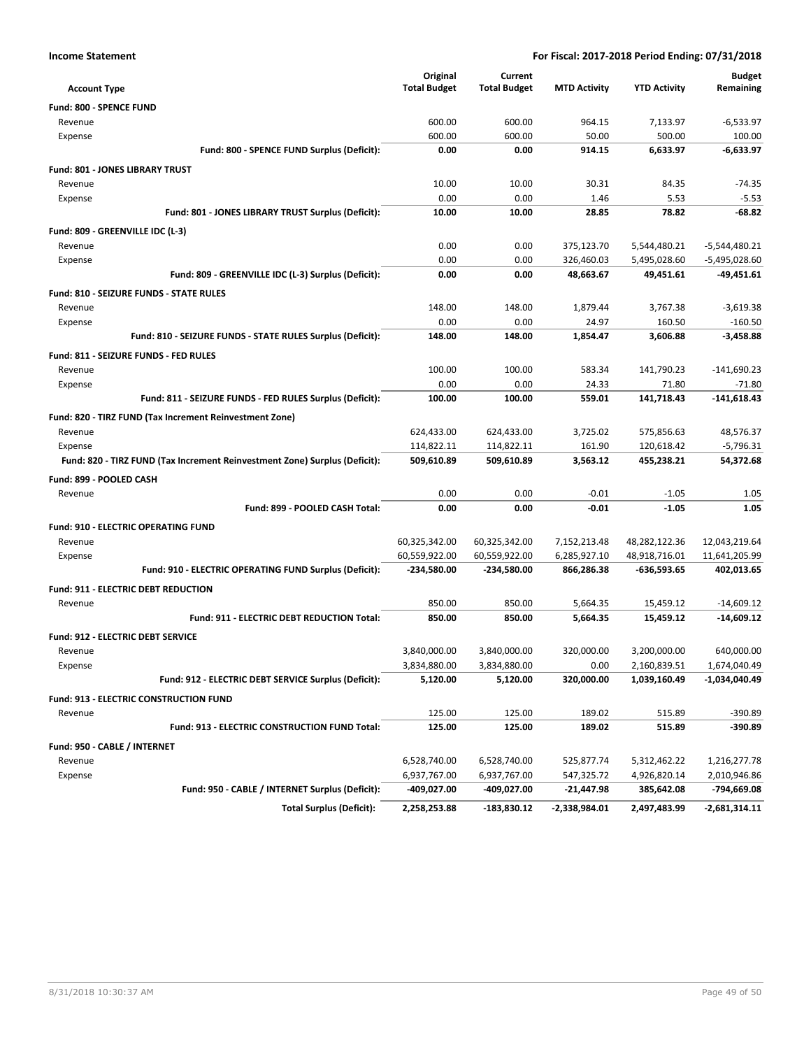**Income Statement** — For Fiscal: 2017-2018 Period Ending: 07/31/2018

| Account Type | Original Total Budget | Current Total Budget | MTD Activity | YTD Activity | Budget Remaining |
|---|---|---|---|---|---|
| **Fund: 800 - SPENCE FUND** | | | | | |
| Revenue | 600.00 | 600.00 | 964.15 | 7,133.97 | -6,533.97 |
| Expense | 600.00 | 600.00 | 50.00 | 500.00 | 100.00 |
| **Fund: 800 - SPENCE FUND Surplus (Deficit):** | **0.00** | **0.00** | **914.15** | **6,633.97** | **-6,633.97** |
| **Fund: 801 - JONES LIBRARY TRUST** | | | | | |
| Revenue | 10.00 | 10.00 | 30.31 | 84.35 | -74.35 |
| Expense | 0.00 | 0.00 | 1.46 | 5.53 | -5.53 |
| **Fund: 801 - JONES LIBRARY TRUST Surplus (Deficit):** | **10.00** | **10.00** | **28.85** | **78.82** | **-68.82** |
| **Fund: 809 - GREENVILLE IDC (L-3)** | | | | | |
| Revenue | 0.00 | 0.00 | 375,123.70 | 5,544,480.21 | -5,544,480.21 |
| Expense | 0.00 | 0.00 | 326,460.03 | 5,495,028.60 | -5,495,028.60 |
| **Fund: 809 - GREENVILLE IDC (L-3) Surplus (Deficit):** | **0.00** | **0.00** | **48,663.67** | **49,451.61** | **-49,451.61** |
| **Fund: 810 - SEIZURE FUNDS - STATE RULES** | | | | | |
| Revenue | 148.00 | 148.00 | 1,879.44 | 3,767.38 | -3,619.38 |
| Expense | 0.00 | 0.00 | 24.97 | 160.50 | -160.50 |
| **Fund: 810 - SEIZURE FUNDS - STATE RULES Surplus (Deficit):** | **148.00** | **148.00** | **1,854.47** | **3,606.88** | **-3,458.88** |
| **Fund: 811 - SEIZURE FUNDS - FED RULES** | | | | | |
| Revenue | 100.00 | 100.00 | 583.34 | 141,790.23 | -141,690.23 |
| Expense | 0.00 | 0.00 | 24.33 | 71.80 | -71.80 |
| **Fund: 811 - SEIZURE FUNDS - FED RULES Surplus (Deficit):** | **100.00** | **100.00** | **559.01** | **141,718.43** | **-141,618.43** |
| **Fund: 820 - TIRZ FUND (Tax Increment Reinvestment Zone)** | | | | | |
| Revenue | 624,433.00 | 624,433.00 | 3,725.02 | 575,856.63 | 48,576.37 |
| Expense | 114,822.11 | 114,822.11 | 161.90 | 120,618.42 | -5,796.31 |
| **Fund: 820 - TIRZ FUND (Tax Increment Reinvestment Zone) Surplus (Deficit):** | **509,610.89** | **509,610.89** | **3,563.12** | **455,238.21** | **54,372.68** |
| **Fund: 899 - POOLED CASH** | | | | | |
| Revenue | 0.00 | 0.00 | -0.01 | -1.05 | 1.05 |
| **Fund: 899 - POOLED CASH Total:** | **0.00** | **0.00** | **-0.01** | **-1.05** | **1.05** |
| **Fund: 910 - ELECTRIC OPERATING FUND** | | | | | |
| Revenue | 60,325,342.00 | 60,325,342.00 | 7,152,213.48 | 48,282,122.36 | 12,043,219.64 |
| Expense | 60,559,922.00 | 60,559,922.00 | 6,285,927.10 | 48,918,716.01 | 11,641,205.99 |
| **Fund: 910 - ELECTRIC OPERATING FUND Surplus (Deficit):** | **-234,580.00** | **-234,580.00** | **866,286.38** | **-636,593.65** | **402,013.65** |
| **Fund: 911 - ELECTRIC DEBT REDUCTION** | | | | | |
| Revenue | 850.00 | 850.00 | 5,664.35 | 15,459.12 | -14,609.12 |
| **Fund: 911 - ELECTRIC DEBT REDUCTION Total:** | **850.00** | **850.00** | **5,664.35** | **15,459.12** | **-14,609.12** |
| **Fund: 912 - ELECTRIC DEBT SERVICE** | | | | | |
| Revenue | 3,840,000.00 | 3,840,000.00 | 320,000.00 | 3,200,000.00 | 640,000.00 |
| Expense | 3,834,880.00 | 3,834,880.00 | 0.00 | 2,160,839.51 | 1,674,040.49 |
| **Fund: 912 - ELECTRIC DEBT SERVICE Surplus (Deficit):** | **5,120.00** | **5,120.00** | **320,000.00** | **1,039,160.49** | **-1,034,040.49** |
| **Fund: 913 - ELECTRIC CONSTRUCTION FUND** | | | | | |
| Revenue | 125.00 | 125.00 | 189.02 | 515.89 | -390.89 |
| **Fund: 913 - ELECTRIC CONSTRUCTION FUND Total:** | **125.00** | **125.00** | **189.02** | **515.89** | **-390.89** |
| **Fund: 950 - CABLE / INTERNET** | | | | | |
| Revenue | 6,528,740.00 | 6,528,740.00 | 525,877.74 | 5,312,462.22 | 1,216,277.78 |
| Expense | 6,937,767.00 | 6,937,767.00 | 547,325.72 | 4,926,820.14 | 2,010,946.86 |
| **Fund: 950 - CABLE / INTERNET Surplus (Deficit):** | **-409,027.00** | **-409,027.00** | **-21,447.98** | **385,642.08** | **-794,669.08** |
| **Total Surplus (Deficit):** | **2,258,253.88** | **-183,830.12** | **-2,338,984.01** | **2,497,483.99** | **-2,681,314.11** |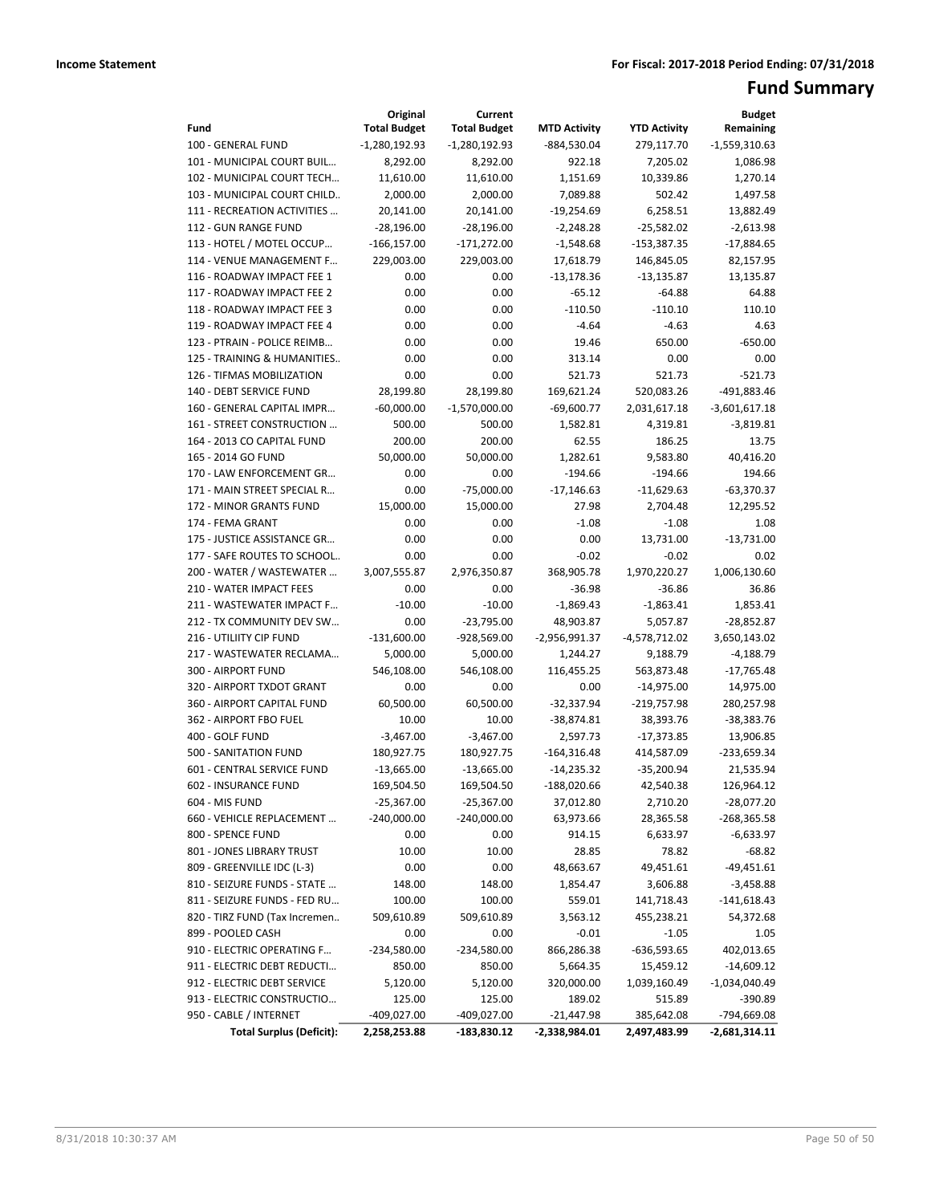**Income Statement** **For Fiscal: 2017-2018 Period Ending: 07/31/2018**

# Fund Summary

| Fund | Original Total Budget | Current Total Budget | MTD Activity | YTD Activity | Budget Remaining |
|---|---|---|---|---|---|
| 100 - GENERAL FUND | -1,280,192.93 | -1,280,192.93 | -884,530.04 | 279,117.70 | -1,559,310.63 |
| 101 - MUNICIPAL COURT BUIL… | 8,292.00 | 8,292.00 | 922.18 | 7,205.02 | 1,086.98 |
| 102 - MUNICIPAL COURT TECH… | 11,610.00 | 11,610.00 | 1,151.69 | 10,339.86 | 1,270.14 |
| 103 - MUNICIPAL COURT CHILD.. | 2,000.00 | 2,000.00 | 7,089.88 | 502.42 | 1,497.58 |
| 111 - RECREATION ACTIVITIES … | 20,141.00 | 20,141.00 | -19,254.69 | 6,258.51 | 13,882.49 |
| 112 - GUN RANGE FUND | -28,196.00 | -28,196.00 | -2,248.28 | -25,582.02 | -2,613.98 |
| 113 - HOTEL / MOTEL OCCUP… | -166,157.00 | -171,272.00 | -1,548.68 | -153,387.35 | -17,884.65 |
| 114 - VENUE MANAGEMENT F… | 229,003.00 | 229,003.00 | 17,618.79 | 146,845.05 | 82,157.95 |
| 116 - ROADWAY IMPACT FEE 1 | 0.00 | 0.00 | -13,178.36 | -13,135.87 | 13,135.87 |
| 117 - ROADWAY IMPACT FEE 2 | 0.00 | 0.00 | -65.12 | -64.88 | 64.88 |
| 118 - ROADWAY IMPACT FEE 3 | 0.00 | 0.00 | -110.50 | -110.10 | 110.10 |
| 119 - ROADWAY IMPACT FEE 4 | 0.00 | 0.00 | -4.64 | -4.63 | 4.63 |
| 123 - PTRAIN - POLICE REIMB… | 0.00 | 0.00 | 19.46 | 650.00 | -650.00 |
| 125 - TRAINING & HUMANITIES.. | 0.00 | 0.00 | 313.14 | 0.00 | 0.00 |
| 126 - TIFMAS MOBILIZATION | 0.00 | 0.00 | 521.73 | 521.73 | -521.73 |
| 140 - DEBT SERVICE FUND | 28,199.80 | 28,199.80 | 169,621.24 | 520,083.26 | -491,883.46 |
| 160 - GENERAL CAPITAL IMPR… | -60,000.00 | -1,570,000.00 | -69,600.77 | 2,031,617.18 | -3,601,617.18 |
| 161 - STREET CONSTRUCTION … | 500.00 | 500.00 | 1,582.81 | 4,319.81 | -3,819.81 |
| 164 - 2013 CO CAPITAL FUND | 200.00 | 200.00 | 62.55 | 186.25 | 13.75 |
| 165 - 2014 GO FUND | 50,000.00 | 50,000.00 | 1,282.61 | 9,583.80 | 40,416.20 |
| 170 - LAW ENFORCEMENT GR… | 0.00 | 0.00 | -194.66 | -194.66 | 194.66 |
| 171 - MAIN STREET SPECIAL R… | 0.00 | -75,000.00 | -17,146.63 | -11,629.63 | -63,370.37 |
| 172 - MINOR GRANTS FUND | 15,000.00 | 15,000.00 | 27.98 | 2,704.48 | 12,295.52 |
| 174 - FEMA GRANT | 0.00 | 0.00 | -1.08 | -1.08 | 1.08 |
| 175 - JUSTICE ASSISTANCE GR… | 0.00 | 0.00 | 0.00 | 13,731.00 | -13,731.00 |
| 177 - SAFE ROUTES TO SCHOOL.. | 0.00 | 0.00 | -0.02 | -0.02 | 0.02 |
| 200 - WATER / WASTEWATER … | 3,007,555.87 | 2,976,350.87 | 368,905.78 | 1,970,220.27 | 1,006,130.60 |
| 210 - WATER IMPACT FEES | 0.00 | 0.00 | -36.98 | -36.86 | 36.86 |
| 211 - WASTEWATER IMPACT F… | -10.00 | -10.00 | -1,869.43 | -1,863.41 | 1,853.41 |
| 212 - TX COMMUNITY DEV SW… | 0.00 | -23,795.00 | 48,903.87 | 5,057.87 | -28,852.87 |
| 216 - UTILIITY CIP FUND | -131,600.00 | -928,569.00 | -2,956,991.37 | -4,578,712.02 | 3,650,143.02 |
| 217 - WASTEWATER RECLAMA… | 5,000.00 | 5,000.00 | 1,244.27 | 9,188.79 | -4,188.79 |
| 300 - AIRPORT FUND | 546,108.00 | 546,108.00 | 116,455.25 | 563,873.48 | -17,765.48 |
| 320 - AIRPORT TXDOT GRANT | 0.00 | 0.00 | 0.00 | -14,975.00 | 14,975.00 |
| 360 - AIRPORT CAPITAL FUND | 60,500.00 | 60,500.00 | -32,337.94 | -219,757.98 | 280,257.98 |
| 362 - AIRPORT FBO FUEL | 10.00 | 10.00 | -38,874.81 | 38,393.76 | -38,383.76 |
| 400 - GOLF FUND | -3,467.00 | -3,467.00 | 2,597.73 | -17,373.85 | 13,906.85 |
| 500 - SANITATION FUND | 180,927.75 | 180,927.75 | -164,316.48 | 414,587.09 | -233,659.34 |
| 601 - CENTRAL SERVICE FUND | -13,665.00 | -13,665.00 | -14,235.32 | -35,200.94 | 21,535.94 |
| 602 - INSURANCE FUND | 169,504.50 | 169,504.50 | -188,020.66 | 42,540.38 | 126,964.12 |
| 604 - MIS FUND | -25,367.00 | -25,367.00 | 37,012.80 | 2,710.20 | -28,077.20 |
| 660 - VEHICLE REPLACEMENT … | -240,000.00 | -240,000.00 | 63,973.66 | 28,365.58 | -268,365.58 |
| 800 - SPENCE FUND | 0.00 | 0.00 | 914.15 | 6,633.97 | -6,633.97 |
| 801 - JONES LIBRARY TRUST | 10.00 | 10.00 | 28.85 | 78.82 | -68.82 |
| 809 - GREENVILLE IDC (L-3) | 0.00 | 0.00 | 48,663.67 | 49,451.61 | -49,451.61 |
| 810 - SEIZURE FUNDS - STATE … | 148.00 | 148.00 | 1,854.47 | 3,606.88 | -3,458.88 |
| 811 - SEIZURE FUNDS - FED RU… | 100.00 | 100.00 | 559.01 | 141,718.43 | -141,618.43 |
| 820 - TIRZ FUND (Tax Incremen.. | 509,610.89 | 509,610.89 | 3,563.12 | 455,238.21 | 54,372.68 |
| 899 - POOLED CASH | 0.00 | 0.00 | -0.01 | -1.05 | 1.05 |
| 910 - ELECTRIC OPERATING F… | -234,580.00 | -234,580.00 | 866,286.38 | -636,593.65 | 402,013.65 |
| 911 - ELECTRIC DEBT REDUCTI… | 850.00 | 850.00 | 5,664.35 | 15,459.12 | -14,609.12 |
| 912 - ELECTRIC DEBT SERVICE | 5,120.00 | 5,120.00 | 320,000.00 | 1,039,160.49 | -1,034,040.49 |
| 913 - ELECTRIC CONSTRUCTIO… | 125.00 | 125.00 | 189.02 | 515.89 | -390.89 |
| 950 - CABLE / INTERNET | -409,027.00 | -409,027.00 | -21,447.98 | 385,642.08 | -794,669.08 |
| **Total Surplus (Deficit):** | **2,258,253.88** | **-183,830.12** | **-2,338,984.01** | **2,497,483.99** | **-2,681,314.11** |